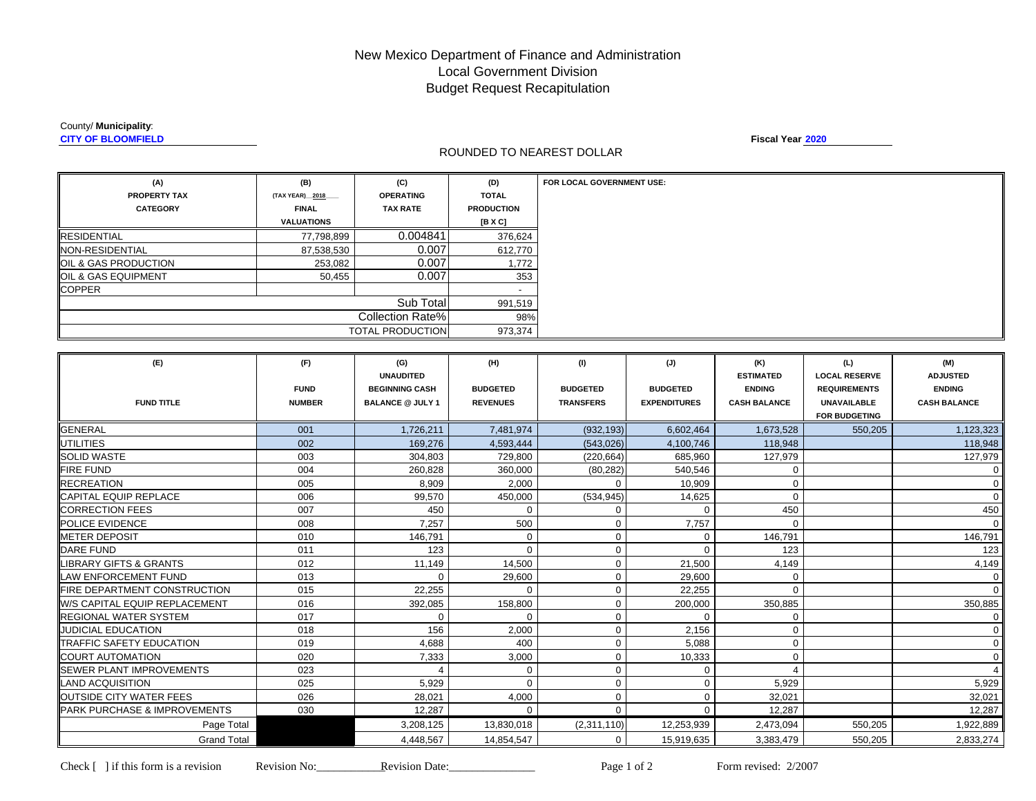# New Mexico Department of Finance and Administration
## Local Government Division
## Budget Request Recapitulation

County/ **Municipality**:
**CITY OF BLOOMFIELD**

**Fiscal Year 2020**

ROUNDED TO NEAREST DOLLAR

| (A) PROPERTY TAX CATEGORY | (B) (TAX YEAR) 2018 FINAL VALUATIONS | (C) OPERATING TAX RATE | (D) TOTAL PRODUCTION [B X C] | FOR LOCAL GOVERNMENT USE: |
|---|---|---|---|---|
| RESIDENTIAL | 77,798,899 | 0.004841 | 376,624 | |
| NON-RESIDENTIAL | 87,538,530 | 0.007 | 612,770 | |
| OIL & GAS PRODUCTION | 253,082 | 0.007 | 1,772 | |
| OIL & GAS EQUIPMENT | 50,455 | 0.007 | 353 | |
| COPPER | | | - | |
| | | Sub Total | 991,519 | |
| | | Collection Rate% | 98% | |
| | | TOTAL PRODUCTION | 973,374 | |

| (E) FUND TITLE | (F) FUND NUMBER | (G) UNAUDITED BEGINNING CASH BALANCE @ JULY 1 | (H) BUDGETED REVENUES | (I) BUDGETED TRANSFERS | (J) BUDGETED EXPENDITURES | (K) ESTIMATED ENDING CASH BALANCE | (L) LOCAL RESERVE REQUIREMENTS UNAVAILABLE FOR BUDGETING | (M) ADJUSTED ENDING CASH BALANCE |
|---|---|---|---|---|---|---|---|---|
| GENERAL | 001 | 1,726,211 | 7,481,974 | (932,193) | 6,602,464 | 1,673,528 | 550,205 | 1,123,323 |
| UTILITIES | 002 | 169,276 | 4,593,444 | (543,026) | 4,100,746 | 118,948 | | 118,948 |
| SOLID WASTE | 003 | 304,803 | 729,800 | (220,664) | 685,960 | 127,979 | | 127,979 |
| FIRE FUND | 004 | 260,828 | 360,000 | (80,282) | 540,546 | 0 | | 0 |
| RECREATION | 005 | 8,909 | 2,000 | 0 | 10,909 | 0 | | 0 |
| CAPITAL EQUIP REPLACE | 006 | 99,570 | 450,000 | (534,945) | 14,625 | 0 | | 0 |
| CORRECTION FEES | 007 | 450 | 0 | 0 | 0 | 450 | | 450 |
| POLICE EVIDENCE | 008 | 7,257 | 500 | 0 | 7,757 | 0 | | 0 |
| METER DEPOSIT | 010 | 146,791 | 0 | 0 | 0 | 146,791 | | 146,791 |
| DARE FUND | 011 | 123 | 0 | 0 | 0 | 123 | | 123 |
| LIBRARY GIFTS & GRANTS | 012 | 11,149 | 14,500 | 0 | 21,500 | 4,149 | | 4,149 |
| LAW ENFORCEMENT FUND | 013 | 0 | 29,600 | 0 | 29,600 | 0 | | 0 |
| FIRE DEPARTMENT CONSTRUCTION | 015 | 22,255 | 0 | 0 | 22,255 | 0 | | 0 |
| W/S CAPITAL EQUIP REPLACEMENT | 016 | 392,085 | 158,800 | 0 | 200,000 | 350,885 | | 350,885 |
| REGIONAL WATER SYSTEM | 017 | 0 | 0 | 0 | 0 | 0 | | 0 |
| JUDICIAL EDUCATION | 018 | 156 | 2,000 | 0 | 2,156 | 0 | | 0 |
| TRAFFIC SAFETY EDUCATION | 019 | 4,688 | 400 | 0 | 5,088 | 0 | | 0 |
| COURT AUTOMATION | 020 | 7,333 | 3,000 | 0 | 10,333 | 0 | | 0 |
| SEWER PLANT IMPROVEMENTS | 023 | 4 | 0 | 0 | 0 | 4 | | 4 |
| LAND ACQUISITION | 025 | 5,929 | 0 | 0 | 0 | 5,929 | | 5,929 |
| OUTSIDE CITY WATER FEES | 026 | 28,021 | 4,000 | 0 | 0 | 32,021 | | 32,021 |
| PARK PURCHASE & IMPROVEMENTS | 030 | 12,287 | 0 | 0 | 0 | 12,287 | | 12,287 |
| Page Total | | 3,208,125 | 13,830,018 | (2,311,110) | 12,253,939 | 2,473,094 | 550,205 | 1,922,889 |
| Grand Total | | 4,448,567 | 14,854,547 | 0 | 15,919,635 | 3,383,479 | 550,205 | 2,833,274 |

Check [ ] if this form is a revision Revision No:___________ Revision Date:_______________ Form revised: 2/2007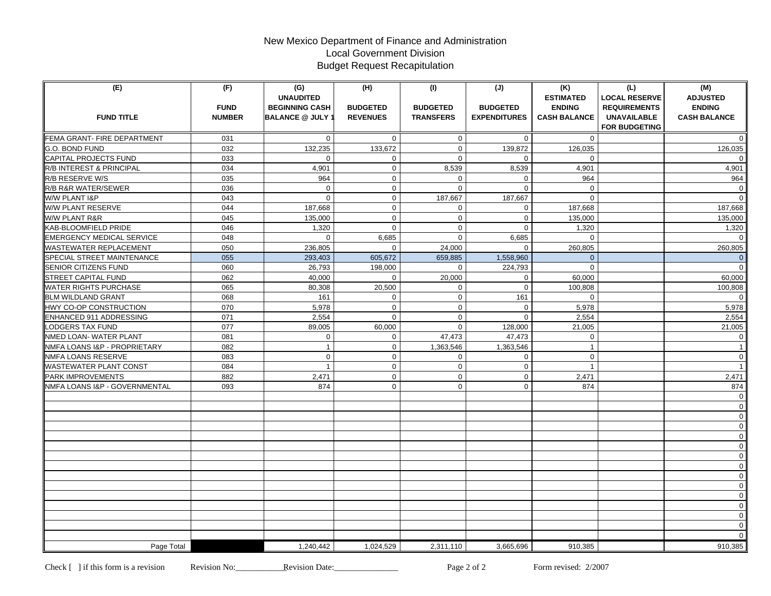# New Mexico Department of Finance and Administration
## Local Government Division
## Budget Request Recapitulation

| (E) FUND TITLE | (F) FUND NUMBER | (G) UNAUDITED BEGINNING CASH BALANCE @ JULY 1 | (H) BUDGETED REVENUES | (I) BUDGETED TRANSFERS | (J) BUDGETED EXPENDITURES | (K) ESTIMATED ENDING CASH BALANCE | (L) LOCAL RESERVE REQUIREMENTS UNAVAILABLE FOR BUDGETING | (M) ADJUSTED ENDING CASH BALANCE |
|---|---|---|---|---|---|---|---|---|
| FEMA GRANT- FIRE DEPARTMENT | 031 | 0 | 0 | 0 | 0 | 0 | | 0 |
| G.O. BOND FUND | 032 | 132,235 | 133,672 | 0 | 139,872 | 126,035 | | 126,035 |
| CAPITAL PROJECTS FUND | 033 | 0 | 0 | 0 | 0 | 0 | | 0 |
| R/B INTEREST & PRINCIPAL | 034 | 4,901 | 0 | 8,539 | 8,539 | 4,901 | | 4,901 |
| R/B RESERVE W/S | 035 | 964 | 0 | 0 | 0 | 964 | | 964 |
| R/B R&R WATER/SEWER | 036 | 0 | 0 | 0 | 0 | 0 | | 0 |
| W/W PLANT I&P | 043 | 0 | 0 | 187,667 | 187,667 | 0 | | 0 |
| W/W PLANT RESERVE | 044 | 187,668 | 0 | 0 | 0 | 187,668 | | 187,668 |
| W/W PLANT R&R | 045 | 135,000 | 0 | 0 | 0 | 135,000 | | 135,000 |
| KAB-BLOOMFIELD PRIDE | 046 | 1,320 | 0 | 0 | 0 | 1,320 | | 1,320 |
| EMERGENCY MEDICAL SERVICE | 048 | 0 | 6,685 | 0 | 6,685 | 0 | | 0 |
| WASTEWATER REPLACEMENT | 050 | 236,805 | 0 | 24,000 | 0 | 260,805 | | 260,805 |
| SPECIAL STREET MAINTENANCE | 055 | 293,403 | 605,672 | 659,885 | 1,558,960 | 0 | | 0 |
| SENIOR CITIZENS FUND | 060 | 26,793 | 198,000 | 0 | 224,793 | 0 | | 0 |
| STREET CAPITAL FUND | 062 | 40,000 | 0 | 20,000 | 0 | 60,000 | | 60,000 |
| WATER RIGHTS PURCHASE | 065 | 80,308 | 20,500 | 0 | 0 | 100,808 | | 100,808 |
| BLM WILDLAND GRANT | 068 | 161 | 0 | 0 | 161 | 0 | | 0 |
| HWY CO-OP CONSTRUCTION | 070 | 5,978 | 0 | 0 | 0 | 5,978 | | 5,978 |
| ENHANCED 911 ADDRESSING | 071 | 2,554 | 0 | 0 | 0 | 2,554 | | 2,554 |
| LODGERS TAX FUND | 077 | 89,005 | 60,000 | 0 | 128,000 | 21,005 | | 21,005 |
| NMED LOAN- WATER PLANT | 081 | 0 | 0 | 47,473 | 47,473 | 0 | | 0 |
| NMFA LOANS I&P - PROPRIETARY | 082 | 1 | 0 | 1,363,546 | 1,363,546 | 1 | | 1 |
| NMFA LOANS RESERVE | 083 | 0 | 0 | 0 | 0 | 0 | | 0 |
| WASTEWATER PLANT CONST | 084 | 1 | 0 | 0 | 0 | 1 | | 1 |
| PARK IMPROVEMENTS | 882 | 2,471 | 0 | 0 | 0 | 2,471 | | 2,471 |
| NMFA LOANS I&P - GOVERNMENTAL | 093 | 874 | 0 | 0 | 0 | 874 | | 874 |
| | | | | | | | | 0 |
| | | | | | | | | 0 |
| | | | | | | | | 0 |
| | | | | | | | | 0 |
| | | | | | | | | 0 |
| | | | | | | | | 0 |
| | | | | | | | | 0 |
| | | | | | | | | 0 |
| | | | | | | | | 0 |
| | | | | | | | | 0 |
| | | | | | | | | 0 |
| | | | | | | | | 0 |
| | | | | | | | | 0 |
| | | | | | | | | 0 |
| | | | | | | | | 0 |
| Page Total | | 1,240,442 | 1,024,529 | 2,311,110 | 3,665,696 | 910,385 | | 910,385 |

Check [ ] if this form is a revision Revision No:___________ Revision Date:_______________ Form revised: 2/2007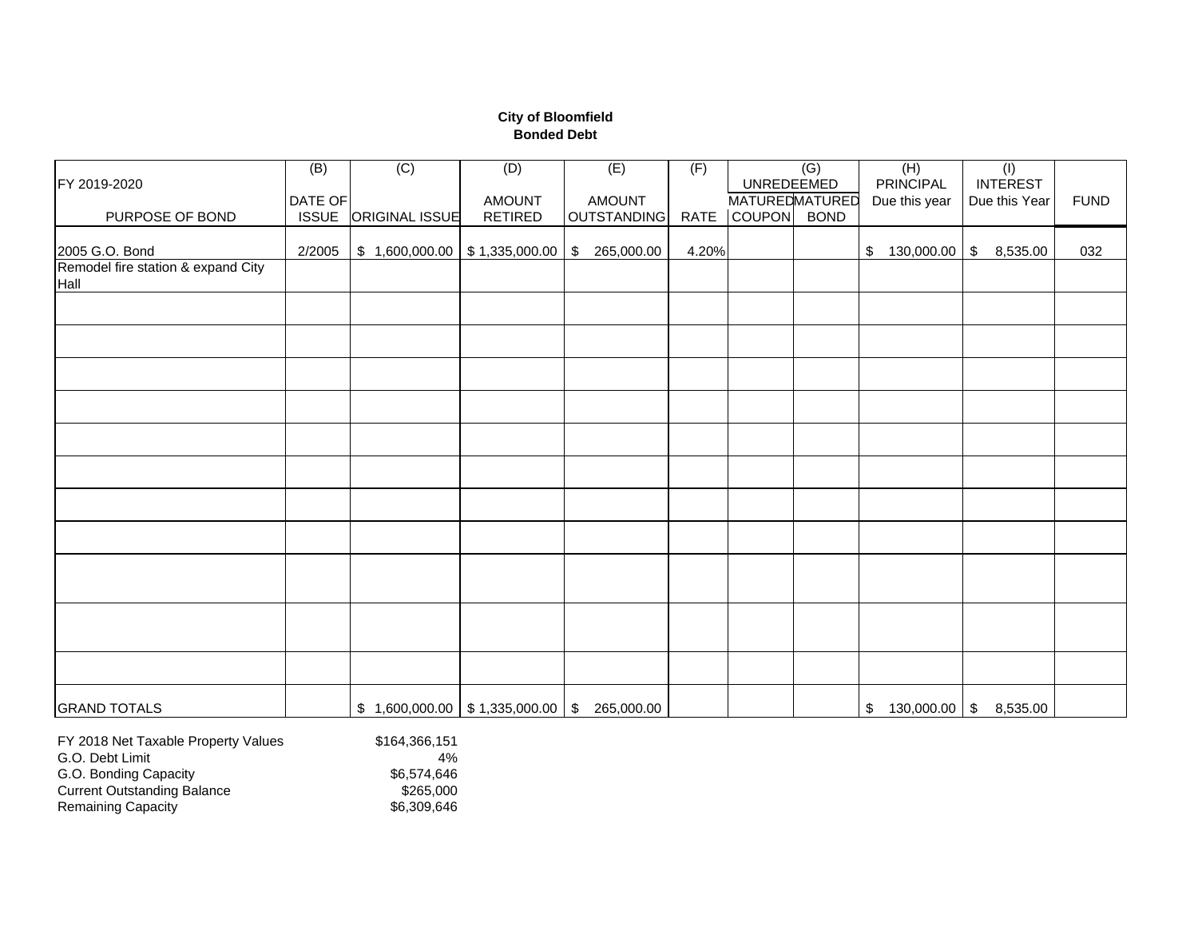**City of Bloomfield**
**Bonded Debt**

| FY 2019-2020 PURPOSE OF BOND | (B) DATE OF ISSUE | (C) ORIGINAL ISSUE | (D) AMOUNT RETIRED | (E) AMOUNT OUTSTANDING | (F) RATE | (G) UNREDEEMED MATURED COUPON | MATURED BOND | (H) PRINCIPAL Due this year | (I) INTEREST Due this Year | FUND |
|---|---|---|---|---|---|---|---|---|---|---|
| 2005 G.O. Bond | 2/2005 | $ 1,600,000.00 | $ 1,335,000.00 | $ 265,000.00 | 4.20% | | | $ 130,000.00 | $ 8,535.00 | 032 |
| Remodel fire station & expand City Hall | | | | | | | | | | |
| | | | | | | | | | | |
| | | | | | | | | | | |
| | | | | | | | | | | |
| | | | | | | | | | | |
| | | | | | | | | | | |
| | | | | | | | | | | |
| | | | | | | | | | | |
| | | | | | | | | | | |
| | | | | | | | | | | |
| | | | | | | | | | | |
| | | | | | | | | | | |
| GRAND TOTALS | | $ 1,600,000.00 | $ 1,335,000.00 | $ 265,000.00 | | | | $ 130,000.00 | $ 8,535.00 | |

| | |
|---|---|
| FY 2018 Net Taxable Property Values | $164,366,151 |
| G.O. Debt Limit | 4% |
| G.O. Bonding Capacity | $6,574,646 |
| Current Outstanding Balance | $265,000 |
| Remaining Capacity | $6,309,646 |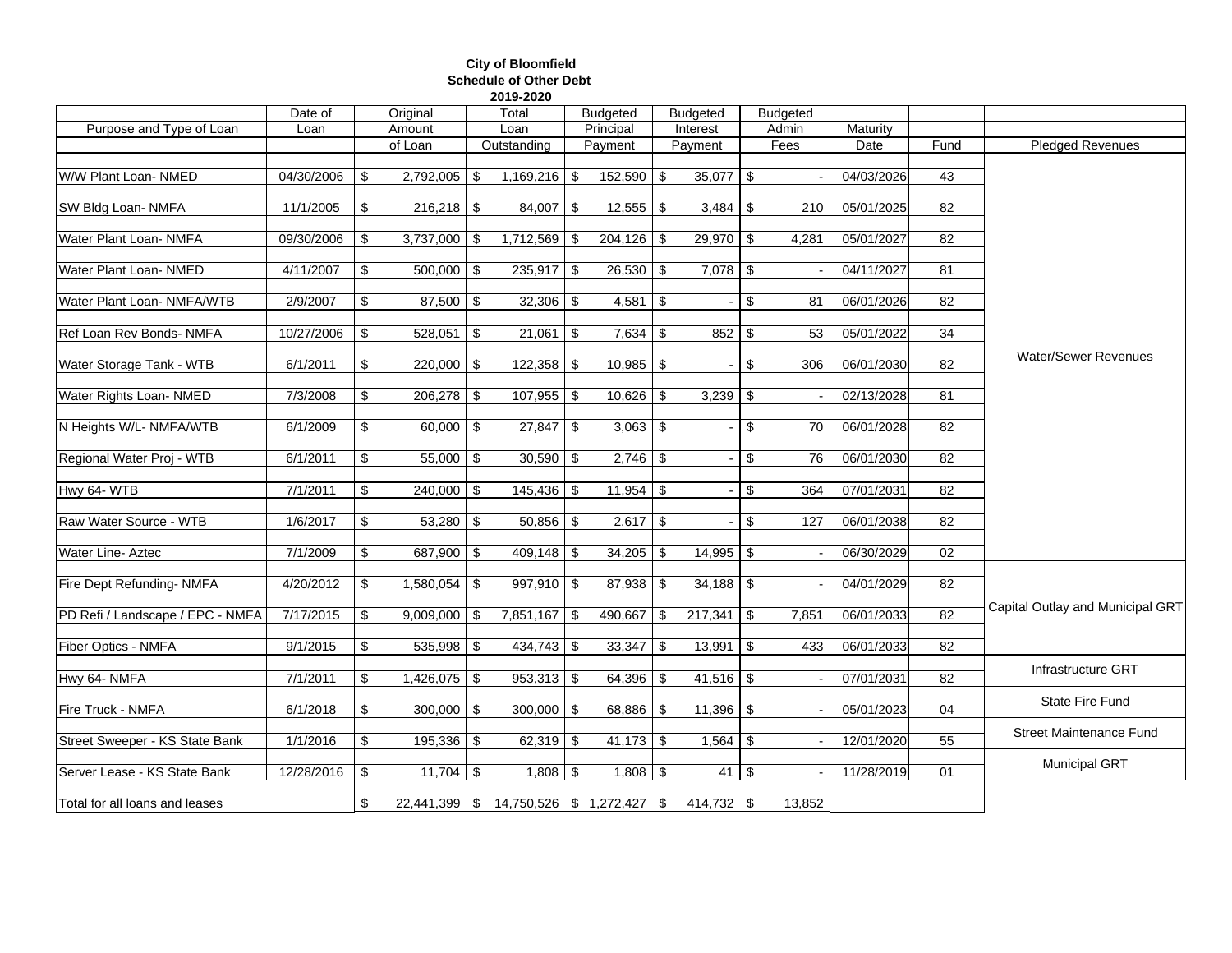**City of Bloomfield**
**Schedule of Other Debt**
**2019-2020**

| Purpose and Type of Loan | Date of Loan | Original Amount of Loan | Total Loan Outstanding | Budgeted Principal Payment | Budgeted Interest Payment | Budgeted Admin Fees | Maturity Date | Fund | Pledged Revenues |
|---|---|---|---|---|---|---|---|---|---|
| W/W Plant Loan- NMED | 04/30/2006 | $ 2,792,005 | $ 1,169,216 | $ 152,590 | $ 35,077 | $ - | 04/03/2026 | 43 | Water/Sewer Revenues |
| SW Bldg Loan- NMFA | 11/1/2005 | $ 216,218 | $ 84,007 | $ 12,555 | $ 3,484 | $ 210 | 05/01/2025 | 82 | |
| Water Plant Loan- NMFA | 09/30/2006 | $ 3,737,000 | $ 1,712,569 | $ 204,126 | $ 29,970 | $ 4,281 | 05/01/2027 | 82 | |
| Water Plant Loan- NMED | 4/11/2007 | $ 500,000 | $ 235,917 | $ 26,530 | $ 7,078 | $ - | 04/11/2027 | 81 | |
| Water Plant Loan- NMFA/WTB | 2/9/2007 | $ 87,500 | $ 32,306 | $ 4,581 | $ - | $ 81 | 06/01/2026 | 82 | |
| Ref Loan Rev Bonds- NMFA | 10/27/2006 | $ 528,051 | $ 21,061 | $ 7,634 | $ 852 | $ 53 | 05/01/2022 | 34 | |
| Water Storage Tank - WTB | 6/1/2011 | $ 220,000 | $ 122,358 | $ 10,985 | $ - | $ 306 | 06/01/2030 | 82 | |
| Water Rights Loan- NMED | 7/3/2008 | $ 206,278 | $ 107,955 | $ 10,626 | $ 3,239 | $ - | 02/13/2028 | 81 | |
| N Heights W/L- NMFA/WTB | 6/1/2009 | $ 60,000 | $ 27,847 | $ 3,063 | $ - | $ 70 | 06/01/2028 | 82 | |
| Regional Water Proj - WTB | 6/1/2011 | $ 55,000 | $ 30,590 | $ 2,746 | $ - | $ 76 | 06/01/2030 | 82 | |
| Hwy 64- WTB | 7/1/2011 | $ 240,000 | $ 145,436 | $ 11,954 | $ - | $ 364 | 07/01/2031 | 82 | |
| Raw Water Source - WTB | 1/6/2017 | $ 53,280 | $ 50,856 | $ 2,617 | $ - | $ 127 | 06/01/2038 | 82 | |
| Water Line- Aztec | 7/1/2009 | $ 687,900 | $ 409,148 | $ 34,205 | $ 14,995 | $ - | 06/30/2029 | 02 | |
| Fire Dept Refunding- NMFA | 4/20/2012 | $ 1,580,054 | $ 997,910 | $ 87,938 | $ 34,188 | $ - | 04/01/2029 | 82 | Capital Outlay and Municipal GRT |
| PD Refi / Landscape / EPC - NMFA | 7/17/2015 | $ 9,009,000 | $ 7,851,167 | $ 490,667 | $ 217,341 | $ 7,851 | 06/01/2033 | 82 | |
| Fiber Optics - NMFA | 9/1/2015 | $ 535,998 | $ 434,743 | $ 33,347 | $ 13,991 | $ 433 | 06/01/2033 | 82 | |
| Hwy 64- NMFA | 7/1/2011 | $ 1,426,075 | $ 953,313 | $ 64,396 | $ 41,516 | $ - | 07/01/2031 | 82 | Infrastructure GRT |
| Fire Truck - NMFA | 6/1/2018 | $ 300,000 | $ 300,000 | $ 68,886 | $ 11,396 | $ - | 05/01/2023 | 04 | State Fire Fund |
| Street Sweeper - KS State Bank | 1/1/2016 | $ 195,336 | $ 62,319 | $ 41,173 | $ 1,564 | $ - | 12/01/2020 | 55 | Street Maintenance Fund |
| Server Lease - KS State Bank | 12/28/2016 | $ 11,704 | $ 1,808 | $ 1,808 | $ 41 | $ - | 11/28/2019 | 01 | Municipal GRT |
| Total for all loans and leases | | $ 22,441,399 | $ 14,750,526 | $ 1,272,427 | $ 414,732 | $ 13,852 | | | |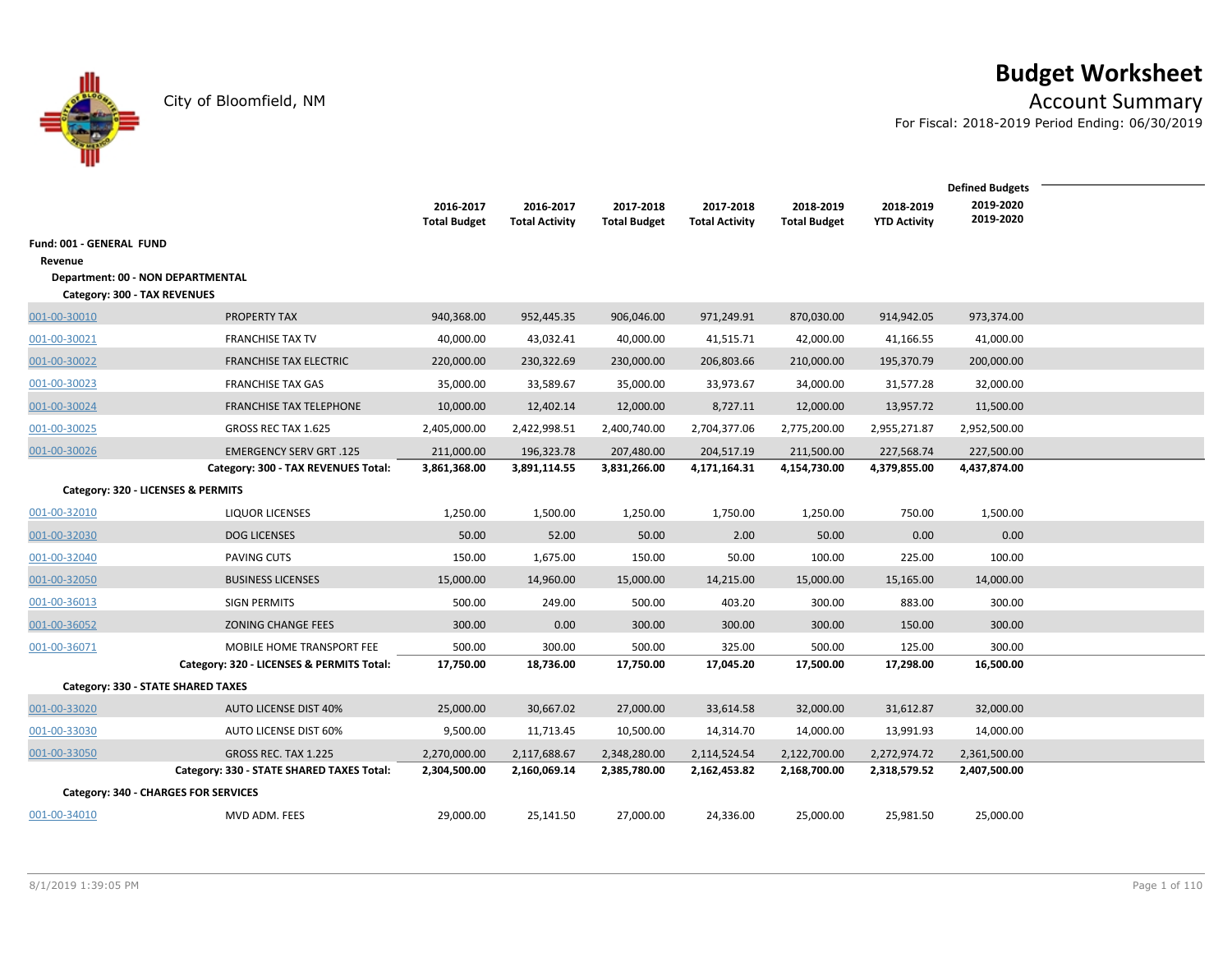# Budget Worksheet

City of Bloomfield, NM

## Account Summary

For Fiscal: 2018-2019 Period Ending: 06/30/2019

| | | 2016-2017 Total Budget | 2016-2017 Total Activity | 2017-2018 Total Budget | 2017-2018 Total Activity | 2018-2019 Total Budget | 2018-2019 YTD Activity | Defined Budgets 2019-2020 2019-2020 |
|---|---|---|---|---|---|---|---|---|
| **Fund: 001 - GENERAL FUND** | | | | | | | | |
| **Revenue** | | | | | | | | |
| **Department: 00 - NON DEPARTMENTAL** | | | | | | | | |
| **Category: 300 - TAX REVENUES** | | | | | | | | |
| 001-00-30010 | PROPERTY TAX | 940,368.00 | 952,445.35 | 906,046.00 | 971,249.91 | 870,030.00 | 914,942.05 | 973,374.00 |
| 001-00-30021 | FRANCHISE TAX TV | 40,000.00 | 43,032.41 | 40,000.00 | 41,515.71 | 42,000.00 | 41,166.55 | 41,000.00 |
| 001-00-30022 | FRANCHISE TAX ELECTRIC | 220,000.00 | 230,322.69 | 230,000.00 | 206,803.66 | 210,000.00 | 195,370.79 | 200,000.00 |
| 001-00-30023 | FRANCHISE TAX GAS | 35,000.00 | 33,589.67 | 35,000.00 | 33,973.67 | 34,000.00 | 31,577.28 | 32,000.00 |
| 001-00-30024 | FRANCHISE TAX TELEPHONE | 10,000.00 | 12,402.14 | 12,000.00 | 8,727.11 | 12,000.00 | 13,957.72 | 11,500.00 |
| 001-00-30025 | GROSS REC TAX 1.625 | 2,405,000.00 | 2,422,998.51 | 2,400,740.00 | 2,704,377.06 | 2,775,200.00 | 2,955,271.87 | 2,952,500.00 |
| 001-00-30026 | EMERGENCY SERV GRT .125 | 211,000.00 | 196,323.78 | 207,480.00 | 204,517.19 | 211,500.00 | 227,568.74 | 227,500.00 |
| | **Category: 300 - TAX REVENUES Total:** | **3,861,368.00** | **3,891,114.55** | **3,831,266.00** | **4,171,164.31** | **4,154,730.00** | **4,379,855.00** | **4,437,874.00** |
| **Category: 320 - LICENSES & PERMITS** | | | | | | | | |
| 001-00-32010 | LIQUOR LICENSES | 1,250.00 | 1,500.00 | 1,250.00 | 1,750.00 | 1,250.00 | 750.00 | 1,500.00 |
| 001-00-32030 | DOG LICENSES | 50.00 | 52.00 | 50.00 | 2.00 | 50.00 | 0.00 | 0.00 |
| 001-00-32040 | PAVING CUTS | 150.00 | 1,675.00 | 150.00 | 50.00 | 100.00 | 225.00 | 100.00 |
| 001-00-32050 | BUSINESS LICENSES | 15,000.00 | 14,960.00 | 15,000.00 | 14,215.00 | 15,000.00 | 15,165.00 | 14,000.00 |
| 001-00-36013 | SIGN PERMITS | 500.00 | 249.00 | 500.00 | 403.20 | 300.00 | 883.00 | 300.00 |
| 001-00-36052 | ZONING CHANGE FEES | 300.00 | 0.00 | 300.00 | 300.00 | 300.00 | 150.00 | 300.00 |
| 001-00-36071 | MOBILE HOME TRANSPORT FEE | 500.00 | 300.00 | 500.00 | 325.00 | 500.00 | 125.00 | 300.00 |
| | **Category: 320 - LICENSES & PERMITS Total:** | **17,750.00** | **18,736.00** | **17,750.00** | **17,045.20** | **17,500.00** | **17,298.00** | **16,500.00** |
| **Category: 330 - STATE SHARED TAXES** | | | | | | | | |
| 001-00-33020 | AUTO LICENSE DIST 40% | 25,000.00 | 30,667.02 | 27,000.00 | 33,614.58 | 32,000.00 | 31,612.87 | 32,000.00 |
| 001-00-33030 | AUTO LICENSE DIST 60% | 9,500.00 | 11,713.45 | 10,500.00 | 14,314.70 | 14,000.00 | 13,991.93 | 14,000.00 |
| 001-00-33050 | GROSS REC. TAX 1.225 | 2,270,000.00 | 2,117,688.67 | 2,348,280.00 | 2,114,524.54 | 2,122,700.00 | 2,272,974.72 | 2,361,500.00 |
| | **Category: 330 - STATE SHARED TAXES Total:** | **2,304,500.00** | **2,160,069.14** | **2,385,780.00** | **2,162,453.82** | **2,168,700.00** | **2,318,579.52** | **2,407,500.00** |
| **Category: 340 - CHARGES FOR SERVICES** | | | | | | | | |
| 001-00-34010 | MVD ADM. FEES | 29,000.00 | 25,141.50 | 27,000.00 | 24,336.00 | 25,000.00 | 25,981.50 | 25,000.00 |

8/1/2019 1:39:05 PM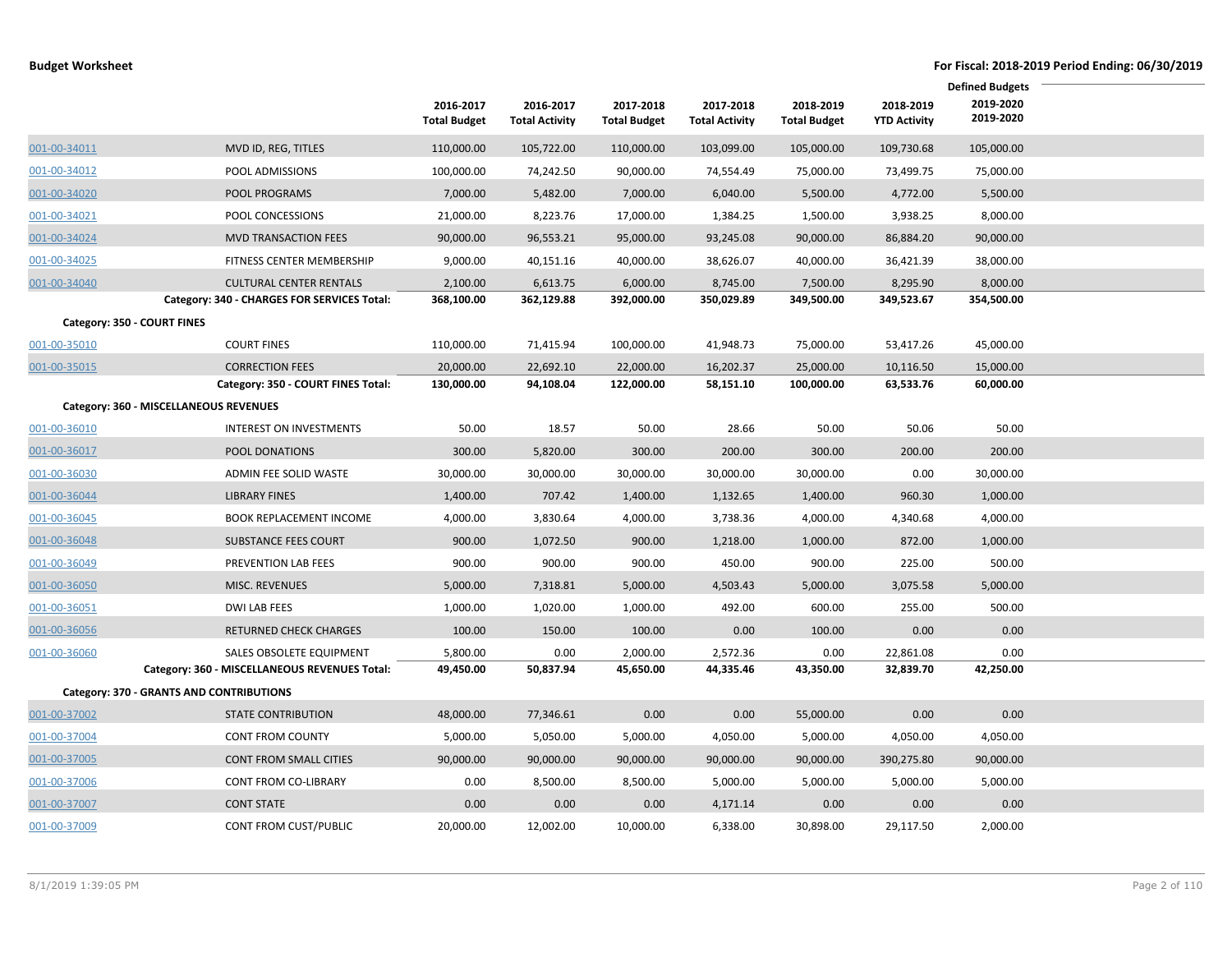**Budget Worksheet** — For Fiscal: 2018-2019 Period Ending: 06/30/2019

| | | 2016-2017 Total Budget | 2016-2017 Total Activity | 2017-2018 Total Budget | 2017-2018 Total Activity | 2018-2019 Total Budget | 2018-2019 YTD Activity | Defined Budgets 2019-2020 2019-2020 |
|---|---|---|---|---|---|---|---|---|
| 001-00-34011 | MVD ID, REG, TITLES | 110,000.00 | 105,722.00 | 110,000.00 | 103,099.00 | 105,000.00 | 109,730.68 | 105,000.00 |
| 001-00-34012 | POOL ADMISSIONS | 100,000.00 | 74,242.50 | 90,000.00 | 74,554.49 | 75,000.00 | 73,499.75 | 75,000.00 |
| 001-00-34020 | POOL PROGRAMS | 7,000.00 | 5,482.00 | 7,000.00 | 6,040.00 | 5,500.00 | 4,772.00 | 5,500.00 |
| 001-00-34021 | POOL CONCESSIONS | 21,000.00 | 8,223.76 | 17,000.00 | 1,384.25 | 1,500.00 | 3,938.25 | 8,000.00 |
| 001-00-34024 | MVD TRANSACTION FEES | 90,000.00 | 96,553.21 | 95,000.00 | 93,245.08 | 90,000.00 | 86,884.20 | 90,000.00 |
| 001-00-34025 | FITNESS CENTER MEMBERSHIP | 9,000.00 | 40,151.16 | 40,000.00 | 38,626.07 | 40,000.00 | 36,421.39 | 38,000.00 |
| 001-00-34040 | CULTURAL CENTER RENTALS | 2,100.00 | 6,613.75 | 6,000.00 | 8,745.00 | 7,500.00 | 8,295.90 | 8,000.00 |
| | **Category: 340 - CHARGES FOR SERVICES Total:** | **368,100.00** | **362,129.88** | **392,000.00** | **350,029.89** | **349,500.00** | **349,523.67** | **354,500.00** |
| **Category: 350 - COURT FINES** | | | | | | | | |
| 001-00-35010 | COURT FINES | 110,000.00 | 71,415.94 | 100,000.00 | 41,948.73 | 75,000.00 | 53,417.26 | 45,000.00 |
| 001-00-35015 | CORRECTION FEES | 20,000.00 | 22,692.10 | 22,000.00 | 16,202.37 | 25,000.00 | 10,116.50 | 15,000.00 |
| | **Category: 350 - COURT FINES Total:** | **130,000.00** | **94,108.04** | **122,000.00** | **58,151.10** | **100,000.00** | **63,533.76** | **60,000.00** |
| **Category: 360 - MISCELLANEOUS REVENUES** | | | | | | | | |
| 001-00-36010 | INTEREST ON INVESTMENTS | 50.00 | 18.57 | 50.00 | 28.66 | 50.00 | 50.06 | 50.00 |
| 001-00-36017 | POOL DONATIONS | 300.00 | 5,820.00 | 300.00 | 200.00 | 300.00 | 200.00 | 200.00 |
| 001-00-36030 | ADMIN FEE SOLID WASTE | 30,000.00 | 30,000.00 | 30,000.00 | 30,000.00 | 30,000.00 | 0.00 | 30,000.00 |
| 001-00-36044 | LIBRARY FINES | 1,400.00 | 707.42 | 1,400.00 | 1,132.65 | 1,400.00 | 960.30 | 1,000.00 |
| 001-00-36045 | BOOK REPLACEMENT INCOME | 4,000.00 | 3,830.64 | 4,000.00 | 3,738.36 | 4,000.00 | 4,340.68 | 4,000.00 |
| 001-00-36048 | SUBSTANCE FEES COURT | 900.00 | 1,072.50 | 900.00 | 1,218.00 | 1,000.00 | 872.00 | 1,000.00 |
| 001-00-36049 | PREVENTION LAB FEES | 900.00 | 900.00 | 900.00 | 450.00 | 900.00 | 225.00 | 500.00 |
| 001-00-36050 | MISC. REVENUES | 5,000.00 | 7,318.81 | 5,000.00 | 4,503.43 | 5,000.00 | 3,075.58 | 5,000.00 |
| 001-00-36051 | DWI LAB FEES | 1,000.00 | 1,020.00 | 1,000.00 | 492.00 | 600.00 | 255.00 | 500.00 |
| 001-00-36056 | RETURNED CHECK CHARGES | 100.00 | 150.00 | 100.00 | 0.00 | 100.00 | 0.00 | 0.00 |
| 001-00-36060 | SALES OBSOLETE EQUIPMENT | 5,800.00 | 0.00 | 2,000.00 | 2,572.36 | 0.00 | 22,861.08 | 0.00 |
| | **Category: 360 - MISCELLANEOUS REVENUES Total:** | **49,450.00** | **50,837.94** | **45,650.00** | **44,335.46** | **43,350.00** | **32,839.70** | **42,250.00** |
| **Category: 370 - GRANTS AND CONTRIBUTIONS** | | | | | | | | |
| 001-00-37002 | STATE CONTRIBUTION | 48,000.00 | 77,346.61 | 0.00 | 0.00 | 55,000.00 | 0.00 | 0.00 |
| 001-00-37004 | CONT FROM COUNTY | 5,000.00 | 5,050.00 | 5,000.00 | 4,050.00 | 5,000.00 | 4,050.00 | 4,050.00 |
| 001-00-37005 | CONT FROM SMALL CITIES | 90,000.00 | 90,000.00 | 90,000.00 | 90,000.00 | 90,000.00 | 390,275.80 | 90,000.00 |
| 001-00-37006 | CONT FROM CO-LIBRARY | 0.00 | 8,500.00 | 8,500.00 | 5,000.00 | 5,000.00 | 5,000.00 | 5,000.00 |
| 001-00-37007 | CONT STATE | 0.00 | 0.00 | 0.00 | 4,171.14 | 0.00 | 0.00 | 0.00 |
| 001-00-37009 | CONT FROM CUST/PUBLIC | 20,000.00 | 12,002.00 | 10,000.00 | 6,338.00 | 30,898.00 | 29,117.50 | 2,000.00 |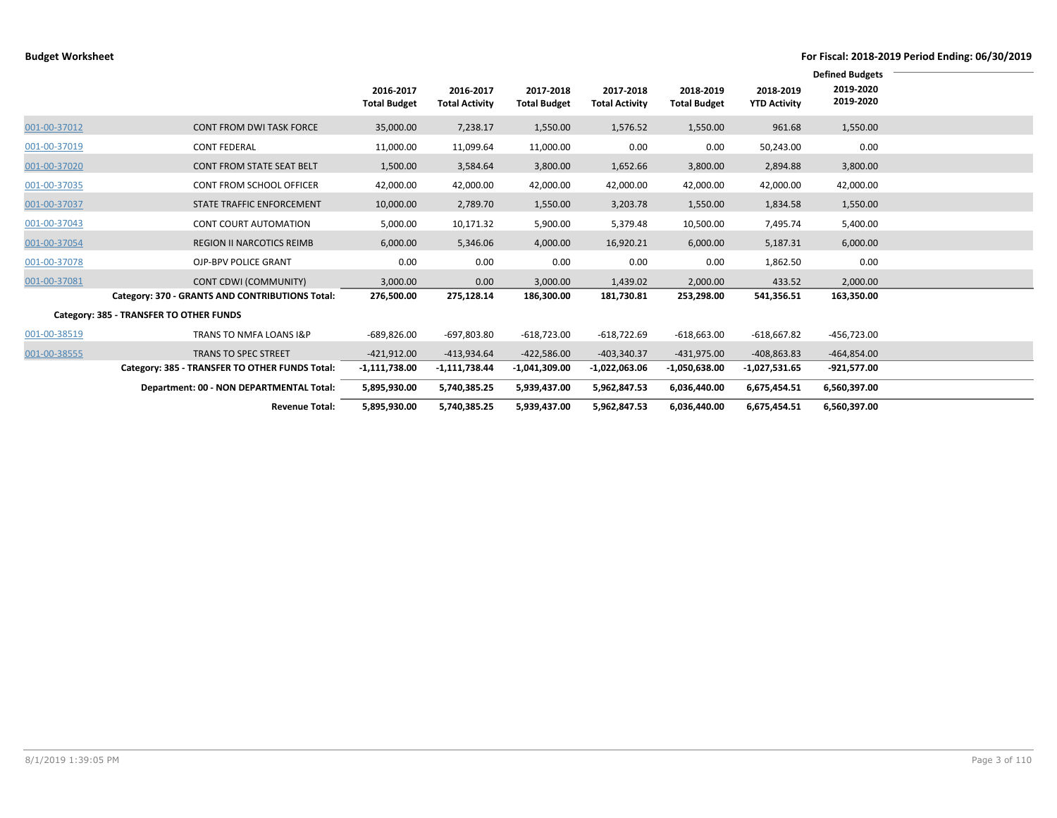**Budget Worksheet** — For Fiscal: 2018-2019 Period Ending: 06/30/2019

| | | 2016-2017 Total Budget | 2016-2017 Total Activity | 2017-2018 Total Budget | 2017-2018 Total Activity | 2018-2019 Total Budget | 2018-2019 YTD Activity | Defined Budgets 2019-2020 2019-2020 |
|---|---|---|---|---|---|---|---|---|
| 001-00-37012 | CONT FROM DWI TASK FORCE | 35,000.00 | 7,238.17 | 1,550.00 | 1,576.52 | 1,550.00 | 961.68 | 1,550.00 |
| 001-00-37019 | CONT FEDERAL | 11,000.00 | 11,099.64 | 11,000.00 | 0.00 | 0.00 | 50,243.00 | 0.00 |
| 001-00-37020 | CONT FROM STATE SEAT BELT | 1,500.00 | 3,584.64 | 3,800.00 | 1,652.66 | 3,800.00 | 2,894.88 | 3,800.00 |
| 001-00-37035 | CONT FROM SCHOOL OFFICER | 42,000.00 | 42,000.00 | 42,000.00 | 42,000.00 | 42,000.00 | 42,000.00 | 42,000.00 |
| 001-00-37037 | STATE TRAFFIC ENFORCEMENT | 10,000.00 | 2,789.70 | 1,550.00 | 3,203.78 | 1,550.00 | 1,834.58 | 1,550.00 |
| 001-00-37043 | CONT COURT AUTOMATION | 5,000.00 | 10,171.32 | 5,900.00 | 5,379.48 | 10,500.00 | 7,495.74 | 5,400.00 |
| 001-00-37054 | REGION II NARCOTICS REIMB | 6,000.00 | 5,346.06 | 4,000.00 | 16,920.21 | 6,000.00 | 5,187.31 | 6,000.00 |
| 001-00-37078 | OJP-BPV POLICE GRANT | 0.00 | 0.00 | 0.00 | 0.00 | 0.00 | 1,862.50 | 0.00 |
| 001-00-37081 | CONT CDWI (COMMUNITY) | 3,000.00 | 0.00 | 3,000.00 | 1,439.02 | 2,000.00 | 433.52 | 2,000.00 |
| | **Category: 370 - GRANTS AND CONTRIBUTIONS Total:** | **276,500.00** | **275,128.14** | **186,300.00** | **181,730.81** | **253,298.00** | **541,356.51** | **163,350.00** |
| **Category: 385 - TRANSFER TO OTHER FUNDS** | | | | | | | | |
| 001-00-38519 | TRANS TO NMFA LOANS I&P | -689,826.00 | -697,803.80 | -618,723.00 | -618,722.69 | -618,663.00 | -618,667.82 | -456,723.00 |
| 001-00-38555 | TRANS TO SPEC STREET | -421,912.00 | -413,934.64 | -422,586.00 | -403,340.37 | -431,975.00 | -408,863.83 | -464,854.00 |
| | **Category: 385 - TRANSFER TO OTHER FUNDS Total:** | **-1,111,738.00** | **-1,111,738.44** | **-1,041,309.00** | **-1,022,063.06** | **-1,050,638.00** | **-1,027,531.65** | **-921,577.00** |
| | **Department: 00 - NON DEPARTMENTAL Total:** | **5,895,930.00** | **5,740,385.25** | **5,939,437.00** | **5,962,847.53** | **6,036,440.00** | **6,675,454.51** | **6,560,397.00** |
| | **Revenue Total:** | **5,895,930.00** | **5,740,385.25** | **5,939,437.00** | **5,962,847.53** | **6,036,440.00** | **6,675,454.51** | **6,560,397.00** |

8/1/2019 1:39:05 PM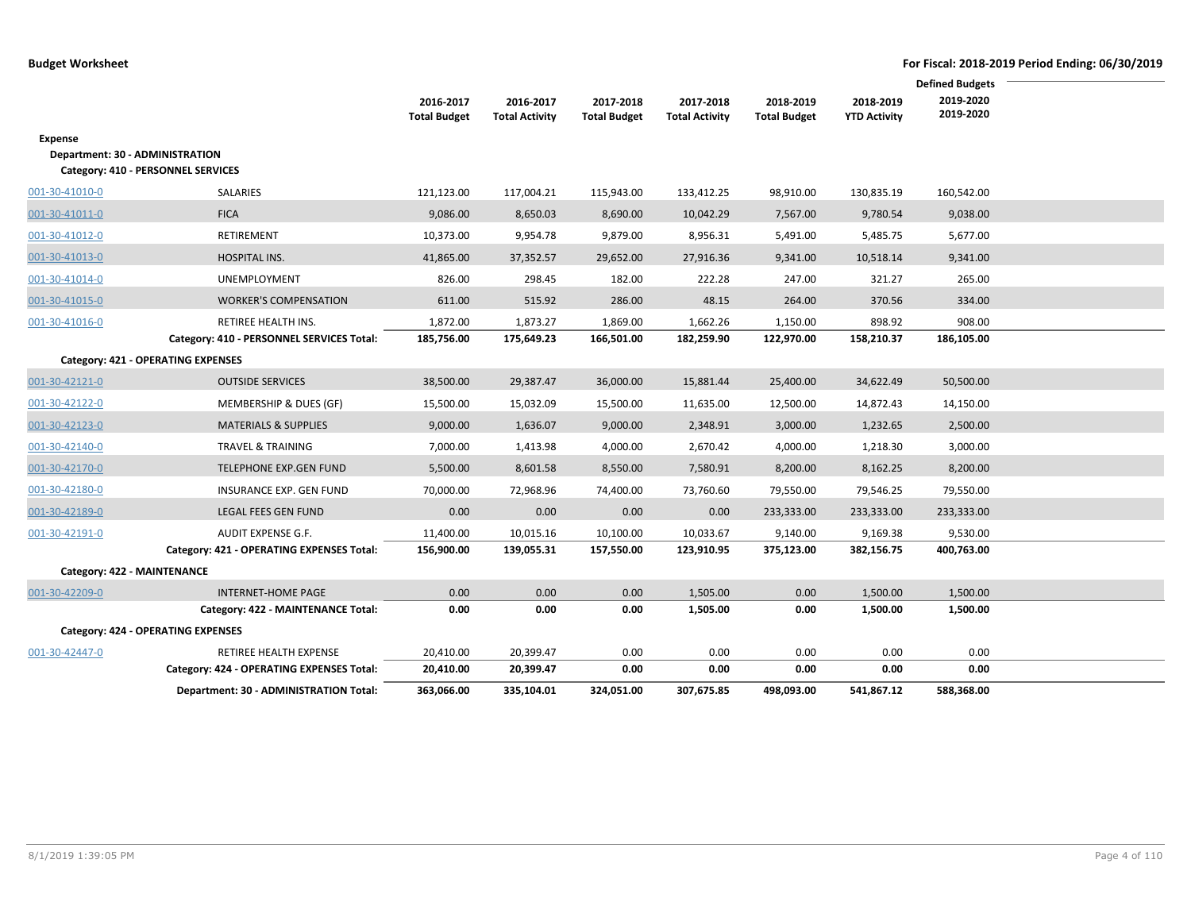**Budget Worksheet** — For Fiscal: 2018-2019 Period Ending: 06/30/2019

| | | 2016-2017 Total Budget | 2016-2017 Total Activity | 2017-2018 Total Budget | 2017-2018 Total Activity | 2018-2019 Total Budget | 2018-2019 YTD Activity | Defined Budgets 2019-2020 2019-2020 |
|---|---|---|---|---|---|---|---|---|
| **Expense** | | | | | | | | |
| **Department: 30 - ADMINISTRATION** | | | | | | | | |
| **Category: 410 - PERSONNEL SERVICES** | | | | | | | | |
| 001-30-41010-0 | SALARIES | 121,123.00 | 117,004.21 | 115,943.00 | 133,412.25 | 98,910.00 | 130,835.19 | 160,542.00 |
| 001-30-41011-0 | FICA | 9,086.00 | 8,650.03 | 8,690.00 | 10,042.29 | 7,567.00 | 9,780.54 | 9,038.00 |
| 001-30-41012-0 | RETIREMENT | 10,373.00 | 9,954.78 | 9,879.00 | 8,956.31 | 5,491.00 | 5,485.75 | 5,677.00 |
| 001-30-41013-0 | HOSPITAL INS. | 41,865.00 | 37,352.57 | 29,652.00 | 27,916.36 | 9,341.00 | 10,518.14 | 9,341.00 |
| 001-30-41014-0 | UNEMPLOYMENT | 826.00 | 298.45 | 182.00 | 222.28 | 247.00 | 321.27 | 265.00 |
| 001-30-41015-0 | WORKER'S COMPENSATION | 611.00 | 515.92 | 286.00 | 48.15 | 264.00 | 370.56 | 334.00 |
| 001-30-41016-0 | RETIREE HEALTH INS. | 1,872.00 | 1,873.27 | 1,869.00 | 1,662.26 | 1,150.00 | 898.92 | 908.00 |
| | **Category: 410 - PERSONNEL SERVICES Total:** | **185,756.00** | **175,649.23** | **166,501.00** | **182,259.90** | **122,970.00** | **158,210.37** | **186,105.00** |
| **Category: 421 - OPERATING EXPENSES** | | | | | | | | |
| 001-30-42121-0 | OUTSIDE SERVICES | 38,500.00 | 29,387.47 | 36,000.00 | 15,881.44 | 25,400.00 | 34,622.49 | 50,500.00 |
| 001-30-42122-0 | MEMBERSHIP & DUES (GF) | 15,500.00 | 15,032.09 | 15,500.00 | 11,635.00 | 12,500.00 | 14,872.43 | 14,150.00 |
| 001-30-42123-0 | MATERIALS & SUPPLIES | 9,000.00 | 1,636.07 | 9,000.00 | 2,348.91 | 3,000.00 | 1,232.65 | 2,500.00 |
| 001-30-42140-0 | TRAVEL & TRAINING | 7,000.00 | 1,413.98 | 4,000.00 | 2,670.42 | 4,000.00 | 1,218.30 | 3,000.00 |
| 001-30-42170-0 | TELEPHONE EXP.GEN FUND | 5,500.00 | 8,601.58 | 8,550.00 | 7,580.91 | 8,200.00 | 8,162.25 | 8,200.00 |
| 001-30-42180-0 | INSURANCE EXP. GEN FUND | 70,000.00 | 72,968.96 | 74,400.00 | 73,760.60 | 79,550.00 | 79,546.25 | 79,550.00 |
| 001-30-42189-0 | LEGAL FEES GEN FUND | 0.00 | 0.00 | 0.00 | 0.00 | 233,333.00 | 233,333.00 | 233,333.00 |
| 001-30-42191-0 | AUDIT EXPENSE G.F. | 11,400.00 | 10,015.16 | 10,100.00 | 10,033.67 | 9,140.00 | 9,169.38 | 9,530.00 |
| | **Category: 421 - OPERATING EXPENSES Total:** | **156,900.00** | **139,055.31** | **157,550.00** | **123,910.95** | **375,123.00** | **382,156.75** | **400,763.00** |
| **Category: 422 - MAINTENANCE** | | | | | | | | |
| 001-30-42209-0 | INTERNET-HOME PAGE | 0.00 | 0.00 | 0.00 | 1,505.00 | 0.00 | 1,500.00 | 1,500.00 |
| | **Category: 422 - MAINTENANCE Total:** | **0.00** | **0.00** | **0.00** | **1,505.00** | **0.00** | **1,500.00** | **1,500.00** |
| **Category: 424 - OPERATING EXPENSES** | | | | | | | | |
| 001-30-42447-0 | RETIREE HEALTH EXPENSE | 20,410.00 | 20,399.47 | 0.00 | 0.00 | 0.00 | 0.00 | 0.00 |
| | **Category: 424 - OPERATING EXPENSES Total:** | **20,410.00** | **20,399.47** | **0.00** | **0.00** | **0.00** | **0.00** | **0.00** |
| | **Department: 30 - ADMINISTRATION Total:** | **363,066.00** | **335,104.01** | **324,051.00** | **307,675.85** | **498,093.00** | **541,867.12** | **588,368.00** |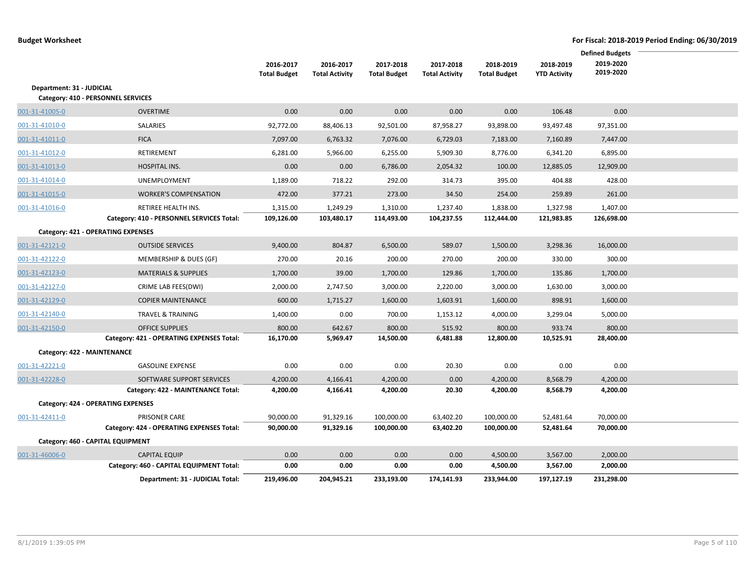**Budget Worksheet** — **For Fiscal: 2018-2019 Period Ending: 06/30/2019**

| | | 2016-2017 Total Budget | 2016-2017 Total Activity | 2017-2018 Total Budget | 2017-2018 Total Activity | 2018-2019 Total Budget | 2018-2019 YTD Activity | Defined Budgets 2019-2020 2019-2020 |
|---|---|---|---|---|---|---|---|---|
| **Department: 31 - JUDICIAL** | | | | | | | | |
| **Category: 410 - PERSONNEL SERVICES** | | | | | | | | |
| 001-31-41005-0 | OVERTIME | 0.00 | 0.00 | 0.00 | 0.00 | 0.00 | 106.48 | 0.00 |
| 001-31-41010-0 | SALARIES | 92,772.00 | 88,406.13 | 92,501.00 | 87,958.27 | 93,898.00 | 93,497.48 | 97,351.00 |
| 001-31-41011-0 | FICA | 7,097.00 | 6,763.32 | 7,076.00 | 6,729.03 | 7,183.00 | 7,160.89 | 7,447.00 |
| 001-31-41012-0 | RETIREMENT | 6,281.00 | 5,966.00 | 6,255.00 | 5,909.30 | 8,776.00 | 6,341.20 | 6,895.00 |
| 001-31-41013-0 | HOSPITAL INS. | 0.00 | 0.00 | 6,786.00 | 2,054.32 | 100.00 | 12,885.05 | 12,909.00 |
| 001-31-41014-0 | UNEMPLOYMENT | 1,189.00 | 718.22 | 292.00 | 314.73 | 395.00 | 404.88 | 428.00 |
| 001-31-41015-0 | WORKER'S COMPENSATION | 472.00 | 377.21 | 273.00 | 34.50 | 254.00 | 259.89 | 261.00 |
| 001-31-41016-0 | RETIREE HEALTH INS. | 1,315.00 | 1,249.29 | 1,310.00 | 1,237.40 | 1,838.00 | 1,327.98 | 1,407.00 |
| | **Category: 410 - PERSONNEL SERVICES Total:** | **109,126.00** | **103,480.17** | **114,493.00** | **104,237.55** | **112,444.00** | **121,983.85** | **126,698.00** |
| **Category: 421 - OPERATING EXPENSES** | | | | | | | | |
| 001-31-42121-0 | OUTSIDE SERVICES | 9,400.00 | 804.87 | 6,500.00 | 589.07 | 1,500.00 | 3,298.36 | 16,000.00 |
| 001-31-42122-0 | MEMBERSHIP & DUES (GF) | 270.00 | 20.16 | 200.00 | 270.00 | 200.00 | 330.00 | 300.00 |
| 001-31-42123-0 | MATERIALS & SUPPLIES | 1,700.00 | 39.00 | 1,700.00 | 129.86 | 1,700.00 | 135.86 | 1,700.00 |
| 001-31-42127-0 | CRIME LAB FEES(DWI) | 2,000.00 | 2,747.50 | 3,000.00 | 2,220.00 | 3,000.00 | 1,630.00 | 3,000.00 |
| 001-31-42129-0 | COPIER MAINTENANCE | 600.00 | 1,715.27 | 1,600.00 | 1,603.91 | 1,600.00 | 898.91 | 1,600.00 |
| 001-31-42140-0 | TRAVEL & TRAINING | 1,400.00 | 0.00 | 700.00 | 1,153.12 | 4,000.00 | 3,299.04 | 5,000.00 |
| 001-31-42150-0 | OFFICE SUPPLIES | 800.00 | 642.67 | 800.00 | 515.92 | 800.00 | 933.74 | 800.00 |
| | **Category: 421 - OPERATING EXPENSES Total:** | **16,170.00** | **5,969.47** | **14,500.00** | **6,481.88** | **12,800.00** | **10,525.91** | **28,400.00** |
| **Category: 422 - MAINTENANCE** | | | | | | | | |
| 001-31-42221-0 | GASOLINE EXPENSE | 0.00 | 0.00 | 0.00 | 20.30 | 0.00 | 0.00 | 0.00 |
| 001-31-42228-0 | SOFTWARE SUPPORT SERVICES | 4,200.00 | 4,166.41 | 4,200.00 | 0.00 | 4,200.00 | 8,568.79 | 4,200.00 |
| | **Category: 422 - MAINTENANCE Total:** | **4,200.00** | **4,166.41** | **4,200.00** | **20.30** | **4,200.00** | **8,568.79** | **4,200.00** |
| **Category: 424 - OPERATING EXPENSES** | | | | | | | | |
| 001-31-42411-0 | PRISONER CARE | 90,000.00 | 91,329.16 | 100,000.00 | 63,402.20 | 100,000.00 | 52,481.64 | 70,000.00 |
| | **Category: 424 - OPERATING EXPENSES Total:** | **90,000.00** | **91,329.16** | **100,000.00** | **63,402.20** | **100,000.00** | **52,481.64** | **70,000.00** |
| **Category: 460 - CAPITAL EQUIPMENT** | | | | | | | | |
| 001-31-46006-0 | CAPITAL EQUIP | 0.00 | 0.00 | 0.00 | 0.00 | 4,500.00 | 3,567.00 | 2,000.00 |
| | **Category: 460 - CAPITAL EQUIPMENT Total:** | **0.00** | **0.00** | **0.00** | **0.00** | **4,500.00** | **3,567.00** | **2,000.00** |
| | **Department: 31 - JUDICIAL Total:** | **219,496.00** | **204,945.21** | **233,193.00** | **174,141.93** | **233,944.00** | **197,127.19** | **231,298.00** |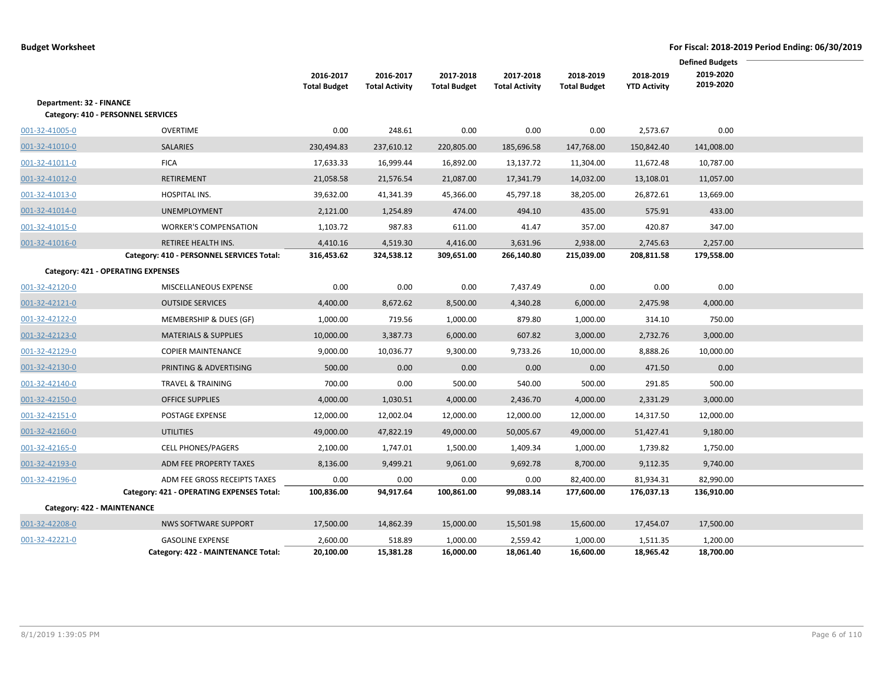**Budget Worksheet** — For Fiscal: 2018-2019 Period Ending: 06/30/2019

| | | 2016-2017 Total Budget | 2016-2017 Total Activity | 2017-2018 Total Budget | 2017-2018 Total Activity | 2018-2019 Total Budget | 2018-2019 YTD Activity | Defined Budgets 2019-2020 2019-2020 |
|---|---|---|---|---|---|---|---|---|
| **Department: 32 - FINANCE** | | | | | | | | |
| **Category: 410 - PERSONNEL SERVICES** | | | | | | | | |
| 001-32-41005-0 | OVERTIME | 0.00 | 248.61 | 0.00 | 0.00 | 0.00 | 2,573.67 | 0.00 |
| 001-32-41010-0 | SALARIES | 230,494.83 | 237,610.12 | 220,805.00 | 185,696.58 | 147,768.00 | 150,842.40 | 141,008.00 |
| 001-32-41011-0 | FICA | 17,633.33 | 16,999.44 | 16,892.00 | 13,137.72 | 11,304.00 | 11,672.48 | 10,787.00 |
| 001-32-41012-0 | RETIREMENT | 21,058.58 | 21,576.54 | 21,087.00 | 17,341.79 | 14,032.00 | 13,108.01 | 11,057.00 |
| 001-32-41013-0 | HOSPITAL INS. | 39,632.00 | 41,341.39 | 45,366.00 | 45,797.18 | 38,205.00 | 26,872.61 | 13,669.00 |
| 001-32-41014-0 | UNEMPLOYMENT | 2,121.00 | 1,254.89 | 474.00 | 494.10 | 435.00 | 575.91 | 433.00 |
| 001-32-41015-0 | WORKER'S COMPENSATION | 1,103.72 | 987.83 | 611.00 | 41.47 | 357.00 | 420.87 | 347.00 |
| 001-32-41016-0 | RETIREE HEALTH INS. | 4,410.16 | 4,519.30 | 4,416.00 | 3,631.96 | 2,938.00 | 2,745.63 | 2,257.00 |
| | **Category: 410 - PERSONNEL SERVICES Total:** | **316,453.62** | **324,538.12** | **309,651.00** | **266,140.80** | **215,039.00** | **208,811.58** | **179,558.00** |
| **Category: 421 - OPERATING EXPENSES** | | | | | | | | |
| 001-32-42120-0 | MISCELLANEOUS EXPENSE | 0.00 | 0.00 | 0.00 | 7,437.49 | 0.00 | 0.00 | 0.00 |
| 001-32-42121-0 | OUTSIDE SERVICES | 4,400.00 | 8,672.62 | 8,500.00 | 4,340.28 | 6,000.00 | 2,475.98 | 4,000.00 |
| 001-32-42122-0 | MEMBERSHIP & DUES (GF) | 1,000.00 | 719.56 | 1,000.00 | 879.80 | 1,000.00 | 314.10 | 750.00 |
| 001-32-42123-0 | MATERIALS & SUPPLIES | 10,000.00 | 3,387.73 | 6,000.00 | 607.82 | 3,000.00 | 2,732.76 | 3,000.00 |
| 001-32-42129-0 | COPIER MAINTENANCE | 9,000.00 | 10,036.77 | 9,300.00 | 9,733.26 | 10,000.00 | 8,888.26 | 10,000.00 |
| 001-32-42130-0 | PRINTING & ADVERTISING | 500.00 | 0.00 | 0.00 | 0.00 | 0.00 | 471.50 | 0.00 |
| 001-32-42140-0 | TRAVEL & TRAINING | 700.00 | 0.00 | 500.00 | 540.00 | 500.00 | 291.85 | 500.00 |
| 001-32-42150-0 | OFFICE SUPPLIES | 4,000.00 | 1,030.51 | 4,000.00 | 2,436.70 | 4,000.00 | 2,331.29 | 3,000.00 |
| 001-32-42151-0 | POSTAGE EXPENSE | 12,000.00 | 12,002.04 | 12,000.00 | 12,000.00 | 12,000.00 | 14,317.50 | 12,000.00 |
| 001-32-42160-0 | UTILITIES | 49,000.00 | 47,822.19 | 49,000.00 | 50,005.67 | 49,000.00 | 51,427.41 | 9,180.00 |
| 001-32-42165-0 | CELL PHONES/PAGERS | 2,100.00 | 1,747.01 | 1,500.00 | 1,409.34 | 1,000.00 | 1,739.82 | 1,750.00 |
| 001-32-42193-0 | ADM FEE PROPERTY TAXES | 8,136.00 | 9,499.21 | 9,061.00 | 9,692.78 | 8,700.00 | 9,112.35 | 9,740.00 |
| 001-32-42196-0 | ADM FEE GROSS RECEIPTS TAXES | 0.00 | 0.00 | 0.00 | 0.00 | 82,400.00 | 81,934.31 | 82,990.00 |
| | **Category: 421 - OPERATING EXPENSES Total:** | **100,836.00** | **94,917.64** | **100,861.00** | **99,083.14** | **177,600.00** | **176,037.13** | **136,910.00** |
| **Category: 422 - MAINTENANCE** | | | | | | | | |
| 001-32-42208-0 | NWS SOFTWARE SUPPORT | 17,500.00 | 14,862.39 | 15,000.00 | 15,501.98 | 15,600.00 | 17,454.07 | 17,500.00 |
| 001-32-42221-0 | GASOLINE EXPENSE | 2,600.00 | 518.89 | 1,000.00 | 2,559.42 | 1,000.00 | 1,511.35 | 1,200.00 |
| | **Category: 422 - MAINTENANCE Total:** | **20,100.00** | **15,381.28** | **16,000.00** | **18,061.40** | **16,600.00** | **18,965.42** | **18,700.00** |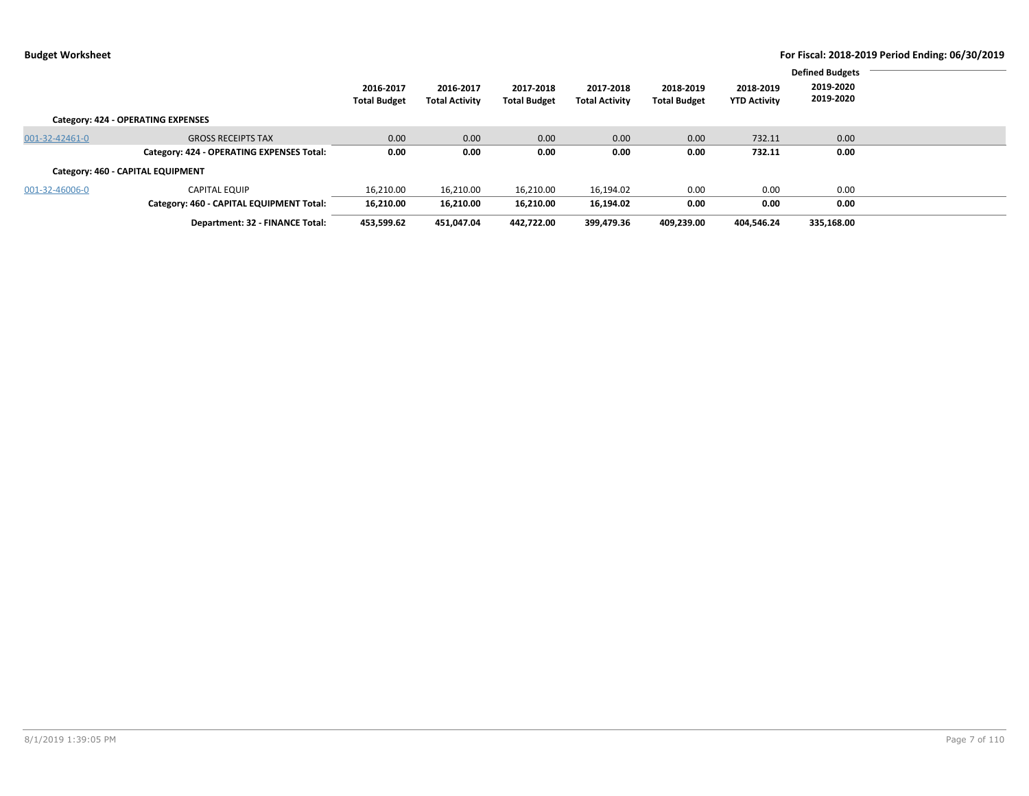**Budget Worksheet** — For Fiscal: 2018-2019 Period Ending: 06/30/2019

| | | 2016-2017 Total Budget | 2016-2017 Total Activity | 2017-2018 Total Budget | 2017-2018 Total Activity | 2018-2019 Total Budget | 2018-2019 YTD Activity | Defined Budgets 2019-2020 2019-2020 |
|---|---|---|---|---|---|---|---|---|
| **Category: 424 - OPERATING EXPENSES** | | | | | | | | |
| 001-32-42461-0 | GROSS RECEIPTS TAX | 0.00 | 0.00 | 0.00 | 0.00 | 0.00 | 732.11 | 0.00 |
| | **Category: 424 - OPERATING EXPENSES Total:** | **0.00** | **0.00** | **0.00** | **0.00** | **0.00** | **732.11** | **0.00** |
| **Category: 460 - CAPITAL EQUIPMENT** | | | | | | | | |
| 001-32-46006-0 | CAPITAL EQUIP | 16,210.00 | 16,210.00 | 16,210.00 | 16,194.02 | 0.00 | 0.00 | 0.00 |
| | **Category: 460 - CAPITAL EQUIPMENT Total:** | **16,210.00** | **16,210.00** | **16,210.00** | **16,194.02** | **0.00** | **0.00** | **0.00** |
| | **Department: 32 - FINANCE Total:** | **453,599.62** | **451,047.04** | **442,722.00** | **399,479.36** | **409,239.00** | **404,546.24** | **335,168.00** |

8/1/2019 1:39:05 PM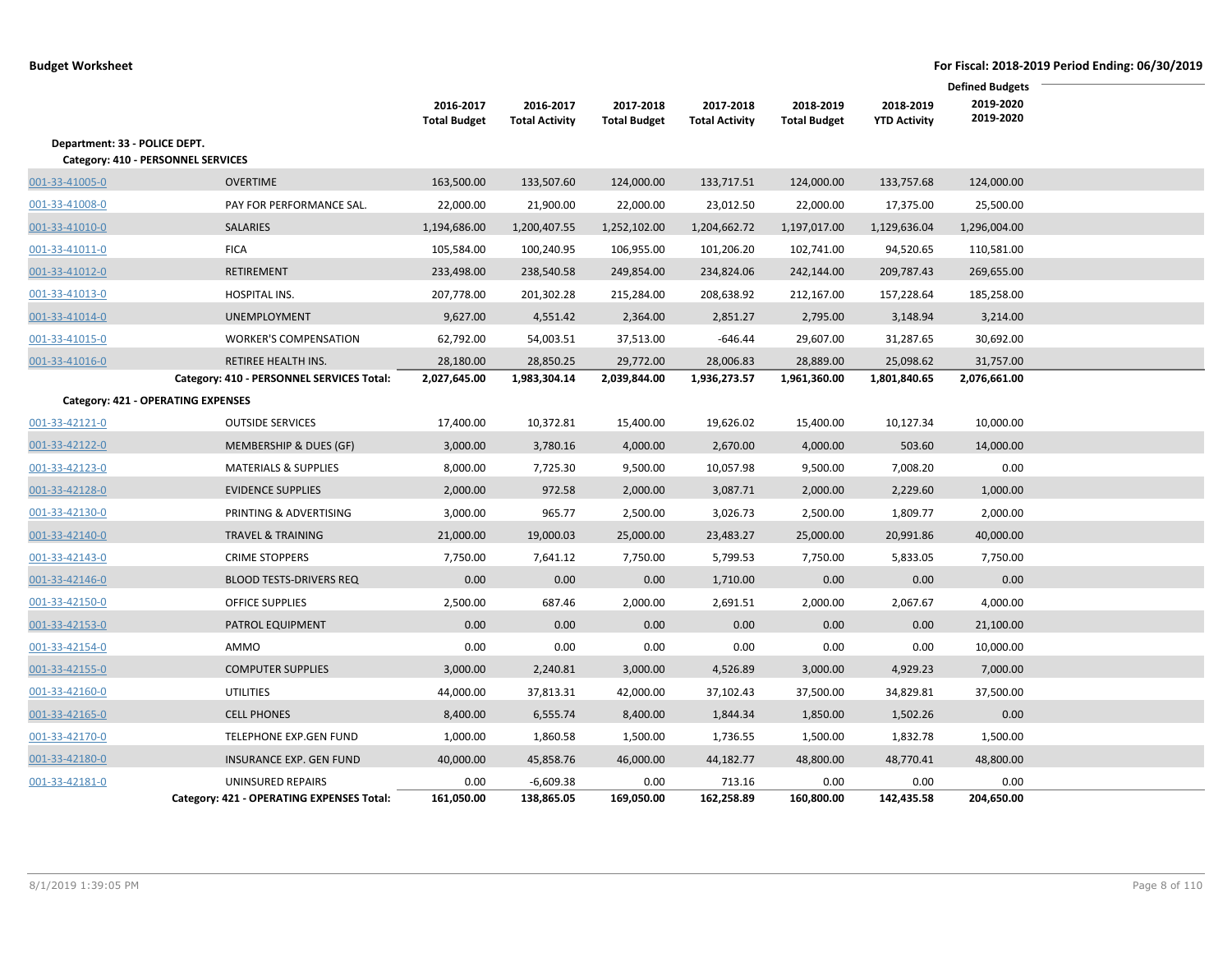**Budget Worksheet** — For Fiscal: 2018-2019 Period Ending: 06/30/2019

| | | 2016-2017 Total Budget | 2016-2017 Total Activity | 2017-2018 Total Budget | 2017-2018 Total Activity | 2018-2019 Total Budget | 2018-2019 YTD Activity | Defined Budgets 2019-2020 2019-2020 |
|---|---|---|---|---|---|---|---|---|
| **Department: 33 - POLICE DEPT.** | | | | | | | | |
| **Category: 410 - PERSONNEL SERVICES** | | | | | | | | |
| 001-33-41005-0 | OVERTIME | 163,500.00 | 133,507.60 | 124,000.00 | 133,717.51 | 124,000.00 | 133,757.68 | 124,000.00 |
| 001-33-41008-0 | PAY FOR PERFORMANCE SAL. | 22,000.00 | 21,900.00 | 22,000.00 | 23,012.50 | 22,000.00 | 17,375.00 | 25,500.00 |
| 001-33-41010-0 | SALARIES | 1,194,686.00 | 1,200,407.55 | 1,252,102.00 | 1,204,662.72 | 1,197,017.00 | 1,129,636.04 | 1,296,004.00 |
| 001-33-41011-0 | FICA | 105,584.00 | 100,240.95 | 106,955.00 | 101,206.20 | 102,741.00 | 94,520.65 | 110,581.00 |
| 001-33-41012-0 | RETIREMENT | 233,498.00 | 238,540.58 | 249,854.00 | 234,824.06 | 242,144.00 | 209,787.43 | 269,655.00 |
| 001-33-41013-0 | HOSPITAL INS. | 207,778.00 | 201,302.28 | 215,284.00 | 208,638.92 | 212,167.00 | 157,228.64 | 185,258.00 |
| 001-33-41014-0 | UNEMPLOYMENT | 9,627.00 | 4,551.42 | 2,364.00 | 2,851.27 | 2,795.00 | 3,148.94 | 3,214.00 |
| 001-33-41015-0 | WORKER'S COMPENSATION | 62,792.00 | 54,003.51 | 37,513.00 | -646.44 | 29,607.00 | 31,287.65 | 30,692.00 |
| 001-33-41016-0 | RETIREE HEALTH INS. | 28,180.00 | 28,850.25 | 29,772.00 | 28,006.83 | 28,889.00 | 25,098.62 | 31,757.00 |
| | **Category: 410 - PERSONNEL SERVICES Total:** | **2,027,645.00** | **1,983,304.14** | **2,039,844.00** | **1,936,273.57** | **1,961,360.00** | **1,801,840.65** | **2,076,661.00** |
| **Category: 421 - OPERATING EXPENSES** | | | | | | | | |
| 001-33-42121-0 | OUTSIDE SERVICES | 17,400.00 | 10,372.81 | 15,400.00 | 19,626.02 | 15,400.00 | 10,127.34 | 10,000.00 |
| 001-33-42122-0 | MEMBERSHIP & DUES (GF) | 3,000.00 | 3,780.16 | 4,000.00 | 2,670.00 | 4,000.00 | 503.60 | 14,000.00 |
| 001-33-42123-0 | MATERIALS & SUPPLIES | 8,000.00 | 7,725.30 | 9,500.00 | 10,057.98 | 9,500.00 | 7,008.20 | 0.00 |
| 001-33-42128-0 | EVIDENCE SUPPLIES | 2,000.00 | 972.58 | 2,000.00 | 3,087.71 | 2,000.00 | 2,229.60 | 1,000.00 |
| 001-33-42130-0 | PRINTING & ADVERTISING | 3,000.00 | 965.77 | 2,500.00 | 3,026.73 | 2,500.00 | 1,809.77 | 2,000.00 |
| 001-33-42140-0 | TRAVEL & TRAINING | 21,000.00 | 19,000.03 | 25,000.00 | 23,483.27 | 25,000.00 | 20,991.86 | 40,000.00 |
| 001-33-42143-0 | CRIME STOPPERS | 7,750.00 | 7,641.12 | 7,750.00 | 5,799.53 | 7,750.00 | 5,833.05 | 7,750.00 |
| 001-33-42146-0 | BLOOD TESTS-DRIVERS REQ | 0.00 | 0.00 | 0.00 | 1,710.00 | 0.00 | 0.00 | 0.00 |
| 001-33-42150-0 | OFFICE SUPPLIES | 2,500.00 | 687.46 | 2,000.00 | 2,691.51 | 2,000.00 | 2,067.67 | 4,000.00 |
| 001-33-42153-0 | PATROL EQUIPMENT | 0.00 | 0.00 | 0.00 | 0.00 | 0.00 | 0.00 | 21,100.00 |
| 001-33-42154-0 | AMMO | 0.00 | 0.00 | 0.00 | 0.00 | 0.00 | 0.00 | 10,000.00 |
| 001-33-42155-0 | COMPUTER SUPPLIES | 3,000.00 | 2,240.81 | 3,000.00 | 4,526.89 | 3,000.00 | 4,929.23 | 7,000.00 |
| 001-33-42160-0 | UTILITIES | 44,000.00 | 37,813.31 | 42,000.00 | 37,102.43 | 37,500.00 | 34,829.81 | 37,500.00 |
| 001-33-42165-0 | CELL PHONES | 8,400.00 | 6,555.74 | 8,400.00 | 1,844.34 | 1,850.00 | 1,502.26 | 0.00 |
| 001-33-42170-0 | TELEPHONE EXP.GEN FUND | 1,000.00 | 1,860.58 | 1,500.00 | 1,736.55 | 1,500.00 | 1,832.78 | 1,500.00 |
| 001-33-42180-0 | INSURANCE EXP. GEN FUND | 40,000.00 | 45,858.76 | 46,000.00 | 44,182.77 | 48,800.00 | 48,770.41 | 48,800.00 |
| 001-33-42181-0 | UNINSURED REPAIRS | 0.00 | -6,609.38 | 0.00 | 713.16 | 0.00 | 0.00 | 0.00 |
| | **Category: 421 - OPERATING EXPENSES Total:** | **161,050.00** | **138,865.05** | **169,050.00** | **162,258.89** | **160,800.00** | **142,435.58** | **204,650.00** |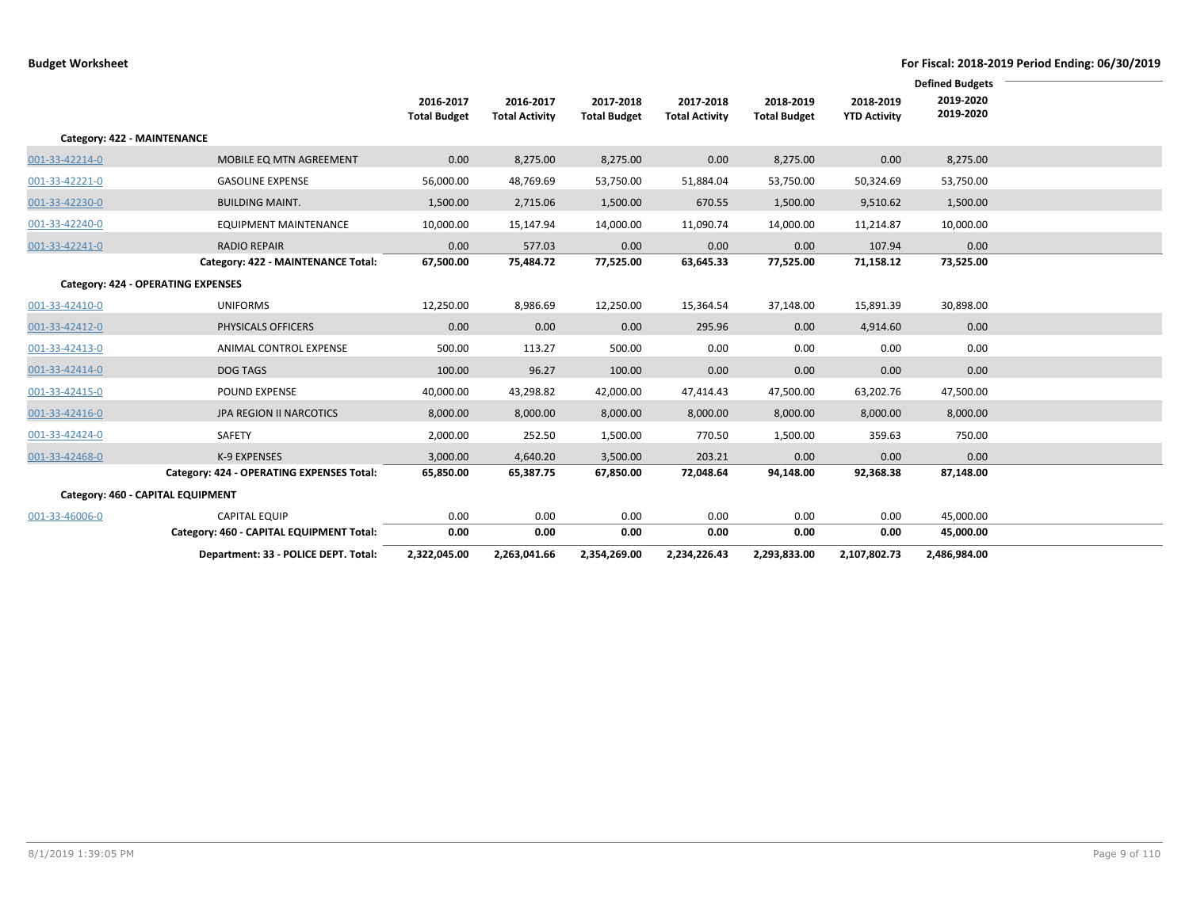**Budget Worksheet**

**For Fiscal: 2018-2019 Period Ending: 06/30/2019**

| | | 2016-2017 Total Budget | 2016-2017 Total Activity | 2017-2018 Total Budget | 2017-2018 Total Activity | 2018-2019 Total Budget | 2018-2019 YTD Activity | Defined Budgets 2019-2020 2019-2020 |
|---|---|---|---|---|---|---|---|---|
| **Category: 422 - MAINTENANCE** | | | | | | | | |
| 001-33-42214-0 | MOBILE EQ MTN AGREEMENT | 0.00 | 8,275.00 | 8,275.00 | 0.00 | 8,275.00 | 0.00 | 8,275.00 |
| 001-33-42221-0 | GASOLINE EXPENSE | 56,000.00 | 48,769.69 | 53,750.00 | 51,884.04 | 53,750.00 | 50,324.69 | 53,750.00 |
| 001-33-42230-0 | BUILDING MAINT. | 1,500.00 | 2,715.06 | 1,500.00 | 670.55 | 1,500.00 | 9,510.62 | 1,500.00 |
| 001-33-42240-0 | EQUIPMENT MAINTENANCE | 10,000.00 | 15,147.94 | 14,000.00 | 11,090.74 | 14,000.00 | 11,214.87 | 10,000.00 |
| 001-33-42241-0 | RADIO REPAIR | 0.00 | 577.03 | 0.00 | 0.00 | 0.00 | 107.94 | 0.00 |
| | **Category: 422 - MAINTENANCE Total:** | **67,500.00** | **75,484.72** | **77,525.00** | **63,645.33** | **77,525.00** | **71,158.12** | **73,525.00** |
| **Category: 424 - OPERATING EXPENSES** | | | | | | | | |
| 001-33-42410-0 | UNIFORMS | 12,250.00 | 8,986.69 | 12,250.00 | 15,364.54 | 37,148.00 | 15,891.39 | 30,898.00 |
| 001-33-42412-0 | PHYSICALS OFFICERS | 0.00 | 0.00 | 0.00 | 295.96 | 0.00 | 4,914.60 | 0.00 |
| 001-33-42413-0 | ANIMAL CONTROL EXPENSE | 500.00 | 113.27 | 500.00 | 0.00 | 0.00 | 0.00 | 0.00 |
| 001-33-42414-0 | DOG TAGS | 100.00 | 96.27 | 100.00 | 0.00 | 0.00 | 0.00 | 0.00 |
| 001-33-42415-0 | POUND EXPENSE | 40,000.00 | 43,298.82 | 42,000.00 | 47,414.43 | 47,500.00 | 63,202.76 | 47,500.00 |
| 001-33-42416-0 | JPA REGION II NARCOTICS | 8,000.00 | 8,000.00 | 8,000.00 | 8,000.00 | 8,000.00 | 8,000.00 | 8,000.00 |
| 001-33-42424-0 | SAFETY | 2,000.00 | 252.50 | 1,500.00 | 770.50 | 1,500.00 | 359.63 | 750.00 |
| 001-33-42468-0 | K-9 EXPENSES | 3,000.00 | 4,640.20 | 3,500.00 | 203.21 | 0.00 | 0.00 | 0.00 |
| | **Category: 424 - OPERATING EXPENSES Total:** | **65,850.00** | **65,387.75** | **67,850.00** | **72,048.64** | **94,148.00** | **92,368.38** | **87,148.00** |
| **Category: 460 - CAPITAL EQUIPMENT** | | | | | | | | |
| 001-33-46006-0 | CAPITAL EQUIP | 0.00 | 0.00 | 0.00 | 0.00 | 0.00 | 0.00 | 45,000.00 |
| | **Category: 460 - CAPITAL EQUIPMENT Total:** | **0.00** | **0.00** | **0.00** | **0.00** | **0.00** | **0.00** | **45,000.00** |
| | **Department: 33 - POLICE DEPT. Total:** | **2,322,045.00** | **2,263,041.66** | **2,354,269.00** | **2,234,226.43** | **2,293,833.00** | **2,107,802.73** | **2,486,984.00** |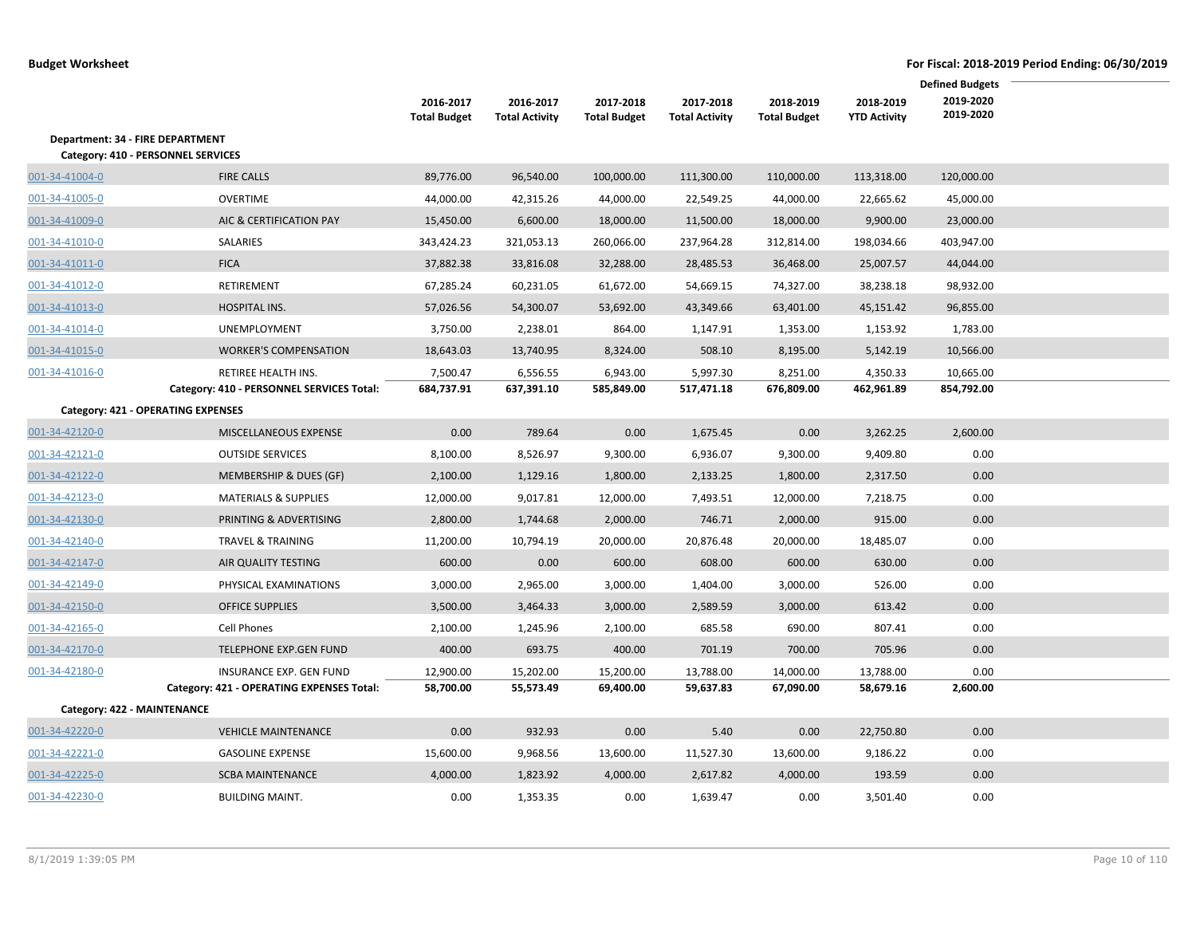**Budget Worksheet** — For Fiscal: 2018-2019 Period Ending: 06/30/2019

| | | 2016-2017 Total Budget | 2016-2017 Total Activity | 2017-2018 Total Budget | 2017-2018 Total Activity | 2018-2019 Total Budget | 2018-2019 YTD Activity | Defined Budgets 2019-2020 2019-2020 |
|---|---|---|---|---|---|---|---|---|
| **Department: 34 - FIRE DEPARTMENT** | | | | | | | | |
| **Category: 410 - PERSONNEL SERVICES** | | | | | | | | |
| 001-34-41004-0 | FIRE CALLS | 89,776.00 | 96,540.00 | 100,000.00 | 111,300.00 | 110,000.00 | 113,318.00 | 120,000.00 |
| 001-34-41005-0 | OVERTIME | 44,000.00 | 42,315.26 | 44,000.00 | 22,549.25 | 44,000.00 | 22,665.62 | 45,000.00 |
| 001-34-41009-0 | AIC & CERTIFICATION PAY | 15,450.00 | 6,600.00 | 18,000.00 | 11,500.00 | 18,000.00 | 9,900.00 | 23,000.00 |
| 001-34-41010-0 | SALARIES | 343,424.23 | 321,053.13 | 260,066.00 | 237,964.28 | 312,814.00 | 198,034.66 | 403,947.00 |
| 001-34-41011-0 | FICA | 37,882.38 | 33,816.08 | 32,288.00 | 28,485.53 | 36,468.00 | 25,007.57 | 44,044.00 |
| 001-34-41012-0 | RETIREMENT | 67,285.24 | 60,231.05 | 61,672.00 | 54,669.15 | 74,327.00 | 38,238.18 | 98,932.00 |
| 001-34-41013-0 | HOSPITAL INS. | 57,026.56 | 54,300.07 | 53,692.00 | 43,349.66 | 63,401.00 | 45,151.42 | 96,855.00 |
| 001-34-41014-0 | UNEMPLOYMENT | 3,750.00 | 2,238.01 | 864.00 | 1,147.91 | 1,353.00 | 1,153.92 | 1,783.00 |
| 001-34-41015-0 | WORKER'S COMPENSATION | 18,643.03 | 13,740.95 | 8,324.00 | 508.10 | 8,195.00 | 5,142.19 | 10,566.00 |
| 001-34-41016-0 | RETIREE HEALTH INS. | 7,500.47 | 6,556.55 | 6,943.00 | 5,997.30 | 8,251.00 | 4,350.33 | 10,665.00 |
| | **Category: 410 - PERSONNEL SERVICES Total:** | **684,737.91** | **637,391.10** | **585,849.00** | **517,471.18** | **676,809.00** | **462,961.89** | **854,792.00** |
| **Category: 421 - OPERATING EXPENSES** | | | | | | | | |
| 001-34-42120-0 | MISCELLANEOUS EXPENSE | 0.00 | 789.64 | 0.00 | 1,675.45 | 0.00 | 3,262.25 | 2,600.00 |
| 001-34-42121-0 | OUTSIDE SERVICES | 8,100.00 | 8,526.97 | 9,300.00 | 6,936.07 | 9,300.00 | 9,409.80 | 0.00 |
| 001-34-42122-0 | MEMBERSHIP & DUES (GF) | 2,100.00 | 1,129.16 | 1,800.00 | 2,133.25 | 1,800.00 | 2,317.50 | 0.00 |
| 001-34-42123-0 | MATERIALS & SUPPLIES | 12,000.00 | 9,017.81 | 12,000.00 | 7,493.51 | 12,000.00 | 7,218.75 | 0.00 |
| 001-34-42130-0 | PRINTING & ADVERTISING | 2,800.00 | 1,744.68 | 2,000.00 | 746.71 | 2,000.00 | 915.00 | 0.00 |
| 001-34-42140-0 | TRAVEL & TRAINING | 11,200.00 | 10,794.19 | 20,000.00 | 20,876.48 | 20,000.00 | 18,485.07 | 0.00 |
| 001-34-42147-0 | AIR QUALITY TESTING | 600.00 | 0.00 | 600.00 | 608.00 | 600.00 | 630.00 | 0.00 |
| 001-34-42149-0 | PHYSICAL EXAMINATIONS | 3,000.00 | 2,965.00 | 3,000.00 | 1,404.00 | 3,000.00 | 526.00 | 0.00 |
| 001-34-42150-0 | OFFICE SUPPLIES | 3,500.00 | 3,464.33 | 3,000.00 | 2,589.59 | 3,000.00 | 613.42 | 0.00 |
| 001-34-42165-0 | Cell Phones | 2,100.00 | 1,245.96 | 2,100.00 | 685.58 | 690.00 | 807.41 | 0.00 |
| 001-34-42170-0 | TELEPHONE EXP.GEN FUND | 400.00 | 693.75 | 400.00 | 701.19 | 700.00 | 705.96 | 0.00 |
| 001-34-42180-0 | INSURANCE EXP. GEN FUND | 12,900.00 | 15,202.00 | 15,200.00 | 13,788.00 | 14,000.00 | 13,788.00 | 0.00 |
| | **Category: 421 - OPERATING EXPENSES Total:** | **58,700.00** | **55,573.49** | **69,400.00** | **59,637.83** | **67,090.00** | **58,679.16** | **2,600.00** |
| **Category: 422 - MAINTENANCE** | | | | | | | | |
| 001-34-42220-0 | VEHICLE MAINTENANCE | 0.00 | 932.93 | 0.00 | 5.40 | 0.00 | 22,750.80 | 0.00 |
| 001-34-42221-0 | GASOLINE EXPENSE | 15,600.00 | 9,968.56 | 13,600.00 | 11,527.30 | 13,600.00 | 9,186.22 | 0.00 |
| 001-34-42225-0 | SCBA MAINTENANCE | 4,000.00 | 1,823.92 | 4,000.00 | 2,617.82 | 4,000.00 | 193.59 | 0.00 |
| 001-34-42230-0 | BUILDING MAINT. | 0.00 | 1,353.35 | 0.00 | 1,639.47 | 0.00 | 3,501.40 | 0.00 |

8/1/2019 1:39:05 PM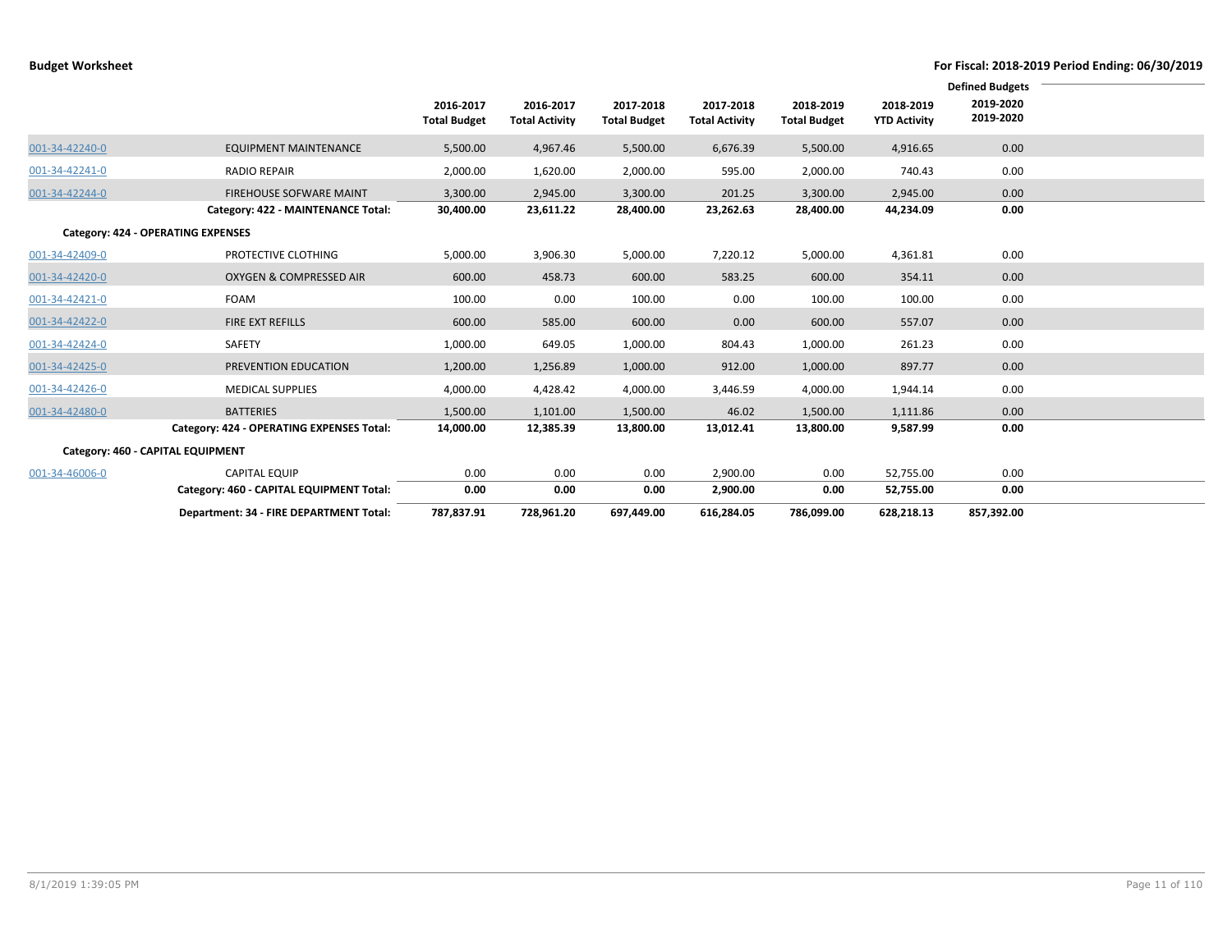**Budget Worksheet** — For Fiscal: 2018-2019 Period Ending: 06/30/2019

| | | 2016-2017 Total Budget | 2016-2017 Total Activity | 2017-2018 Total Budget | 2017-2018 Total Activity | 2018-2019 Total Budget | 2018-2019 YTD Activity | Defined Budgets 2019-2020 2019-2020 |
|---|---|---|---|---|---|---|---|---|
| 001-34-42240-0 | EQUIPMENT MAINTENANCE | 5,500.00 | 4,967.46 | 5,500.00 | 6,676.39 | 5,500.00 | 4,916.65 | 0.00 |
| 001-34-42241-0 | RADIO REPAIR | 2,000.00 | 1,620.00 | 2,000.00 | 595.00 | 2,000.00 | 740.43 | 0.00 |
| 001-34-42244-0 | FIREHOUSE SOFWARE MAINT | 3,300.00 | 2,945.00 | 3,300.00 | 201.25 | 3,300.00 | 2,945.00 | 0.00 |
| | **Category: 422 - MAINTENANCE Total:** | **30,400.00** | **23,611.22** | **28,400.00** | **23,262.63** | **28,400.00** | **44,234.09** | **0.00** |
| **Category: 424 - OPERATING EXPENSES** | | | | | | | | |
| 001-34-42409-0 | PROTECTIVE CLOTHING | 5,000.00 | 3,906.30 | 5,000.00 | 7,220.12 | 5,000.00 | 4,361.81 | 0.00 |
| 001-34-42420-0 | OXYGEN & COMPRESSED AIR | 600.00 | 458.73 | 600.00 | 583.25 | 600.00 | 354.11 | 0.00 |
| 001-34-42421-0 | FOAM | 100.00 | 0.00 | 100.00 | 0.00 | 100.00 | 100.00 | 0.00 |
| 001-34-42422-0 | FIRE EXT REFILLS | 600.00 | 585.00 | 600.00 | 0.00 | 600.00 | 557.07 | 0.00 |
| 001-34-42424-0 | SAFETY | 1,000.00 | 649.05 | 1,000.00 | 804.43 | 1,000.00 | 261.23 | 0.00 |
| 001-34-42425-0 | PREVENTION EDUCATION | 1,200.00 | 1,256.89 | 1,000.00 | 912.00 | 1,000.00 | 897.77 | 0.00 |
| 001-34-42426-0 | MEDICAL SUPPLIES | 4,000.00 | 4,428.42 | 4,000.00 | 3,446.59 | 4,000.00 | 1,944.14 | 0.00 |
| 001-34-42480-0 | BATTERIES | 1,500.00 | 1,101.00 | 1,500.00 | 46.02 | 1,500.00 | 1,111.86 | 0.00 |
| | **Category: 424 - OPERATING EXPENSES Total:** | **14,000.00** | **12,385.39** | **13,800.00** | **13,012.41** | **13,800.00** | **9,587.99** | **0.00** |
| **Category: 460 - CAPITAL EQUIPMENT** | | | | | | | | |
| 001-34-46006-0 | CAPITAL EQUIP | 0.00 | 0.00 | 0.00 | 2,900.00 | 0.00 | 52,755.00 | 0.00 |
| | **Category: 460 - CAPITAL EQUIPMENT Total:** | **0.00** | **0.00** | **0.00** | **2,900.00** | **0.00** | **52,755.00** | **0.00** |
| | **Department: 34 - FIRE DEPARTMENT Total:** | **787,837.91** | **728,961.20** | **697,449.00** | **616,284.05** | **786,099.00** | **628,218.13** | **857,392.00** |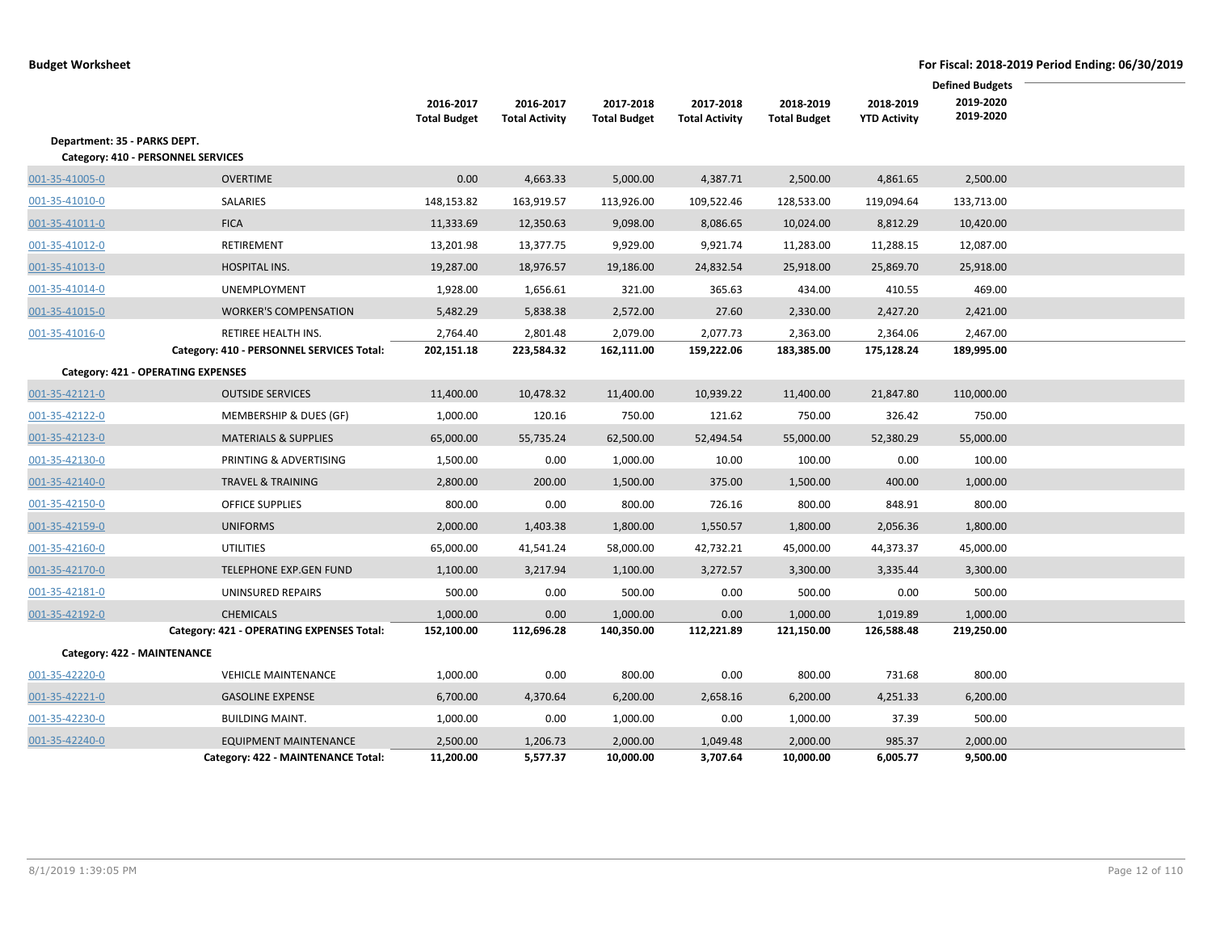**Budget Worksheet** — **For Fiscal: 2018-2019 Period Ending: 06/30/2019**

| | | 2016-2017 Total Budget | 2016-2017 Total Activity | 2017-2018 Total Budget | 2017-2018 Total Activity | 2018-2019 Total Budget | 2018-2019 YTD Activity | Defined Budgets 2019-2020 2019-2020 |
|---|---|---|---|---|---|---|---|---|
| **Department: 35 - PARKS DEPT.** | | | | | | | | |
| **Category: 410 - PERSONNEL SERVICES** | | | | | | | | |
| 001-35-41005-0 | OVERTIME | 0.00 | 4,663.33 | 5,000.00 | 4,387.71 | 2,500.00 | 4,861.65 | 2,500.00 |
| 001-35-41010-0 | SALARIES | 148,153.82 | 163,919.57 | 113,926.00 | 109,522.46 | 128,533.00 | 119,094.64 | 133,713.00 |
| 001-35-41011-0 | FICA | 11,333.69 | 12,350.63 | 9,098.00 | 8,086.65 | 10,024.00 | 8,812.29 | 10,420.00 |
| 001-35-41012-0 | RETIREMENT | 13,201.98 | 13,377.75 | 9,929.00 | 9,921.74 | 11,283.00 | 11,288.15 | 12,087.00 |
| 001-35-41013-0 | HOSPITAL INS. | 19,287.00 | 18,976.57 | 19,186.00 | 24,832.54 | 25,918.00 | 25,869.70 | 25,918.00 |
| 001-35-41014-0 | UNEMPLOYMENT | 1,928.00 | 1,656.61 | 321.00 | 365.63 | 434.00 | 410.55 | 469.00 |
| 001-35-41015-0 | WORKER'S COMPENSATION | 5,482.29 | 5,838.38 | 2,572.00 | 27.60 | 2,330.00 | 2,427.20 | 2,421.00 |
| 001-35-41016-0 | RETIREE HEALTH INS. | 2,764.40 | 2,801.48 | 2,079.00 | 2,077.73 | 2,363.00 | 2,364.06 | 2,467.00 |
| | **Category: 410 - PERSONNEL SERVICES Total:** | **202,151.18** | **223,584.32** | **162,111.00** | **159,222.06** | **183,385.00** | **175,128.24** | **189,995.00** |
| **Category: 421 - OPERATING EXPENSES** | | | | | | | | |
| 001-35-42121-0 | OUTSIDE SERVICES | 11,400.00 | 10,478.32 | 11,400.00 | 10,939.22 | 11,400.00 | 21,847.80 | 110,000.00 |
| 001-35-42122-0 | MEMBERSHIP & DUES (GF) | 1,000.00 | 120.16 | 750.00 | 121.62 | 750.00 | 326.42 | 750.00 |
| 001-35-42123-0 | MATERIALS & SUPPLIES | 65,000.00 | 55,735.24 | 62,500.00 | 52,494.54 | 55,000.00 | 52,380.29 | 55,000.00 |
| 001-35-42130-0 | PRINTING & ADVERTISING | 1,500.00 | 0.00 | 1,000.00 | 10.00 | 100.00 | 0.00 | 100.00 |
| 001-35-42140-0 | TRAVEL & TRAINING | 2,800.00 | 200.00 | 1,500.00 | 375.00 | 1,500.00 | 400.00 | 1,000.00 |
| 001-35-42150-0 | OFFICE SUPPLIES | 800.00 | 0.00 | 800.00 | 726.16 | 800.00 | 848.91 | 800.00 |
| 001-35-42159-0 | UNIFORMS | 2,000.00 | 1,403.38 | 1,800.00 | 1,550.57 | 1,800.00 | 2,056.36 | 1,800.00 |
| 001-35-42160-0 | UTILITIES | 65,000.00 | 41,541.24 | 58,000.00 | 42,732.21 | 45,000.00 | 44,373.37 | 45,000.00 |
| 001-35-42170-0 | TELEPHONE EXP.GEN FUND | 1,100.00 | 3,217.94 | 1,100.00 | 3,272.57 | 3,300.00 | 3,335.44 | 3,300.00 |
| 001-35-42181-0 | UNINSURED REPAIRS | 500.00 | 0.00 | 500.00 | 0.00 | 500.00 | 0.00 | 500.00 |
| 001-35-42192-0 | CHEMICALS | 1,000.00 | 0.00 | 1,000.00 | 0.00 | 1,000.00 | 1,019.89 | 1,000.00 |
| | **Category: 421 - OPERATING EXPENSES Total:** | **152,100.00** | **112,696.28** | **140,350.00** | **112,221.89** | **121,150.00** | **126,588.48** | **219,250.00** |
| **Category: 422 - MAINTENANCE** | | | | | | | | |
| 001-35-42220-0 | VEHICLE MAINTENANCE | 1,000.00 | 0.00 | 800.00 | 0.00 | 800.00 | 731.68 | 800.00 |
| 001-35-42221-0 | GASOLINE EXPENSE | 6,700.00 | 4,370.64 | 6,200.00 | 2,658.16 | 6,200.00 | 4,251.33 | 6,200.00 |
| 001-35-42230-0 | BUILDING MAINT. | 1,000.00 | 0.00 | 1,000.00 | 0.00 | 1,000.00 | 37.39 | 500.00 |
| 001-35-42240-0 | EQUIPMENT MAINTENANCE | 2,500.00 | 1,206.73 | 2,000.00 | 1,049.48 | 2,000.00 | 985.37 | 2,000.00 |
| | **Category: 422 - MAINTENANCE Total:** | **11,200.00** | **5,577.37** | **10,000.00** | **3,707.64** | **10,000.00** | **6,005.77** | **9,500.00** |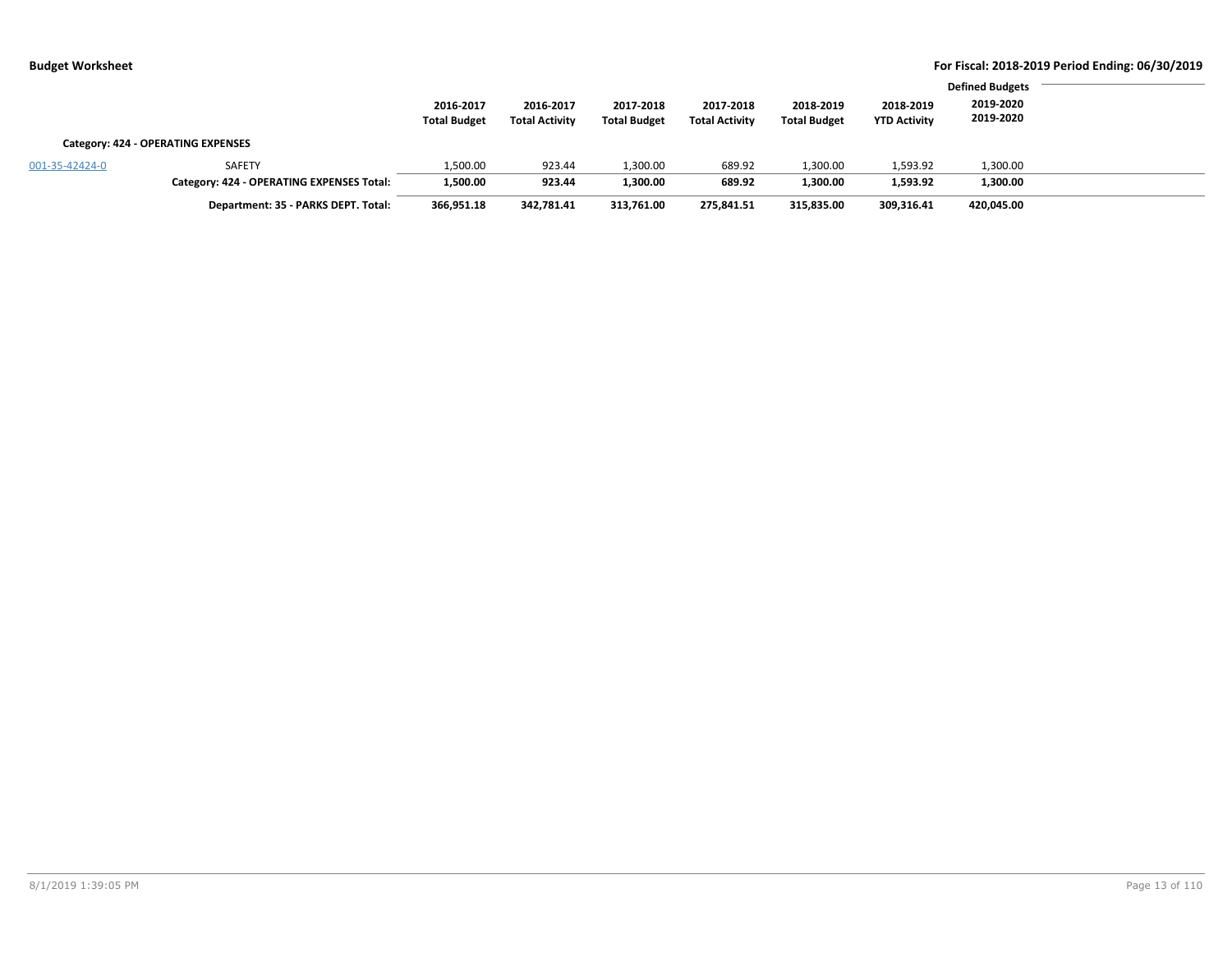| | | 2016-2017 Total Budget | 2016-2017 Total Activity | 2017-2018 Total Budget | 2017-2018 Total Activity | 2018-2019 Total Budget | 2018-2019 YTD Activity | Defined Budgets 2019-2020 2019-2020 |
|---|---|---|---|---|---|---|---|---|
| **Category: 424 - OPERATING EXPENSES** | | | | | | | | |
| 001-35-42424-0 | SAFETY | 1,500.00 | 923.44 | 1,300.00 | 689.92 | 1,300.00 | 1,593.92 | 1,300.00 |
| | **Category: 424 - OPERATING EXPENSES Total:** | **1,500.00** | **923.44** | **1,300.00** | **689.92** | **1,300.00** | **1,593.92** | **1,300.00** |
| | **Department: 35 - PARKS DEPT. Total:** | **366,951.18** | **342,781.41** | **313,761.00** | **275,841.51** | **315,835.00** | **309,316.41** | **420,045.00** |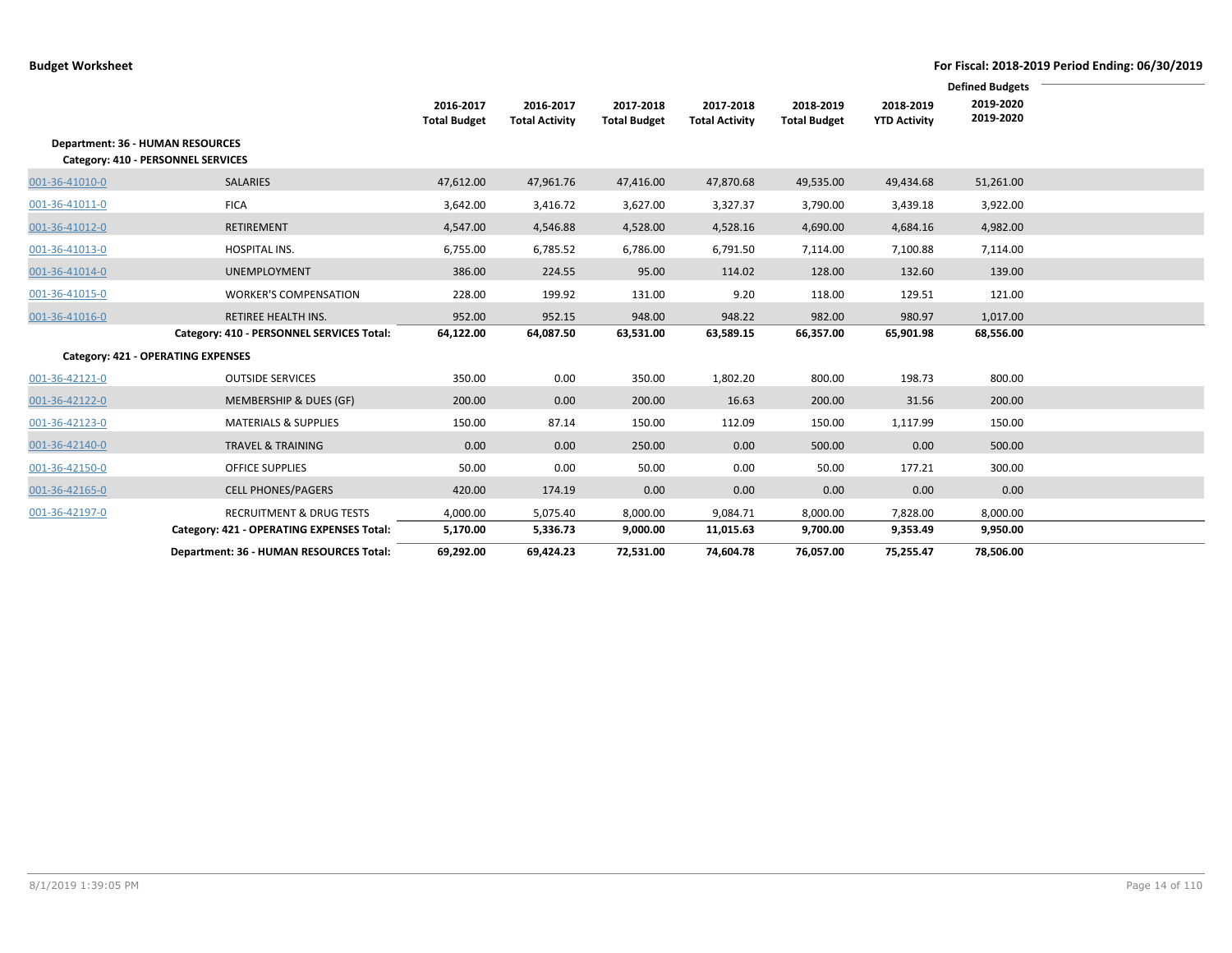**Budget Worksheet** — For Fiscal: 2018-2019 Period Ending: 06/30/2019

| | | 2016-2017 Total Budget | 2016-2017 Total Activity | 2017-2018 Total Budget | 2017-2018 Total Activity | 2018-2019 Total Budget | 2018-2019 YTD Activity | Defined Budgets 2019-2020 2019-2020 |
|---|---|---|---|---|---|---|---|---|
| **Department: 36 - HUMAN RESOURCES** | | | | | | | | |
| **Category: 410 - PERSONNEL SERVICES** | | | | | | | | |
| 001-36-41010-0 | SALARIES | 47,612.00 | 47,961.76 | 47,416.00 | 47,870.68 | 49,535.00 | 49,434.68 | 51,261.00 |
| 001-36-41011-0 | FICA | 3,642.00 | 3,416.72 | 3,627.00 | 3,327.37 | 3,790.00 | 3,439.18 | 3,922.00 |
| 001-36-41012-0 | RETIREMENT | 4,547.00 | 4,546.88 | 4,528.00 | 4,528.16 | 4,690.00 | 4,684.16 | 4,982.00 |
| 001-36-41013-0 | HOSPITAL INS. | 6,755.00 | 6,785.52 | 6,786.00 | 6,791.50 | 7,114.00 | 7,100.88 | 7,114.00 |
| 001-36-41014-0 | UNEMPLOYMENT | 386.00 | 224.55 | 95.00 | 114.02 | 128.00 | 132.60 | 139.00 |
| 001-36-41015-0 | WORKER'S COMPENSATION | 228.00 | 199.92 | 131.00 | 9.20 | 118.00 | 129.51 | 121.00 |
| 001-36-41016-0 | RETIREE HEALTH INS. | 952.00 | 952.15 | 948.00 | 948.22 | 982.00 | 980.97 | 1,017.00 |
| | **Category: 410 - PERSONNEL SERVICES Total:** | **64,122.00** | **64,087.50** | **63,531.00** | **63,589.15** | **66,357.00** | **65,901.98** | **68,556.00** |
| **Category: 421 - OPERATING EXPENSES** | | | | | | | | |
| 001-36-42121-0 | OUTSIDE SERVICES | 350.00 | 0.00 | 350.00 | 1,802.20 | 800.00 | 198.73 | 800.00 |
| 001-36-42122-0 | MEMBERSHIP & DUES (GF) | 200.00 | 0.00 | 200.00 | 16.63 | 200.00 | 31.56 | 200.00 |
| 001-36-42123-0 | MATERIALS & SUPPLIES | 150.00 | 87.14 | 150.00 | 112.09 | 150.00 | 1,117.99 | 150.00 |
| 001-36-42140-0 | TRAVEL & TRAINING | 0.00 | 0.00 | 250.00 | 0.00 | 500.00 | 0.00 | 500.00 |
| 001-36-42150-0 | OFFICE SUPPLIES | 50.00 | 0.00 | 50.00 | 0.00 | 50.00 | 177.21 | 300.00 |
| 001-36-42165-0 | CELL PHONES/PAGERS | 420.00 | 174.19 | 0.00 | 0.00 | 0.00 | 0.00 | 0.00 |
| 001-36-42197-0 | RECRUITMENT & DRUG TESTS | 4,000.00 | 5,075.40 | 8,000.00 | 9,084.71 | 8,000.00 | 7,828.00 | 8,000.00 |
| | **Category: 421 - OPERATING EXPENSES Total:** | **5,170.00** | **5,336.73** | **9,000.00** | **11,015.63** | **9,700.00** | **9,353.49** | **9,950.00** |
| | **Department: 36 - HUMAN RESOURCES Total:** | **69,292.00** | **69,424.23** | **72,531.00** | **74,604.78** | **76,057.00** | **75,255.47** | **78,506.00** |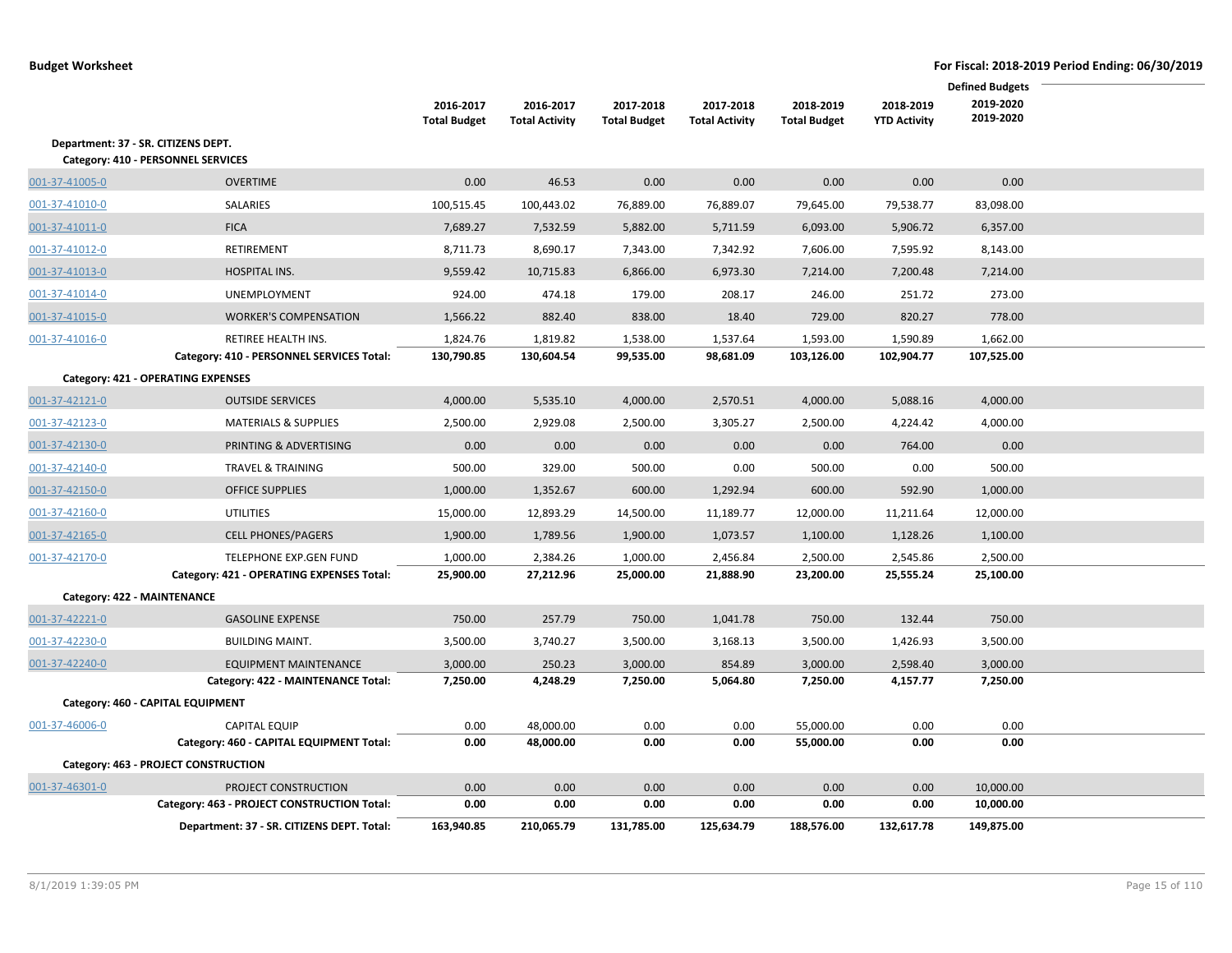**Budget Worksheet** — For Fiscal: 2018-2019 Period Ending: 06/30/2019

| | | 2016-2017 Total Budget | 2016-2017 Total Activity | 2017-2018 Total Budget | 2017-2018 Total Activity | 2018-2019 Total Budget | 2018-2019 YTD Activity | Defined Budgets 2019-2020 2019-2020 |
|---|---|---|---|---|---|---|---|---|
| **Department: 37 - SR. CITIZENS DEPT.** | | | | | | | | |
| **Category: 410 - PERSONNEL SERVICES** | | | | | | | | |
| 001-37-41005-0 | OVERTIME | 0.00 | 46.53 | 0.00 | 0.00 | 0.00 | 0.00 | 0.00 |
| 001-37-41010-0 | SALARIES | 100,515.45 | 100,443.02 | 76,889.00 | 76,889.07 | 79,645.00 | 79,538.77 | 83,098.00 |
| 001-37-41011-0 | FICA | 7,689.27 | 7,532.59 | 5,882.00 | 5,711.59 | 6,093.00 | 5,906.72 | 6,357.00 |
| 001-37-41012-0 | RETIREMENT | 8,711.73 | 8,690.17 | 7,343.00 | 7,342.92 | 7,606.00 | 7,595.92 | 8,143.00 |
| 001-37-41013-0 | HOSPITAL INS. | 9,559.42 | 10,715.83 | 6,866.00 | 6,973.30 | 7,214.00 | 7,200.48 | 7,214.00 |
| 001-37-41014-0 | UNEMPLOYMENT | 924.00 | 474.18 | 179.00 | 208.17 | 246.00 | 251.72 | 273.00 |
| 001-37-41015-0 | WORKER'S COMPENSATION | 1,566.22 | 882.40 | 838.00 | 18.40 | 729.00 | 820.27 | 778.00 |
| 001-37-41016-0 | RETIREE HEALTH INS. | 1,824.76 | 1,819.82 | 1,538.00 | 1,537.64 | 1,593.00 | 1,590.89 | 1,662.00 |
| | **Category: 410 - PERSONNEL SERVICES Total:** | **130,790.85** | **130,604.54** | **99,535.00** | **98,681.09** | **103,126.00** | **102,904.77** | **107,525.00** |
| **Category: 421 - OPERATING EXPENSES** | | | | | | | | |
| 001-37-42121-0 | OUTSIDE SERVICES | 4,000.00 | 5,535.10 | 4,000.00 | 2,570.51 | 4,000.00 | 5,088.16 | 4,000.00 |
| 001-37-42123-0 | MATERIALS & SUPPLIES | 2,500.00 | 2,929.08 | 2,500.00 | 3,305.27 | 2,500.00 | 4,224.42 | 4,000.00 |
| 001-37-42130-0 | PRINTING & ADVERTISING | 0.00 | 0.00 | 0.00 | 0.00 | 0.00 | 764.00 | 0.00 |
| 001-37-42140-0 | TRAVEL & TRAINING | 500.00 | 329.00 | 500.00 | 0.00 | 500.00 | 0.00 | 500.00 |
| 001-37-42150-0 | OFFICE SUPPLIES | 1,000.00 | 1,352.67 | 600.00 | 1,292.94 | 600.00 | 592.90 | 1,000.00 |
| 001-37-42160-0 | UTILITIES | 15,000.00 | 12,893.29 | 14,500.00 | 11,189.77 | 12,000.00 | 11,211.64 | 12,000.00 |
| 001-37-42165-0 | CELL PHONES/PAGERS | 1,900.00 | 1,789.56 | 1,900.00 | 1,073.57 | 1,100.00 | 1,128.26 | 1,100.00 |
| 001-37-42170-0 | TELEPHONE EXP.GEN FUND | 1,000.00 | 2,384.26 | 1,000.00 | 2,456.84 | 2,500.00 | 2,545.86 | 2,500.00 |
| | **Category: 421 - OPERATING EXPENSES Total:** | **25,900.00** | **27,212.96** | **25,000.00** | **21,888.90** | **23,200.00** | **25,555.24** | **25,100.00** |
| **Category: 422 - MAINTENANCE** | | | | | | | | |
| 001-37-42221-0 | GASOLINE EXPENSE | 750.00 | 257.79 | 750.00 | 1,041.78 | 750.00 | 132.44 | 750.00 |
| 001-37-42230-0 | BUILDING MAINT. | 3,500.00 | 3,740.27 | 3,500.00 | 3,168.13 | 3,500.00 | 1,426.93 | 3,500.00 |
| 001-37-42240-0 | EQUIPMENT MAINTENANCE | 3,000.00 | 250.23 | 3,000.00 | 854.89 | 3,000.00 | 2,598.40 | 3,000.00 |
| | **Category: 422 - MAINTENANCE Total:** | **7,250.00** | **4,248.29** | **7,250.00** | **5,064.80** | **7,250.00** | **4,157.77** | **7,250.00** |
| **Category: 460 - CAPITAL EQUIPMENT** | | | | | | | | |
| 001-37-46006-0 | CAPITAL EQUIP | 0.00 | 48,000.00 | 0.00 | 0.00 | 55,000.00 | 0.00 | 0.00 |
| | **Category: 460 - CAPITAL EQUIPMENT Total:** | **0.00** | **48,000.00** | **0.00** | **0.00** | **55,000.00** | **0.00** | **0.00** |
| **Category: 463 - PROJECT CONSTRUCTION** | | | | | | | | |
| 001-37-46301-0 | PROJECT CONSTRUCTION | 0.00 | 0.00 | 0.00 | 0.00 | 0.00 | 0.00 | 10,000.00 |
| | **Category: 463 - PROJECT CONSTRUCTION Total:** | **0.00** | **0.00** | **0.00** | **0.00** | **0.00** | **0.00** | **10,000.00** |
| | **Department: 37 - SR. CITIZENS DEPT. Total:** | **163,940.85** | **210,065.79** | **131,785.00** | **125,634.79** | **188,576.00** | **132,617.78** | **149,875.00** |

8/1/2019 1:39:05 PM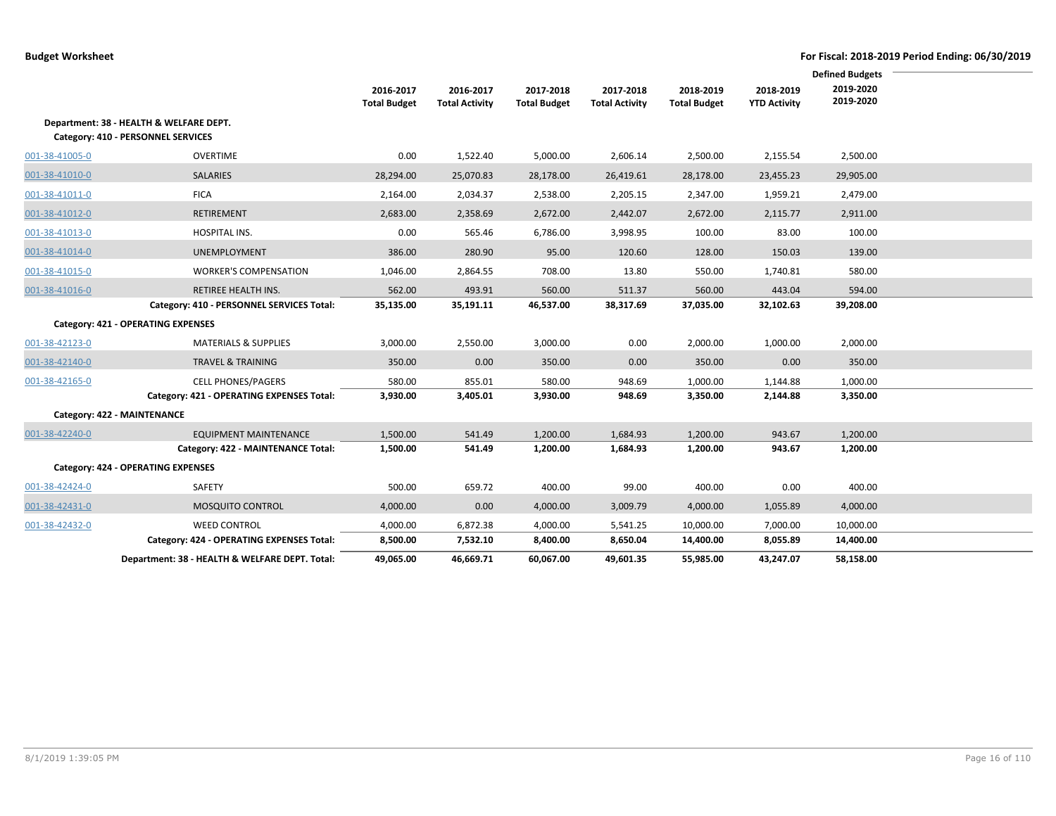**Budget Worksheet** — For Fiscal: 2018-2019 Period Ending: 06/30/2019

| | | 2016-2017 Total Budget | 2016-2017 Total Activity | 2017-2018 Total Budget | 2017-2018 Total Activity | 2018-2019 Total Budget | 2018-2019 YTD Activity | Defined Budgets 2019-2020 2019-2020 |
|---|---|---|---|---|---|---|---|---|
| **Department: 38 - HEALTH & WELFARE DEPT.** | | | | | | | | |
| **Category: 410 - PERSONNEL SERVICES** | | | | | | | | |
| 001-38-41005-0 | OVERTIME | 0.00 | 1,522.40 | 5,000.00 | 2,606.14 | 2,500.00 | 2,155.54 | 2,500.00 |
| 001-38-41010-0 | SALARIES | 28,294.00 | 25,070.83 | 28,178.00 | 26,419.61 | 28,178.00 | 23,455.23 | 29,905.00 |
| 001-38-41011-0 | FICA | 2,164.00 | 2,034.37 | 2,538.00 | 2,205.15 | 2,347.00 | 1,959.21 | 2,479.00 |
| 001-38-41012-0 | RETIREMENT | 2,683.00 | 2,358.69 | 2,672.00 | 2,442.07 | 2,672.00 | 2,115.77 | 2,911.00 |
| 001-38-41013-0 | HOSPITAL INS. | 0.00 | 565.46 | 6,786.00 | 3,998.95 | 100.00 | 83.00 | 100.00 |
| 001-38-41014-0 | UNEMPLOYMENT | 386.00 | 280.90 | 95.00 | 120.60 | 128.00 | 150.03 | 139.00 |
| 001-38-41015-0 | WORKER'S COMPENSATION | 1,046.00 | 2,864.55 | 708.00 | 13.80 | 550.00 | 1,740.81 | 580.00 |
| 001-38-41016-0 | RETIREE HEALTH INS. | 562.00 | 493.91 | 560.00 | 511.37 | 560.00 | 443.04 | 594.00 |
| | **Category: 410 - PERSONNEL SERVICES Total:** | **35,135.00** | **35,191.11** | **46,537.00** | **38,317.69** | **37,035.00** | **32,102.63** | **39,208.00** |
| **Category: 421 - OPERATING EXPENSES** | | | | | | | | |
| 001-38-42123-0 | MATERIALS & SUPPLIES | 3,000.00 | 2,550.00 | 3,000.00 | 0.00 | 2,000.00 | 1,000.00 | 2,000.00 |
| 001-38-42140-0 | TRAVEL & TRAINING | 350.00 | 0.00 | 350.00 | 0.00 | 350.00 | 0.00 | 350.00 |
| 001-38-42165-0 | CELL PHONES/PAGERS | 580.00 | 855.01 | 580.00 | 948.69 | 1,000.00 | 1,144.88 | 1,000.00 |
| | **Category: 421 - OPERATING EXPENSES Total:** | **3,930.00** | **3,405.01** | **3,930.00** | **948.69** | **3,350.00** | **2,144.88** | **3,350.00** |
| **Category: 422 - MAINTENANCE** | | | | | | | | |
| 001-38-42240-0 | EQUIPMENT MAINTENANCE | 1,500.00 | 541.49 | 1,200.00 | 1,684.93 | 1,200.00 | 943.67 | 1,200.00 |
| | **Category: 422 - MAINTENANCE Total:** | **1,500.00** | **541.49** | **1,200.00** | **1,684.93** | **1,200.00** | **943.67** | **1,200.00** |
| **Category: 424 - OPERATING EXPENSES** | | | | | | | | |
| 001-38-42424-0 | SAFETY | 500.00 | 659.72 | 400.00 | 99.00 | 400.00 | 0.00 | 400.00 |
| 001-38-42431-0 | MOSQUITO CONTROL | 4,000.00 | 0.00 | 4,000.00 | 3,009.79 | 4,000.00 | 1,055.89 | 4,000.00 |
| 001-38-42432-0 | WEED CONTROL | 4,000.00 | 6,872.38 | 4,000.00 | 5,541.25 | 10,000.00 | 7,000.00 | 10,000.00 |
| | **Category: 424 - OPERATING EXPENSES Total:** | **8,500.00** | **7,532.10** | **8,400.00** | **8,650.04** | **14,400.00** | **8,055.89** | **14,400.00** |
| | **Department: 38 - HEALTH & WELFARE DEPT. Total:** | **49,065.00** | **46,669.71** | **60,067.00** | **49,601.35** | **55,985.00** | **43,247.07** | **58,158.00** |

8/1/2019 1:39:05 PM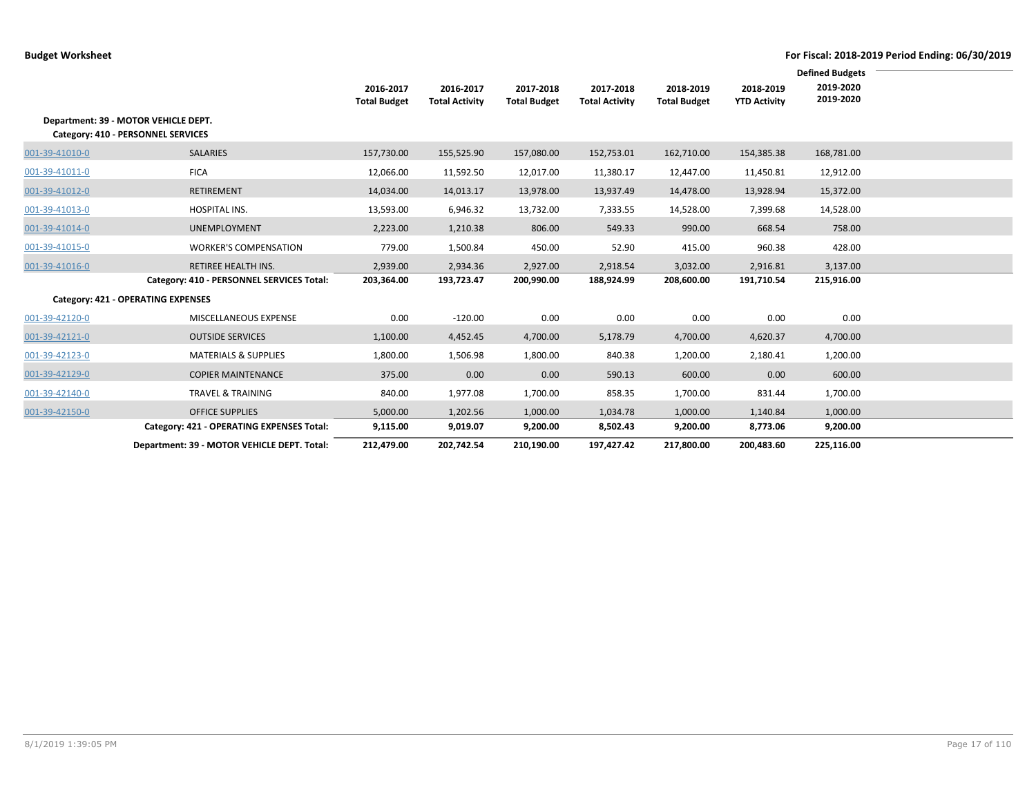**Budget Worksheet** — For Fiscal: 2018-2019 Period Ending: 06/30/2019

| | | 2016-2017 Total Budget | 2016-2017 Total Activity | 2017-2018 Total Budget | 2017-2018 Total Activity | 2018-2019 Total Budget | 2018-2019 YTD Activity | Defined Budgets 2019-2020 2019-2020 |
|---|---|---|---|---|---|---|---|---|
| **Department: 39 - MOTOR VEHICLE DEPT.** | | | | | | | | |
| **Category: 410 - PERSONNEL SERVICES** | | | | | | | | |
| 001-39-41010-0 | SALARIES | 157,730.00 | 155,525.90 | 157,080.00 | 152,753.01 | 162,710.00 | 154,385.38 | 168,781.00 |
| 001-39-41011-0 | FICA | 12,066.00 | 11,592.50 | 12,017.00 | 11,380.17 | 12,447.00 | 11,450.81 | 12,912.00 |
| 001-39-41012-0 | RETIREMENT | 14,034.00 | 14,013.17 | 13,978.00 | 13,937.49 | 14,478.00 | 13,928.94 | 15,372.00 |
| 001-39-41013-0 | HOSPITAL INS. | 13,593.00 | 6,946.32 | 13,732.00 | 7,333.55 | 14,528.00 | 7,399.68 | 14,528.00 |
| 001-39-41014-0 | UNEMPLOYMENT | 2,223.00 | 1,210.38 | 806.00 | 549.33 | 990.00 | 668.54 | 758.00 |
| 001-39-41015-0 | WORKER'S COMPENSATION | 779.00 | 1,500.84 | 450.00 | 52.90 | 415.00 | 960.38 | 428.00 |
| 001-39-41016-0 | RETIREE HEALTH INS. | 2,939.00 | 2,934.36 | 2,927.00 | 2,918.54 | 3,032.00 | 2,916.81 | 3,137.00 |
| | **Category: 410 - PERSONNEL SERVICES Total:** | **203,364.00** | **193,723.47** | **200,990.00** | **188,924.99** | **208,600.00** | **191,710.54** | **215,916.00** |
| **Category: 421 - OPERATING EXPENSES** | | | | | | | | |
| 001-39-42120-0 | MISCELLANEOUS EXPENSE | 0.00 | -120.00 | 0.00 | 0.00 | 0.00 | 0.00 | 0.00 |
| 001-39-42121-0 | OUTSIDE SERVICES | 1,100.00 | 4,452.45 | 4,700.00 | 5,178.79 | 4,700.00 | 4,620.37 | 4,700.00 |
| 001-39-42123-0 | MATERIALS & SUPPLIES | 1,800.00 | 1,506.98 | 1,800.00 | 840.38 | 1,200.00 | 2,180.41 | 1,200.00 |
| 001-39-42129-0 | COPIER MAINTENANCE | 375.00 | 0.00 | 0.00 | 590.13 | 600.00 | 0.00 | 600.00 |
| 001-39-42140-0 | TRAVEL & TRAINING | 840.00 | 1,977.08 | 1,700.00 | 858.35 | 1,700.00 | 831.44 | 1,700.00 |
| 001-39-42150-0 | OFFICE SUPPLIES | 5,000.00 | 1,202.56 | 1,000.00 | 1,034.78 | 1,000.00 | 1,140.84 | 1,000.00 |
| | **Category: 421 - OPERATING EXPENSES Total:** | **9,115.00** | **9,019.07** | **9,200.00** | **8,502.43** | **9,200.00** | **8,773.06** | **9,200.00** |
| | **Department: 39 - MOTOR VEHICLE DEPT. Total:** | **212,479.00** | **202,742.54** | **210,190.00** | **197,427.42** | **217,800.00** | **200,483.60** | **225,116.00** |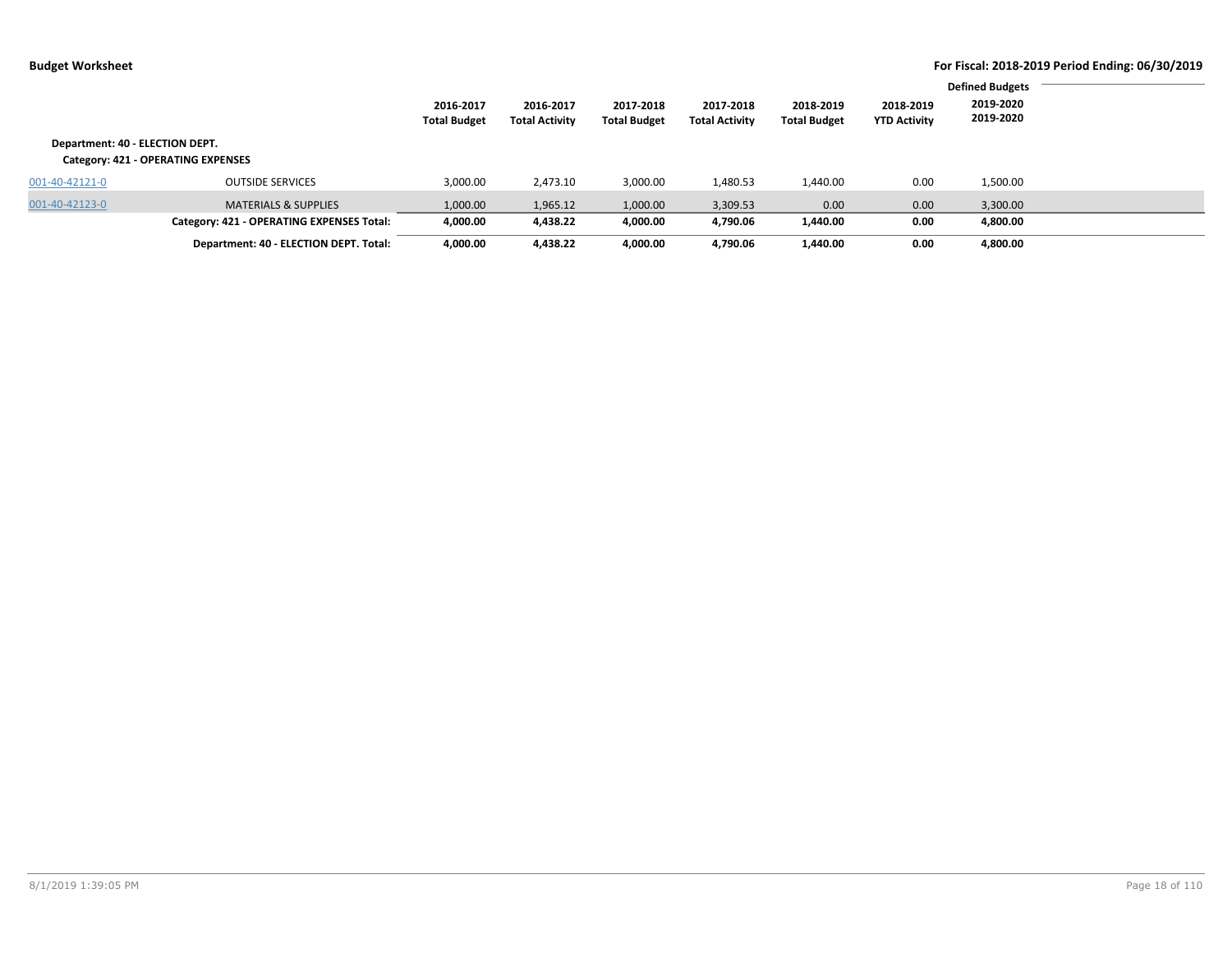**Budget Worksheet** | **For Fiscal: 2018-2019 Period Ending: 06/30/2019**

| | | 2016-2017 Total Budget | 2016-2017 Total Activity | 2017-2018 Total Budget | 2017-2018 Total Activity | 2018-2019 Total Budget | 2018-2019 YTD Activity | Defined Budgets 2019-2020 2019-2020 |
|---|---|---|---|---|---|---|---|---|
| **Department: 40 - ELECTION DEPT.** | | | | | | | | |
| **Category: 421 - OPERATING EXPENSES** | | | | | | | | |
| 001-40-42121-0 | OUTSIDE SERVICES | 3,000.00 | 2,473.10 | 3,000.00 | 1,480.53 | 1,440.00 | 0.00 | 1,500.00 |
| 001-40-42123-0 | MATERIALS & SUPPLIES | 1,000.00 | 1,965.12 | 1,000.00 | 3,309.53 | 0.00 | 0.00 | 3,300.00 |
| | **Category: 421 - OPERATING EXPENSES Total:** | **4,000.00** | **4,438.22** | **4,000.00** | **4,790.06** | **1,440.00** | **0.00** | **4,800.00** |
| | **Department: 40 - ELECTION DEPT. Total:** | **4,000.00** | **4,438.22** | **4,000.00** | **4,790.06** | **1,440.00** | **0.00** | **4,800.00** |

8/1/2019 1:39:05 PM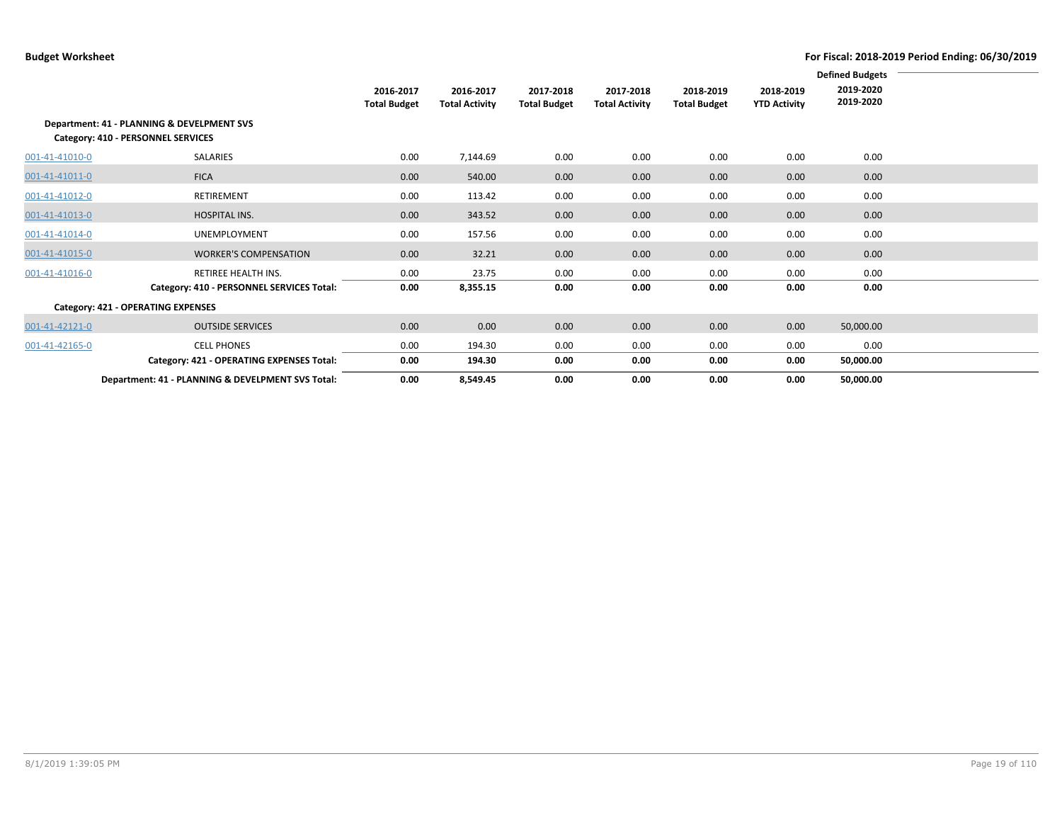**Budget Worksheet**

**For Fiscal: 2018-2019 Period Ending: 06/30/2019**

| | | 2016-2017 Total Budget | 2016-2017 Total Activity | 2017-2018 Total Budget | 2017-2018 Total Activity | 2018-2019 Total Budget | 2018-2019 YTD Activity | Defined Budgets 2019-2020 2019-2020 |
|---|---|---|---|---|---|---|---|---|
| **Department: 41 - PLANNING & DEVELPMENT SVS** | | | | | | | | |
| **Category: 410 - PERSONNEL SERVICES** | | | | | | | | |
| 001-41-41010-0 | SALARIES | 0.00 | 7,144.69 | 0.00 | 0.00 | 0.00 | 0.00 | 0.00 |
| 001-41-41011-0 | FICA | 0.00 | 540.00 | 0.00 | 0.00 | 0.00 | 0.00 | 0.00 |
| 001-41-41012-0 | RETIREMENT | 0.00 | 113.42 | 0.00 | 0.00 | 0.00 | 0.00 | 0.00 |
| 001-41-41013-0 | HOSPITAL INS. | 0.00 | 343.52 | 0.00 | 0.00 | 0.00 | 0.00 | 0.00 |
| 001-41-41014-0 | UNEMPLOYMENT | 0.00 | 157.56 | 0.00 | 0.00 | 0.00 | 0.00 | 0.00 |
| 001-41-41015-0 | WORKER'S COMPENSATION | 0.00 | 32.21 | 0.00 | 0.00 | 0.00 | 0.00 | 0.00 |
| 001-41-41016-0 | RETIREE HEALTH INS. | 0.00 | 23.75 | 0.00 | 0.00 | 0.00 | 0.00 | 0.00 |
| | **Category: 410 - PERSONNEL SERVICES Total:** | **0.00** | **8,355.15** | **0.00** | **0.00** | **0.00** | **0.00** | **0.00** |
| **Category: 421 - OPERATING EXPENSES** | | | | | | | | |
| 001-41-42121-0 | OUTSIDE SERVICES | 0.00 | 0.00 | 0.00 | 0.00 | 0.00 | 0.00 | 50,000.00 |
| 001-41-42165-0 | CELL PHONES | 0.00 | 194.30 | 0.00 | 0.00 | 0.00 | 0.00 | 0.00 |
| | **Category: 421 - OPERATING EXPENSES Total:** | **0.00** | **194.30** | **0.00** | **0.00** | **0.00** | **0.00** | **50,000.00** |
| | **Department: 41 - PLANNING & DEVELPMENT SVS Total:** | **0.00** | **8,549.45** | **0.00** | **0.00** | **0.00** | **0.00** | **50,000.00** |

8/1/2019 1:39:05 PM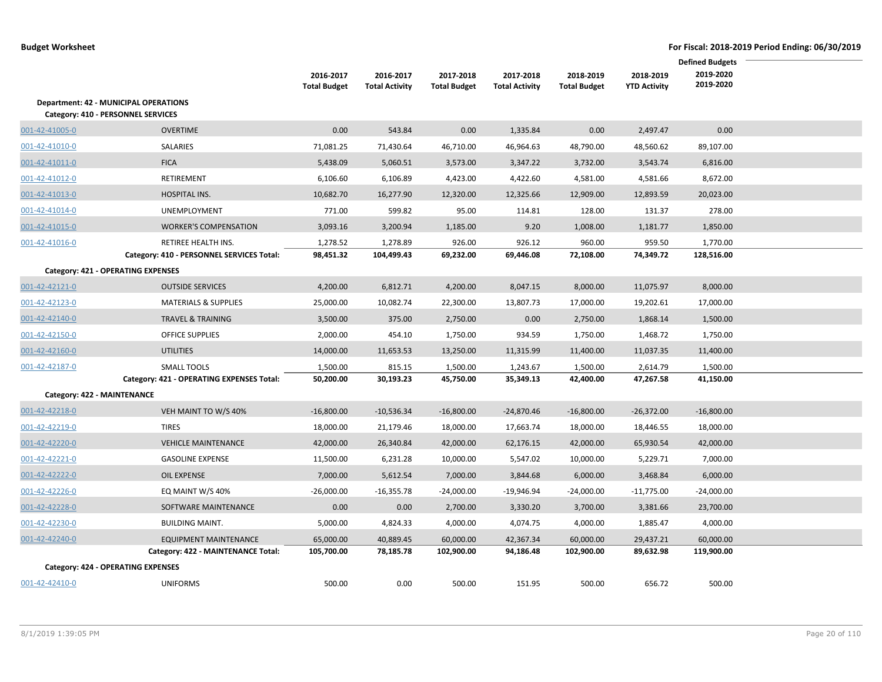**Budget Worksheet** — For Fiscal: 2018-2019 Period Ending: 06/30/2019

| | | 2016-2017 Total Budget | 2016-2017 Total Activity | 2017-2018 Total Budget | 2017-2018 Total Activity | 2018-2019 Total Budget | 2018-2019 YTD Activity | Defined Budgets 2019-2020 2019-2020 |
|---|---|---|---|---|---|---|---|---|
| **Department: 42 - MUNICIPAL OPERATIONS** | | | | | | | | |
| **Category: 410 - PERSONNEL SERVICES** | | | | | | | | |
| 001-42-41005-0 | OVERTIME | 0.00 | 543.84 | 0.00 | 1,335.84 | 0.00 | 2,497.47 | 0.00 |
| 001-42-41010-0 | SALARIES | 71,081.25 | 71,430.64 | 46,710.00 | 46,964.63 | 48,790.00 | 48,560.62 | 89,107.00 |
| 001-42-41011-0 | FICA | 5,438.09 | 5,060.51 | 3,573.00 | 3,347.22 | 3,732.00 | 3,543.74 | 6,816.00 |
| 001-42-41012-0 | RETIREMENT | 6,106.60 | 6,106.89 | 4,423.00 | 4,422.60 | 4,581.00 | 4,581.66 | 8,672.00 |
| 001-42-41013-0 | HOSPITAL INS. | 10,682.70 | 16,277.90 | 12,320.00 | 12,325.66 | 12,909.00 | 12,893.59 | 20,023.00 |
| 001-42-41014-0 | UNEMPLOYMENT | 771.00 | 599.82 | 95.00 | 114.81 | 128.00 | 131.37 | 278.00 |
| 001-42-41015-0 | WORKER'S COMPENSATION | 3,093.16 | 3,200.94 | 1,185.00 | 9.20 | 1,008.00 | 1,181.77 | 1,850.00 |
| 001-42-41016-0 | RETIREE HEALTH INS. | 1,278.52 | 1,278.89 | 926.00 | 926.12 | 960.00 | 959.50 | 1,770.00 |
| | **Category: 410 - PERSONNEL SERVICES Total:** | **98,451.32** | **104,499.43** | **69,232.00** | **69,446.08** | **72,108.00** | **74,349.72** | **128,516.00** |
| **Category: 421 - OPERATING EXPENSES** | | | | | | | | |
| 001-42-42121-0 | OUTSIDE SERVICES | 4,200.00 | 6,812.71 | 4,200.00 | 8,047.15 | 8,000.00 | 11,075.97 | 8,000.00 |
| 001-42-42123-0 | MATERIALS & SUPPLIES | 25,000.00 | 10,082.74 | 22,300.00 | 13,807.73 | 17,000.00 | 19,202.61 | 17,000.00 |
| 001-42-42140-0 | TRAVEL & TRAINING | 3,500.00 | 375.00 | 2,750.00 | 0.00 | 2,750.00 | 1,868.14 | 1,500.00 |
| 001-42-42150-0 | OFFICE SUPPLIES | 2,000.00 | 454.10 | 1,750.00 | 934.59 | 1,750.00 | 1,468.72 | 1,750.00 |
| 001-42-42160-0 | UTILITIES | 14,000.00 | 11,653.53 | 13,250.00 | 11,315.99 | 11,400.00 | 11,037.35 | 11,400.00 |
| 001-42-42187-0 | SMALL TOOLS | 1,500.00 | 815.15 | 1,500.00 | 1,243.67 | 1,500.00 | 2,614.79 | 1,500.00 |
| | **Category: 421 - OPERATING EXPENSES Total:** | **50,200.00** | **30,193.23** | **45,750.00** | **35,349.13** | **42,400.00** | **47,267.58** | **41,150.00** |
| **Category: 422 - MAINTENANCE** | | | | | | | | |
| 001-42-42218-0 | VEH MAINT TO W/S 40% | -16,800.00 | -10,536.34 | -16,800.00 | -24,870.46 | -16,800.00 | -26,372.00 | -16,800.00 |
| 001-42-42219-0 | TIRES | 18,000.00 | 21,179.46 | 18,000.00 | 17,663.74 | 18,000.00 | 18,446.55 | 18,000.00 |
| 001-42-42220-0 | VEHICLE MAINTENANCE | 42,000.00 | 26,340.84 | 42,000.00 | 62,176.15 | 42,000.00 | 65,930.54 | 42,000.00 |
| 001-42-42221-0 | GASOLINE EXPENSE | 11,500.00 | 6,231.28 | 10,000.00 | 5,547.02 | 10,000.00 | 5,229.71 | 7,000.00 |
| 001-42-42222-0 | OIL EXPENSE | 7,000.00 | 5,612.54 | 7,000.00 | 3,844.68 | 6,000.00 | 3,468.84 | 6,000.00 |
| 001-42-42226-0 | EQ MAINT W/S 40% | -26,000.00 | -16,355.78 | -24,000.00 | -19,946.94 | -24,000.00 | -11,775.00 | -24,000.00 |
| 001-42-42228-0 | SOFTWARE MAINTENANCE | 0.00 | 0.00 | 2,700.00 | 3,330.20 | 3,700.00 | 3,381.66 | 23,700.00 |
| 001-42-42230-0 | BUILDING MAINT. | 5,000.00 | 4,824.33 | 4,000.00 | 4,074.75 | 4,000.00 | 1,885.47 | 4,000.00 |
| 001-42-42240-0 | EQUIPMENT MAINTENANCE | 65,000.00 | 40,889.45 | 60,000.00 | 42,367.34 | 60,000.00 | 29,437.21 | 60,000.00 |
| | **Category: 422 - MAINTENANCE Total:** | **105,700.00** | **78,185.78** | **102,900.00** | **94,186.48** | **102,900.00** | **89,632.98** | **119,900.00** |
| **Category: 424 - OPERATING EXPENSES** | | | | | | | | |
| 001-42-42410-0 | UNIFORMS | 500.00 | 0.00 | 500.00 | 151.95 | 500.00 | 656.72 | 500.00 |

8/1/2019 1:39:05 PM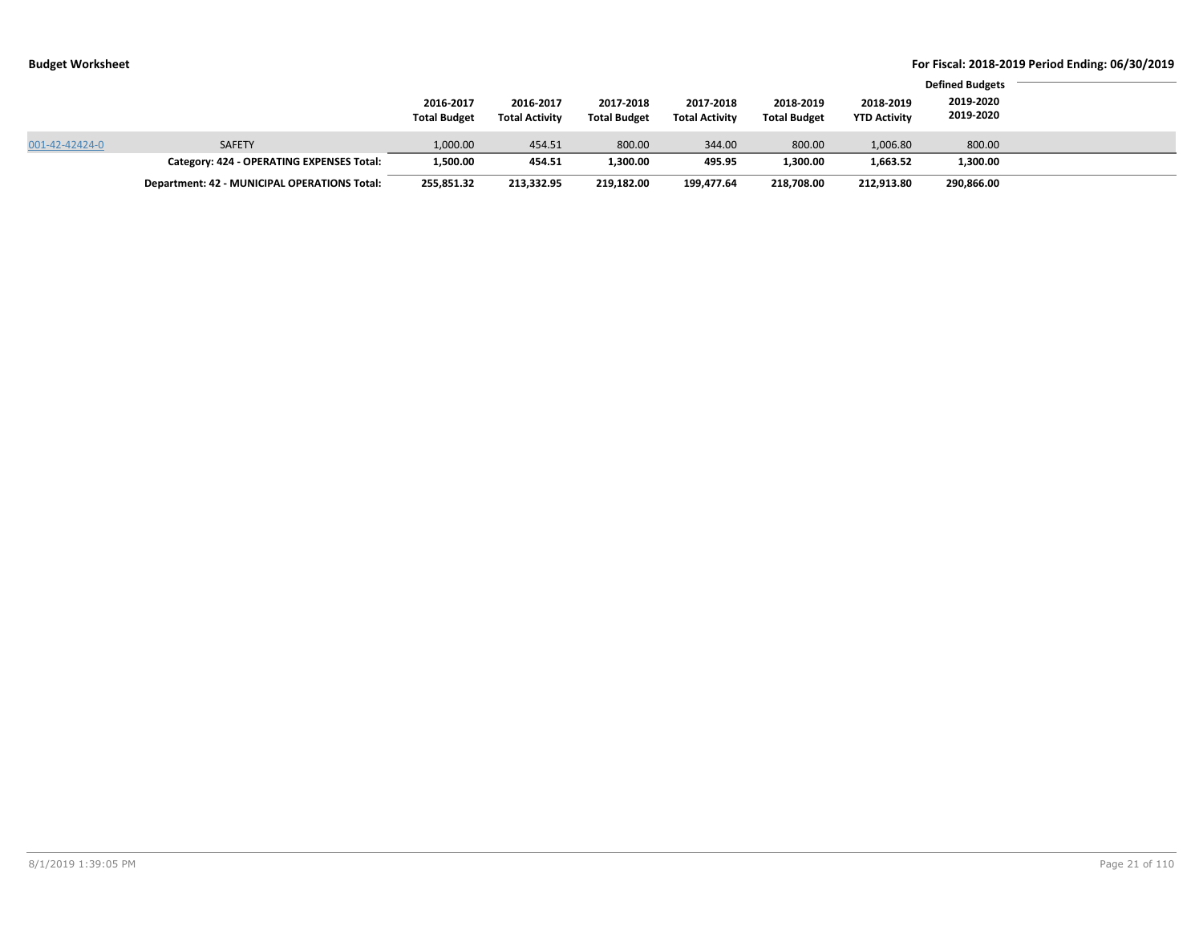| | | 2016-2017 Total Budget | 2016-2017 Total Activity | 2017-2018 Total Budget | 2017-2018 Total Activity | 2018-2019 Total Budget | 2018-2019 YTD Activity | Defined Budgets 2019-2020 2019-2020 |
|---|---|---|---|---|---|---|---|---|
| 001-42-42424-0 | SAFETY | 1,000.00 | 454.51 | 800.00 | 344.00 | 800.00 | 1,006.80 | 800.00 |
| | **Category: 424 - OPERATING EXPENSES Total:** | **1,500.00** | **454.51** | **1,300.00** | **495.95** | **1,300.00** | **1,663.52** | **1,300.00** |
| | **Department: 42 - MUNICIPAL OPERATIONS Total:** | **255,851.32** | **213,332.95** | **219,182.00** | **199,477.64** | **218,708.00** | **212,913.80** | **290,866.00** |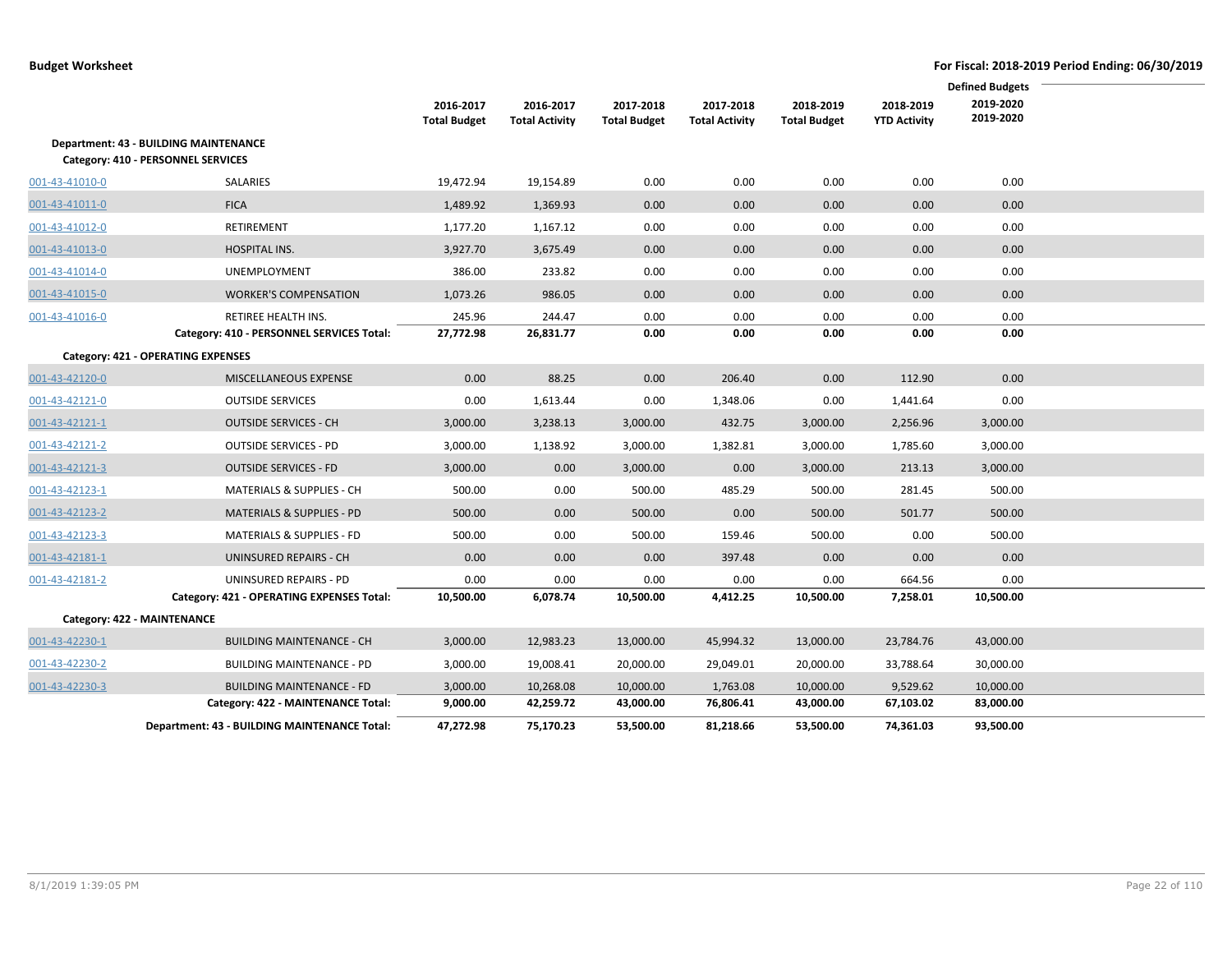**Budget Worksheet** — For Fiscal: 2018-2019 Period Ending: 06/30/2019

| | | 2016-2017 Total Budget | 2016-2017 Total Activity | 2017-2018 Total Budget | 2017-2018 Total Activity | 2018-2019 Total Budget | 2018-2019 YTD Activity | Defined Budgets 2019-2020 2019-2020 |
|---|---|---|---|---|---|---|---|---|
| **Department: 43 - BUILDING MAINTENANCE** | | | | | | | | |
| **Category: 410 - PERSONNEL SERVICES** | | | | | | | | |
| 001-43-41010-0 | SALARIES | 19,472.94 | 19,154.89 | 0.00 | 0.00 | 0.00 | 0.00 | 0.00 |
| 001-43-41011-0 | FICA | 1,489.92 | 1,369.93 | 0.00 | 0.00 | 0.00 | 0.00 | 0.00 |
| 001-43-41012-0 | RETIREMENT | 1,177.20 | 1,167.12 | 0.00 | 0.00 | 0.00 | 0.00 | 0.00 |
| 001-43-41013-0 | HOSPITAL INS. | 3,927.70 | 3,675.49 | 0.00 | 0.00 | 0.00 | 0.00 | 0.00 |
| 001-43-41014-0 | UNEMPLOYMENT | 386.00 | 233.82 | 0.00 | 0.00 | 0.00 | 0.00 | 0.00 |
| 001-43-41015-0 | WORKER'S COMPENSATION | 1,073.26 | 986.05 | 0.00 | 0.00 | 0.00 | 0.00 | 0.00 |
| 001-43-41016-0 | RETIREE HEALTH INS. | 245.96 | 244.47 | 0.00 | 0.00 | 0.00 | 0.00 | 0.00 |
| | **Category: 410 - PERSONNEL SERVICES Total:** | **27,772.98** | **26,831.77** | **0.00** | **0.00** | **0.00** | **0.00** | **0.00** |
| **Category: 421 - OPERATING EXPENSES** | | | | | | | | |
| 001-43-42120-0 | MISCELLANEOUS EXPENSE | 0.00 | 88.25 | 0.00 | 206.40 | 0.00 | 112.90 | 0.00 |
| 001-43-42121-0 | OUTSIDE SERVICES | 0.00 | 1,613.44 | 0.00 | 1,348.06 | 0.00 | 1,441.64 | 0.00 |
| 001-43-42121-1 | OUTSIDE SERVICES - CH | 3,000.00 | 3,238.13 | 3,000.00 | 432.75 | 3,000.00 | 2,256.96 | 3,000.00 |
| 001-43-42121-2 | OUTSIDE SERVICES - PD | 3,000.00 | 1,138.92 | 3,000.00 | 1,382.81 | 3,000.00 | 1,785.60 | 3,000.00 |
| 001-43-42121-3 | OUTSIDE SERVICES - FD | 3,000.00 | 0.00 | 3,000.00 | 0.00 | 3,000.00 | 213.13 | 3,000.00 |
| 001-43-42123-1 | MATERIALS & SUPPLIES - CH | 500.00 | 0.00 | 500.00 | 485.29 | 500.00 | 281.45 | 500.00 |
| 001-43-42123-2 | MATERIALS & SUPPLIES - PD | 500.00 | 0.00 | 500.00 | 0.00 | 500.00 | 501.77 | 500.00 |
| 001-43-42123-3 | MATERIALS & SUPPLIES - FD | 500.00 | 0.00 | 500.00 | 159.46 | 500.00 | 0.00 | 500.00 |
| 001-43-42181-1 | UNINSURED REPAIRS - CH | 0.00 | 0.00 | 0.00 | 397.48 | 0.00 | 0.00 | 0.00 |
| 001-43-42181-2 | UNINSURED REPAIRS - PD | 0.00 | 0.00 | 0.00 | 0.00 | 0.00 | 664.56 | 0.00 |
| | **Category: 421 - OPERATING EXPENSES Total:** | **10,500.00** | **6,078.74** | **10,500.00** | **4,412.25** | **10,500.00** | **7,258.01** | **10,500.00** |
| **Category: 422 - MAINTENANCE** | | | | | | | | |
| 001-43-42230-1 | BUILDING MAINTENANCE - CH | 3,000.00 | 12,983.23 | 13,000.00 | 45,994.32 | 13,000.00 | 23,784.76 | 43,000.00 |
| 001-43-42230-2 | BUILDING MAINTENANCE - PD | 3,000.00 | 19,008.41 | 20,000.00 | 29,049.01 | 20,000.00 | 33,788.64 | 30,000.00 |
| 001-43-42230-3 | BUILDING MAINTENANCE - FD | 3,000.00 | 10,268.08 | 10,000.00 | 1,763.08 | 10,000.00 | 9,529.62 | 10,000.00 |
| | **Category: 422 - MAINTENANCE Total:** | **9,000.00** | **42,259.72** | **43,000.00** | **76,806.41** | **43,000.00** | **67,103.02** | **83,000.00** |
| | **Department: 43 - BUILDING MAINTENANCE Total:** | **47,272.98** | **75,170.23** | **53,500.00** | **81,218.66** | **53,500.00** | **74,361.03** | **93,500.00** |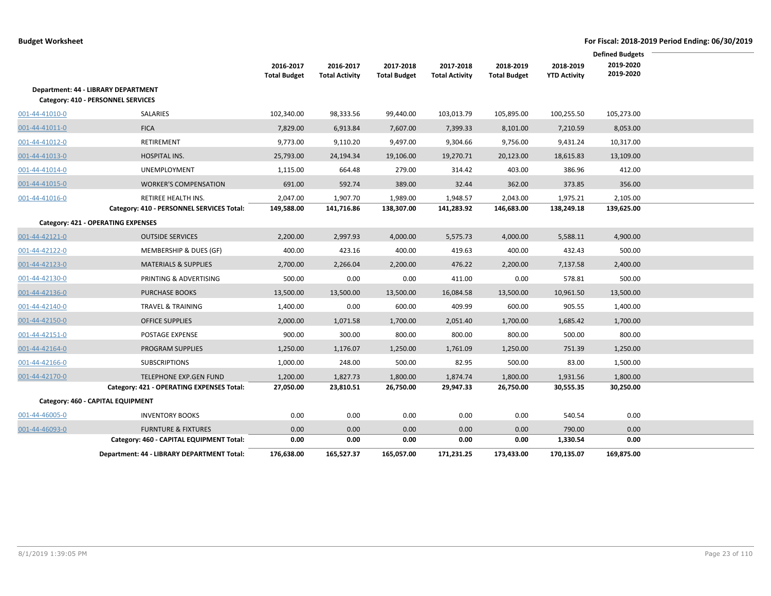**Budget Worksheet** — **For Fiscal: 2018-2019 Period Ending: 06/30/2019**

| | | 2016-2017 Total Budget | 2016-2017 Total Activity | 2017-2018 Total Budget | 2017-2018 Total Activity | 2018-2019 Total Budget | 2018-2019 YTD Activity | Defined Budgets 2019-2020 2019-2020 |
|---|---|---|---|---|---|---|---|---|
| **Department: 44 - LIBRARY DEPARTMENT** | | | | | | | | |
| **Category: 410 - PERSONNEL SERVICES** | | | | | | | | |
| 001-44-41010-0 | SALARIES | 102,340.00 | 98,333.56 | 99,440.00 | 103,013.79 | 105,895.00 | 100,255.50 | 105,273.00 |
| 001-44-41011-0 | FICA | 7,829.00 | 6,913.84 | 7,607.00 | 7,399.33 | 8,101.00 | 7,210.59 | 8,053.00 |
| 001-44-41012-0 | RETIREMENT | 9,773.00 | 9,110.20 | 9,497.00 | 9,304.66 | 9,756.00 | 9,431.24 | 10,317.00 |
| 001-44-41013-0 | HOSPITAL INS. | 25,793.00 | 24,194.34 | 19,106.00 | 19,270.71 | 20,123.00 | 18,615.83 | 13,109.00 |
| 001-44-41014-0 | UNEMPLOYMENT | 1,115.00 | 664.48 | 279.00 | 314.42 | 403.00 | 386.96 | 412.00 |
| 001-44-41015-0 | WORKER'S COMPENSATION | 691.00 | 592.74 | 389.00 | 32.44 | 362.00 | 373.85 | 356.00 |
| 001-44-41016-0 | RETIREE HEALTH INS. | 2,047.00 | 1,907.70 | 1,989.00 | 1,948.57 | 2,043.00 | 1,975.21 | 2,105.00 |
| | **Category: 410 - PERSONNEL SERVICES Total:** | **149,588.00** | **141,716.86** | **138,307.00** | **141,283.92** | **146,683.00** | **138,249.18** | **139,625.00** |
| **Category: 421 - OPERATING EXPENSES** | | | | | | | | |
| 001-44-42121-0 | OUTSIDE SERVICES | 2,200.00 | 2,997.93 | 4,000.00 | 5,575.73 | 4,000.00 | 5,588.11 | 4,900.00 |
| 001-44-42122-0 | MEMBERSHIP & DUES (GF) | 400.00 | 423.16 | 400.00 | 419.63 | 400.00 | 432.43 | 500.00 |
| 001-44-42123-0 | MATERIALS & SUPPLIES | 2,700.00 | 2,266.04 | 2,200.00 | 476.22 | 2,200.00 | 7,137.58 | 2,400.00 |
| 001-44-42130-0 | PRINTING & ADVERTISING | 500.00 | 0.00 | 0.00 | 411.00 | 0.00 | 578.81 | 500.00 |
| 001-44-42136-0 | PURCHASE BOOKS | 13,500.00 | 13,500.00 | 13,500.00 | 16,084.58 | 13,500.00 | 10,961.50 | 13,500.00 |
| 001-44-42140-0 | TRAVEL & TRAINING | 1,400.00 | 0.00 | 600.00 | 409.99 | 600.00 | 905.55 | 1,400.00 |
| 001-44-42150-0 | OFFICE SUPPLIES | 2,000.00 | 1,071.58 | 1,700.00 | 2,051.40 | 1,700.00 | 1,685.42 | 1,700.00 |
| 001-44-42151-0 | POSTAGE EXPENSE | 900.00 | 300.00 | 800.00 | 800.00 | 800.00 | 500.00 | 800.00 |
| 001-44-42164-0 | PROGRAM SUPPLIES | 1,250.00 | 1,176.07 | 1,250.00 | 1,761.09 | 1,250.00 | 751.39 | 1,250.00 |
| 001-44-42166-0 | SUBSCRIPTIONS | 1,000.00 | 248.00 | 500.00 | 82.95 | 500.00 | 83.00 | 1,500.00 |
| 001-44-42170-0 | TELEPHONE EXP.GEN FUND | 1,200.00 | 1,827.73 | 1,800.00 | 1,874.74 | 1,800.00 | 1,931.56 | 1,800.00 |
| | **Category: 421 - OPERATING EXPENSES Total:** | **27,050.00** | **23,810.51** | **26,750.00** | **29,947.33** | **26,750.00** | **30,555.35** | **30,250.00** |
| **Category: 460 - CAPITAL EQUIPMENT** | | | | | | | | |
| 001-44-46005-0 | INVENTORY BOOKS | 0.00 | 0.00 | 0.00 | 0.00 | 0.00 | 540.54 | 0.00 |
| 001-44-46093-0 | FURNTURE & FIXTURES | 0.00 | 0.00 | 0.00 | 0.00 | 0.00 | 790.00 | 0.00 |
| | **Category: 460 - CAPITAL EQUIPMENT Total:** | **0.00** | **0.00** | **0.00** | **0.00** | **0.00** | **1,330.54** | **0.00** |
| | **Department: 44 - LIBRARY DEPARTMENT Total:** | **176,638.00** | **165,527.37** | **165,057.00** | **171,231.25** | **173,433.00** | **170,135.07** | **169,875.00** |

8/1/2019 1:39:05 PM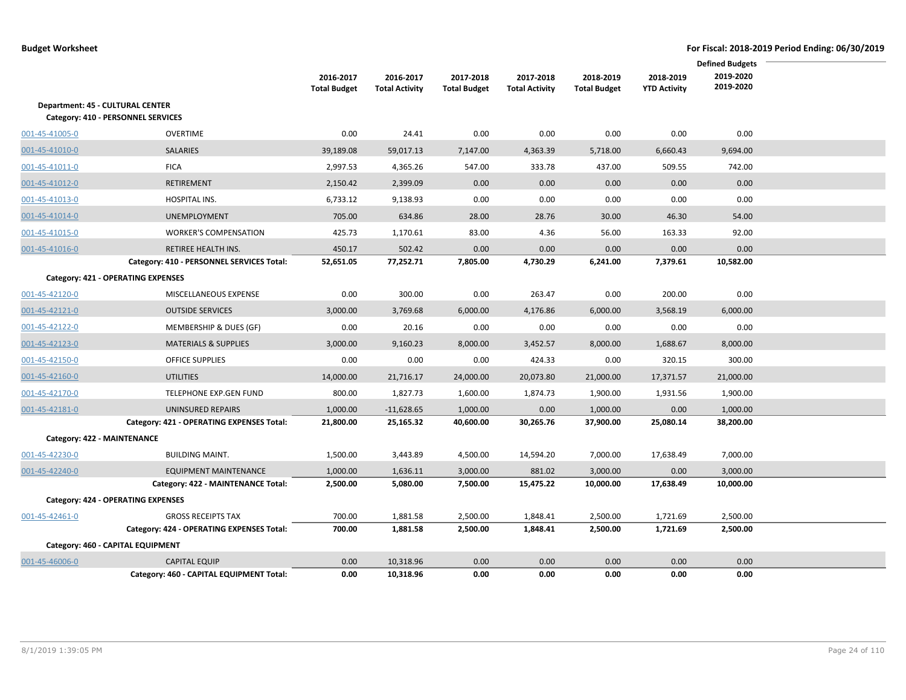**Budget Worksheet** — For Fiscal: 2018-2019 Period Ending: 06/30/2019

| | | 2016-2017 Total Budget | 2016-2017 Total Activity | 2017-2018 Total Budget | 2017-2018 Total Activity | 2018-2019 Total Budget | 2018-2019 YTD Activity | Defined Budgets 2019-2020 2019-2020 |
|---|---|---|---|---|---|---|---|---|
| **Department: 45 - CULTURAL CENTER** | | | | | | | | |
| **Category: 410 - PERSONNEL SERVICES** | | | | | | | | |
| 001-45-41005-0 | OVERTIME | 0.00 | 24.41 | 0.00 | 0.00 | 0.00 | 0.00 | 0.00 |
| 001-45-41010-0 | SALARIES | 39,189.08 | 59,017.13 | 7,147.00 | 4,363.39 | 5,718.00 | 6,660.43 | 9,694.00 |
| 001-45-41011-0 | FICA | 2,997.53 | 4,365.26 | 547.00 | 333.78 | 437.00 | 509.55 | 742.00 |
| 001-45-41012-0 | RETIREMENT | 2,150.42 | 2,399.09 | 0.00 | 0.00 | 0.00 | 0.00 | 0.00 |
| 001-45-41013-0 | HOSPITAL INS. | 6,733.12 | 9,138.93 | 0.00 | 0.00 | 0.00 | 0.00 | 0.00 |
| 001-45-41014-0 | UNEMPLOYMENT | 705.00 | 634.86 | 28.00 | 28.76 | 30.00 | 46.30 | 54.00 |
| 001-45-41015-0 | WORKER'S COMPENSATION | 425.73 | 1,170.61 | 83.00 | 4.36 | 56.00 | 163.33 | 92.00 |
| 001-45-41016-0 | RETIREE HEALTH INS. | 450.17 | 502.42 | 0.00 | 0.00 | 0.00 | 0.00 | 0.00 |
| | **Category: 410 - PERSONNEL SERVICES Total:** | **52,651.05** | **77,252.71** | **7,805.00** | **4,730.29** | **6,241.00** | **7,379.61** | **10,582.00** |
| **Category: 421 - OPERATING EXPENSES** | | | | | | | | |
| 001-45-42120-0 | MISCELLANEOUS EXPENSE | 0.00 | 300.00 | 0.00 | 263.47 | 0.00 | 200.00 | 0.00 |
| 001-45-42121-0 | OUTSIDE SERVICES | 3,000.00 | 3,769.68 | 6,000.00 | 4,176.86 | 6,000.00 | 3,568.19 | 6,000.00 |
| 001-45-42122-0 | MEMBERSHIP & DUES (GF) | 0.00 | 20.16 | 0.00 | 0.00 | 0.00 | 0.00 | 0.00 |
| 001-45-42123-0 | MATERIALS & SUPPLIES | 3,000.00 | 9,160.23 | 8,000.00 | 3,452.57 | 8,000.00 | 1,688.67 | 8,000.00 |
| 001-45-42150-0 | OFFICE SUPPLIES | 0.00 | 0.00 | 0.00 | 424.33 | 0.00 | 320.15 | 300.00 |
| 001-45-42160-0 | UTILITIES | 14,000.00 | 21,716.17 | 24,000.00 | 20,073.80 | 21,000.00 | 17,371.57 | 21,000.00 |
| 001-45-42170-0 | TELEPHONE EXP.GEN FUND | 800.00 | 1,827.73 | 1,600.00 | 1,874.73 | 1,900.00 | 1,931.56 | 1,900.00 |
| 001-45-42181-0 | UNINSURED REPAIRS | 1,000.00 | -11,628.65 | 1,000.00 | 0.00 | 1,000.00 | 0.00 | 1,000.00 |
| | **Category: 421 - OPERATING EXPENSES Total:** | **21,800.00** | **25,165.32** | **40,600.00** | **30,265.76** | **37,900.00** | **25,080.14** | **38,200.00** |
| **Category: 422 - MAINTENANCE** | | | | | | | | |
| 001-45-42230-0 | BUILDING MAINT. | 1,500.00 | 3,443.89 | 4,500.00 | 14,594.20 | 7,000.00 | 17,638.49 | 7,000.00 |
| 001-45-42240-0 | EQUIPMENT MAINTENANCE | 1,000.00 | 1,636.11 | 3,000.00 | 881.02 | 3,000.00 | 0.00 | 3,000.00 |
| | **Category: 422 - MAINTENANCE Total:** | **2,500.00** | **5,080.00** | **7,500.00** | **15,475.22** | **10,000.00** | **17,638.49** | **10,000.00** |
| **Category: 424 - OPERATING EXPENSES** | | | | | | | | |
| 001-45-42461-0 | GROSS RECEIPTS TAX | 700.00 | 1,881.58 | 2,500.00 | 1,848.41 | 2,500.00 | 1,721.69 | 2,500.00 |
| | **Category: 424 - OPERATING EXPENSES Total:** | **700.00** | **1,881.58** | **2,500.00** | **1,848.41** | **2,500.00** | **1,721.69** | **2,500.00** |
| **Category: 460 - CAPITAL EQUIPMENT** | | | | | | | | |
| 001-45-46006-0 | CAPITAL EQUIP | 0.00 | 10,318.96 | 0.00 | 0.00 | 0.00 | 0.00 | 0.00 |
| | **Category: 460 - CAPITAL EQUIPMENT Total:** | **0.00** | **10,318.96** | **0.00** | **0.00** | **0.00** | **0.00** | **0.00** |

8/1/2019 1:39:05 PM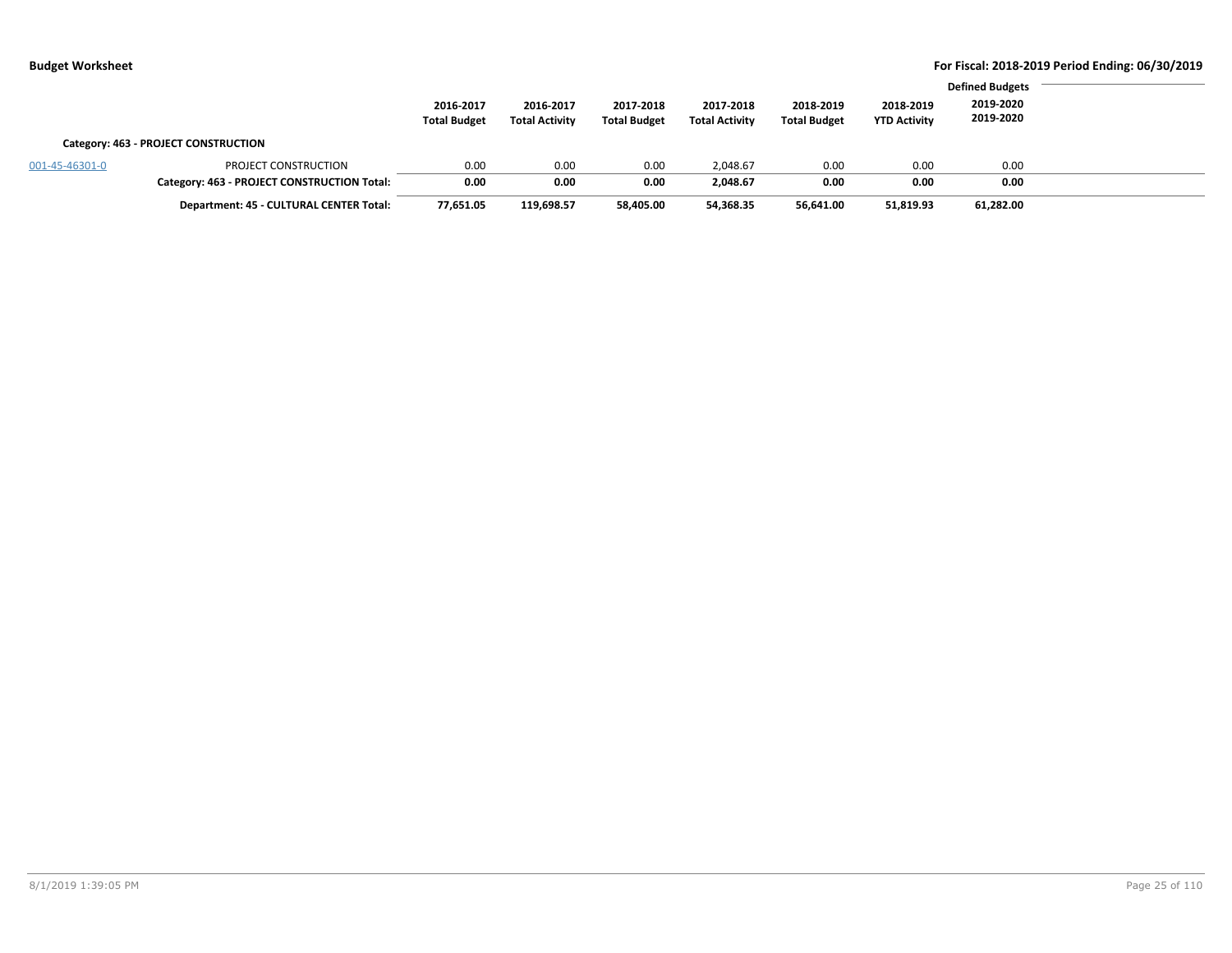| | | 2016-2017 Total Budget | 2016-2017 Total Activity | 2017-2018 Total Budget | 2017-2018 Total Activity | 2018-2019 Total Budget | 2018-2019 YTD Activity | Defined Budgets 2019-2020 2019-2020 |
|---|---|---|---|---|---|---|---|---|
| **Category: 463 - PROJECT CONSTRUCTION** | | | | | | | | |
| 001-45-46301-0 | PROJECT CONSTRUCTION | 0.00 | 0.00 | 0.00 | 2,048.67 | 0.00 | 0.00 | 0.00 |
| | **Category: 463 - PROJECT CONSTRUCTION Total:** | **0.00** | **0.00** | **0.00** | **2,048.67** | **0.00** | **0.00** | **0.00** |
| | **Department: 45 - CULTURAL CENTER Total:** | **77,651.05** | **119,698.57** | **58,405.00** | **54,368.35** | **56,641.00** | **51,819.93** | **61,282.00** |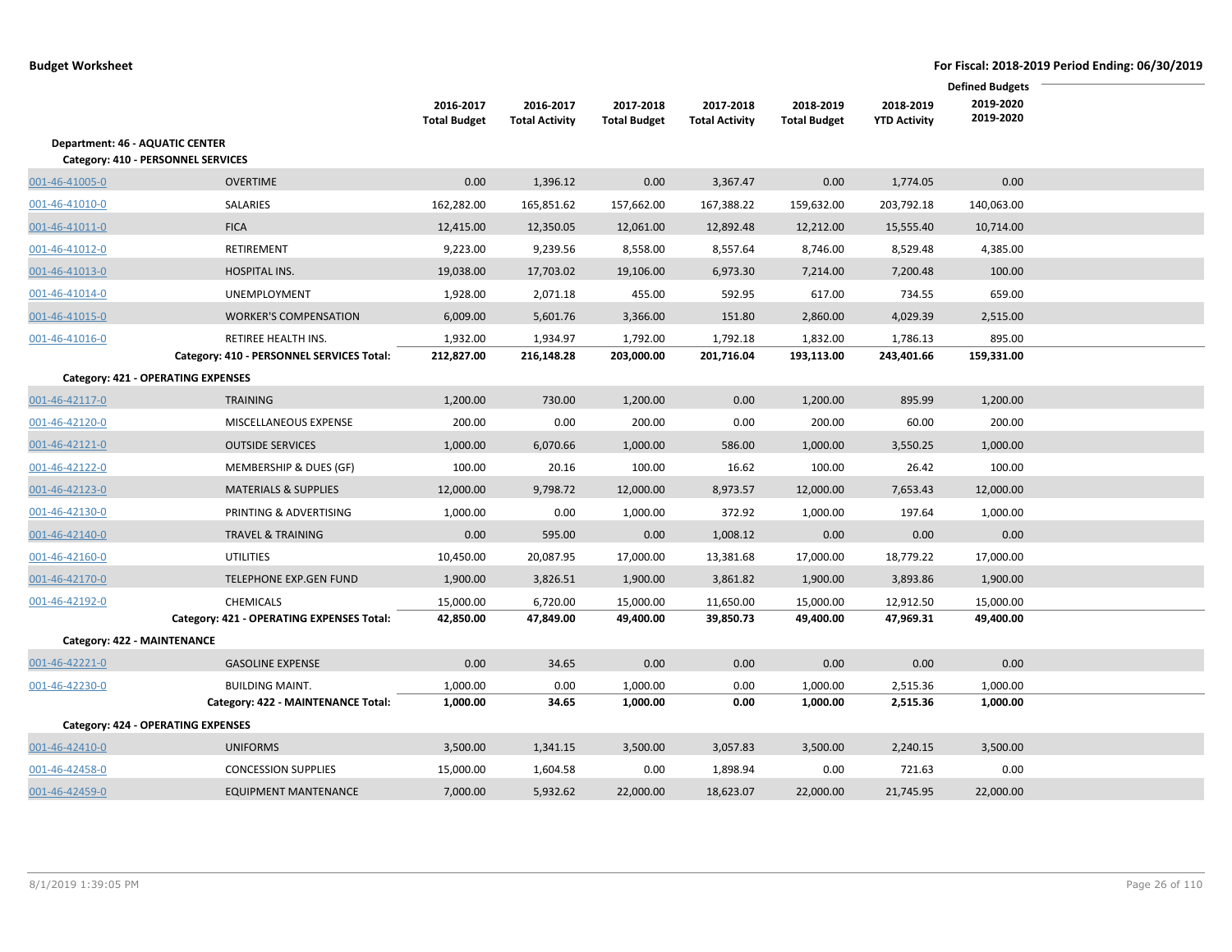**Budget Worksheet** — For Fiscal: 2018-2019 Period Ending: 06/30/2019

| | | 2016-2017 Total Budget | 2016-2017 Total Activity | 2017-2018 Total Budget | 2017-2018 Total Activity | 2018-2019 Total Budget | 2018-2019 YTD Activity | Defined Budgets 2019-2020 2019-2020 |
|---|---|---|---|---|---|---|---|---|
| **Department: 46 - AQUATIC CENTER** | | | | | | | | |
| **Category: 410 - PERSONNEL SERVICES** | | | | | | | | |
| 001-46-41005-0 | OVERTIME | 0.00 | 1,396.12 | 0.00 | 3,367.47 | 0.00 | 1,774.05 | 0.00 |
| 001-46-41010-0 | SALARIES | 162,282.00 | 165,851.62 | 157,662.00 | 167,388.22 | 159,632.00 | 203,792.18 | 140,063.00 |
| 001-46-41011-0 | FICA | 12,415.00 | 12,350.05 | 12,061.00 | 12,892.48 | 12,212.00 | 15,555.40 | 10,714.00 |
| 001-46-41012-0 | RETIREMENT | 9,223.00 | 9,239.56 | 8,558.00 | 8,557.64 | 8,746.00 | 8,529.48 | 4,385.00 |
| 001-46-41013-0 | HOSPITAL INS. | 19,038.00 | 17,703.02 | 19,106.00 | 6,973.30 | 7,214.00 | 7,200.48 | 100.00 |
| 001-46-41014-0 | UNEMPLOYMENT | 1,928.00 | 2,071.18 | 455.00 | 592.95 | 617.00 | 734.55 | 659.00 |
| 001-46-41015-0 | WORKER'S COMPENSATION | 6,009.00 | 5,601.76 | 3,366.00 | 151.80 | 2,860.00 | 4,029.39 | 2,515.00 |
| 001-46-41016-0 | RETIREE HEALTH INS. | 1,932.00 | 1,934.97 | 1,792.00 | 1,792.18 | 1,832.00 | 1,786.13 | 895.00 |
| | **Category: 410 - PERSONNEL SERVICES Total:** | **212,827.00** | **216,148.28** | **203,000.00** | **201,716.04** | **193,113.00** | **243,401.66** | **159,331.00** |
| **Category: 421 - OPERATING EXPENSES** | | | | | | | | |
| 001-46-42117-0 | TRAINING | 1,200.00 | 730.00 | 1,200.00 | 0.00 | 1,200.00 | 895.99 | 1,200.00 |
| 001-46-42120-0 | MISCELLANEOUS EXPENSE | 200.00 | 0.00 | 200.00 | 0.00 | 200.00 | 60.00 | 200.00 |
| 001-46-42121-0 | OUTSIDE SERVICES | 1,000.00 | 6,070.66 | 1,000.00 | 586.00 | 1,000.00 | 3,550.25 | 1,000.00 |
| 001-46-42122-0 | MEMBERSHIP & DUES (GF) | 100.00 | 20.16 | 100.00 | 16.62 | 100.00 | 26.42 | 100.00 |
| 001-46-42123-0 | MATERIALS & SUPPLIES | 12,000.00 | 9,798.72 | 12,000.00 | 8,973.57 | 12,000.00 | 7,653.43 | 12,000.00 |
| 001-46-42130-0 | PRINTING & ADVERTISING | 1,000.00 | 0.00 | 1,000.00 | 372.92 | 1,000.00 | 197.64 | 1,000.00 |
| 001-46-42140-0 | TRAVEL & TRAINING | 0.00 | 595.00 | 0.00 | 1,008.12 | 0.00 | 0.00 | 0.00 |
| 001-46-42160-0 | UTILITIES | 10,450.00 | 20,087.95 | 17,000.00 | 13,381.68 | 17,000.00 | 18,779.22 | 17,000.00 |
| 001-46-42170-0 | TELEPHONE EXP.GEN FUND | 1,900.00 | 3,826.51 | 1,900.00 | 3,861.82 | 1,900.00 | 3,893.86 | 1,900.00 |
| 001-46-42192-0 | CHEMICALS | 15,000.00 | 6,720.00 | 15,000.00 | 11,650.00 | 15,000.00 | 12,912.50 | 15,000.00 |
| | **Category: 421 - OPERATING EXPENSES Total:** | **42,850.00** | **47,849.00** | **49,400.00** | **39,850.73** | **49,400.00** | **47,969.31** | **49,400.00** |
| **Category: 422 - MAINTENANCE** | | | | | | | | |
| 001-46-42221-0 | GASOLINE EXPENSE | 0.00 | 34.65 | 0.00 | 0.00 | 0.00 | 0.00 | 0.00 |
| 001-46-42230-0 | BUILDING MAINT. | 1,000.00 | 0.00 | 1,000.00 | 0.00 | 1,000.00 | 2,515.36 | 1,000.00 |
| | **Category: 422 - MAINTENANCE Total:** | **1,000.00** | **34.65** | **1,000.00** | **0.00** | **1,000.00** | **2,515.36** | **1,000.00** |
| **Category: 424 - OPERATING EXPENSES** | | | | | | | | |
| 001-46-42410-0 | UNIFORMS | 3,500.00 | 1,341.15 | 3,500.00 | 3,057.83 | 3,500.00 | 2,240.15 | 3,500.00 |
| 001-46-42458-0 | CONCESSION SUPPLIES | 15,000.00 | 1,604.58 | 0.00 | 1,898.94 | 0.00 | 721.63 | 0.00 |
| 001-46-42459-0 | EQUIPMENT MANTENANCE | 7,000.00 | 5,932.62 | 22,000.00 | 18,623.07 | 22,000.00 | 21,745.95 | 22,000.00 |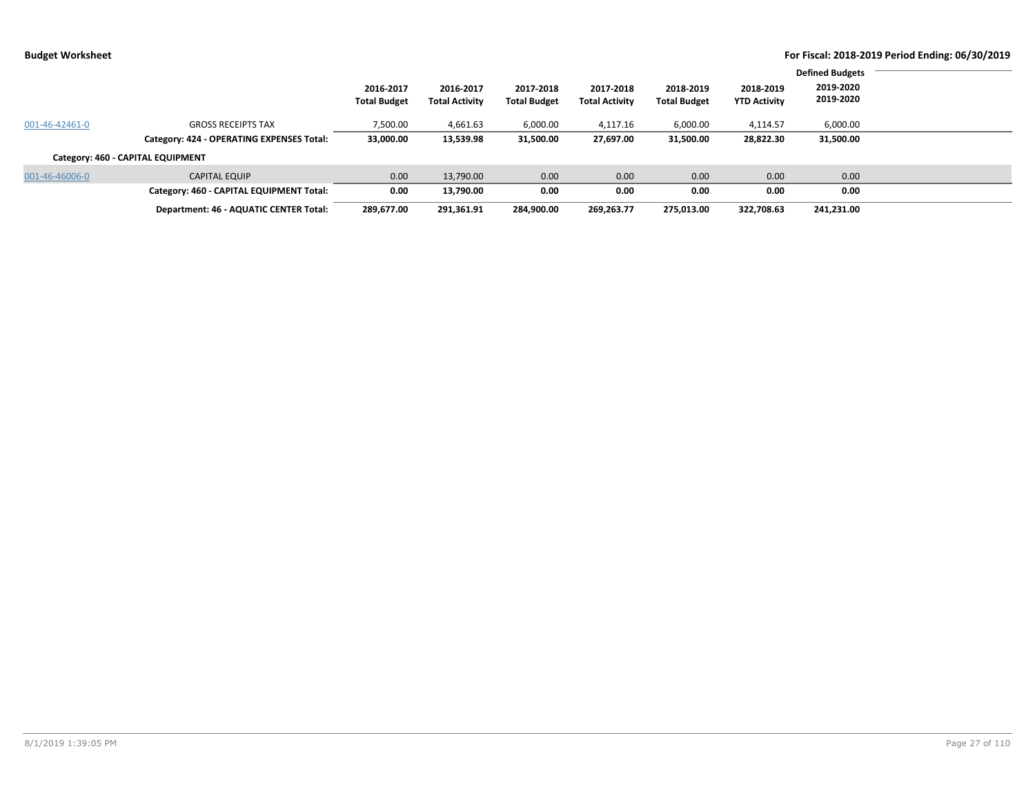**Budget Worksheet** — For Fiscal: 2018-2019 Period Ending: 06/30/2019

| | | 2016-2017 Total Budget | 2016-2017 Total Activity | 2017-2018 Total Budget | 2017-2018 Total Activity | 2018-2019 Total Budget | 2018-2019 YTD Activity | Defined Budgets 2019-2020 2019-2020 |
|---|---|---|---|---|---|---|---|---|
| 001-46-42461-0 | GROSS RECEIPTS TAX | 7,500.00 | 4,661.63 | 6,000.00 | 4,117.16 | 6,000.00 | 4,114.57 | 6,000.00 |
| | **Category: 424 - OPERATING EXPENSES Total:** | **33,000.00** | **13,539.98** | **31,500.00** | **27,697.00** | **31,500.00** | **28,822.30** | **31,500.00** |
| **Category: 460 - CAPITAL EQUIPMENT** | | | | | | | | |
| 001-46-46006-0 | CAPITAL EQUIP | 0.00 | 13,790.00 | 0.00 | 0.00 | 0.00 | 0.00 | 0.00 |
| | **Category: 460 - CAPITAL EQUIPMENT Total:** | **0.00** | **13,790.00** | **0.00** | **0.00** | **0.00** | **0.00** | **0.00** |
| | **Department: 46 - AQUATIC CENTER Total:** | **289,677.00** | **291,361.91** | **284,900.00** | **269,263.77** | **275,013.00** | **322,708.63** | **241,231.00** |

8/1/2019 1:39:05 PM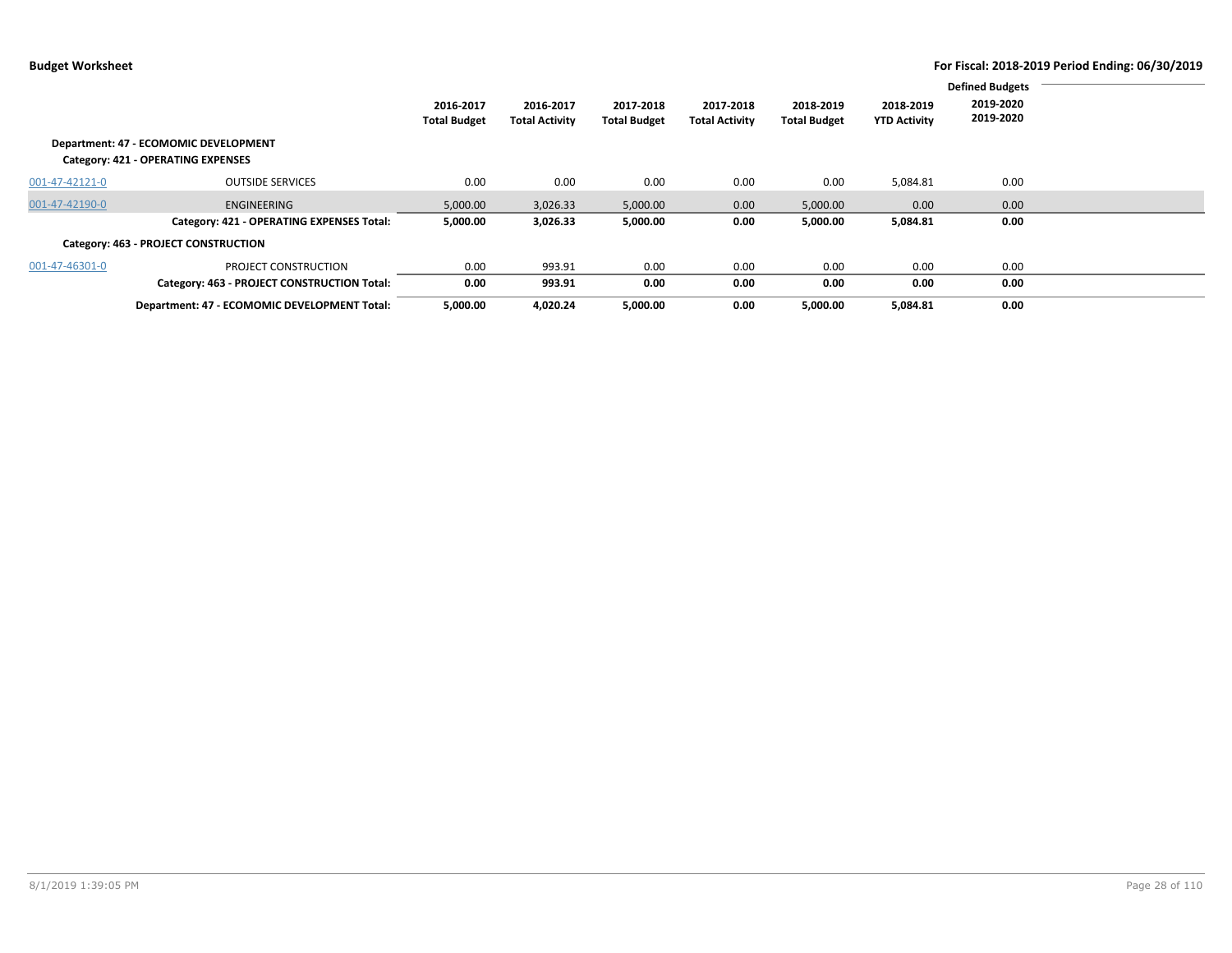**Budget Worksheet** — For Fiscal: 2018-2019 Period Ending: 06/30/2019

| | | 2016-2017 Total Budget | 2016-2017 Total Activity | 2017-2018 Total Budget | 2017-2018 Total Activity | 2018-2019 Total Budget | 2018-2019 YTD Activity | Defined Budgets 2019-2020 2019-2020 |
|---|---|---|---|---|---|---|---|---|
| **Department: 47 - ECOMOMIC DEVELOPMENT** | | | | | | | | |
| **Category: 421 - OPERATING EXPENSES** | | | | | | | | |
| 001-47-42121-0 | OUTSIDE SERVICES | 0.00 | 0.00 | 0.00 | 0.00 | 0.00 | 5,084.81 | 0.00 |
| 001-47-42190-0 | ENGINEERING | 5,000.00 | 3,026.33 | 5,000.00 | 0.00 | 5,000.00 | 0.00 | 0.00 |
| | **Category: 421 - OPERATING EXPENSES Total:** | **5,000.00** | **3,026.33** | **5,000.00** | **0.00** | **5,000.00** | **5,084.81** | **0.00** |
| **Category: 463 - PROJECT CONSTRUCTION** | | | | | | | | |
| 001-47-46301-0 | PROJECT CONSTRUCTION | 0.00 | 993.91 | 0.00 | 0.00 | 0.00 | 0.00 | 0.00 |
| | **Category: 463 - PROJECT CONSTRUCTION Total:** | **0.00** | **993.91** | **0.00** | **0.00** | **0.00** | **0.00** | **0.00** |
| | **Department: 47 - ECOMOMIC DEVELOPMENT Total:** | **5,000.00** | **4,020.24** | **5,000.00** | **0.00** | **5,000.00** | **5,084.81** | **0.00** |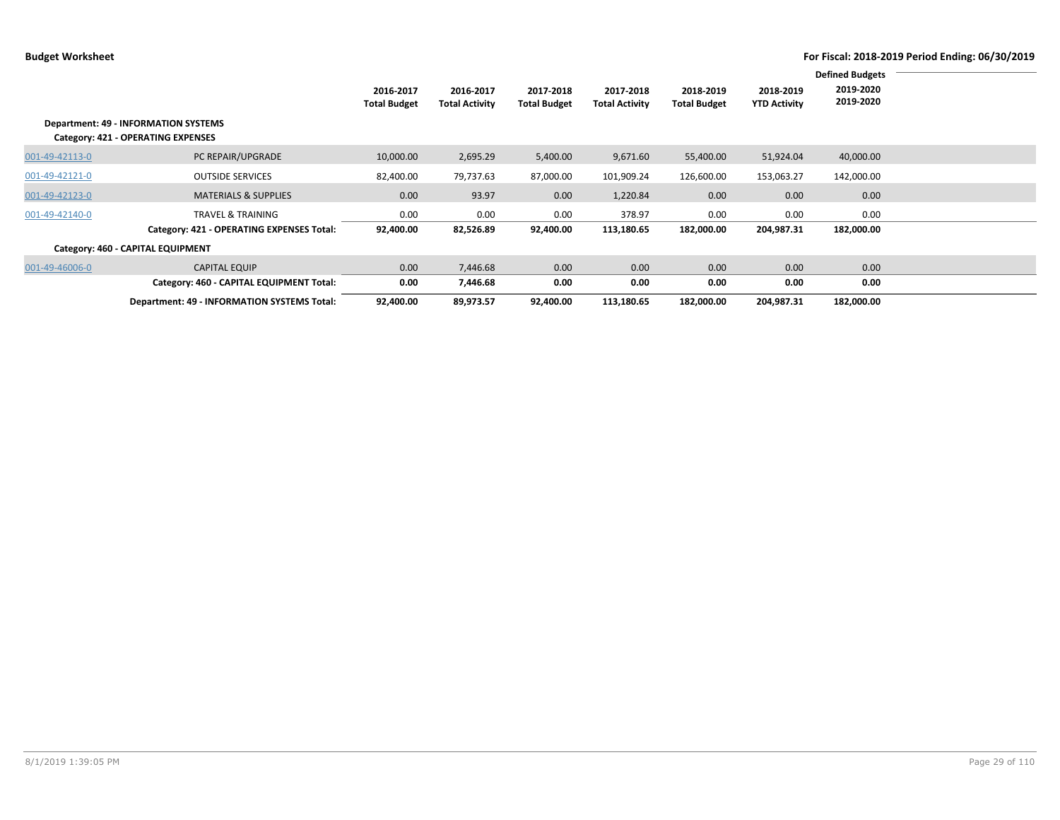**Budget Worksheet** — For Fiscal: 2018-2019 Period Ending: 06/30/2019

| | | 2016-2017 Total Budget | 2016-2017 Total Activity | 2017-2018 Total Budget | 2017-2018 Total Activity | 2018-2019 Total Budget | 2018-2019 YTD Activity | Defined Budgets 2019-2020 2019-2020 |
|---|---|---|---|---|---|---|---|---|
| **Department: 49 - INFORMATION SYSTEMS** | | | | | | | | |
| **Category: 421 - OPERATING EXPENSES** | | | | | | | | |
| 001-49-42113-0 | PC REPAIR/UPGRADE | 10,000.00 | 2,695.29 | 5,400.00 | 9,671.60 | 55,400.00 | 51,924.04 | 40,000.00 |
| 001-49-42121-0 | OUTSIDE SERVICES | 82,400.00 | 79,737.63 | 87,000.00 | 101,909.24 | 126,600.00 | 153,063.27 | 142,000.00 |
| 001-49-42123-0 | MATERIALS & SUPPLIES | 0.00 | 93.97 | 0.00 | 1,220.84 | 0.00 | 0.00 | 0.00 |
| 001-49-42140-0 | TRAVEL & TRAINING | 0.00 | 0.00 | 0.00 | 378.97 | 0.00 | 0.00 | 0.00 |
| | **Category: 421 - OPERATING EXPENSES Total:** | **92,400.00** | **82,526.89** | **92,400.00** | **113,180.65** | **182,000.00** | **204,987.31** | **182,000.00** |
| **Category: 460 - CAPITAL EQUIPMENT** | | | | | | | | |
| 001-49-46006-0 | CAPITAL EQUIP | 0.00 | 7,446.68 | 0.00 | 0.00 | 0.00 | 0.00 | 0.00 |
| | **Category: 460 - CAPITAL EQUIPMENT Total:** | **0.00** | **7,446.68** | **0.00** | **0.00** | **0.00** | **0.00** | **0.00** |
| | **Department: 49 - INFORMATION SYSTEMS Total:** | **92,400.00** | **89,973.57** | **92,400.00** | **113,180.65** | **182,000.00** | **204,987.31** | **182,000.00** |

8/1/2019 1:39:05 PM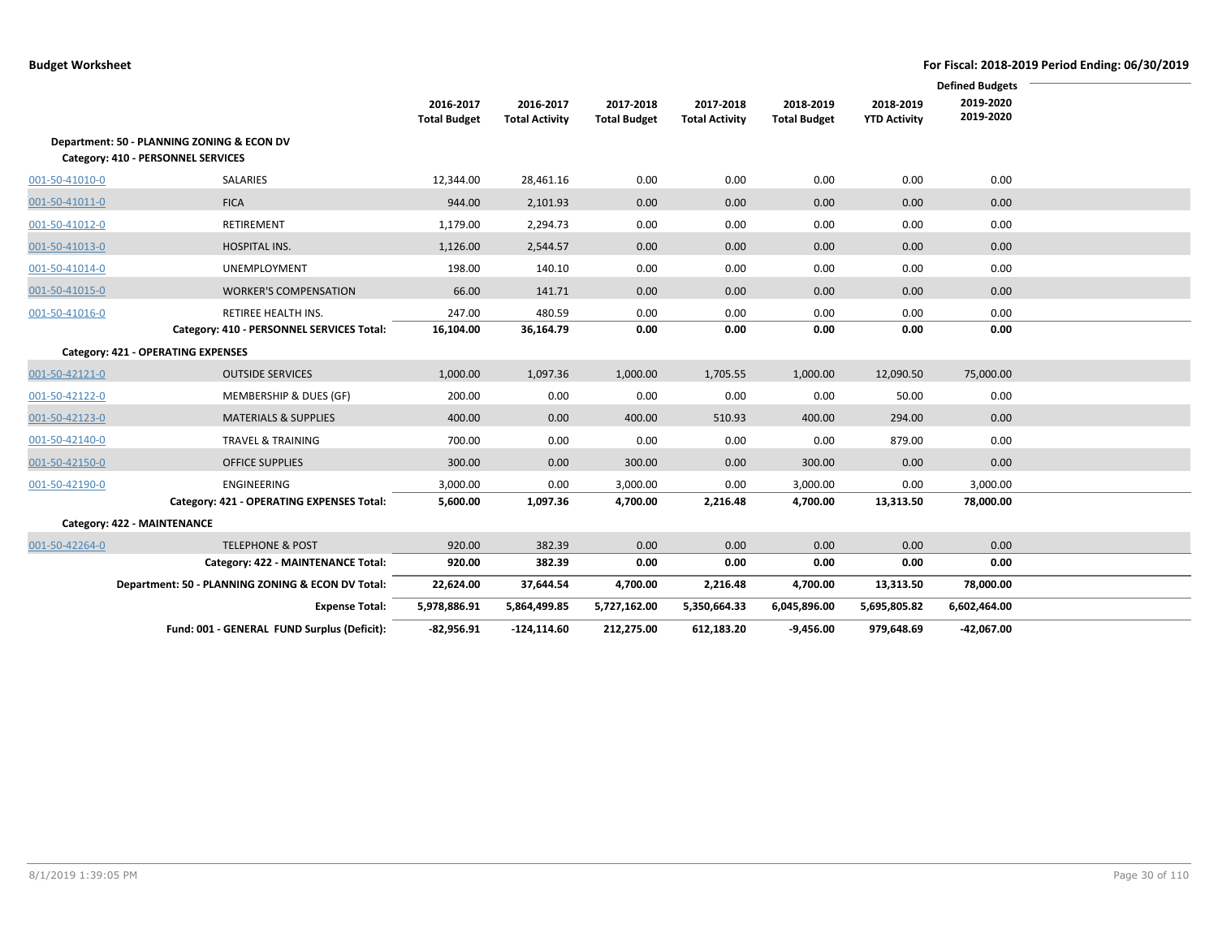**Budget Worksheet** — For Fiscal: 2018-2019 Period Ending: 06/30/2019

| | | 2016-2017 Total Budget | 2016-2017 Total Activity | 2017-2018 Total Budget | 2017-2018 Total Activity | 2018-2019 Total Budget | 2018-2019 YTD Activity | Defined Budgets 2019-2020 2019-2020 |
|---|---|---|---|---|---|---|---|---|
| **Department: 50 - PLANNING ZONING & ECON DV** | | | | | | | | |
| **Category: 410 - PERSONNEL SERVICES** | | | | | | | | |
| 001-50-41010-0 | SALARIES | 12,344.00 | 28,461.16 | 0.00 | 0.00 | 0.00 | 0.00 | 0.00 |
| 001-50-41011-0 | FICA | 944.00 | 2,101.93 | 0.00 | 0.00 | 0.00 | 0.00 | 0.00 |
| 001-50-41012-0 | RETIREMENT | 1,179.00 | 2,294.73 | 0.00 | 0.00 | 0.00 | 0.00 | 0.00 |
| 001-50-41013-0 | HOSPITAL INS. | 1,126.00 | 2,544.57 | 0.00 | 0.00 | 0.00 | 0.00 | 0.00 |
| 001-50-41014-0 | UNEMPLOYMENT | 198.00 | 140.10 | 0.00 | 0.00 | 0.00 | 0.00 | 0.00 |
| 001-50-41015-0 | WORKER'S COMPENSATION | 66.00 | 141.71 | 0.00 | 0.00 | 0.00 | 0.00 | 0.00 |
| 001-50-41016-0 | RETIREE HEALTH INS. | 247.00 | 480.59 | 0.00 | 0.00 | 0.00 | 0.00 | 0.00 |
| | **Category: 410 - PERSONNEL SERVICES Total:** | **16,104.00** | **36,164.79** | **0.00** | **0.00** | **0.00** | **0.00** | **0.00** |
| **Category: 421 - OPERATING EXPENSES** | | | | | | | | |
| 001-50-42121-0 | OUTSIDE SERVICES | 1,000.00 | 1,097.36 | 1,000.00 | 1,705.55 | 1,000.00 | 12,090.50 | 75,000.00 |
| 001-50-42122-0 | MEMBERSHIP & DUES (GF) | 200.00 | 0.00 | 0.00 | 0.00 | 0.00 | 50.00 | 0.00 |
| 001-50-42123-0 | MATERIALS & SUPPLIES | 400.00 | 0.00 | 400.00 | 510.93 | 400.00 | 294.00 | 0.00 |
| 001-50-42140-0 | TRAVEL & TRAINING | 700.00 | 0.00 | 0.00 | 0.00 | 0.00 | 879.00 | 0.00 |
| 001-50-42150-0 | OFFICE SUPPLIES | 300.00 | 0.00 | 300.00 | 0.00 | 300.00 | 0.00 | 0.00 |
| 001-50-42190-0 | ENGINEERING | 3,000.00 | 0.00 | 3,000.00 | 0.00 | 3,000.00 | 0.00 | 3,000.00 |
| | **Category: 421 - OPERATING EXPENSES Total:** | **5,600.00** | **1,097.36** | **4,700.00** | **2,216.48** | **4,700.00** | **13,313.50** | **78,000.00** |
| **Category: 422 - MAINTENANCE** | | | | | | | | |
| 001-50-42264-0 | TELEPHONE & POST | 920.00 | 382.39 | 0.00 | 0.00 | 0.00 | 0.00 | 0.00 |
| | **Category: 422 - MAINTENANCE Total:** | **920.00** | **382.39** | **0.00** | **0.00** | **0.00** | **0.00** | **0.00** |
| | **Department: 50 - PLANNING ZONING & ECON DV Total:** | **22,624.00** | **37,644.54** | **4,700.00** | **2,216.48** | **4,700.00** | **13,313.50** | **78,000.00** |
| | **Expense Total:** | **5,978,886.91** | **5,864,499.85** | **5,727,162.00** | **5,350,664.33** | **6,045,896.00** | **5,695,805.82** | **6,602,464.00** |
| | **Fund: 001 - GENERAL FUND Surplus (Deficit):** | **-82,956.91** | **-124,114.60** | **212,275.00** | **612,183.20** | **-9,456.00** | **979,648.69** | **-42,067.00** |

8/1/2019 1:39:05 PM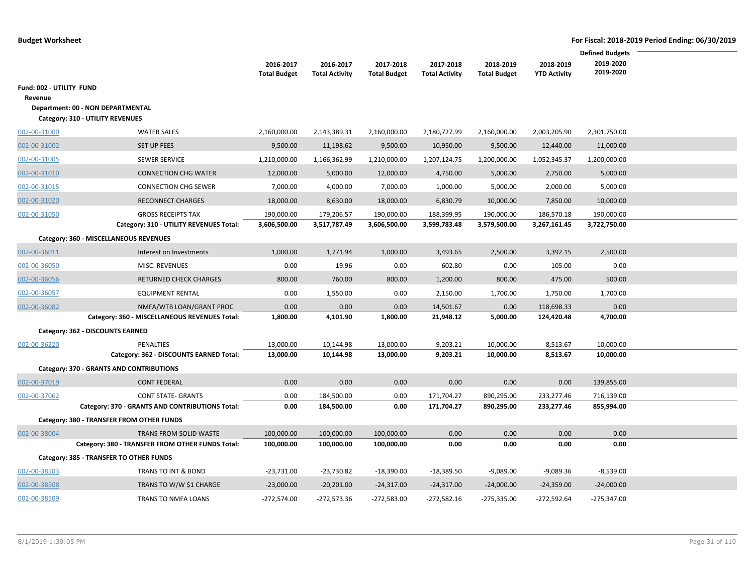**Budget Worksheet** — **For Fiscal: 2018-2019 Period Ending: 06/30/2019**

| | | 2016-2017 Total Budget | 2016-2017 Total Activity | 2017-2018 Total Budget | 2017-2018 Total Activity | 2018-2019 Total Budget | 2018-2019 YTD Activity | Defined Budgets 2019-2020 2019-2020 |
|---|---|---|---|---|---|---|---|---|
| **Fund: 002 - UTILITY FUND** | | | | | | | | |
| **Revenue** | | | | | | | | |
| **Department: 00 - NON DEPARTMENTAL** | | | | | | | | |
| **Category: 310 - UTILITY REVENUES** | | | | | | | | |
| 002-00-31000 | WATER SALES | 2,160,000.00 | 2,143,389.31 | 2,160,000.00 | 2,180,727.99 | 2,160,000.00 | 2,003,205.90 | 2,301,750.00 |
| 002-00-31002 | SET UP FEES | 9,500.00 | 11,198.62 | 9,500.00 | 10,950.00 | 9,500.00 | 12,440.00 | 11,000.00 |
| 002-00-31005 | SEWER SERVICE | 1,210,000.00 | 1,166,362.99 | 1,210,000.00 | 1,207,124.75 | 1,200,000.00 | 1,052,345.37 | 1,200,000.00 |
| 002-00-31010 | CONNECTION CHG WATER | 12,000.00 | 5,000.00 | 12,000.00 | 4,750.00 | 5,000.00 | 2,750.00 | 5,000.00 |
| 002-00-31015 | CONNECTION CHG SEWER | 7,000.00 | 4,000.00 | 7,000.00 | 1,000.00 | 5,000.00 | 2,000.00 | 5,000.00 |
| 002-00-31020 | RECONNECT CHARGES | 18,000.00 | 8,630.00 | 18,000.00 | 6,830.79 | 10,000.00 | 7,850.00 | 10,000.00 |
| 002-00-31050 | GROSS RECEIPTS TAX | 190,000.00 | 179,206.57 | 190,000.00 | 188,399.95 | 190,000.00 | 186,570.18 | 190,000.00 |
| | **Category: 310 - UTILITY REVENUES Total:** | **3,606,500.00** | **3,517,787.49** | **3,606,500.00** | **3,599,783.48** | **3,579,500.00** | **3,267,161.45** | **3,722,750.00** |
| **Category: 360 - MISCELLANEOUS REVENUES** | | | | | | | | |
| 002-00-36011 | Interest on Investments | 1,000.00 | 1,771.94 | 1,000.00 | 3,493.65 | 2,500.00 | 3,392.15 | 2,500.00 |
| 002-00-36050 | MISC. REVENUES | 0.00 | 19.96 | 0.00 | 602.80 | 0.00 | 105.00 | 0.00 |
| 002-00-36056 | RETURNED CHECK CHARGES | 800.00 | 760.00 | 800.00 | 1,200.00 | 800.00 | 475.00 | 500.00 |
| 002-00-36057 | EQUIPMENT RENTAL | 0.00 | 1,550.00 | 0.00 | 2,150.00 | 1,700.00 | 1,750.00 | 1,700.00 |
| 002-00-36082 | NMFA/WTB LOAN/GRANT PROC | 0.00 | 0.00 | 0.00 | 14,501.67 | 0.00 | 118,698.33 | 0.00 |
| | **Category: 360 - MISCELLANEOUS REVENUES Total:** | **1,800.00** | **4,101.90** | **1,800.00** | **21,948.12** | **5,000.00** | **124,420.48** | **4,700.00** |
| **Category: 362 - DISCOUNTS EARNED** | | | | | | | | |
| 002-00-36220 | PENALTIES | 13,000.00 | 10,144.98 | 13,000.00 | 9,203.21 | 10,000.00 | 8,513.67 | 10,000.00 |
| | **Category: 362 - DISCOUNTS EARNED Total:** | **13,000.00** | **10,144.98** | **13,000.00** | **9,203.21** | **10,000.00** | **8,513.67** | **10,000.00** |
| **Category: 370 - GRANTS AND CONTRIBUTIONS** | | | | | | | | |
| 002-00-37019 | CONT FEDERAL | 0.00 | 0.00 | 0.00 | 0.00 | 0.00 | 0.00 | 139,855.00 |
| 002-00-37062 | CONT STATE- GRANTS | 0.00 | 184,500.00 | 0.00 | 171,704.27 | 890,295.00 | 233,277.46 | 716,139.00 |
| | **Category: 370 - GRANTS AND CONTRIBUTIONS Total:** | **0.00** | **184,500.00** | **0.00** | **171,704.27** | **890,295.00** | **233,277.46** | **855,994.00** |
| **Category: 380 - TRANSFER FROM OTHER FUNDS** | | | | | | | | |
| 002-00-38004 | TRANS FROM SOLID WASTE | 100,000.00 | 100,000.00 | 100,000.00 | 0.00 | 0.00 | 0.00 | 0.00 |
| | **Category: 380 - TRANSFER FROM OTHER FUNDS Total:** | **100,000.00** | **100,000.00** | **100,000.00** | **0.00** | **0.00** | **0.00** | **0.00** |
| **Category: 385 - TRANSFER TO OTHER FUNDS** | | | | | | | | |
| 002-00-38503 | TRANS TO INT & BOND | -23,731.00 | -23,730.82 | -18,390.00 | -18,389.50 | -9,089.00 | -9,089.36 | -8,539.00 |
| 002-00-38508 | TRANS TO W/W $1 CHARGE | -23,000.00 | -20,201.00 | -24,317.00 | -24,317.00 | -24,000.00 | -24,359.00 | -24,000.00 |
| 002-00-38509 | TRANS TO NMFA LOANS | -272,574.00 | -272,573.36 | -272,583.00 | -272,582.16 | -275,335.00 | -272,592.64 | -275,347.00 |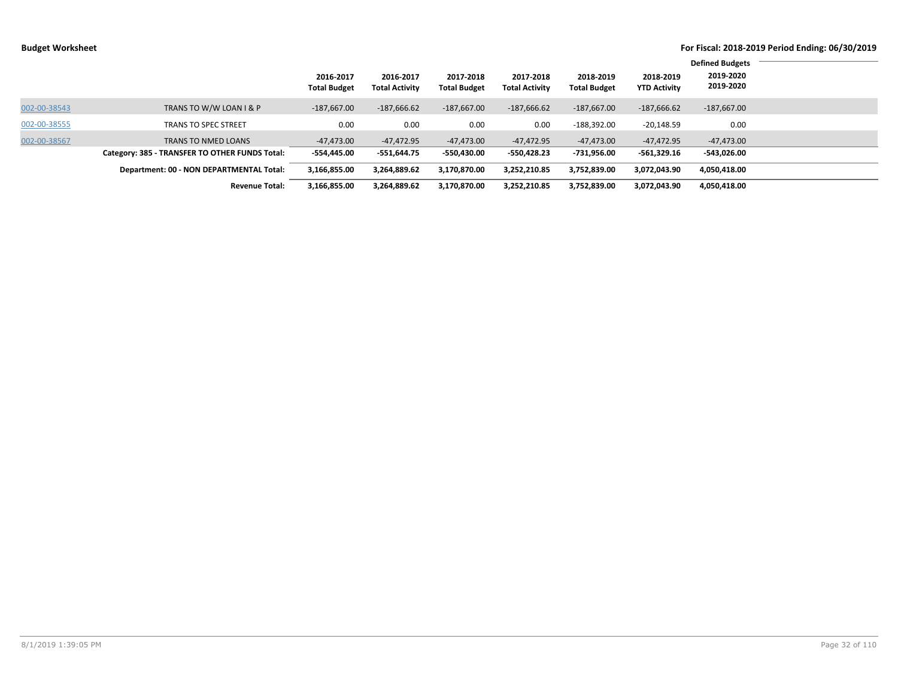| | | 2016-2017 Total Budget | 2016-2017 Total Activity | 2017-2018 Total Budget | 2017-2018 Total Activity | 2018-2019 Total Budget | 2018-2019 YTD Activity | Defined Budgets 2019-2020 2019-2020 |
|---|---|---|---|---|---|---|---|---|
| 002-00-38543 | TRANS TO W/W LOAN I & P | -187,667.00 | -187,666.62 | -187,667.00 | -187,666.62 | -187,667.00 | -187,666.62 | -187,667.00 |
| 002-00-38555 | TRANS TO SPEC STREET | 0.00 | 0.00 | 0.00 | 0.00 | -188,392.00 | -20,148.59 | 0.00 |
| 002-00-38567 | TRANS TO NMED LOANS | -47,473.00 | -47,472.95 | -47,473.00 | -47,472.95 | -47,473.00 | -47,472.95 | -47,473.00 |
| | **Category: 385 - TRANSFER TO OTHER FUNDS Total:** | **-554,445.00** | **-551,644.75** | **-550,430.00** | **-550,428.23** | **-731,956.00** | **-561,329.16** | **-543,026.00** |
| | **Department: 00 - NON DEPARTMENTAL Total:** | **3,166,855.00** | **3,264,889.62** | **3,170,870.00** | **3,252,210.85** | **3,752,839.00** | **3,072,043.90** | **4,050,418.00** |
| | **Revenue Total:** | **3,166,855.00** | **3,264,889.62** | **3,170,870.00** | **3,252,210.85** | **3,752,839.00** | **3,072,043.90** | **4,050,418.00** |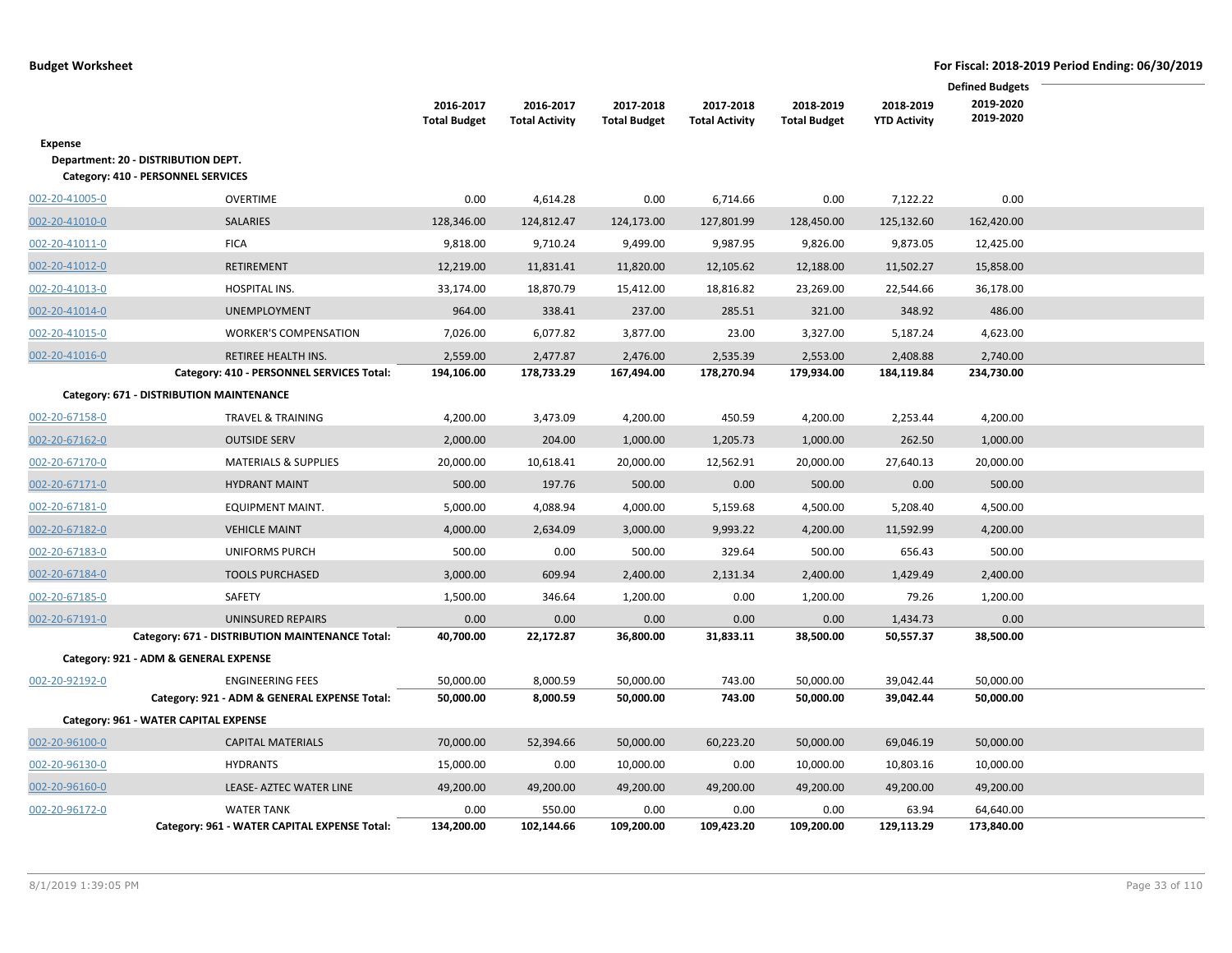**Budget Worksheet**

**For Fiscal: 2018-2019 Period Ending: 06/30/2019**

| | | 2016-2017 Total Budget | 2016-2017 Total Activity | 2017-2018 Total Budget | 2017-2018 Total Activity | 2018-2019 Total Budget | 2018-2019 YTD Activity | Defined Budgets 2019-2020 2019-2020 |
|---|---|---|---|---|---|---|---|---|
| **Expense** | | | | | | | | |
| **Department: 20 - DISTRIBUTION DEPT.** | | | | | | | | |
| **Category: 410 - PERSONNEL SERVICES** | | | | | | | | |
| 002-20-41005-0 | OVERTIME | 0.00 | 4,614.28 | 0.00 | 6,714.66 | 0.00 | 7,122.22 | 0.00 |
| 002-20-41010-0 | SALARIES | 128,346.00 | 124,812.47 | 124,173.00 | 127,801.99 | 128,450.00 | 125,132.60 | 162,420.00 |
| 002-20-41011-0 | FICA | 9,818.00 | 9,710.24 | 9,499.00 | 9,987.95 | 9,826.00 | 9,873.05 | 12,425.00 |
| 002-20-41012-0 | RETIREMENT | 12,219.00 | 11,831.41 | 11,820.00 | 12,105.62 | 12,188.00 | 11,502.27 | 15,858.00 |
| 002-20-41013-0 | HOSPITAL INS. | 33,174.00 | 18,870.79 | 15,412.00 | 18,816.82 | 23,269.00 | 22,544.66 | 36,178.00 |
| 002-20-41014-0 | UNEMPLOYMENT | 964.00 | 338.41 | 237.00 | 285.51 | 321.00 | 348.92 | 486.00 |
| 002-20-41015-0 | WORKER'S COMPENSATION | 7,026.00 | 6,077.82 | 3,877.00 | 23.00 | 3,327.00 | 5,187.24 | 4,623.00 |
| 002-20-41016-0 | RETIREE HEALTH INS. | 2,559.00 | 2,477.87 | 2,476.00 | 2,535.39 | 2,553.00 | 2,408.88 | 2,740.00 |
| | **Category: 410 - PERSONNEL SERVICES Total:** | **194,106.00** | **178,733.29** | **167,494.00** | **178,270.94** | **179,934.00** | **184,119.84** | **234,730.00** |
| **Category: 671 - DISTRIBUTION MAINTENANCE** | | | | | | | | |
| 002-20-67158-0 | TRAVEL & TRAINING | 4,200.00 | 3,473.09 | 4,200.00 | 450.59 | 4,200.00 | 2,253.44 | 4,200.00 |
| 002-20-67162-0 | OUTSIDE SERV | 2,000.00 | 204.00 | 1,000.00 | 1,205.73 | 1,000.00 | 262.50 | 1,000.00 |
| 002-20-67170-0 | MATERIALS & SUPPLIES | 20,000.00 | 10,618.41 | 20,000.00 | 12,562.91 | 20,000.00 | 27,640.13 | 20,000.00 |
| 002-20-67171-0 | HYDRANT MAINT | 500.00 | 197.76 | 500.00 | 0.00 | 500.00 | 0.00 | 500.00 |
| 002-20-67181-0 | EQUIPMENT MAINT. | 5,000.00 | 4,088.94 | 4,000.00 | 5,159.68 | 4,500.00 | 5,208.40 | 4,500.00 |
| 002-20-67182-0 | VEHICLE MAINT | 4,000.00 | 2,634.09 | 3,000.00 | 9,993.22 | 4,200.00 | 11,592.99 | 4,200.00 |
| 002-20-67183-0 | UNIFORMS PURCH | 500.00 | 0.00 | 500.00 | 329.64 | 500.00 | 656.43 | 500.00 |
| 002-20-67184-0 | TOOLS PURCHASED | 3,000.00 | 609.94 | 2,400.00 | 2,131.34 | 2,400.00 | 1,429.49 | 2,400.00 |
| 002-20-67185-0 | SAFETY | 1,500.00 | 346.64 | 1,200.00 | 0.00 | 1,200.00 | 79.26 | 1,200.00 |
| 002-20-67191-0 | UNINSURED REPAIRS | 0.00 | 0.00 | 0.00 | 0.00 | 0.00 | 1,434.73 | 0.00 |
| | **Category: 671 - DISTRIBUTION MAINTENANCE Total:** | **40,700.00** | **22,172.87** | **36,800.00** | **31,833.11** | **38,500.00** | **50,557.37** | **38,500.00** |
| **Category: 921 - ADM & GENERAL EXPENSE** | | | | | | | | |
| 002-20-92192-0 | ENGINEERING FEES | 50,000.00 | 8,000.59 | 50,000.00 | 743.00 | 50,000.00 | 39,042.44 | 50,000.00 |
| | **Category: 921 - ADM & GENERAL EXPENSE Total:** | **50,000.00** | **8,000.59** | **50,000.00** | **743.00** | **50,000.00** | **39,042.44** | **50,000.00** |
| **Category: 961 - WATER CAPITAL EXPENSE** | | | | | | | | |
| 002-20-96100-0 | CAPITAL MATERIALS | 70,000.00 | 52,394.66 | 50,000.00 | 60,223.20 | 50,000.00 | 69,046.19 | 50,000.00 |
| 002-20-96130-0 | HYDRANTS | 15,000.00 | 0.00 | 10,000.00 | 0.00 | 10,000.00 | 10,803.16 | 10,000.00 |
| 002-20-96160-0 | LEASE- AZTEC WATER LINE | 49,200.00 | 49,200.00 | 49,200.00 | 49,200.00 | 49,200.00 | 49,200.00 | 49,200.00 |
| 002-20-96172-0 | WATER TANK | 0.00 | 550.00 | 0.00 | 0.00 | 0.00 | 63.94 | 64,640.00 |
| | **Category: 961 - WATER CAPITAL EXPENSE Total:** | **134,200.00** | **102,144.66** | **109,200.00** | **109,423.20** | **109,200.00** | **129,113.29** | **173,840.00** |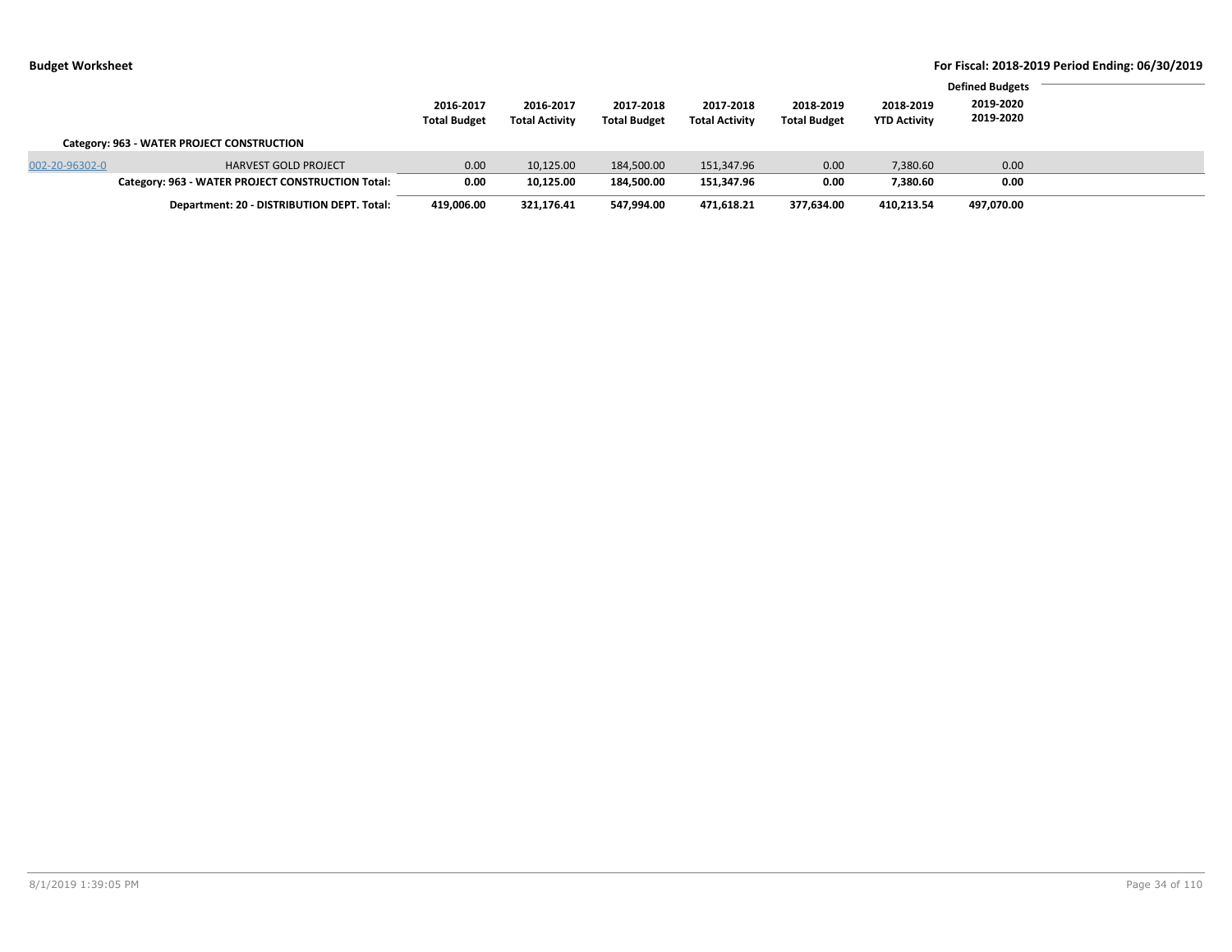## Budget Worksheet

**For Fiscal: 2018-2019 Period Ending: 06/30/2019**

| | | 2016-2017 Total Budget | 2016-2017 Total Activity | 2017-2018 Total Budget | 2017-2018 Total Activity | 2018-2019 Total Budget | 2018-2019 YTD Activity | Defined Budgets 2019-2020 2019-2020 |
|---|---|---|---|---|---|---|---|---|
| **Category: 963 - WATER PROJECT CONSTRUCTION** | | | | | | | | |
| 002-20-96302-0 | HARVEST GOLD PROJECT | 0.00 | 10,125.00 | 184,500.00 | 151,347.96 | 0.00 | 7,380.60 | 0.00 |
| | **Category: 963 - WATER PROJECT CONSTRUCTION Total:** | **0.00** | **10,125.00** | **184,500.00** | **151,347.96** | **0.00** | **7,380.60** | **0.00** |
| | **Department: 20 - DISTRIBUTION DEPT. Total:** | **419,006.00** | **321,176.41** | **547,994.00** | **471,618.21** | **377,634.00** | **410,213.54** | **497,070.00** |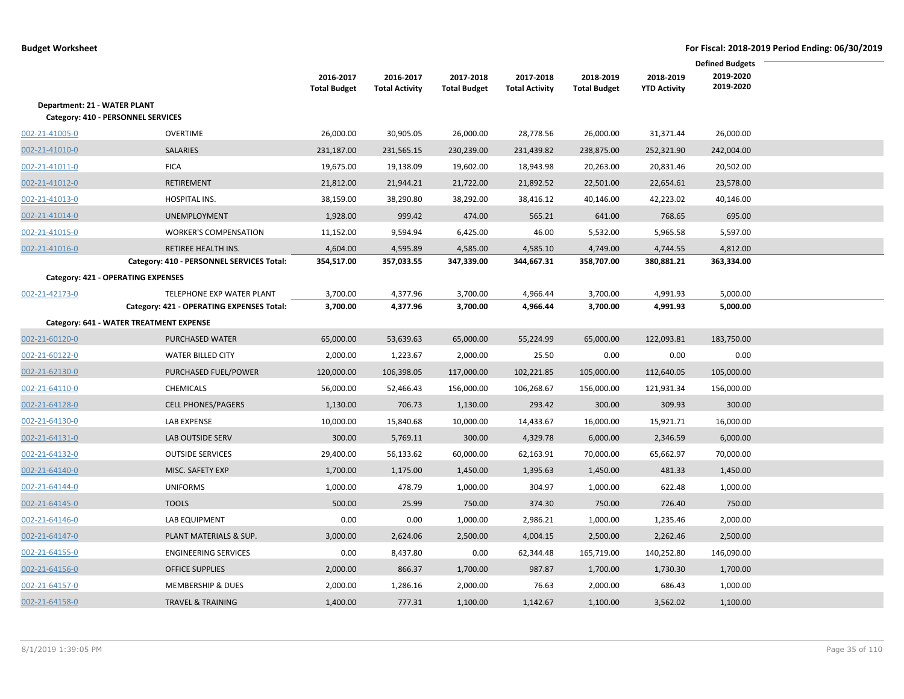**Budget Worksheet** — For Fiscal: 2018-2019 Period Ending: 06/30/2019

| | | 2016-2017 Total Budget | 2016-2017 Total Activity | 2017-2018 Total Budget | 2017-2018 Total Activity | 2018-2019 Total Budget | 2018-2019 YTD Activity | Defined Budgets 2019-2020 2019-2020 |
|---|---|---|---|---|---|---|---|---|
| **Department: 21 - WATER PLANT** | | | | | | | | |
| **Category: 410 - PERSONNEL SERVICES** | | | | | | | | |
| 002-21-41005-0 | OVERTIME | 26,000.00 | 30,905.05 | 26,000.00 | 28,778.56 | 26,000.00 | 31,371.44 | 26,000.00 |
| 002-21-41010-0 | SALARIES | 231,187.00 | 231,565.15 | 230,239.00 | 231,439.82 | 238,875.00 | 252,321.90 | 242,004.00 |
| 002-21-41011-0 | FICA | 19,675.00 | 19,138.09 | 19,602.00 | 18,943.98 | 20,263.00 | 20,831.46 | 20,502.00 |
| 002-21-41012-0 | RETIREMENT | 21,812.00 | 21,944.21 | 21,722.00 | 21,892.52 | 22,501.00 | 22,654.61 | 23,578.00 |
| 002-21-41013-0 | HOSPITAL INS. | 38,159.00 | 38,290.80 | 38,292.00 | 38,416.12 | 40,146.00 | 42,223.02 | 40,146.00 |
| 002-21-41014-0 | UNEMPLOYMENT | 1,928.00 | 999.42 | 474.00 | 565.21 | 641.00 | 768.65 | 695.00 |
| 002-21-41015-0 | WORKER'S COMPENSATION | 11,152.00 | 9,594.94 | 6,425.00 | 46.00 | 5,532.00 | 5,965.58 | 5,597.00 |
| 002-21-41016-0 | RETIREE HEALTH INS. | 4,604.00 | 4,595.89 | 4,585.00 | 4,585.10 | 4,749.00 | 4,744.55 | 4,812.00 |
| | **Category: 410 - PERSONNEL SERVICES Total:** | **354,517.00** | **357,033.55** | **347,339.00** | **344,667.31** | **358,707.00** | **380,881.21** | **363,334.00** |
| **Category: 421 - OPERATING EXPENSES** | | | | | | | | |
| 002-21-42173-0 | TELEPHONE EXP WATER PLANT | 3,700.00 | 4,377.96 | 3,700.00 | 4,966.44 | 3,700.00 | 4,991.93 | 5,000.00 |
| | **Category: 421 - OPERATING EXPENSES Total:** | **3,700.00** | **4,377.96** | **3,700.00** | **4,966.44** | **3,700.00** | **4,991.93** | **5,000.00** |
| **Category: 641 - WATER TREATMENT EXPENSE** | | | | | | | | |
| 002-21-60120-0 | PURCHASED WATER | 65,000.00 | 53,639.63 | 65,000.00 | 55,224.99 | 65,000.00 | 122,093.81 | 183,750.00 |
| 002-21-60122-0 | WATER BILLED CITY | 2,000.00 | 1,223.67 | 2,000.00 | 25.50 | 0.00 | 0.00 | 0.00 |
| 002-21-62130-0 | PURCHASED FUEL/POWER | 120,000.00 | 106,398.05 | 117,000.00 | 102,221.85 | 105,000.00 | 112,640.05 | 105,000.00 |
| 002-21-64110-0 | CHEMICALS | 56,000.00 | 52,466.43 | 156,000.00 | 106,268.67 | 156,000.00 | 121,931.34 | 156,000.00 |
| 002-21-64128-0 | CELL PHONES/PAGERS | 1,130.00 | 706.73 | 1,130.00 | 293.42 | 300.00 | 309.93 | 300.00 |
| 002-21-64130-0 | LAB EXPENSE | 10,000.00 | 15,840.68 | 10,000.00 | 14,433.67 | 16,000.00 | 15,921.71 | 16,000.00 |
| 002-21-64131-0 | LAB OUTSIDE SERV | 300.00 | 5,769.11 | 300.00 | 4,329.78 | 6,000.00 | 2,346.59 | 6,000.00 |
| 002-21-64132-0 | OUTSIDE SERVICES | 29,400.00 | 56,133.62 | 60,000.00 | 62,163.91 | 70,000.00 | 65,662.97 | 70,000.00 |
| 002-21-64140-0 | MISC. SAFETY EXP | 1,700.00 | 1,175.00 | 1,450.00 | 1,395.63 | 1,450.00 | 481.33 | 1,450.00 |
| 002-21-64144-0 | UNIFORMS | 1,000.00 | 478.79 | 1,000.00 | 304.97 | 1,000.00 | 622.48 | 1,000.00 |
| 002-21-64145-0 | TOOLS | 500.00 | 25.99 | 750.00 | 374.30 | 750.00 | 726.40 | 750.00 |
| 002-21-64146-0 | LAB EQUIPMENT | 0.00 | 0.00 | 1,000.00 | 2,986.21 | 1,000.00 | 1,235.46 | 2,000.00 |
| 002-21-64147-0 | PLANT MATERIALS & SUP. | 3,000.00 | 2,624.06 | 2,500.00 | 4,004.15 | 2,500.00 | 2,262.46 | 2,500.00 |
| 002-21-64155-0 | ENGINEERING SERVICES | 0.00 | 8,437.80 | 0.00 | 62,344.48 | 165,719.00 | 140,252.80 | 146,090.00 |
| 002-21-64156-0 | OFFICE SUPPLIES | 2,000.00 | 866.37 | 1,700.00 | 987.87 | 1,700.00 | 1,730.30 | 1,700.00 |
| 002-21-64157-0 | MEMBERSHIP & DUES | 2,000.00 | 1,286.16 | 2,000.00 | 76.63 | 2,000.00 | 686.43 | 1,000.00 |
| 002-21-64158-0 | TRAVEL & TRAINING | 1,400.00 | 777.31 | 1,100.00 | 1,142.67 | 1,100.00 | 3,562.02 | 1,100.00 |

8/1/2019 1:39:05 PM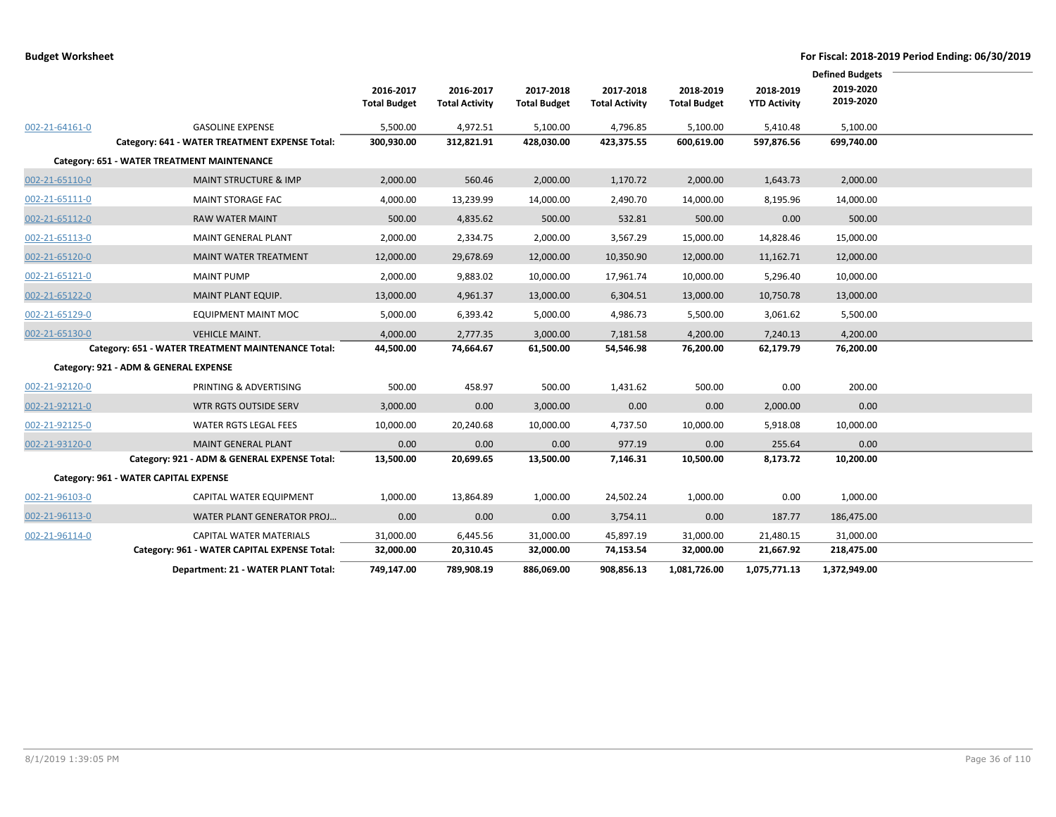**Budget Worksheet**

**For Fiscal: 2018-2019 Period Ending: 06/30/2019**

| | | 2016-2017 Total Budget | 2016-2017 Total Activity | 2017-2018 Total Budget | 2017-2018 Total Activity | 2018-2019 Total Budget | 2018-2019 YTD Activity | Defined Budgets 2019-2020 2019-2020 |
|---|---|---|---|---|---|---|---|---|
| 002-21-64161-0 | GASOLINE EXPENSE | 5,500.00 | 4,972.51 | 5,100.00 | 4,796.85 | 5,100.00 | 5,410.48 | 5,100.00 |
| | **Category: 641 - WATER TREATMENT EXPENSE Total:** | **300,930.00** | **312,821.91** | **428,030.00** | **423,375.55** | **600,619.00** | **597,876.56** | **699,740.00** |
| **Category: 651 - WATER TREATMENT MAINTENANCE** | | | | | | | | |
| 002-21-65110-0 | MAINT STRUCTURE & IMP | 2,000.00 | 560.46 | 2,000.00 | 1,170.72 | 2,000.00 | 1,643.73 | 2,000.00 |
| 002-21-65111-0 | MAINT STORAGE FAC | 4,000.00 | 13,239.99 | 14,000.00 | 2,490.70 | 14,000.00 | 8,195.96 | 14,000.00 |
| 002-21-65112-0 | RAW WATER MAINT | 500.00 | 4,835.62 | 500.00 | 532.81 | 500.00 | 0.00 | 500.00 |
| 002-21-65113-0 | MAINT GENERAL PLANT | 2,000.00 | 2,334.75 | 2,000.00 | 3,567.29 | 15,000.00 | 14,828.46 | 15,000.00 |
| 002-21-65120-0 | MAINT WATER TREATMENT | 12,000.00 | 29,678.69 | 12,000.00 | 10,350.90 | 12,000.00 | 11,162.71 | 12,000.00 |
| 002-21-65121-0 | MAINT PUMP | 2,000.00 | 9,883.02 | 10,000.00 | 17,961.74 | 10,000.00 | 5,296.40 | 10,000.00 |
| 002-21-65122-0 | MAINT PLANT EQUIP. | 13,000.00 | 4,961.37 | 13,000.00 | 6,304.51 | 13,000.00 | 10,750.78 | 13,000.00 |
| 002-21-65129-0 | EQUIPMENT MAINT MOC | 5,000.00 | 6,393.42 | 5,000.00 | 4,986.73 | 5,500.00 | 3,061.62 | 5,500.00 |
| 002-21-65130-0 | VEHICLE MAINT. | 4,000.00 | 2,777.35 | 3,000.00 | 7,181.58 | 4,200.00 | 7,240.13 | 4,200.00 |
| | **Category: 651 - WATER TREATMENT MAINTENANCE Total:** | **44,500.00** | **74,664.67** | **61,500.00** | **54,546.98** | **76,200.00** | **62,179.79** | **76,200.00** |
| **Category: 921 - ADM & GENERAL EXPENSE** | | | | | | | | |
| 002-21-92120-0 | PRINTING & ADVERTISING | 500.00 | 458.97 | 500.00 | 1,431.62 | 500.00 | 0.00 | 200.00 |
| 002-21-92121-0 | WTR RGTS OUTSIDE SERV | 3,000.00 | 0.00 | 3,000.00 | 0.00 | 0.00 | 2,000.00 | 0.00 |
| 002-21-92125-0 | WATER RGTS LEGAL FEES | 10,000.00 | 20,240.68 | 10,000.00 | 4,737.50 | 10,000.00 | 5,918.08 | 10,000.00 |
| 002-21-93120-0 | MAINT GENERAL PLANT | 0.00 | 0.00 | 0.00 | 977.19 | 0.00 | 255.64 | 0.00 |
| | **Category: 921 - ADM & GENERAL EXPENSE Total:** | **13,500.00** | **20,699.65** | **13,500.00** | **7,146.31** | **10,500.00** | **8,173.72** | **10,200.00** |
| **Category: 961 - WATER CAPITAL EXPENSE** | | | | | | | | |
| 002-21-96103-0 | CAPITAL WATER EQUIPMENT | 1,000.00 | 13,864.89 | 1,000.00 | 24,502.24 | 1,000.00 | 0.00 | 1,000.00 |
| 002-21-96113-0 | WATER PLANT GENERATOR PROJ... | 0.00 | 0.00 | 0.00 | 3,754.11 | 0.00 | 187.77 | 186,475.00 |
| 002-21-96114-0 | CAPITAL WATER MATERIALS | 31,000.00 | 6,445.56 | 31,000.00 | 45,897.19 | 31,000.00 | 21,480.15 | 31,000.00 |
| | **Category: 961 - WATER CAPITAL EXPENSE Total:** | **32,000.00** | **20,310.45** | **32,000.00** | **74,153.54** | **32,000.00** | **21,667.92** | **218,475.00** |
| | **Department: 21 - WATER PLANT Total:** | **749,147.00** | **789,908.19** | **886,069.00** | **908,856.13** | **1,081,726.00** | **1,075,771.13** | **1,372,949.00** |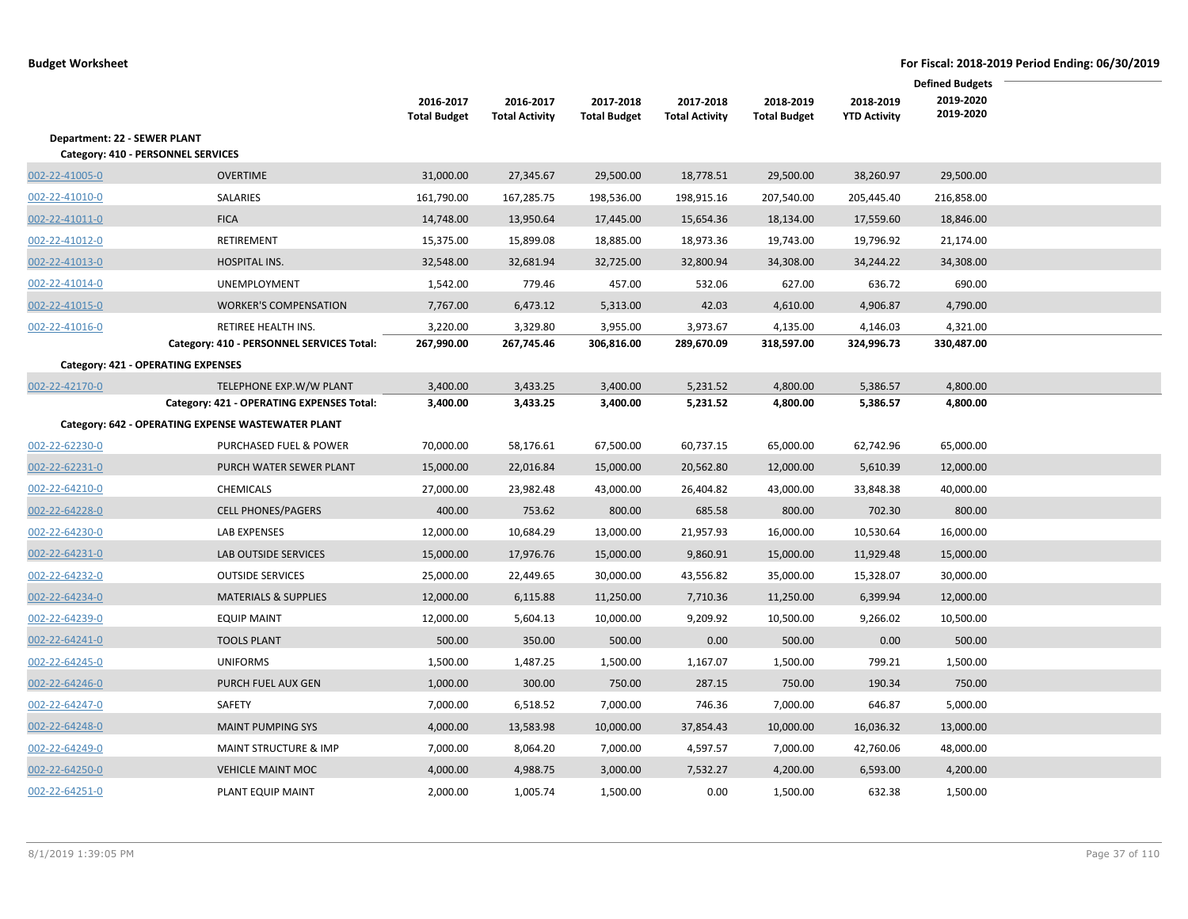**Budget Worksheet** — For Fiscal: 2018-2019 Period Ending: 06/30/2019

| | | 2016-2017 Total Budget | 2016-2017 Total Activity | 2017-2018 Total Budget | 2017-2018 Total Activity | 2018-2019 Total Budget | 2018-2019 YTD Activity | Defined Budgets 2019-2020 2019-2020 |
|---|---|---|---|---|---|---|---|---|
| **Department: 22 - SEWER PLANT** | | | | | | | | |
| **Category: 410 - PERSONNEL SERVICES** | | | | | | | | |
| 002-22-41005-0 | OVERTIME | 31,000.00 | 27,345.67 | 29,500.00 | 18,778.51 | 29,500.00 | 38,260.97 | 29,500.00 |
| 002-22-41010-0 | SALARIES | 161,790.00 | 167,285.75 | 198,536.00 | 198,915.16 | 207,540.00 | 205,445.40 | 216,858.00 |
| 002-22-41011-0 | FICA | 14,748.00 | 13,950.64 | 17,445.00 | 15,654.36 | 18,134.00 | 17,559.60 | 18,846.00 |
| 002-22-41012-0 | RETIREMENT | 15,375.00 | 15,899.08 | 18,885.00 | 18,973.36 | 19,743.00 | 19,796.92 | 21,174.00 |
| 002-22-41013-0 | HOSPITAL INS. | 32,548.00 | 32,681.94 | 32,725.00 | 32,800.94 | 34,308.00 | 34,244.22 | 34,308.00 |
| 002-22-41014-0 | UNEMPLOYMENT | 1,542.00 | 779.46 | 457.00 | 532.06 | 627.00 | 636.72 | 690.00 |
| 002-22-41015-0 | WORKER'S COMPENSATION | 7,767.00 | 6,473.12 | 5,313.00 | 42.03 | 4,610.00 | 4,906.87 | 4,790.00 |
| 002-22-41016-0 | RETIREE HEALTH INS. | 3,220.00 | 3,329.80 | 3,955.00 | 3,973.67 | 4,135.00 | 4,146.03 | 4,321.00 |
| | **Category: 410 - PERSONNEL SERVICES Total:** | **267,990.00** | **267,745.46** | **306,816.00** | **289,670.09** | **318,597.00** | **324,996.73** | **330,487.00** |
| **Category: 421 - OPERATING EXPENSES** | | | | | | | | |
| 002-22-42170-0 | TELEPHONE EXP.W/W PLANT | 3,400.00 | 3,433.25 | 3,400.00 | 5,231.52 | 4,800.00 | 5,386.57 | 4,800.00 |
| | **Category: 421 - OPERATING EXPENSES Total:** | **3,400.00** | **3,433.25** | **3,400.00** | **5,231.52** | **4,800.00** | **5,386.57** | **4,800.00** |
| **Category: 642 - OPERATING EXPENSE WASTEWATER PLANT** | | | | | | | | |
| 002-22-62230-0 | PURCHASED FUEL & POWER | 70,000.00 | 58,176.61 | 67,500.00 | 60,737.15 | 65,000.00 | 62,742.96 | 65,000.00 |
| 002-22-62231-0 | PURCH WATER SEWER PLANT | 15,000.00 | 22,016.84 | 15,000.00 | 20,562.80 | 12,000.00 | 5,610.39 | 12,000.00 |
| 002-22-64210-0 | CHEMICALS | 27,000.00 | 23,982.48 | 43,000.00 | 26,404.82 | 43,000.00 | 33,848.38 | 40,000.00 |
| 002-22-64228-0 | CELL PHONES/PAGERS | 400.00 | 753.62 | 800.00 | 685.58 | 800.00 | 702.30 | 800.00 |
| 002-22-64230-0 | LAB EXPENSES | 12,000.00 | 10,684.29 | 13,000.00 | 21,957.93 | 16,000.00 | 10,530.64 | 16,000.00 |
| 002-22-64231-0 | LAB OUTSIDE SERVICES | 15,000.00 | 17,976.76 | 15,000.00 | 9,860.91 | 15,000.00 | 11,929.48 | 15,000.00 |
| 002-22-64232-0 | OUTSIDE SERVICES | 25,000.00 | 22,449.65 | 30,000.00 | 43,556.82 | 35,000.00 | 15,328.07 | 30,000.00 |
| 002-22-64234-0 | MATERIALS & SUPPLIES | 12,000.00 | 6,115.88 | 11,250.00 | 7,710.36 | 11,250.00 | 6,399.94 | 12,000.00 |
| 002-22-64239-0 | EQUIP MAINT | 12,000.00 | 5,604.13 | 10,000.00 | 9,209.92 | 10,500.00 | 9,266.02 | 10,500.00 |
| 002-22-64241-0 | TOOLS PLANT | 500.00 | 350.00 | 500.00 | 0.00 | 500.00 | 0.00 | 500.00 |
| 002-22-64245-0 | UNIFORMS | 1,500.00 | 1,487.25 | 1,500.00 | 1,167.07 | 1,500.00 | 799.21 | 1,500.00 |
| 002-22-64246-0 | PURCH FUEL AUX GEN | 1,000.00 | 300.00 | 750.00 | 287.15 | 750.00 | 190.34 | 750.00 |
| 002-22-64247-0 | SAFETY | 7,000.00 | 6,518.52 | 7,000.00 | 746.36 | 7,000.00 | 646.87 | 5,000.00 |
| 002-22-64248-0 | MAINT PUMPING SYS | 4,000.00 | 13,583.98 | 10,000.00 | 37,854.43 | 10,000.00 | 16,036.32 | 13,000.00 |
| 002-22-64249-0 | MAINT STRUCTURE & IMP | 7,000.00 | 8,064.20 | 7,000.00 | 4,597.57 | 7,000.00 | 42,760.06 | 48,000.00 |
| 002-22-64250-0 | VEHICLE MAINT MOC | 4,000.00 | 4,988.75 | 3,000.00 | 7,532.27 | 4,200.00 | 6,593.00 | 4,200.00 |
| 002-22-64251-0 | PLANT EQUIP MAINT | 2,000.00 | 1,005.74 | 1,500.00 | 0.00 | 1,500.00 | 632.38 | 1,500.00 |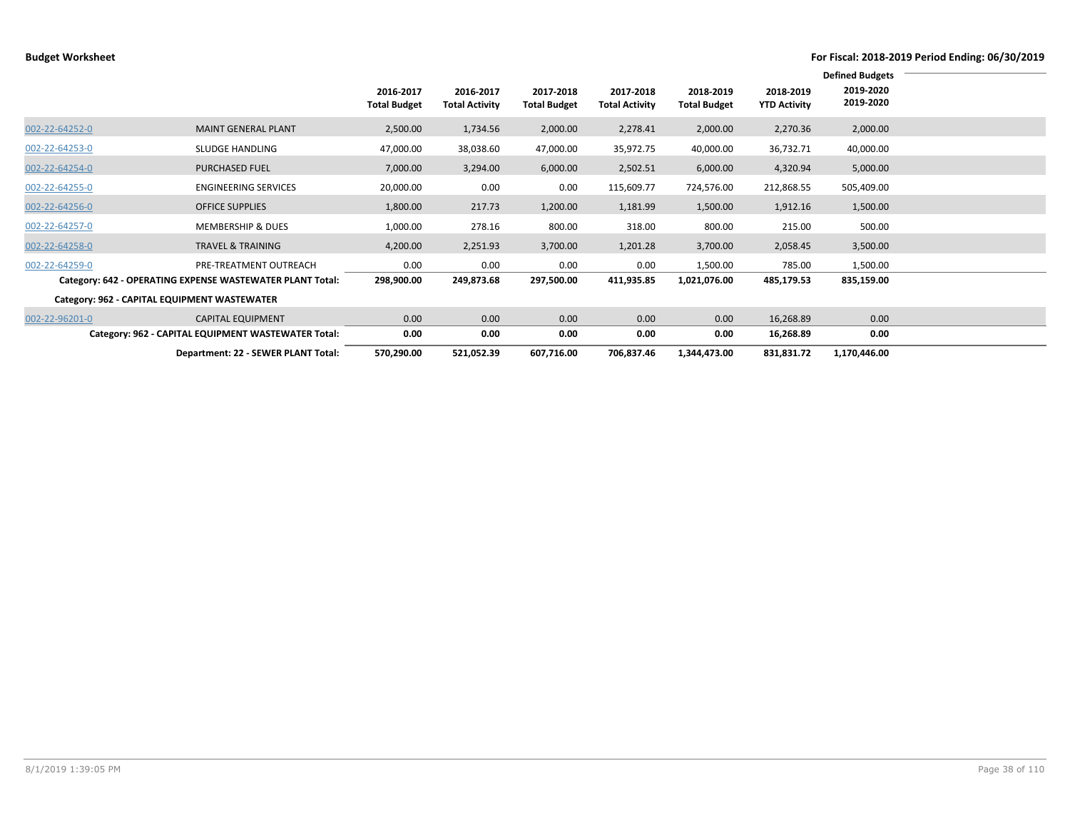**Budget Worksheet** **For Fiscal: 2018-2019 Period Ending: 06/30/2019**

| | | 2016-2017 Total Budget | 2016-2017 Total Activity | 2017-2018 Total Budget | 2017-2018 Total Activity | 2018-2019 Total Budget | 2018-2019 YTD Activity | Defined Budgets 2019-2020 2019-2020 |
|---|---|---|---|---|---|---|---|---|
| 002-22-64252-0 | MAINT GENERAL PLANT | 2,500.00 | 1,734.56 | 2,000.00 | 2,278.41 | 2,000.00 | 2,270.36 | 2,000.00 |
| 002-22-64253-0 | SLUDGE HANDLING | 47,000.00 | 38,038.60 | 47,000.00 | 35,972.75 | 40,000.00 | 36,732.71 | 40,000.00 |
| 002-22-64254-0 | PURCHASED FUEL | 7,000.00 | 3,294.00 | 6,000.00 | 2,502.51 | 6,000.00 | 4,320.94 | 5,000.00 |
| 002-22-64255-0 | ENGINEERING SERVICES | 20,000.00 | 0.00 | 0.00 | 115,609.77 | 724,576.00 | 212,868.55 | 505,409.00 |
| 002-22-64256-0 | OFFICE SUPPLIES | 1,800.00 | 217.73 | 1,200.00 | 1,181.99 | 1,500.00 | 1,912.16 | 1,500.00 |
| 002-22-64257-0 | MEMBERSHIP & DUES | 1,000.00 | 278.16 | 800.00 | 318.00 | 800.00 | 215.00 | 500.00 |
| 002-22-64258-0 | TRAVEL & TRAINING | 4,200.00 | 2,251.93 | 3,700.00 | 1,201.28 | 3,700.00 | 2,058.45 | 3,500.00 |
| 002-22-64259-0 | PRE-TREATMENT OUTREACH | 0.00 | 0.00 | 0.00 | 0.00 | 1,500.00 | 785.00 | 1,500.00 |
| | **Category: 642 - OPERATING EXPENSE WASTEWATER PLANT Total:** | **298,900.00** | **249,873.68** | **297,500.00** | **411,935.85** | **1,021,076.00** | **485,179.53** | **835,159.00** |
| | **Category: 962 - CAPITAL EQUIPMENT WASTEWATER** | | | | | | | |
| 002-22-96201-0 | CAPITAL EQUIPMENT | 0.00 | 0.00 | 0.00 | 0.00 | 0.00 | 16,268.89 | 0.00 |
| | **Category: 962 - CAPITAL EQUIPMENT WASTEWATER Total:** | **0.00** | **0.00** | **0.00** | **0.00** | **0.00** | **16,268.89** | **0.00** |
| | **Department: 22 - SEWER PLANT Total:** | **570,290.00** | **521,052.39** | **607,716.00** | **706,837.46** | **1,344,473.00** | **831,831.72** | **1,170,446.00** |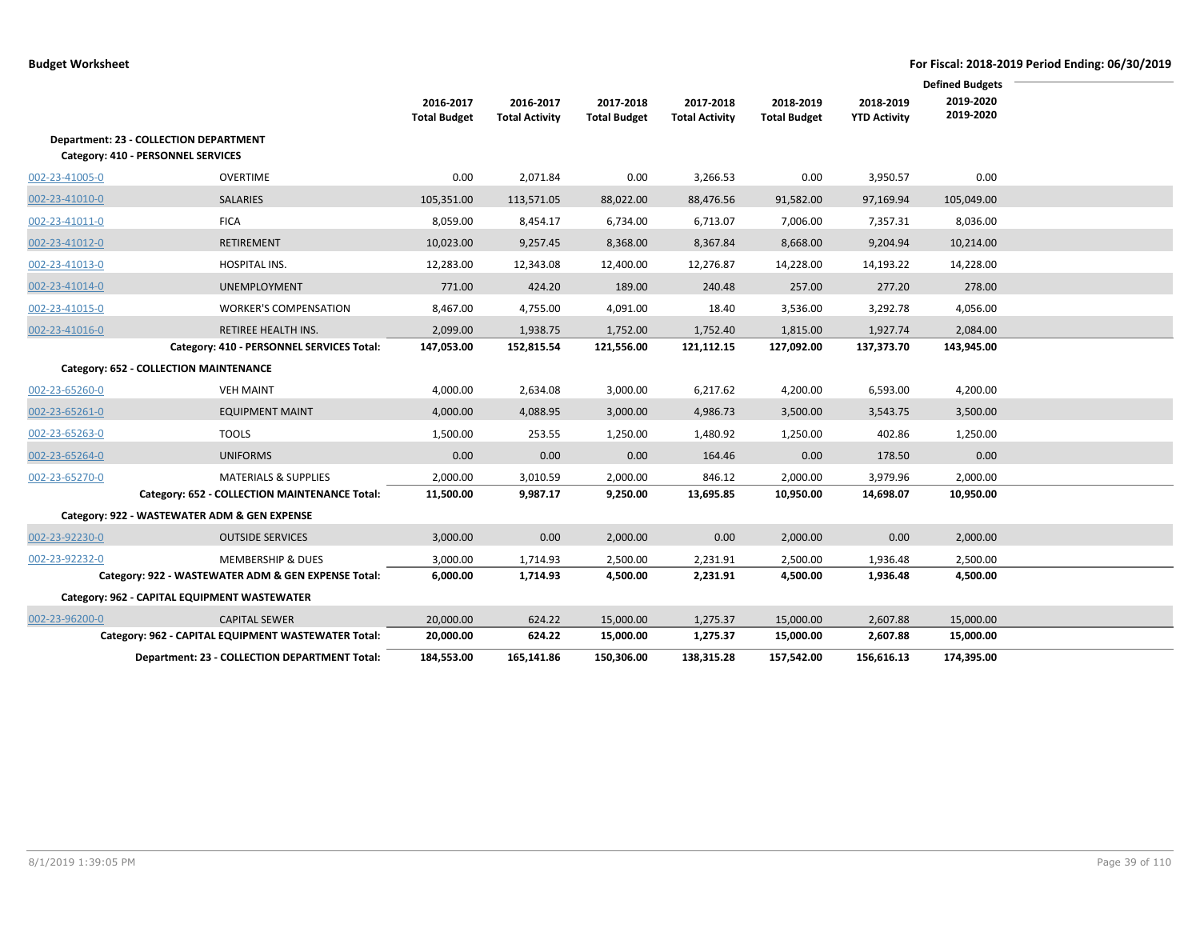**Budget Worksheet** — For Fiscal: 2018-2019 Period Ending: 06/30/2019

| | | 2016-2017 Total Budget | 2016-2017 Total Activity | 2017-2018 Total Budget | 2017-2018 Total Activity | 2018-2019 Total Budget | 2018-2019 YTD Activity | Defined Budgets 2019-2020 2019-2020 |
|---|---|---|---|---|---|---|---|---|
| **Department: 23 - COLLECTION DEPARTMENT** | | | | | | | | |
| **Category: 410 - PERSONNEL SERVICES** | | | | | | | | |
| 002-23-41005-0 | OVERTIME | 0.00 | 2,071.84 | 0.00 | 3,266.53 | 0.00 | 3,950.57 | 0.00 |
| 002-23-41010-0 | SALARIES | 105,351.00 | 113,571.05 | 88,022.00 | 88,476.56 | 91,582.00 | 97,169.94 | 105,049.00 |
| 002-23-41011-0 | FICA | 8,059.00 | 8,454.17 | 6,734.00 | 6,713.07 | 7,006.00 | 7,357.31 | 8,036.00 |
| 002-23-41012-0 | RETIREMENT | 10,023.00 | 9,257.45 | 8,368.00 | 8,367.84 | 8,668.00 | 9,204.94 | 10,214.00 |
| 002-23-41013-0 | HOSPITAL INS. | 12,283.00 | 12,343.08 | 12,400.00 | 12,276.87 | 14,228.00 | 14,193.22 | 14,228.00 |
| 002-23-41014-0 | UNEMPLOYMENT | 771.00 | 424.20 | 189.00 | 240.48 | 257.00 | 277.20 | 278.00 |
| 002-23-41015-0 | WORKER'S COMPENSATION | 8,467.00 | 4,755.00 | 4,091.00 | 18.40 | 3,536.00 | 3,292.78 | 4,056.00 |
| 002-23-41016-0 | RETIREE HEALTH INS. | 2,099.00 | 1,938.75 | 1,752.00 | 1,752.40 | 1,815.00 | 1,927.74 | 2,084.00 |
| | **Category: 410 - PERSONNEL SERVICES Total:** | **147,053.00** | **152,815.54** | **121,556.00** | **121,112.15** | **127,092.00** | **137,373.70** | **143,945.00** |
| **Category: 652 - COLLECTION MAINTENANCE** | | | | | | | | |
| 002-23-65260-0 | VEH MAINT | 4,000.00 | 2,634.08 | 3,000.00 | 6,217.62 | 4,200.00 | 6,593.00 | 4,200.00 |
| 002-23-65261-0 | EQUIPMENT MAINT | 4,000.00 | 4,088.95 | 3,000.00 | 4,986.73 | 3,500.00 | 3,543.75 | 3,500.00 |
| 002-23-65263-0 | TOOLS | 1,500.00 | 253.55 | 1,250.00 | 1,480.92 | 1,250.00 | 402.86 | 1,250.00 |
| 002-23-65264-0 | UNIFORMS | 0.00 | 0.00 | 0.00 | 164.46 | 0.00 | 178.50 | 0.00 |
| 002-23-65270-0 | MATERIALS & SUPPLIES | 2,000.00 | 3,010.59 | 2,000.00 | 846.12 | 2,000.00 | 3,979.96 | 2,000.00 |
| | **Category: 652 - COLLECTION MAINTENANCE Total:** | **11,500.00** | **9,987.17** | **9,250.00** | **13,695.85** | **10,950.00** | **14,698.07** | **10,950.00** |
| **Category: 922 - WASTEWATER ADM & GEN EXPENSE** | | | | | | | | |
| 002-23-92230-0 | OUTSIDE SERVICES | 3,000.00 | 0.00 | 2,000.00 | 0.00 | 2,000.00 | 0.00 | 2,000.00 |
| 002-23-92232-0 | MEMBERSHIP & DUES | 3,000.00 | 1,714.93 | 2,500.00 | 2,231.91 | 2,500.00 | 1,936.48 | 2,500.00 |
| | **Category: 922 - WASTEWATER ADM & GEN EXPENSE Total:** | **6,000.00** | **1,714.93** | **4,500.00** | **2,231.91** | **4,500.00** | **1,936.48** | **4,500.00** |
| **Category: 962 - CAPITAL EQUIPMENT WASTEWATER** | | | | | | | | |
| 002-23-96200-0 | CAPITAL SEWER | 20,000.00 | 624.22 | 15,000.00 | 1,275.37 | 15,000.00 | 2,607.88 | 15,000.00 |
| | **Category: 962 - CAPITAL EQUIPMENT WASTEWATER Total:** | **20,000.00** | **624.22** | **15,000.00** | **1,275.37** | **15,000.00** | **2,607.88** | **15,000.00** |
| | **Department: 23 - COLLECTION DEPARTMENT Total:** | **184,553.00** | **165,141.86** | **150,306.00** | **138,315.28** | **157,542.00** | **156,616.13** | **174,395.00** |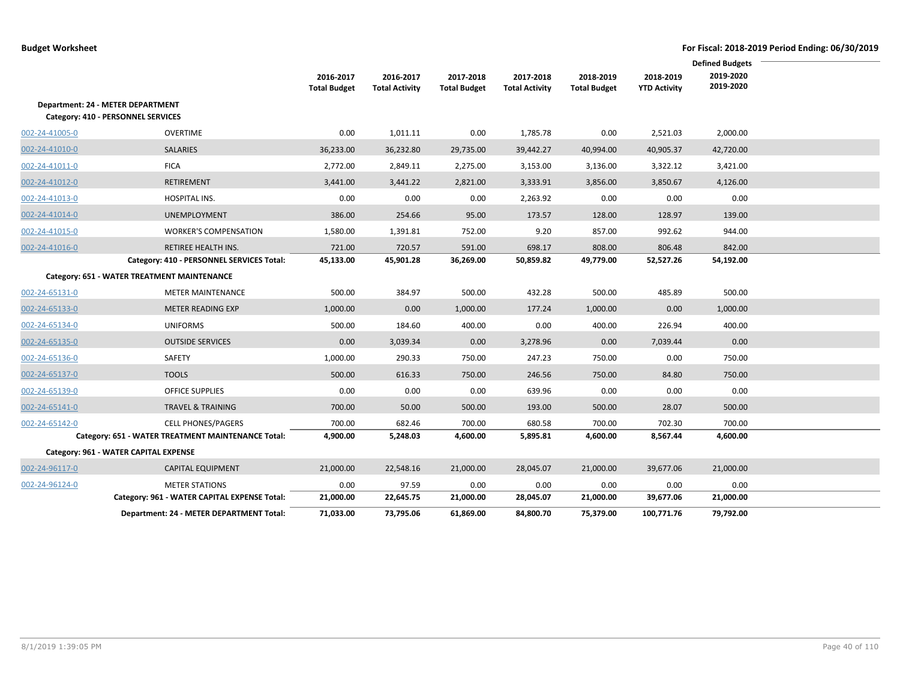**Budget Worksheet** — For Fiscal: 2018-2019 Period Ending: 06/30/2019

| | | 2016-2017 Total Budget | 2016-2017 Total Activity | 2017-2018 Total Budget | 2017-2018 Total Activity | 2018-2019 Total Budget | 2018-2019 YTD Activity | Defined Budgets 2019-2020 2019-2020 |
|---|---|---|---|---|---|---|---|---|
| **Department: 24 - METER DEPARTMENT** | | | | | | | | |
| **Category: 410 - PERSONNEL SERVICES** | | | | | | | | |
| 002-24-41005-0 | OVERTIME | 0.00 | 1,011.11 | 0.00 | 1,785.78 | 0.00 | 2,521.03 | 2,000.00 |
| 002-24-41010-0 | SALARIES | 36,233.00 | 36,232.80 | 29,735.00 | 39,442.27 | 40,994.00 | 40,905.37 | 42,720.00 |
| 002-24-41011-0 | FICA | 2,772.00 | 2,849.11 | 2,275.00 | 3,153.00 | 3,136.00 | 3,322.12 | 3,421.00 |
| 002-24-41012-0 | RETIREMENT | 3,441.00 | 3,441.22 | 2,821.00 | 3,333.91 | 3,856.00 | 3,850.67 | 4,126.00 |
| 002-24-41013-0 | HOSPITAL INS. | 0.00 | 0.00 | 0.00 | 2,263.92 | 0.00 | 0.00 | 0.00 |
| 002-24-41014-0 | UNEMPLOYMENT | 386.00 | 254.66 | 95.00 | 173.57 | 128.00 | 128.97 | 139.00 |
| 002-24-41015-0 | WORKER'S COMPENSATION | 1,580.00 | 1,391.81 | 752.00 | 9.20 | 857.00 | 992.62 | 944.00 |
| 002-24-41016-0 | RETIREE HEALTH INS. | 721.00 | 720.57 | 591.00 | 698.17 | 808.00 | 806.48 | 842.00 |
| | **Category: 410 - PERSONNEL SERVICES Total:** | **45,133.00** | **45,901.28** | **36,269.00** | **50,859.82** | **49,779.00** | **52,527.26** | **54,192.00** |
| **Category: 651 - WATER TREATMENT MAINTENANCE** | | | | | | | | |
| 002-24-65131-0 | METER MAINTENANCE | 500.00 | 384.97 | 500.00 | 432.28 | 500.00 | 485.89 | 500.00 |
| 002-24-65133-0 | METER READING EXP | 1,000.00 | 0.00 | 1,000.00 | 177.24 | 1,000.00 | 0.00 | 1,000.00 |
| 002-24-65134-0 | UNIFORMS | 500.00 | 184.60 | 400.00 | 0.00 | 400.00 | 226.94 | 400.00 |
| 002-24-65135-0 | OUTSIDE SERVICES | 0.00 | 3,039.34 | 0.00 | 3,278.96 | 0.00 | 7,039.44 | 0.00 |
| 002-24-65136-0 | SAFETY | 1,000.00 | 290.33 | 750.00 | 247.23 | 750.00 | 0.00 | 750.00 |
| 002-24-65137-0 | TOOLS | 500.00 | 616.33 | 750.00 | 246.56 | 750.00 | 84.80 | 750.00 |
| 002-24-65139-0 | OFFICE SUPPLIES | 0.00 | 0.00 | 0.00 | 639.96 | 0.00 | 0.00 | 0.00 |
| 002-24-65141-0 | TRAVEL & TRAINING | 700.00 | 50.00 | 500.00 | 193.00 | 500.00 | 28.07 | 500.00 |
| 002-24-65142-0 | CELL PHONES/PAGERS | 700.00 | 682.46 | 700.00 | 680.58 | 700.00 | 702.30 | 700.00 |
| | **Category: 651 - WATER TREATMENT MAINTENANCE Total:** | **4,900.00** | **5,248.03** | **4,600.00** | **5,895.81** | **4,600.00** | **8,567.44** | **4,600.00** |
| **Category: 961 - WATER CAPITAL EXPENSE** | | | | | | | | |
| 002-24-96117-0 | CAPITAL EQUIPMENT | 21,000.00 | 22,548.16 | 21,000.00 | 28,045.07 | 21,000.00 | 39,677.06 | 21,000.00 |
| 002-24-96124-0 | METER STATIONS | 0.00 | 97.59 | 0.00 | 0.00 | 0.00 | 0.00 | 0.00 |
| | **Category: 961 - WATER CAPITAL EXPENSE Total:** | **21,000.00** | **22,645.75** | **21,000.00** | **28,045.07** | **21,000.00** | **39,677.06** | **21,000.00** |
| | **Department: 24 - METER DEPARTMENT Total:** | **71,033.00** | **73,795.06** | **61,869.00** | **84,800.70** | **75,379.00** | **100,771.76** | **79,792.00** |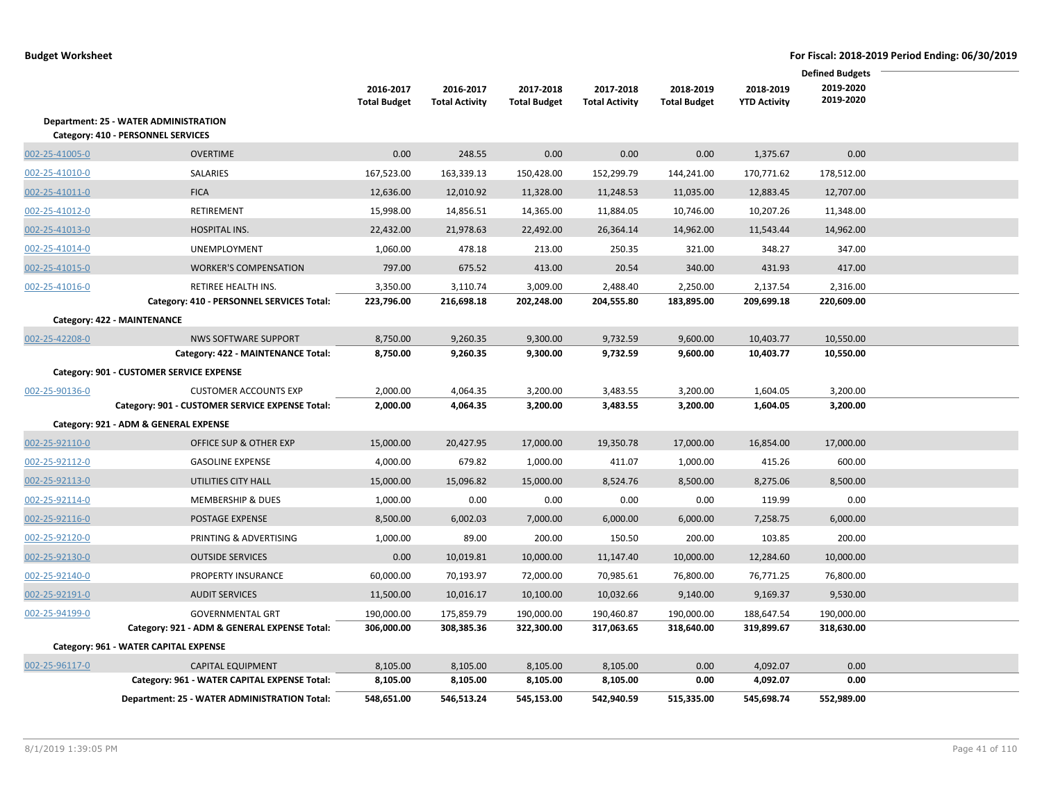**Budget Worksheet** — For Fiscal: 2018-2019 Period Ending: 06/30/2019

| | | 2016-2017 Total Budget | 2016-2017 Total Activity | 2017-2018 Total Budget | 2017-2018 Total Activity | 2018-2019 Total Budget | 2018-2019 YTD Activity | Defined Budgets 2019-2020 2019-2020 |
|---|---|---|---|---|---|---|---|---|
| **Department: 25 - WATER ADMINISTRATION** | | | | | | | | |
| **Category: 410 - PERSONNEL SERVICES** | | | | | | | | |
| 002-25-41005-0 | OVERTIME | 0.00 | 248.55 | 0.00 | 0.00 | 0.00 | 1,375.67 | 0.00 |
| 002-25-41010-0 | SALARIES | 167,523.00 | 163,339.13 | 150,428.00 | 152,299.79 | 144,241.00 | 170,771.62 | 178,512.00 |
| 002-25-41011-0 | FICA | 12,636.00 | 12,010.92 | 11,328.00 | 11,248.53 | 11,035.00 | 12,883.45 | 12,707.00 |
| 002-25-41012-0 | RETIREMENT | 15,998.00 | 14,856.51 | 14,365.00 | 11,884.05 | 10,746.00 | 10,207.26 | 11,348.00 |
| 002-25-41013-0 | HOSPITAL INS. | 22,432.00 | 21,978.63 | 22,492.00 | 26,364.14 | 14,962.00 | 11,543.44 | 14,962.00 |
| 002-25-41014-0 | UNEMPLOYMENT | 1,060.00 | 478.18 | 213.00 | 250.35 | 321.00 | 348.27 | 347.00 |
| 002-25-41015-0 | WORKER'S COMPENSATION | 797.00 | 675.52 | 413.00 | 20.54 | 340.00 | 431.93 | 417.00 |
| 002-25-41016-0 | RETIREE HEALTH INS. | 3,350.00 | 3,110.74 | 3,009.00 | 2,488.40 | 2,250.00 | 2,137.54 | 2,316.00 |
| | **Category: 410 - PERSONNEL SERVICES Total:** | **223,796.00** | **216,698.18** | **202,248.00** | **204,555.80** | **183,895.00** | **209,699.18** | **220,609.00** |
| **Category: 422 - MAINTENANCE** | | | | | | | | |
| 002-25-42208-0 | NWS SOFTWARE SUPPORT | 8,750.00 | 9,260.35 | 9,300.00 | 9,732.59 | 9,600.00 | 10,403.77 | 10,550.00 |
| | **Category: 422 - MAINTENANCE Total:** | **8,750.00** | **9,260.35** | **9,300.00** | **9,732.59** | **9,600.00** | **10,403.77** | **10,550.00** |
| **Category: 901 - CUSTOMER SERVICE EXPENSE** | | | | | | | | |
| 002-25-90136-0 | CUSTOMER ACCOUNTS EXP | 2,000.00 | 4,064.35 | 3,200.00 | 3,483.55 | 3,200.00 | 1,604.05 | 3,200.00 |
| | **Category: 901 - CUSTOMER SERVICE EXPENSE Total:** | **2,000.00** | **4,064.35** | **3,200.00** | **3,483.55** | **3,200.00** | **1,604.05** | **3,200.00** |
| **Category: 921 - ADM & GENERAL EXPENSE** | | | | | | | | |
| 002-25-92110-0 | OFFICE SUP & OTHER EXP | 15,000.00 | 20,427.95 | 17,000.00 | 19,350.78 | 17,000.00 | 16,854.00 | 17,000.00 |
| 002-25-92112-0 | GASOLINE EXPENSE | 4,000.00 | 679.82 | 1,000.00 | 411.07 | 1,000.00 | 415.26 | 600.00 |
| 002-25-92113-0 | UTILITIES CITY HALL | 15,000.00 | 15,096.82 | 15,000.00 | 8,524.76 | 8,500.00 | 8,275.06 | 8,500.00 |
| 002-25-92114-0 | MEMBERSHIP & DUES | 1,000.00 | 0.00 | 0.00 | 0.00 | 0.00 | 119.99 | 0.00 |
| 002-25-92116-0 | POSTAGE EXPENSE | 8,500.00 | 6,002.03 | 7,000.00 | 6,000.00 | 6,000.00 | 7,258.75 | 6,000.00 |
| 002-25-92120-0 | PRINTING & ADVERTISING | 1,000.00 | 89.00 | 200.00 | 150.50 | 200.00 | 103.85 | 200.00 |
| 002-25-92130-0 | OUTSIDE SERVICES | 0.00 | 10,019.81 | 10,000.00 | 11,147.40 | 10,000.00 | 12,284.60 | 10,000.00 |
| 002-25-92140-0 | PROPERTY INSURANCE | 60,000.00 | 70,193.97 | 72,000.00 | 70,985.61 | 76,800.00 | 76,771.25 | 76,800.00 |
| 002-25-92191-0 | AUDIT SERVICES | 11,500.00 | 10,016.17 | 10,100.00 | 10,032.66 | 9,140.00 | 9,169.37 | 9,530.00 |
| 002-25-94199-0 | GOVERNMENTAL GRT | 190,000.00 | 175,859.79 | 190,000.00 | 190,460.87 | 190,000.00 | 188,647.54 | 190,000.00 |
| | **Category: 921 - ADM & GENERAL EXPENSE Total:** | **306,000.00** | **308,385.36** | **322,300.00** | **317,063.65** | **318,640.00** | **319,899.67** | **318,630.00** |
| **Category: 961 - WATER CAPITAL EXPENSE** | | | | | | | | |
| 002-25-96117-0 | CAPITAL EQUIPMENT | 8,105.00 | 8,105.00 | 8,105.00 | 8,105.00 | 0.00 | 4,092.07 | 0.00 |
| | **Category: 961 - WATER CAPITAL EXPENSE Total:** | **8,105.00** | **8,105.00** | **8,105.00** | **8,105.00** | **0.00** | **4,092.07** | **0.00** |
| | **Department: 25 - WATER ADMINISTRATION Total:** | **548,651.00** | **546,513.24** | **545,153.00** | **542,940.59** | **515,335.00** | **545,698.74** | **552,989.00** |

8/1/2019 1:39:05 PM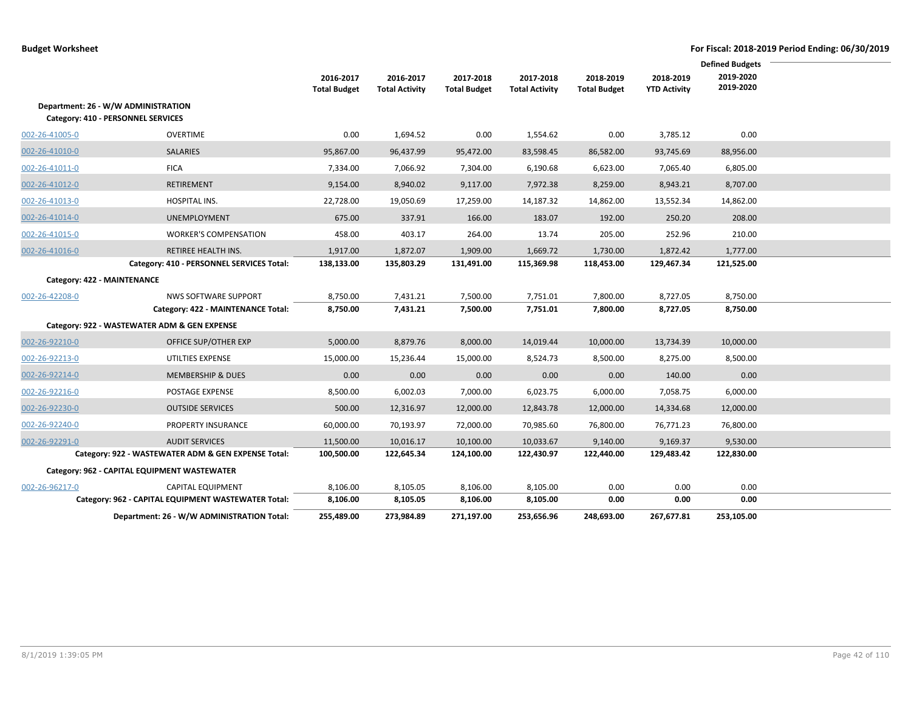**Budget Worksheet** — For Fiscal: 2018-2019 Period Ending: 06/30/2019

| | | 2016-2017 Total Budget | 2016-2017 Total Activity | 2017-2018 Total Budget | 2017-2018 Total Activity | 2018-2019 Total Budget | 2018-2019 YTD Activity | Defined Budgets 2019-2020 2019-2020 |
|---|---|---|---|---|---|---|---|---|
| **Department: 26 - W/W ADMINISTRATION** | | | | | | | | |
| **Category: 410 - PERSONNEL SERVICES** | | | | | | | | |
| 002-26-41005-0 | OVERTIME | 0.00 | 1,694.52 | 0.00 | 1,554.62 | 0.00 | 3,785.12 | 0.00 |
| 002-26-41010-0 | SALARIES | 95,867.00 | 96,437.99 | 95,472.00 | 83,598.45 | 86,582.00 | 93,745.69 | 88,956.00 |
| 002-26-41011-0 | FICA | 7,334.00 | 7,066.92 | 7,304.00 | 6,190.68 | 6,623.00 | 7,065.40 | 6,805.00 |
| 002-26-41012-0 | RETIREMENT | 9,154.00 | 8,940.02 | 9,117.00 | 7,972.38 | 8,259.00 | 8,943.21 | 8,707.00 |
| 002-26-41013-0 | HOSPITAL INS. | 22,728.00 | 19,050.69 | 17,259.00 | 14,187.32 | 14,862.00 | 13,552.34 | 14,862.00 |
| 002-26-41014-0 | UNEMPLOYMENT | 675.00 | 337.91 | 166.00 | 183.07 | 192.00 | 250.20 | 208.00 |
| 002-26-41015-0 | WORKER'S COMPENSATION | 458.00 | 403.17 | 264.00 | 13.74 | 205.00 | 252.96 | 210.00 |
| 002-26-41016-0 | RETIREE HEALTH INS. | 1,917.00 | 1,872.07 | 1,909.00 | 1,669.72 | 1,730.00 | 1,872.42 | 1,777.00 |
| | **Category: 410 - PERSONNEL SERVICES Total:** | **138,133.00** | **135,803.29** | **131,491.00** | **115,369.98** | **118,453.00** | **129,467.34** | **121,525.00** |
| **Category: 422 - MAINTENANCE** | | | | | | | | |
| 002-26-42208-0 | NWS SOFTWARE SUPPORT | 8,750.00 | 7,431.21 | 7,500.00 | 7,751.01 | 7,800.00 | 8,727.05 | 8,750.00 |
| | **Category: 422 - MAINTENANCE Total:** | **8,750.00** | **7,431.21** | **7,500.00** | **7,751.01** | **7,800.00** | **8,727.05** | **8,750.00** |
| **Category: 922 - WASTEWATER ADM & GEN EXPENSE** | | | | | | | | |
| 002-26-92210-0 | OFFICE SUP/OTHER EXP | 5,000.00 | 8,879.76 | 8,000.00 | 14,019.44 | 10,000.00 | 13,734.39 | 10,000.00 |
| 002-26-92213-0 | UTILTIES EXPENSE | 15,000.00 | 15,236.44 | 15,000.00 | 8,524.73 | 8,500.00 | 8,275.00 | 8,500.00 |
| 002-26-92214-0 | MEMBERSHIP & DUES | 0.00 | 0.00 | 0.00 | 0.00 | 0.00 | 140.00 | 0.00 |
| 002-26-92216-0 | POSTAGE EXPENSE | 8,500.00 | 6,002.03 | 7,000.00 | 6,023.75 | 6,000.00 | 7,058.75 | 6,000.00 |
| 002-26-92230-0 | OUTSIDE SERVICES | 500.00 | 12,316.97 | 12,000.00 | 12,843.78 | 12,000.00 | 14,334.68 | 12,000.00 |
| 002-26-92240-0 | PROPERTY INSURANCE | 60,000.00 | 70,193.97 | 72,000.00 | 70,985.60 | 76,800.00 | 76,771.23 | 76,800.00 |
| 002-26-92291-0 | AUDIT SERVICES | 11,500.00 | 10,016.17 | 10,100.00 | 10,033.67 | 9,140.00 | 9,169.37 | 9,530.00 |
| | **Category: 922 - WASTEWATER ADM & GEN EXPENSE Total:** | **100,500.00** | **122,645.34** | **124,100.00** | **122,430.97** | **122,440.00** | **129,483.42** | **122,830.00** |
| **Category: 962 - CAPITAL EQUIPMENT WASTEWATER** | | | | | | | | |
| 002-26-96217-0 | CAPITAL EQUIPMENT | 8,106.00 | 8,105.05 | 8,106.00 | 8,105.00 | 0.00 | 0.00 | 0.00 |
| | **Category: 962 - CAPITAL EQUIPMENT WASTEWATER Total:** | **8,106.00** | **8,105.05** | **8,106.00** | **8,105.00** | **0.00** | **0.00** | **0.00** |
| | **Department: 26 - W/W ADMINISTRATION Total:** | **255,489.00** | **273,984.89** | **271,197.00** | **253,656.96** | **248,693.00** | **267,677.81** | **253,105.00** |

8/1/2019 1:39:05 PM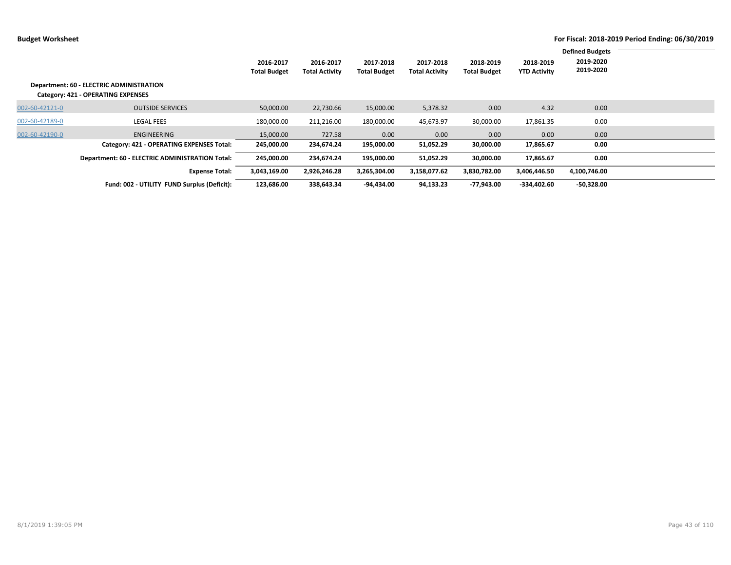**Budget Worksheet** — For Fiscal: 2018-2019 Period Ending: 06/30/2019

| | | 2016-2017 Total Budget | 2016-2017 Total Activity | 2017-2018 Total Budget | 2017-2018 Total Activity | 2018-2019 Total Budget | 2018-2019 YTD Activity | Defined Budgets 2019-2020 2019-2020 |
|---|---|---|---|---|---|---|---|---|
| **Department: 60 - ELECTRIC ADMINISTRATION** | | | | | | | | |
| **Category: 421 - OPERATING EXPENSES** | | | | | | | | |
| 002-60-42121-0 | OUTSIDE SERVICES | 50,000.00 | 22,730.66 | 15,000.00 | 5,378.32 | 0.00 | 4.32 | 0.00 |
| 002-60-42189-0 | LEGAL FEES | 180,000.00 | 211,216.00 | 180,000.00 | 45,673.97 | 30,000.00 | 17,861.35 | 0.00 |
| 002-60-42190-0 | ENGINEERING | 15,000.00 | 727.58 | 0.00 | 0.00 | 0.00 | 0.00 | 0.00 |
| | **Category: 421 - OPERATING EXPENSES Total:** | **245,000.00** | **234,674.24** | **195,000.00** | **51,052.29** | **30,000.00** | **17,865.67** | **0.00** |
| | **Department: 60 - ELECTRIC ADMINISTRATION Total:** | **245,000.00** | **234,674.24** | **195,000.00** | **51,052.29** | **30,000.00** | **17,865.67** | **0.00** |
| | **Expense Total:** | **3,043,169.00** | **2,926,246.28** | **3,265,304.00** | **3,158,077.62** | **3,830,782.00** | **3,406,446.50** | **4,100,746.00** |
| | **Fund: 002 - UTILITY FUND Surplus (Deficit):** | **123,686.00** | **338,643.34** | **-94,434.00** | **94,133.23** | **-77,943.00** | **-334,402.60** | **-50,328.00** |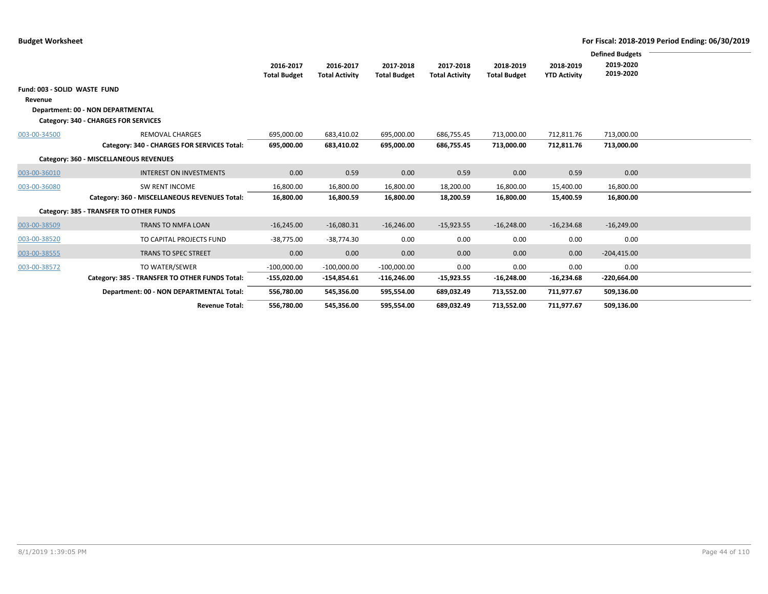**Budget Worksheet** — For Fiscal: 2018-2019 Period Ending: 06/30/2019

| | | 2016-2017 Total Budget | 2016-2017 Total Activity | 2017-2018 Total Budget | 2017-2018 Total Activity | 2018-2019 Total Budget | 2018-2019 YTD Activity | Defined Budgets 2019-2020 2019-2020 |
|---|---|---|---|---|---|---|---|---|
| **Fund: 003 - SOLID WASTE FUND** | | | | | | | | |
| **Revenue** | | | | | | | | |
| **Department: 00 - NON DEPARTMENTAL** | | | | | | | | |
| **Category: 340 - CHARGES FOR SERVICES** | | | | | | | | |
| 003-00-34500 | REMOVAL CHARGES | 695,000.00 | 683,410.02 | 695,000.00 | 686,755.45 | 713,000.00 | 712,811.76 | 713,000.00 |
| | **Category: 340 - CHARGES FOR SERVICES Total:** | **695,000.00** | **683,410.02** | **695,000.00** | **686,755.45** | **713,000.00** | **712,811.76** | **713,000.00** |
| **Category: 360 - MISCELLANEOUS REVENUES** | | | | | | | | |
| 003-00-36010 | INTEREST ON INVESTMENTS | 0.00 | 0.59 | 0.00 | 0.59 | 0.00 | 0.59 | 0.00 |
| 003-00-36080 | SW RENT INCOME | 16,800.00 | 16,800.00 | 16,800.00 | 18,200.00 | 16,800.00 | 15,400.00 | 16,800.00 |
| | **Category: 360 - MISCELLANEOUS REVENUES Total:** | **16,800.00** | **16,800.59** | **16,800.00** | **18,200.59** | **16,800.00** | **15,400.59** | **16,800.00** |
| **Category: 385 - TRANSFER TO OTHER FUNDS** | | | | | | | | |
| 003-00-38509 | TRANS TO NMFA LOAN | -16,245.00 | -16,080.31 | -16,246.00 | -15,923.55 | -16,248.00 | -16,234.68 | -16,249.00 |
| 003-00-38520 | TO CAPITAL PROJECTS FUND | -38,775.00 | -38,774.30 | 0.00 | 0.00 | 0.00 | 0.00 | 0.00 |
| 003-00-38555 | TRANS TO SPEC STREET | 0.00 | 0.00 | 0.00 | 0.00 | 0.00 | 0.00 | -204,415.00 |
| 003-00-38572 | TO WATER/SEWER | -100,000.00 | -100,000.00 | -100,000.00 | 0.00 | 0.00 | 0.00 | 0.00 |
| | **Category: 385 - TRANSFER TO OTHER FUNDS Total:** | **-155,020.00** | **-154,854.61** | **-116,246.00** | **-15,923.55** | **-16,248.00** | **-16,234.68** | **-220,664.00** |
| | **Department: 00 - NON DEPARTMENTAL Total:** | **556,780.00** | **545,356.00** | **595,554.00** | **689,032.49** | **713,552.00** | **711,977.67** | **509,136.00** |
| | **Revenue Total:** | **556,780.00** | **545,356.00** | **595,554.00** | **689,032.49** | **713,552.00** | **711,977.67** | **509,136.00** |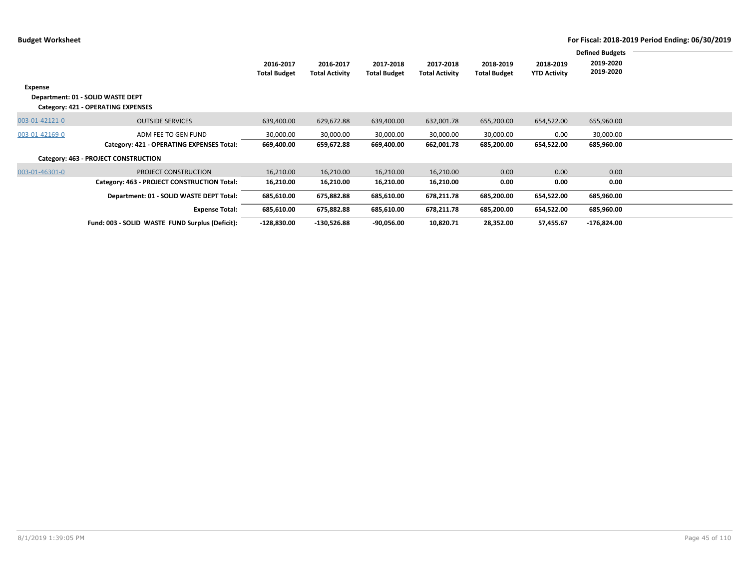**Budget Worksheet** — For Fiscal: 2018-2019 Period Ending: 06/30/2019

| | | 2016-2017 Total Budget | 2016-2017 Total Activity | 2017-2018 Total Budget | 2017-2018 Total Activity | 2018-2019 Total Budget | 2018-2019 YTD Activity | Defined Budgets 2019-2020 2019-2020 |
|---|---|---|---|---|---|---|---|---|
| **Expense** | | | | | | | | |
| **Department: 01 - SOLID WASTE DEPT** | | | | | | | | |
| **Category: 421 - OPERATING EXPENSES** | | | | | | | | |
| 003-01-42121-0 | OUTSIDE SERVICES | 639,400.00 | 629,672.88 | 639,400.00 | 632,001.78 | 655,200.00 | 654,522.00 | 655,960.00 |
| 003-01-42169-0 | ADM FEE TO GEN FUND | 30,000.00 | 30,000.00 | 30,000.00 | 30,000.00 | 30,000.00 | 0.00 | 30,000.00 |
| | **Category: 421 - OPERATING EXPENSES Total:** | **669,400.00** | **659,672.88** | **669,400.00** | **662,001.78** | **685,200.00** | **654,522.00** | **685,960.00** |
| **Category: 463 - PROJECT CONSTRUCTION** | | | | | | | | |
| 003-01-46301-0 | PROJECT CONSTRUCTION | 16,210.00 | 16,210.00 | 16,210.00 | 16,210.00 | 0.00 | 0.00 | 0.00 |
| | **Category: 463 - PROJECT CONSTRUCTION Total:** | **16,210.00** | **16,210.00** | **16,210.00** | **16,210.00** | **0.00** | **0.00** | **0.00** |
| | **Department: 01 - SOLID WASTE DEPT Total:** | **685,610.00** | **675,882.88** | **685,610.00** | **678,211.78** | **685,200.00** | **654,522.00** | **685,960.00** |
| | **Expense Total:** | **685,610.00** | **675,882.88** | **685,610.00** | **678,211.78** | **685,200.00** | **654,522.00** | **685,960.00** |
| | **Fund: 003 - SOLID WASTE FUND Surplus (Deficit):** | **-128,830.00** | **-130,526.88** | **-90,056.00** | **10,820.71** | **28,352.00** | **57,455.67** | **-176,824.00** |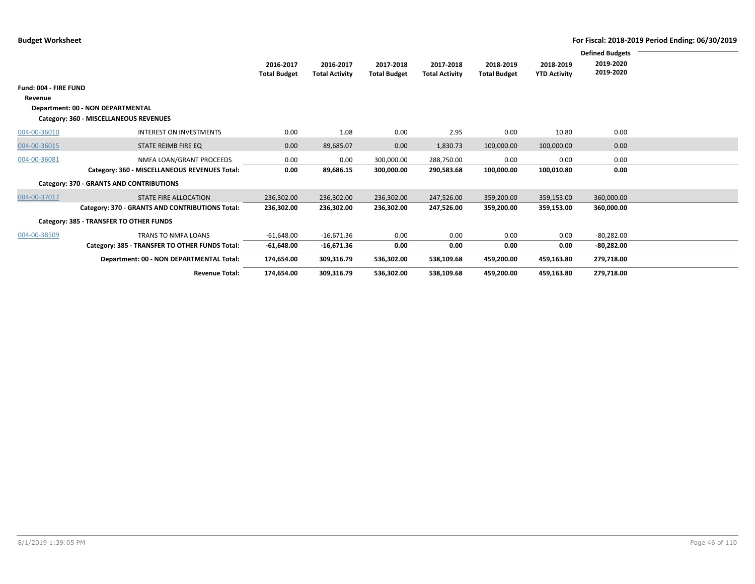**Budget Worksheet**

**For Fiscal: 2018-2019 Period Ending: 06/30/2019**

| | | 2016-2017 Total Budget | 2016-2017 Total Activity | 2017-2018 Total Budget | 2017-2018 Total Activity | 2018-2019 Total Budget | 2018-2019 YTD Activity | Defined Budgets 2019-2020 2019-2020 |
|---|---|---|---|---|---|---|---|---|
| **Fund: 004 - FIRE FUND** | | | | | | | | |
| **Revenue** | | | | | | | | |
| **Department: 00 - NON DEPARTMENTAL** | | | | | | | | |
| **Category: 360 - MISCELLANEOUS REVENUES** | | | | | | | | |
| 004-00-36010 | INTEREST ON INVESTMENTS | 0.00 | 1.08 | 0.00 | 2.95 | 0.00 | 10.80 | 0.00 |
| 004-00-36015 | STATE REIMB FIRE EQ | 0.00 | 89,685.07 | 0.00 | 1,830.73 | 100,000.00 | 100,000.00 | 0.00 |
| 004-00-36081 | NMFA LOAN/GRANT PROCEEDS | 0.00 | 0.00 | 300,000.00 | 288,750.00 | 0.00 | 0.00 | 0.00 |
| | **Category: 360 - MISCELLANEOUS REVENUES Total:** | **0.00** | **89,686.15** | **300,000.00** | **290,583.68** | **100,000.00** | **100,010.80** | **0.00** |
| **Category: 370 - GRANTS AND CONTRIBUTIONS** | | | | | | | | |
| 004-00-37017 | STATE FIRE ALLOCATION | 236,302.00 | 236,302.00 | 236,302.00 | 247,526.00 | 359,200.00 | 359,153.00 | 360,000.00 |
| | **Category: 370 - GRANTS AND CONTRIBUTIONS Total:** | **236,302.00** | **236,302.00** | **236,302.00** | **247,526.00** | **359,200.00** | **359,153.00** | **360,000.00** |
| **Category: 385 - TRANSFER TO OTHER FUNDS** | | | | | | | | |
| 004-00-38509 | TRANS TO NMFA LOANS | -61,648.00 | -16,671.36 | 0.00 | 0.00 | 0.00 | 0.00 | -80,282.00 |
| | **Category: 385 - TRANSFER TO OTHER FUNDS Total:** | **-61,648.00** | **-16,671.36** | **0.00** | **0.00** | **0.00** | **0.00** | **-80,282.00** |
| | **Department: 00 - NON DEPARTMENTAL Total:** | **174,654.00** | **309,316.79** | **536,302.00** | **538,109.68** | **459,200.00** | **459,163.80** | **279,718.00** |
| | **Revenue Total:** | **174,654.00** | **309,316.79** | **536,302.00** | **538,109.68** | **459,200.00** | **459,163.80** | **279,718.00** |

8/1/2019 1:39:05 PM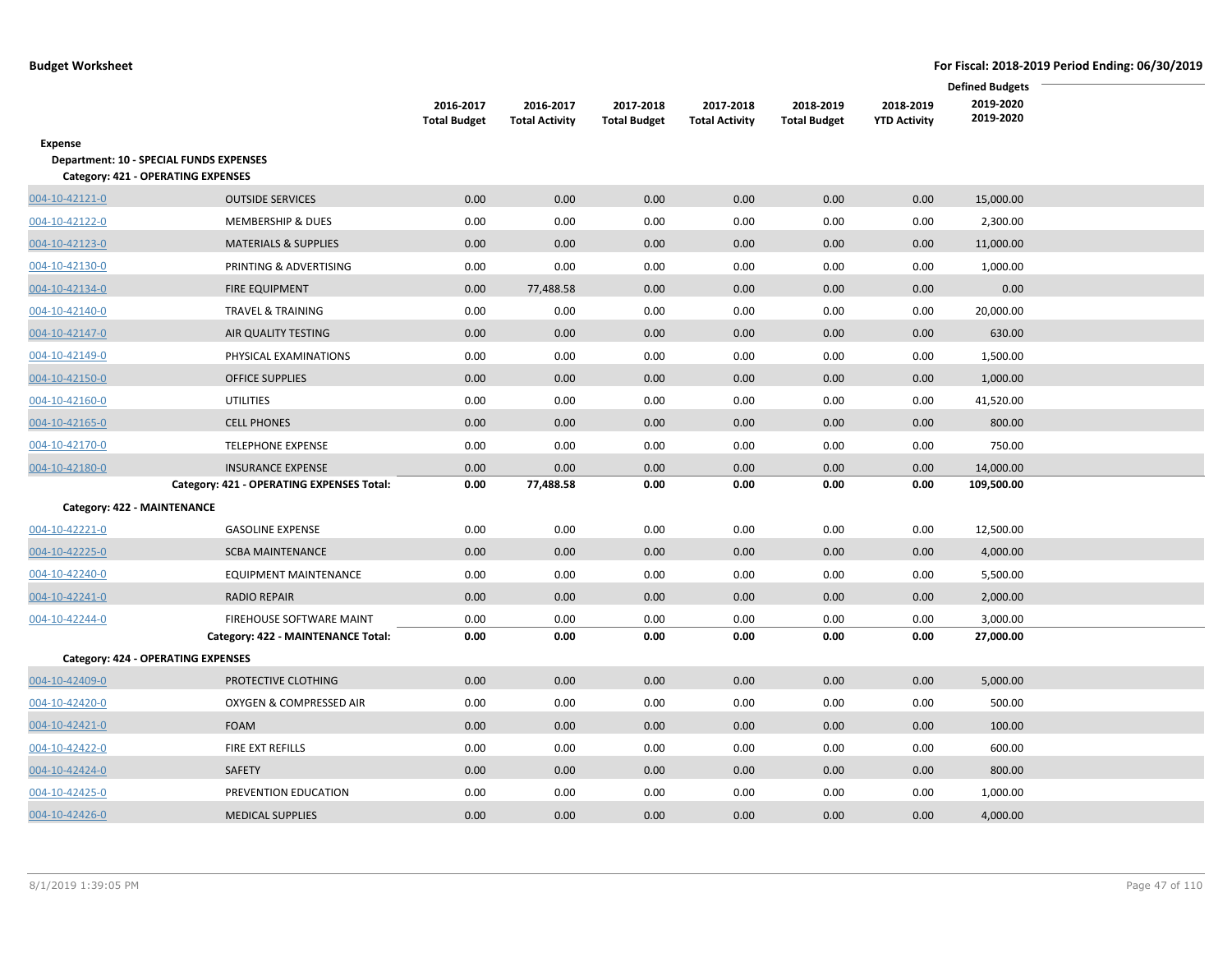**Budget Worksheet** | **For Fiscal: 2018-2019 Period Ending: 06/30/2019**

| | | 2016-2017 Total Budget | 2016-2017 Total Activity | 2017-2018 Total Budget | 2017-2018 Total Activity | 2018-2019 Total Budget | 2018-2019 YTD Activity | Defined Budgets 2019-2020 2019-2020 |
|---|---|---|---|---|---|---|---|---|
| **Expense** | | | | | | | | |
| **Department: 10 - SPECIAL FUNDS EXPENSES** | | | | | | | | |
| **Category: 421 - OPERATING EXPENSES** | | | | | | | | |
| 004-10-42121-0 | OUTSIDE SERVICES | 0.00 | 0.00 | 0.00 | 0.00 | 0.00 | 0.00 | 15,000.00 |
| 004-10-42122-0 | MEMBERSHIP & DUES | 0.00 | 0.00 | 0.00 | 0.00 | 0.00 | 0.00 | 2,300.00 |
| 004-10-42123-0 | MATERIALS & SUPPLIES | 0.00 | 0.00 | 0.00 | 0.00 | 0.00 | 0.00 | 11,000.00 |
| 004-10-42130-0 | PRINTING & ADVERTISING | 0.00 | 0.00 | 0.00 | 0.00 | 0.00 | 0.00 | 1,000.00 |
| 004-10-42134-0 | FIRE EQUIPMENT | 0.00 | 77,488.58 | 0.00 | 0.00 | 0.00 | 0.00 | 0.00 |
| 004-10-42140-0 | TRAVEL & TRAINING | 0.00 | 0.00 | 0.00 | 0.00 | 0.00 | 0.00 | 20,000.00 |
| 004-10-42147-0 | AIR QUALITY TESTING | 0.00 | 0.00 | 0.00 | 0.00 | 0.00 | 0.00 | 630.00 |
| 004-10-42149-0 | PHYSICAL EXAMINATIONS | 0.00 | 0.00 | 0.00 | 0.00 | 0.00 | 0.00 | 1,500.00 |
| 004-10-42150-0 | OFFICE SUPPLIES | 0.00 | 0.00 | 0.00 | 0.00 | 0.00 | 0.00 | 1,000.00 |
| 004-10-42160-0 | UTILITIES | 0.00 | 0.00 | 0.00 | 0.00 | 0.00 | 0.00 | 41,520.00 |
| 004-10-42165-0 | CELL PHONES | 0.00 | 0.00 | 0.00 | 0.00 | 0.00 | 0.00 | 800.00 |
| 004-10-42170-0 | TELEPHONE EXPENSE | 0.00 | 0.00 | 0.00 | 0.00 | 0.00 | 0.00 | 750.00 |
| 004-10-42180-0 | INSURANCE EXPENSE | 0.00 | 0.00 | 0.00 | 0.00 | 0.00 | 0.00 | 14,000.00 |
| | **Category: 421 - OPERATING EXPENSES Total:** | **0.00** | **77,488.58** | **0.00** | **0.00** | **0.00** | **0.00** | **109,500.00** |
| **Category: 422 - MAINTENANCE** | | | | | | | | |
| 004-10-42221-0 | GASOLINE EXPENSE | 0.00 | 0.00 | 0.00 | 0.00 | 0.00 | 0.00 | 12,500.00 |
| 004-10-42225-0 | SCBA MAINTENANCE | 0.00 | 0.00 | 0.00 | 0.00 | 0.00 | 0.00 | 4,000.00 |
| 004-10-42240-0 | EQUIPMENT MAINTENANCE | 0.00 | 0.00 | 0.00 | 0.00 | 0.00 | 0.00 | 5,500.00 |
| 004-10-42241-0 | RADIO REPAIR | 0.00 | 0.00 | 0.00 | 0.00 | 0.00 | 0.00 | 2,000.00 |
| 004-10-42244-0 | FIREHOUSE SOFTWARE MAINT | 0.00 | 0.00 | 0.00 | 0.00 | 0.00 | 0.00 | 3,000.00 |
| | **Category: 422 - MAINTENANCE Total:** | **0.00** | **0.00** | **0.00** | **0.00** | **0.00** | **0.00** | **27,000.00** |
| **Category: 424 - OPERATING EXPENSES** | | | | | | | | |
| 004-10-42409-0 | PROTECTIVE CLOTHING | 0.00 | 0.00 | 0.00 | 0.00 | 0.00 | 0.00 | 5,000.00 |
| 004-10-42420-0 | OXYGEN & COMPRESSED AIR | 0.00 | 0.00 | 0.00 | 0.00 | 0.00 | 0.00 | 500.00 |
| 004-10-42421-0 | FOAM | 0.00 | 0.00 | 0.00 | 0.00 | 0.00 | 0.00 | 100.00 |
| 004-10-42422-0 | FIRE EXT REFILLS | 0.00 | 0.00 | 0.00 | 0.00 | 0.00 | 0.00 | 600.00 |
| 004-10-42424-0 | SAFETY | 0.00 | 0.00 | 0.00 | 0.00 | 0.00 | 0.00 | 800.00 |
| 004-10-42425-0 | PREVENTION EDUCATION | 0.00 | 0.00 | 0.00 | 0.00 | 0.00 | 0.00 | 1,000.00 |
| 004-10-42426-0 | MEDICAL SUPPLIES | 0.00 | 0.00 | 0.00 | 0.00 | 0.00 | 0.00 | 4,000.00 |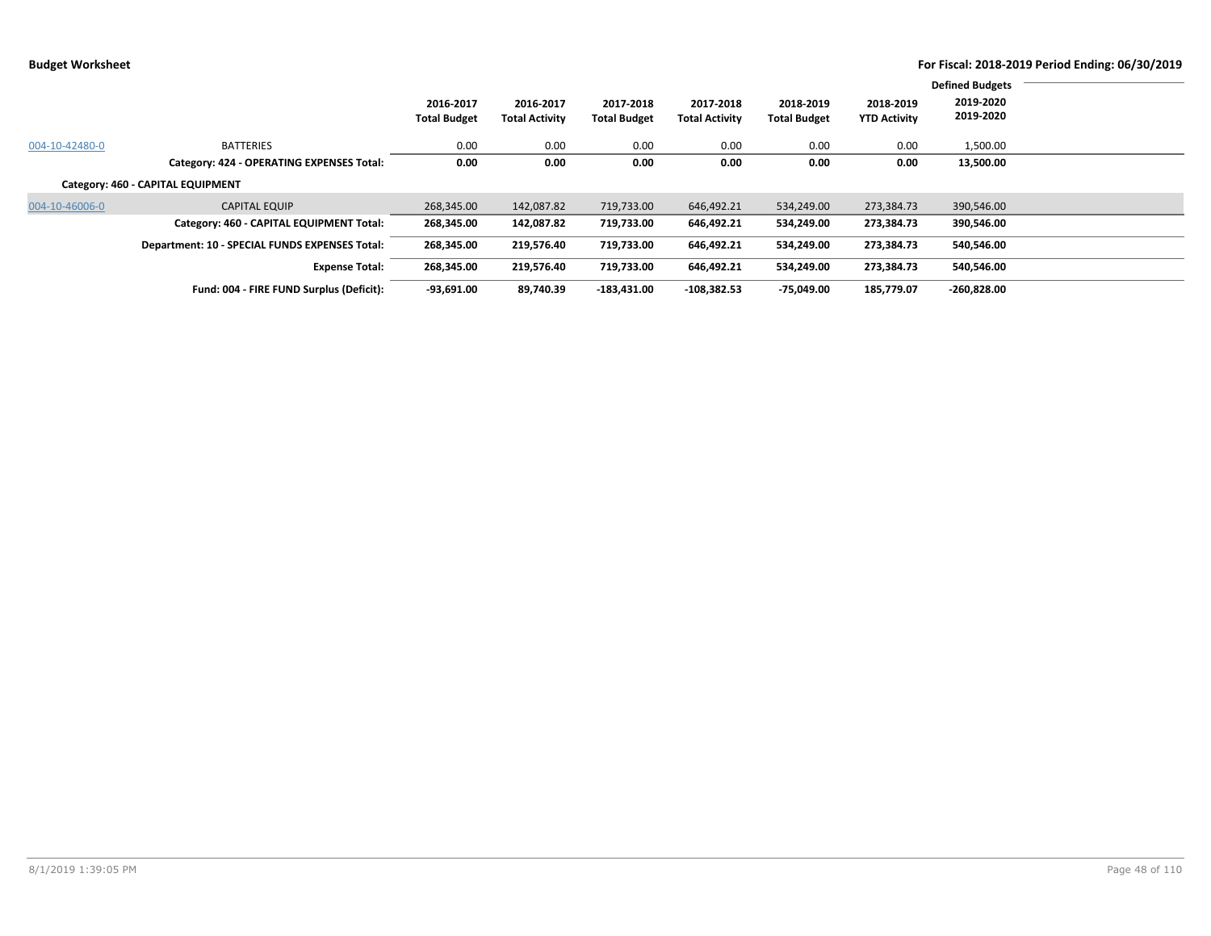| | | 2016-2017 Total Budget | 2016-2017 Total Activity | 2017-2018 Total Budget | 2017-2018 Total Activity | 2018-2019 Total Budget | 2018-2019 YTD Activity | Defined Budgets 2019-2020 2019-2020 |
|---|---|---|---|---|---|---|---|---|
| 004-10-42480-0 | BATTERIES | 0.00 | 0.00 | 0.00 | 0.00 | 0.00 | 0.00 | 1,500.00 |
| | **Category: 424 - OPERATING EXPENSES Total:** | **0.00** | **0.00** | **0.00** | **0.00** | **0.00** | **0.00** | **13,500.00** |
| **Category: 460 - CAPITAL EQUIPMENT** | | | | | | | | |
| 004-10-46006-0 | CAPITAL EQUIP | 268,345.00 | 142,087.82 | 719,733.00 | 646,492.21 | 534,249.00 | 273,384.73 | 390,546.00 |
| | **Category: 460 - CAPITAL EQUIPMENT Total:** | **268,345.00** | **142,087.82** | **719,733.00** | **646,492.21** | **534,249.00** | **273,384.73** | **390,546.00** |
| | **Department: 10 - SPECIAL FUNDS EXPENSES Total:** | **268,345.00** | **219,576.40** | **719,733.00** | **646,492.21** | **534,249.00** | **273,384.73** | **540,546.00** |
| | **Expense Total:** | **268,345.00** | **219,576.40** | **719,733.00** | **646,492.21** | **534,249.00** | **273,384.73** | **540,546.00** |
| | **Fund: 004 - FIRE FUND Surplus (Deficit):** | **-93,691.00** | **89,740.39** | **-183,431.00** | **-108,382.53** | **-75,049.00** | **185,779.07** | **-260,828.00** |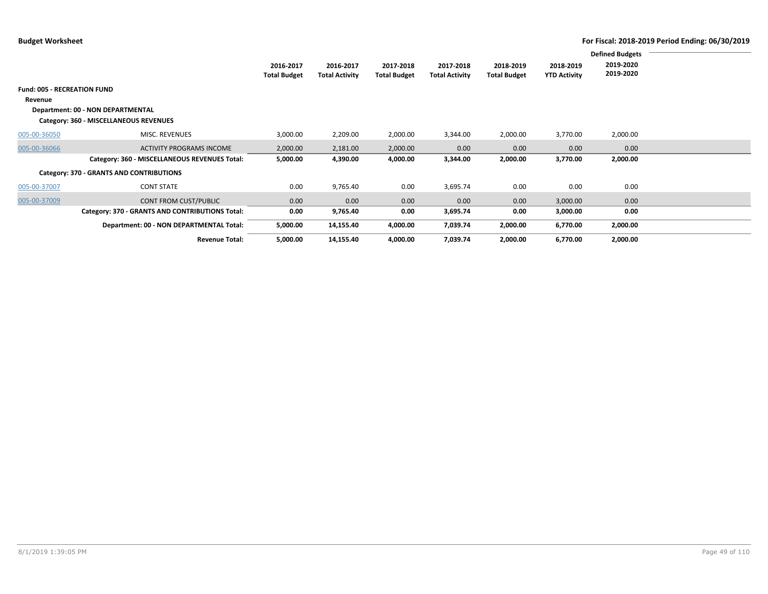| | | 2016-2017 Total Budget | 2016-2017 Total Activity | 2017-2018 Total Budget | 2017-2018 Total Activity | 2018-2019 Total Budget | 2018-2019 YTD Activity | Defined Budgets 2019-2020 2019-2020 |
|---|---|---|---|---|---|---|---|---|
| **Fund: 005 - RECREATION FUND** | | | | | | | | |
| **Revenue** | | | | | | | | |
| **Department: 00 - NON DEPARTMENTAL** | | | | | | | | |
| **Category: 360 - MISCELLANEOUS REVENUES** | | | | | | | | |
| 005-00-36050 | MISC. REVENUES | 3,000.00 | 2,209.00 | 2,000.00 | 3,344.00 | 2,000.00 | 3,770.00 | 2,000.00 |
| 005-00-36066 | ACTIVITY PROGRAMS INCOME | 2,000.00 | 2,181.00 | 2,000.00 | 0.00 | 0.00 | 0.00 | 0.00 |
| | **Category: 360 - MISCELLANEOUS REVENUES Total:** | **5,000.00** | **4,390.00** | **4,000.00** | **3,344.00** | **2,000.00** | **3,770.00** | **2,000.00** |
| **Category: 370 - GRANTS AND CONTRIBUTIONS** | | | | | | | | |
| 005-00-37007 | CONT STATE | 0.00 | 9,765.40 | 0.00 | 3,695.74 | 0.00 | 0.00 | 0.00 |
| 005-00-37009 | CONT FROM CUST/PUBLIC | 0.00 | 0.00 | 0.00 | 0.00 | 0.00 | 3,000.00 | 0.00 |
| | **Category: 370 - GRANTS AND CONTRIBUTIONS Total:** | **0.00** | **9,765.40** | **0.00** | **3,695.74** | **0.00** | **3,000.00** | **0.00** |
| | **Department: 00 - NON DEPARTMENTAL Total:** | **5,000.00** | **14,155.40** | **4,000.00** | **7,039.74** | **2,000.00** | **6,770.00** | **2,000.00** |
| | **Revenue Total:** | **5,000.00** | **14,155.40** | **4,000.00** | **7,039.74** | **2,000.00** | **6,770.00** | **2,000.00** |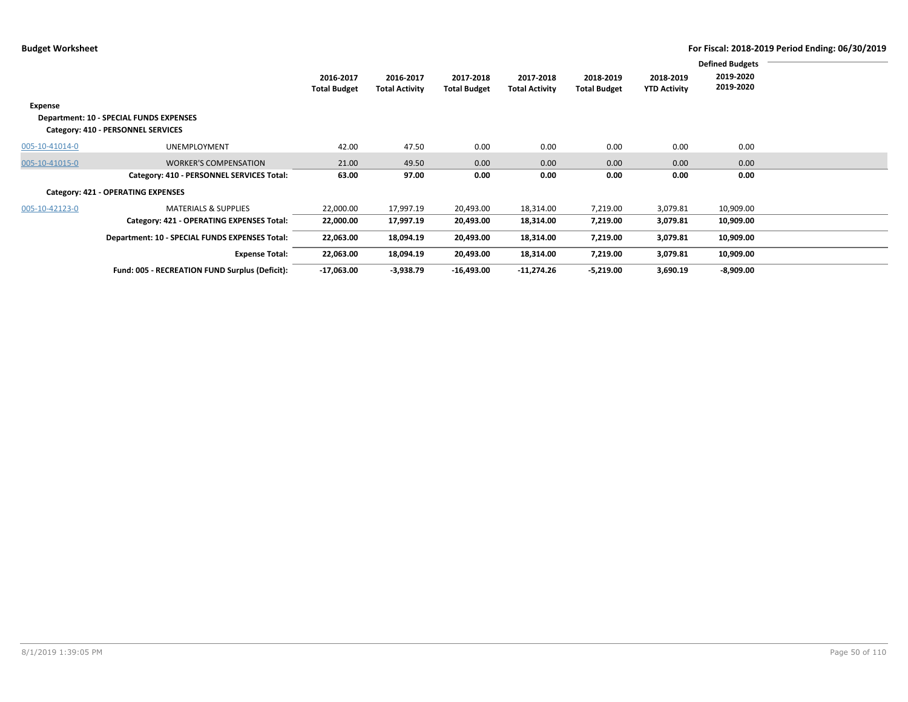**Budget Worksheet** — For Fiscal: 2018-2019 Period Ending: 06/30/2019

| | | 2016-2017 Total Budget | 2016-2017 Total Activity | 2017-2018 Total Budget | 2017-2018 Total Activity | 2018-2019 Total Budget | 2018-2019 YTD Activity | Defined Budgets 2019-2020 2019-2020 |
|---|---|---|---|---|---|---|---|---|
| **Expense** | | | | | | | | |
| **Department: 10 - SPECIAL FUNDS EXPENSES** | | | | | | | | |
| **Category: 410 - PERSONNEL SERVICES** | | | | | | | | |
| 005-10-41014-0 | UNEMPLOYMENT | 42.00 | 47.50 | 0.00 | 0.00 | 0.00 | 0.00 | 0.00 |
| 005-10-41015-0 | WORKER'S COMPENSATION | 21.00 | 49.50 | 0.00 | 0.00 | 0.00 | 0.00 | 0.00 |
| | **Category: 410 - PERSONNEL SERVICES Total:** | **63.00** | **97.00** | **0.00** | **0.00** | **0.00** | **0.00** | **0.00** |
| **Category: 421 - OPERATING EXPENSES** | | | | | | | | |
| 005-10-42123-0 | MATERIALS & SUPPLIES | 22,000.00 | 17,997.19 | 20,493.00 | 18,314.00 | 7,219.00 | 3,079.81 | 10,909.00 |
| | **Category: 421 - OPERATING EXPENSES Total:** | **22,000.00** | **17,997.19** | **20,493.00** | **18,314.00** | **7,219.00** | **3,079.81** | **10,909.00** |
| | **Department: 10 - SPECIAL FUNDS EXPENSES Total:** | **22,063.00** | **18,094.19** | **20,493.00** | **18,314.00** | **7,219.00** | **3,079.81** | **10,909.00** |
| | **Expense Total:** | **22,063.00** | **18,094.19** | **20,493.00** | **18,314.00** | **7,219.00** | **3,079.81** | **10,909.00** |
| | **Fund: 005 - RECREATION FUND Surplus (Deficit):** | **-17,063.00** | **-3,938.79** | **-16,493.00** | **-11,274.26** | **-5,219.00** | **3,690.19** | **-8,909.00** |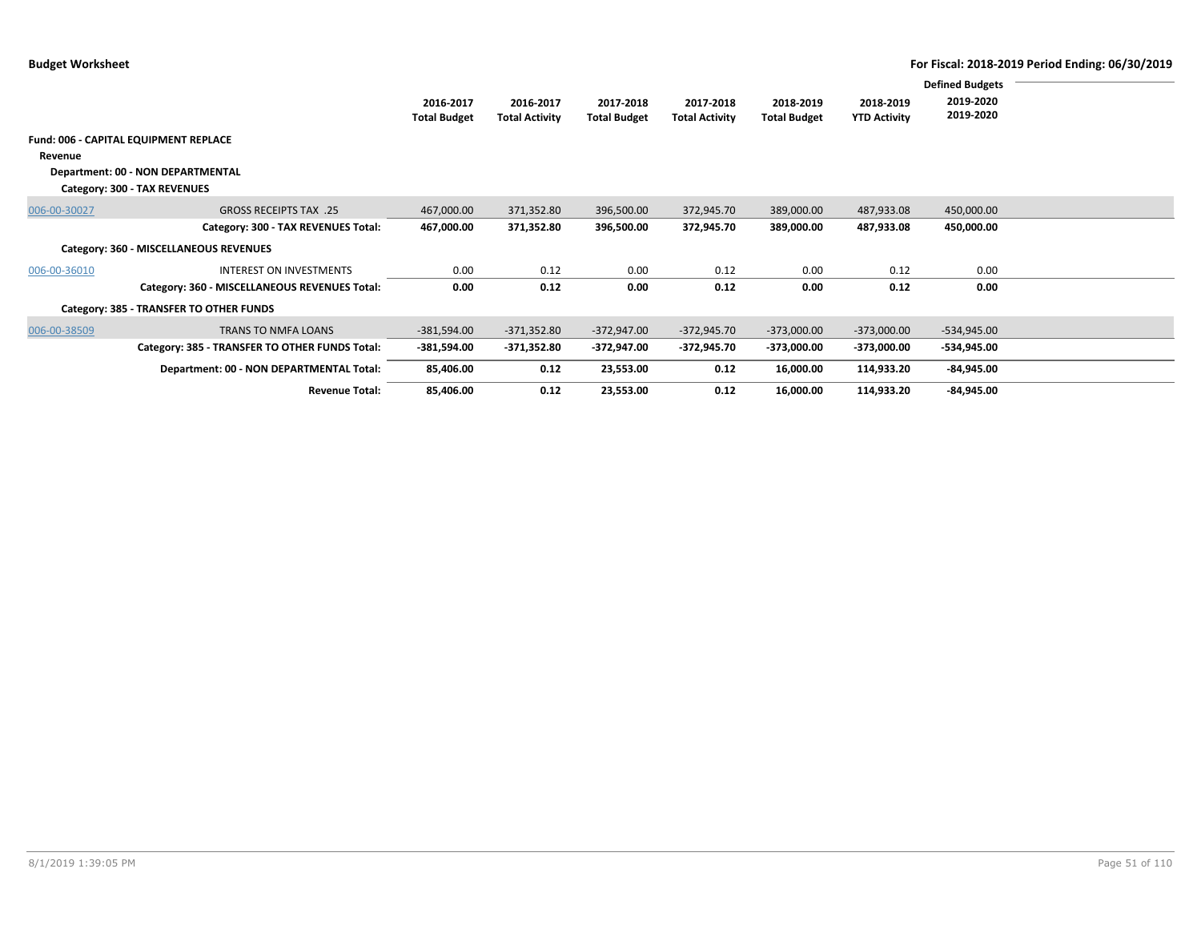**Budget Worksheet** — For Fiscal: 2018-2019 Period Ending: 06/30/2019

| | | 2016-2017 Total Budget | 2016-2017 Total Activity | 2017-2018 Total Budget | 2017-2018 Total Activity | 2018-2019 Total Budget | 2018-2019 YTD Activity | Defined Budgets 2019-2020 2019-2020 |
|---|---|---|---|---|---|---|---|---|
| **Fund: 006 - CAPITAL EQUIPMENT REPLACE** | | | | | | | | |
| **Revenue** | | | | | | | | |
| **Department: 00 - NON DEPARTMENTAL** | | | | | | | | |
| **Category: 300 - TAX REVENUES** | | | | | | | | |
| 006-00-30027 | GROSS RECEIPTS TAX .25 | 467,000.00 | 371,352.80 | 396,500.00 | 372,945.70 | 389,000.00 | 487,933.08 | 450,000.00 |
| | **Category: 300 - TAX REVENUES Total:** | **467,000.00** | **371,352.80** | **396,500.00** | **372,945.70** | **389,000.00** | **487,933.08** | **450,000.00** |
| **Category: 360 - MISCELLANEOUS REVENUES** | | | | | | | | |
| 006-00-36010 | INTEREST ON INVESTMENTS | 0.00 | 0.12 | 0.00 | 0.12 | 0.00 | 0.12 | 0.00 |
| | **Category: 360 - MISCELLANEOUS REVENUES Total:** | **0.00** | **0.12** | **0.00** | **0.12** | **0.00** | **0.12** | **0.00** |
| **Category: 385 - TRANSFER TO OTHER FUNDS** | | | | | | | | |
| 006-00-38509 | TRANS TO NMFA LOANS | -381,594.00 | -371,352.80 | -372,947.00 | -372,945.70 | -373,000.00 | -373,000.00 | -534,945.00 |
| | **Category: 385 - TRANSFER TO OTHER FUNDS Total:** | **-381,594.00** | **-371,352.80** | **-372,947.00** | **-372,945.70** | **-373,000.00** | **-373,000.00** | **-534,945.00** |
| | **Department: 00 - NON DEPARTMENTAL Total:** | **85,406.00** | **0.12** | **23,553.00** | **0.12** | **16,000.00** | **114,933.20** | **-84,945.00** |
| | **Revenue Total:** | **85,406.00** | **0.12** | **23,553.00** | **0.12** | **16,000.00** | **114,933.20** | **-84,945.00** |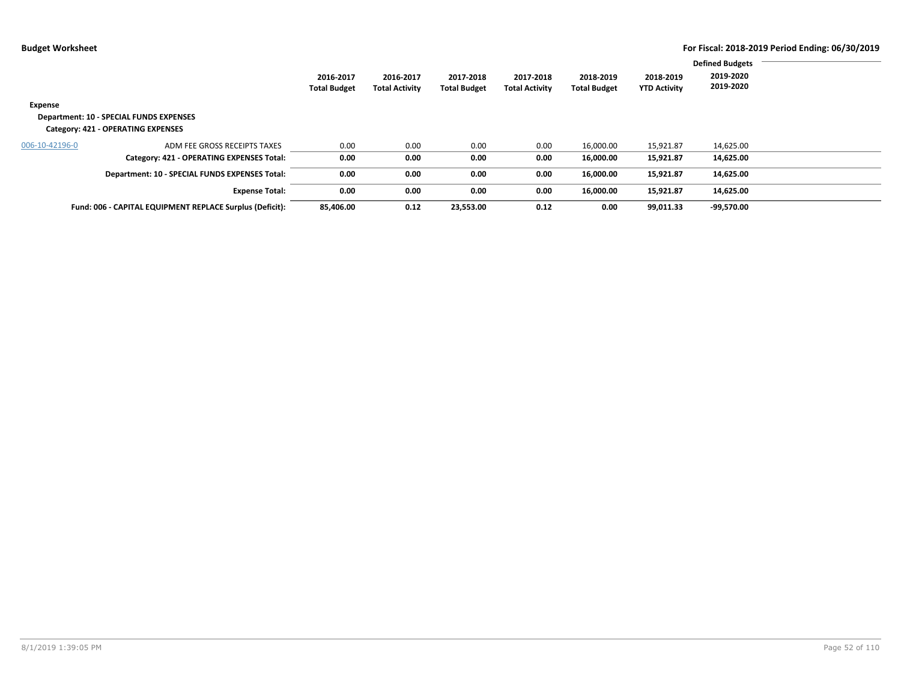| | | 2016-2017 Total Budget | 2016-2017 Total Activity | 2017-2018 Total Budget | 2017-2018 Total Activity | 2018-2019 Total Budget | 2018-2019 YTD Activity | Defined Budgets 2019-2020 2019-2020 |
|---|---|---|---|---|---|---|---|---|
| **Expense** | | | | | | | | |
| **Department: 10 - SPECIAL FUNDS EXPENSES** | | | | | | | | |
| **Category: 421 - OPERATING EXPENSES** | | | | | | | | |
| 006-10-42196-0 | ADM FEE GROSS RECEIPTS TAXES | 0.00 | 0.00 | 0.00 | 0.00 | 16,000.00 | 15,921.87 | 14,625.00 |
| | **Category: 421 - OPERATING EXPENSES Total:** | **0.00** | **0.00** | **0.00** | **0.00** | **16,000.00** | **15,921.87** | **14,625.00** |
| | **Department: 10 - SPECIAL FUNDS EXPENSES Total:** | **0.00** | **0.00** | **0.00** | **0.00** | **16,000.00** | **15,921.87** | **14,625.00** |
| | **Expense Total:** | **0.00** | **0.00** | **0.00** | **0.00** | **16,000.00** | **15,921.87** | **14,625.00** |
| | **Fund: 006 - CAPITAL EQUIPMENT REPLACE Surplus (Deficit):** | **85,406.00** | **0.12** | **23,553.00** | **0.12** | **0.00** | **99,011.33** | **-99,570.00** |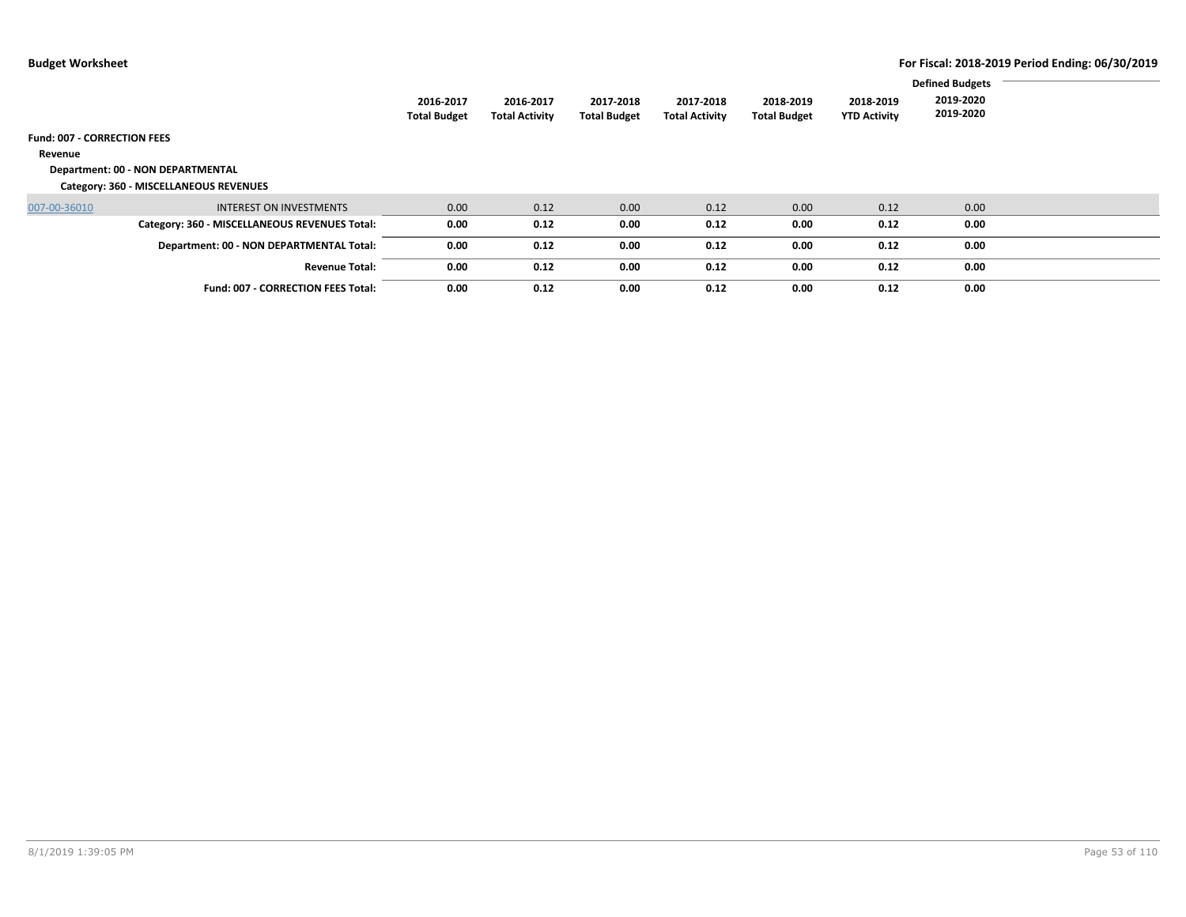**Budget Worksheet** | **For Fiscal: 2018-2019 Period Ending: 06/30/2019**

| | | 2016-2017 Total Budget | 2016-2017 Total Activity | 2017-2018 Total Budget | 2017-2018 Total Activity | 2018-2019 Total Budget | 2018-2019 YTD Activity | Defined Budgets 2019-2020 2019-2020 |
|---|---|---|---|---|---|---|---|---|
| **Fund: 007 - CORRECTION FEES** | | | | | | | | |
| **Revenue** | | | | | | | | |
| **Department: 00 - NON DEPARTMENTAL** | | | | | | | | |
| **Category: 360 - MISCELLANEOUS REVENUES** | | | | | | | | |
| 007-00-36010 | INTEREST ON INVESTMENTS | 0.00 | 0.12 | 0.00 | 0.12 | 0.00 | 0.12 | 0.00 |
| | **Category: 360 - MISCELLANEOUS REVENUES Total:** | **0.00** | **0.12** | **0.00** | **0.12** | **0.00** | **0.12** | **0.00** |
| | **Department: 00 - NON DEPARTMENTAL Total:** | **0.00** | **0.12** | **0.00** | **0.12** | **0.00** | **0.12** | **0.00** |
| | **Revenue Total:** | **0.00** | **0.12** | **0.00** | **0.12** | **0.00** | **0.12** | **0.00** |
| | **Fund: 007 - CORRECTION FEES Total:** | **0.00** | **0.12** | **0.00** | **0.12** | **0.00** | **0.12** | **0.00** |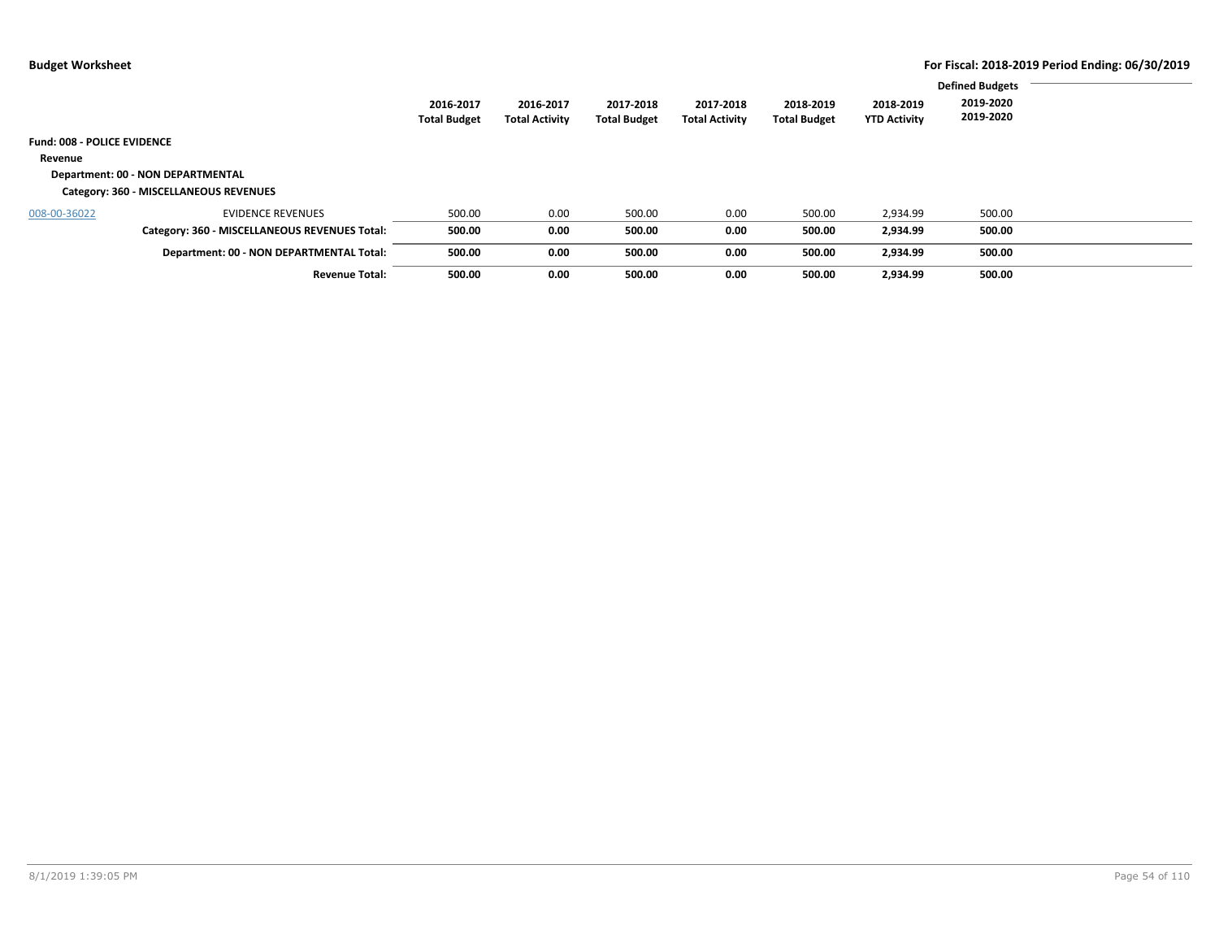**Budget Worksheet** — For Fiscal: 2018-2019 Period Ending: 06/30/2019

| | | 2016-2017 Total Budget | 2016-2017 Total Activity | 2017-2018 Total Budget | 2017-2018 Total Activity | 2018-2019 Total Budget | 2018-2019 YTD Activity | Defined Budgets 2019-2020 2019-2020 |
|---|---|---|---|---|---|---|---|---|
| **Fund: 008 - POLICE EVIDENCE** | | | | | | | | |
| **Revenue** | | | | | | | | |
| **Department: 00 - NON DEPARTMENTAL** | | | | | | | | |
| **Category: 360 - MISCELLANEOUS REVENUES** | | | | | | | | |
| 008-00-36022 | EVIDENCE REVENUES | 500.00 | 0.00 | 500.00 | 0.00 | 500.00 | 2,934.99 | 500.00 |
| | **Category: 360 - MISCELLANEOUS REVENUES Total:** | **500.00** | **0.00** | **500.00** | **0.00** | **500.00** | **2,934.99** | **500.00** |
| | **Department: 00 - NON DEPARTMENTAL Total:** | **500.00** | **0.00** | **500.00** | **0.00** | **500.00** | **2,934.99** | **500.00** |
| | **Revenue Total:** | **500.00** | **0.00** | **500.00** | **0.00** | **500.00** | **2,934.99** | **500.00** |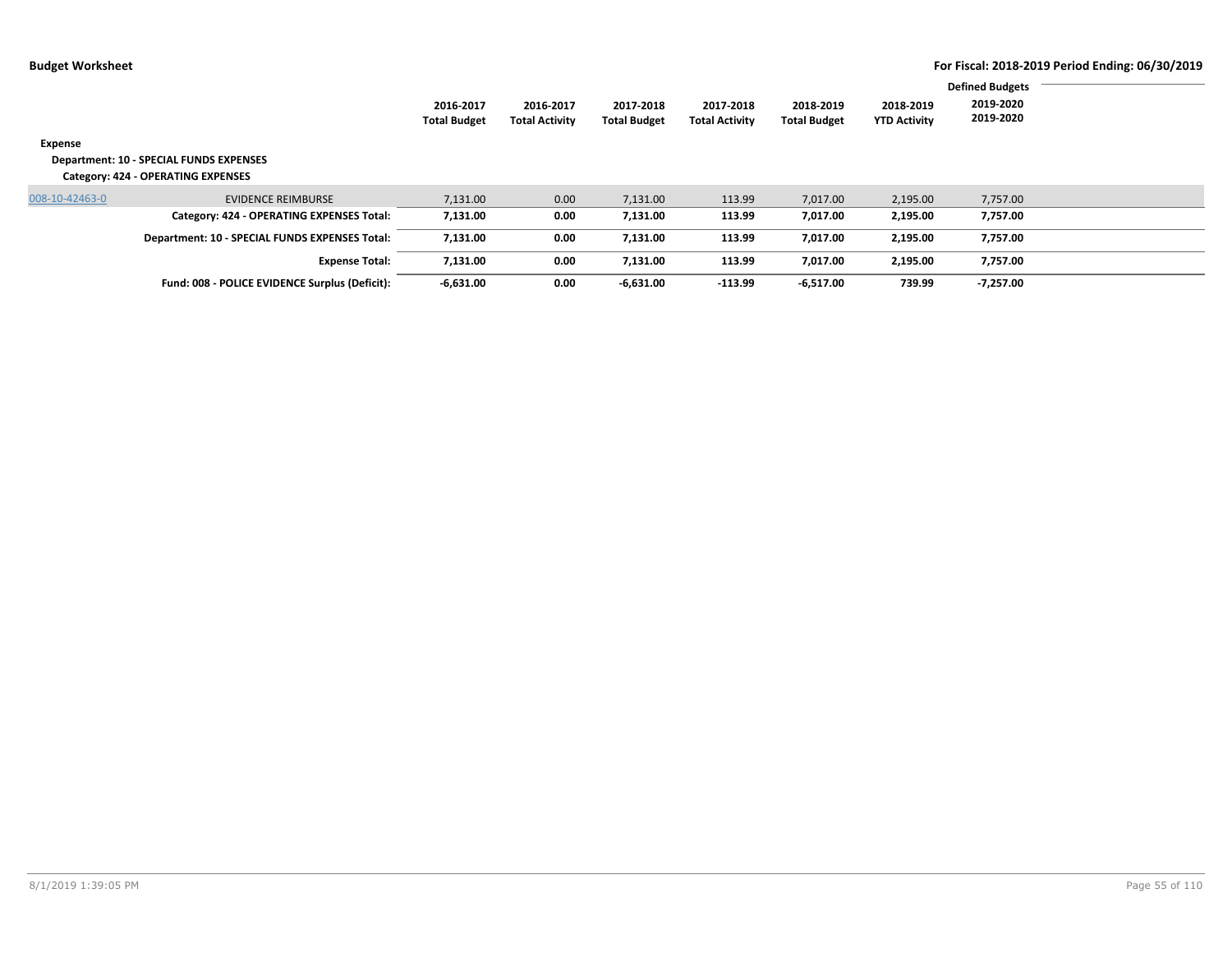**Budget Worksheet** | **For Fiscal: 2018-2019 Period Ending: 06/30/2019**

| | | 2016-2017 Total Budget | 2016-2017 Total Activity | 2017-2018 Total Budget | 2017-2018 Total Activity | 2018-2019 Total Budget | 2018-2019 YTD Activity | Defined Budgets 2019-2020 2019-2020 |
|---|---|---|---|---|---|---|---|---|
| **Expense** | | | | | | | | |
| **Department: 10 - SPECIAL FUNDS EXPENSES** | | | | | | | | |
| **Category: 424 - OPERATING EXPENSES** | | | | | | | | |
| 008-10-42463-0 | EVIDENCE REIMBURSE | 7,131.00 | 0.00 | 7,131.00 | 113.99 | 7,017.00 | 2,195.00 | 7,757.00 |
| | **Category: 424 - OPERATING EXPENSES Total:** | **7,131.00** | **0.00** | **7,131.00** | **113.99** | **7,017.00** | **2,195.00** | **7,757.00** |
| | **Department: 10 - SPECIAL FUNDS EXPENSES Total:** | **7,131.00** | **0.00** | **7,131.00** | **113.99** | **7,017.00** | **2,195.00** | **7,757.00** |
| | **Expense Total:** | **7,131.00** | **0.00** | **7,131.00** | **113.99** | **7,017.00** | **2,195.00** | **7,757.00** |
| | **Fund: 008 - POLICE EVIDENCE Surplus (Deficit):** | **-6,631.00** | **0.00** | **-6,631.00** | **-113.99** | **-6,517.00** | **739.99** | **-7,257.00** |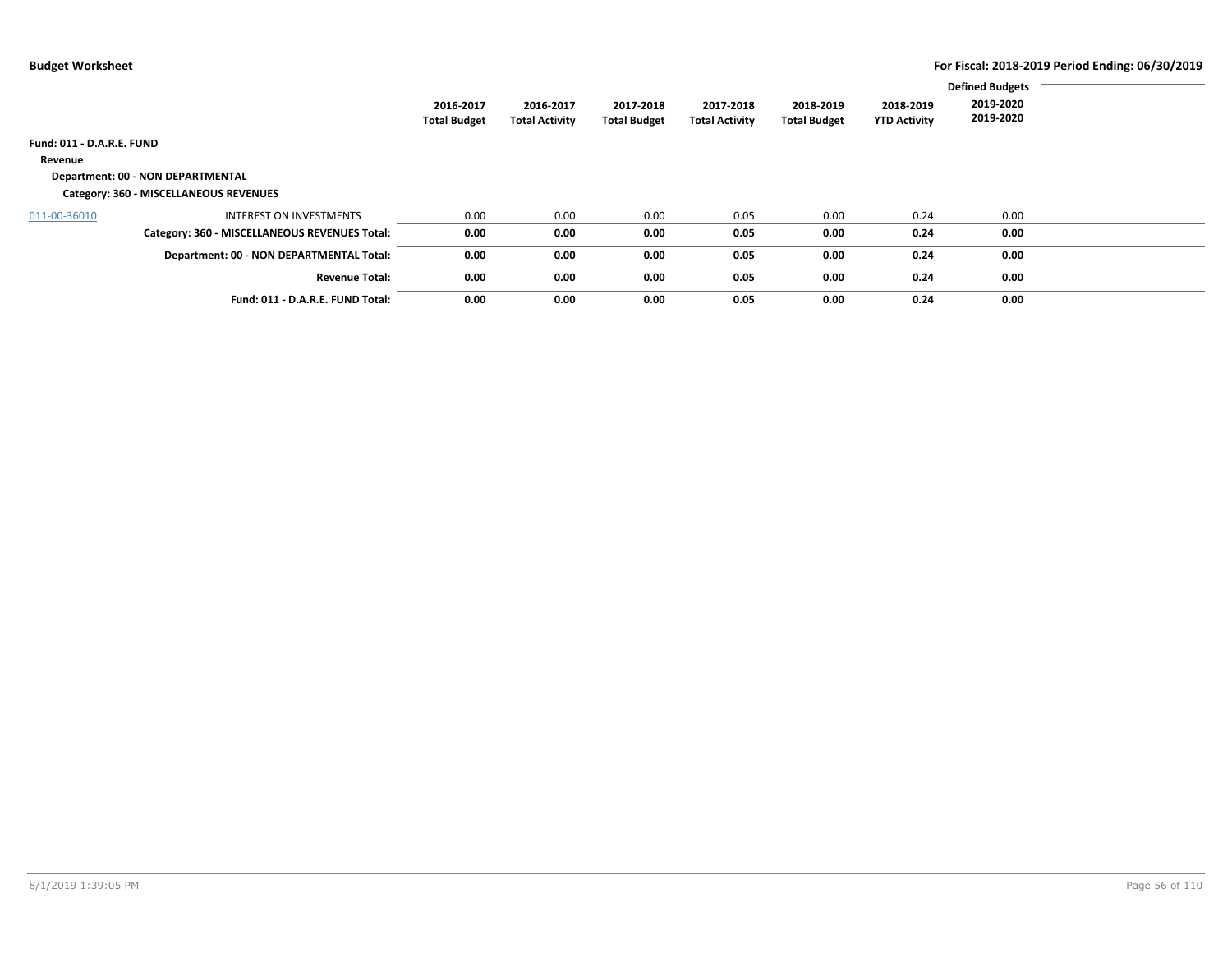**Budget Worksheet** — **For Fiscal: 2018-2019 Period Ending: 06/30/2019**

| | | 2016-2017 Total Budget | 2016-2017 Total Activity | 2017-2018 Total Budget | 2017-2018 Total Activity | 2018-2019 Total Budget | 2018-2019 YTD Activity | Defined Budgets 2019-2020 2019-2020 |
|---|---|---|---|---|---|---|---|---|
| **Fund: 011 - D.A.R.E. FUND** | | | | | | | | |
| **Revenue** | | | | | | | | |
| **Department: 00 - NON DEPARTMENTAL** | | | | | | | | |
| **Category: 360 - MISCELLANEOUS REVENUES** | | | | | | | | |
| 011-00-36010 | INTEREST ON INVESTMENTS | 0.00 | 0.00 | 0.00 | 0.05 | 0.00 | 0.24 | 0.00 |
| | **Category: 360 - MISCELLANEOUS REVENUES Total:** | **0.00** | **0.00** | **0.00** | **0.05** | **0.00** | **0.24** | **0.00** |
| | **Department: 00 - NON DEPARTMENTAL Total:** | **0.00** | **0.00** | **0.00** | **0.05** | **0.00** | **0.24** | **0.00** |
| | **Revenue Total:** | **0.00** | **0.00** | **0.00** | **0.05** | **0.00** | **0.24** | **0.00** |
| | **Fund: 011 - D.A.R.E. FUND Total:** | **0.00** | **0.00** | **0.00** | **0.05** | **0.00** | **0.24** | **0.00** |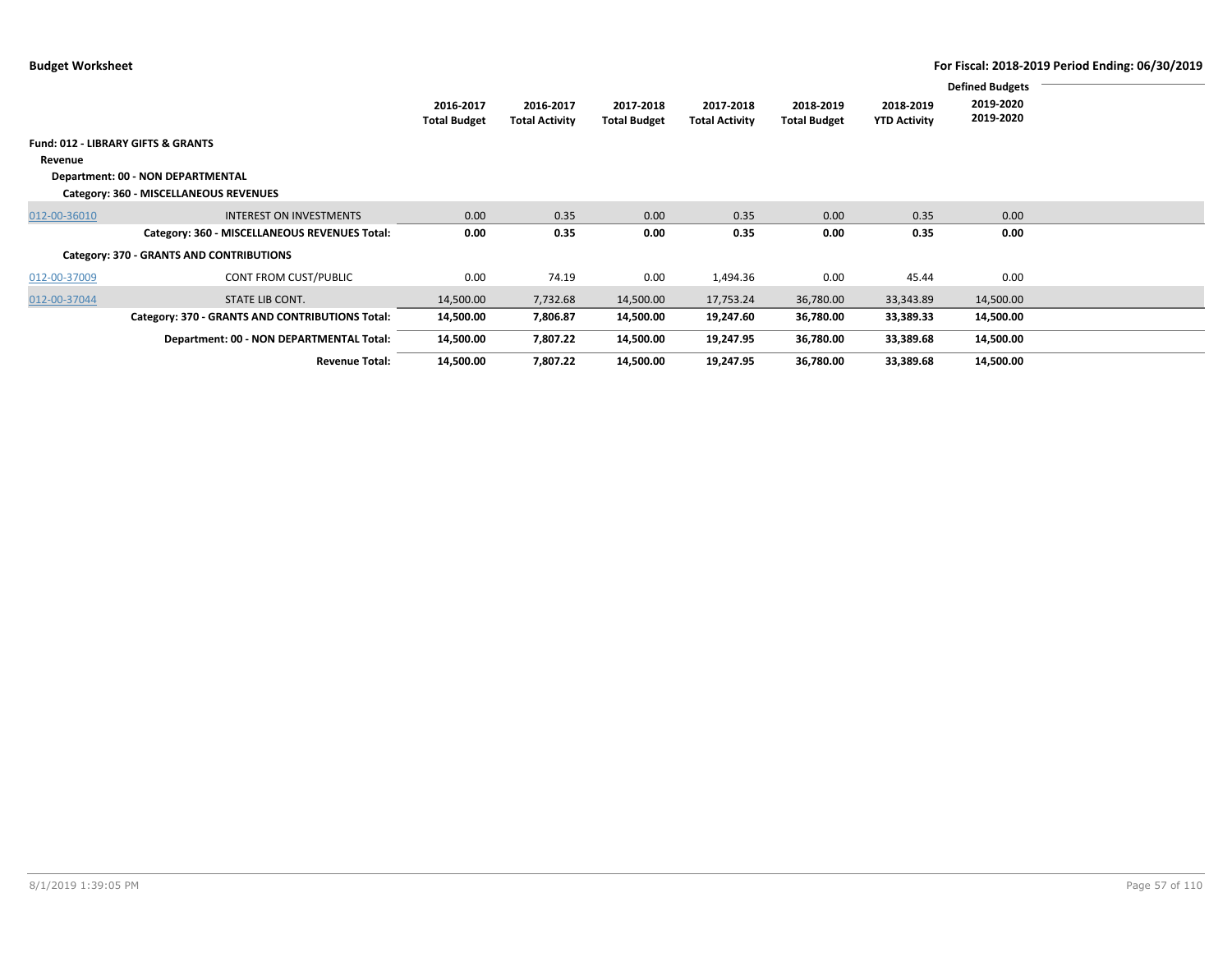**Budget Worksheet**

**For Fiscal: 2018-2019 Period Ending: 06/30/2019**

| | | 2016-2017 Total Budget | 2016-2017 Total Activity | 2017-2018 Total Budget | 2017-2018 Total Activity | 2018-2019 Total Budget | 2018-2019 YTD Activity | Defined Budgets 2019-2020 2019-2020 |
|---|---|---|---|---|---|---|---|---|
| **Fund: 012 - LIBRARY GIFTS & GRANTS** | | | | | | | | |
| **Revenue** | | | | | | | | |
| **Department: 00 - NON DEPARTMENTAL** | | | | | | | | |
| **Category: 360 - MISCELLANEOUS REVENUES** | | | | | | | | |
| 012-00-36010 | INTEREST ON INVESTMENTS | 0.00 | 0.35 | 0.00 | 0.35 | 0.00 | 0.35 | 0.00 |
| | **Category: 360 - MISCELLANEOUS REVENUES Total:** | **0.00** | **0.35** | **0.00** | **0.35** | **0.00** | **0.35** | **0.00** |
| **Category: 370 - GRANTS AND CONTRIBUTIONS** | | | | | | | | |
| 012-00-37009 | CONT FROM CUST/PUBLIC | 0.00 | 74.19 | 0.00 | 1,494.36 | 0.00 | 45.44 | 0.00 |
| 012-00-37044 | STATE LIB CONT. | 14,500.00 | 7,732.68 | 14,500.00 | 17,753.24 | 36,780.00 | 33,343.89 | 14,500.00 |
| | **Category: 370 - GRANTS AND CONTRIBUTIONS Total:** | **14,500.00** | **7,806.87** | **14,500.00** | **19,247.60** | **36,780.00** | **33,389.33** | **14,500.00** |
| | **Department: 00 - NON DEPARTMENTAL Total:** | **14,500.00** | **7,807.22** | **14,500.00** | **19,247.95** | **36,780.00** | **33,389.68** | **14,500.00** |
| | **Revenue Total:** | **14,500.00** | **7,807.22** | **14,500.00** | **19,247.95** | **36,780.00** | **33,389.68** | **14,500.00** |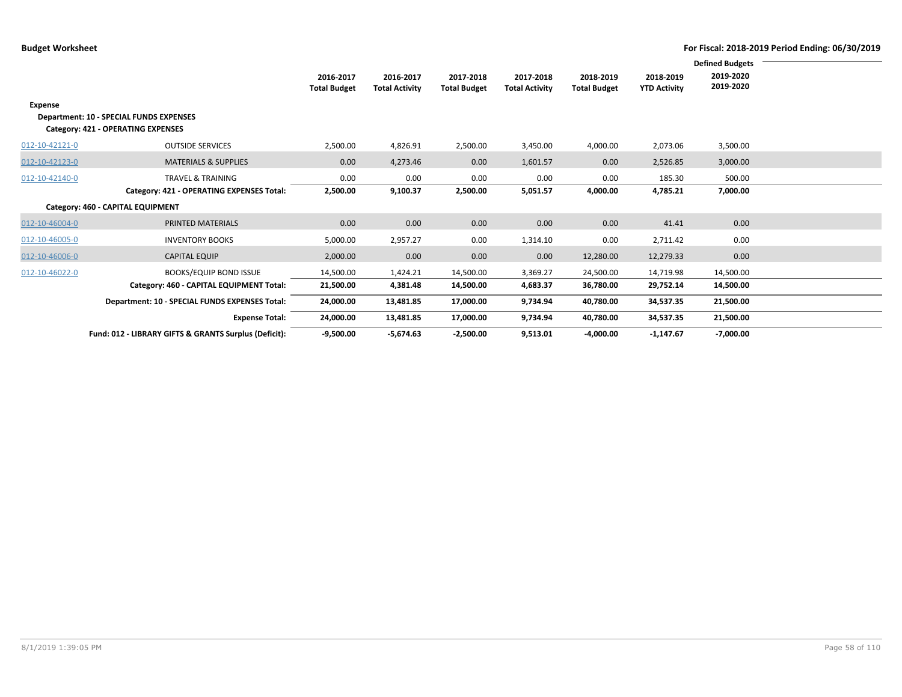**Budget Worksheet** — For Fiscal: 2018-2019 Period Ending: 06/30/2019

| | | 2016-2017 Total Budget | 2016-2017 Total Activity | 2017-2018 Total Budget | 2017-2018 Total Activity | 2018-2019 Total Budget | 2018-2019 YTD Activity | Defined Budgets 2019-2020 2019-2020 |
|---|---|---|---|---|---|---|---|---|
| **Expense** | | | | | | | | |
| **Department: 10 - SPECIAL FUNDS EXPENSES** | | | | | | | | |
| **Category: 421 - OPERATING EXPENSES** | | | | | | | | |
| 012-10-42121-0 | OUTSIDE SERVICES | 2,500.00 | 4,826.91 | 2,500.00 | 3,450.00 | 4,000.00 | 2,073.06 | 3,500.00 |
| 012-10-42123-0 | MATERIALS & SUPPLIES | 0.00 | 4,273.46 | 0.00 | 1,601.57 | 0.00 | 2,526.85 | 3,000.00 |
| 012-10-42140-0 | TRAVEL & TRAINING | 0.00 | 0.00 | 0.00 | 0.00 | 0.00 | 185.30 | 500.00 |
| | **Category: 421 - OPERATING EXPENSES Total:** | **2,500.00** | **9,100.37** | **2,500.00** | **5,051.57** | **4,000.00** | **4,785.21** | **7,000.00** |
| **Category: 460 - CAPITAL EQUIPMENT** | | | | | | | | |
| 012-10-46004-0 | PRINTED MATERIALS | 0.00 | 0.00 | 0.00 | 0.00 | 0.00 | 41.41 | 0.00 |
| 012-10-46005-0 | INVENTORY BOOKS | 5,000.00 | 2,957.27 | 0.00 | 1,314.10 | 0.00 | 2,711.42 | 0.00 |
| 012-10-46006-0 | CAPITAL EQUIP | 2,000.00 | 0.00 | 0.00 | 0.00 | 12,280.00 | 12,279.33 | 0.00 |
| 012-10-46022-0 | BOOKS/EQUIP BOND ISSUE | 14,500.00 | 1,424.21 | 14,500.00 | 3,369.27 | 24,500.00 | 14,719.98 | 14,500.00 |
| | **Category: 460 - CAPITAL EQUIPMENT Total:** | **21,500.00** | **4,381.48** | **14,500.00** | **4,683.37** | **36,780.00** | **29,752.14** | **14,500.00** |
| | **Department: 10 - SPECIAL FUNDS EXPENSES Total:** | **24,000.00** | **13,481.85** | **17,000.00** | **9,734.94** | **40,780.00** | **34,537.35** | **21,500.00** |
| | **Expense Total:** | **24,000.00** | **13,481.85** | **17,000.00** | **9,734.94** | **40,780.00** | **34,537.35** | **21,500.00** |
| | **Fund: 012 - LIBRARY GIFTS & GRANTS Surplus (Deficit):** | **-9,500.00** | **-5,674.63** | **-2,500.00** | **9,513.01** | **-4,000.00** | **-1,147.67** | **-7,000.00** |

8/1/2019 1:39:05 PM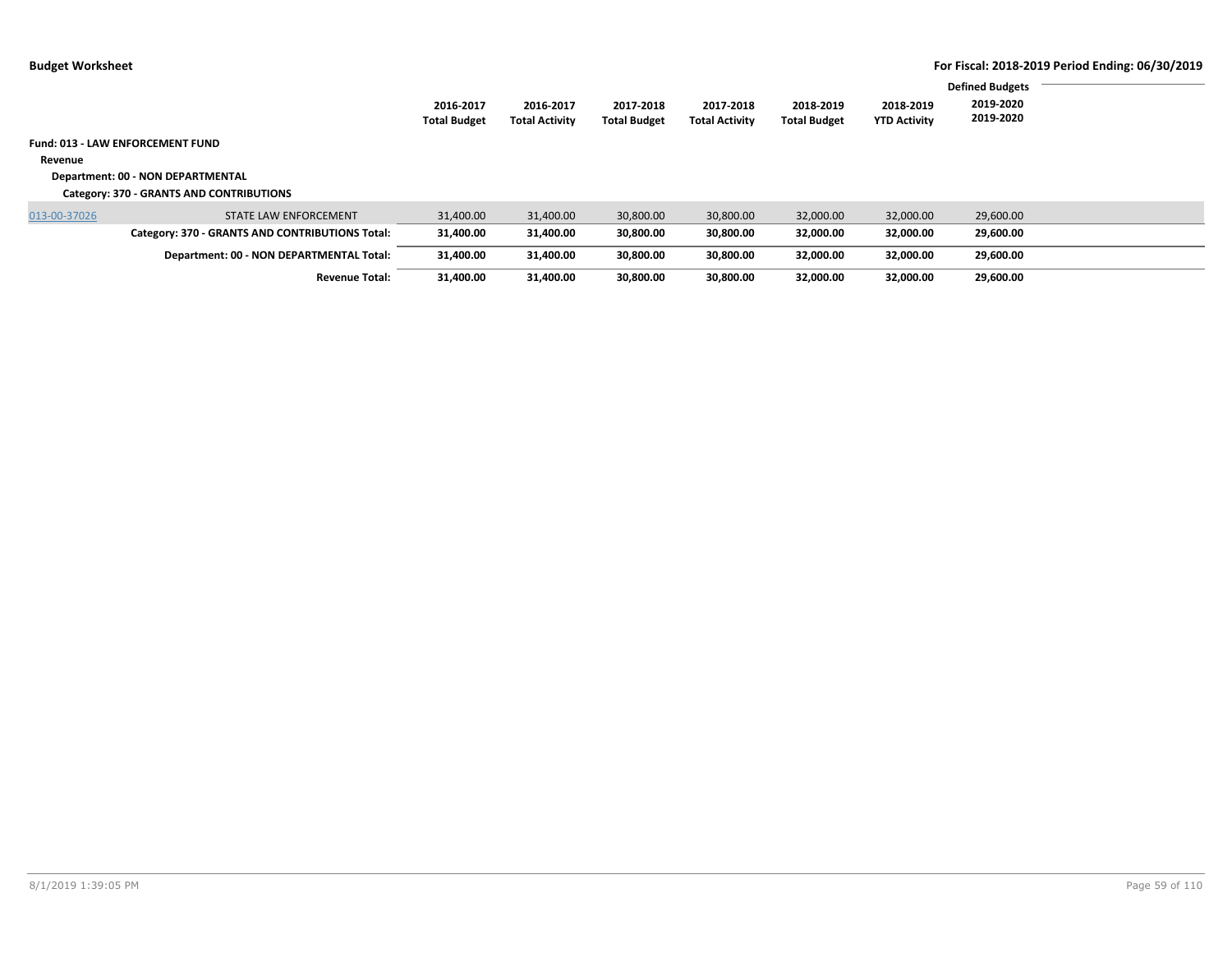**Budget Worksheet** — For Fiscal: 2018-2019 Period Ending: 06/30/2019

| | | 2016-2017 Total Budget | 2016-2017 Total Activity | 2017-2018 Total Budget | 2017-2018 Total Activity | 2018-2019 Total Budget | 2018-2019 YTD Activity | Defined Budgets 2019-2020 2019-2020 |
|---|---|---|---|---|---|---|---|---|
| **Fund: 013 - LAW ENFORCEMENT FUND** | | | | | | | | |
| **Revenue** | | | | | | | | |
| **Department: 00 - NON DEPARTMENTAL** | | | | | | | | |
| **Category: 370 - GRANTS AND CONTRIBUTIONS** | | | | | | | | |
| 013-00-37026 | STATE LAW ENFORCEMENT | 31,400.00 | 31,400.00 | 30,800.00 | 30,800.00 | 32,000.00 | 32,000.00 | 29,600.00 |
| | **Category: 370 - GRANTS AND CONTRIBUTIONS Total:** | **31,400.00** | **31,400.00** | **30,800.00** | **30,800.00** | **32,000.00** | **32,000.00** | **29,600.00** |
| | **Department: 00 - NON DEPARTMENTAL Total:** | **31,400.00** | **31,400.00** | **30,800.00** | **30,800.00** | **32,000.00** | **32,000.00** | **29,600.00** |
| | **Revenue Total:** | **31,400.00** | **31,400.00** | **30,800.00** | **30,800.00** | **32,000.00** | **32,000.00** | **29,600.00** |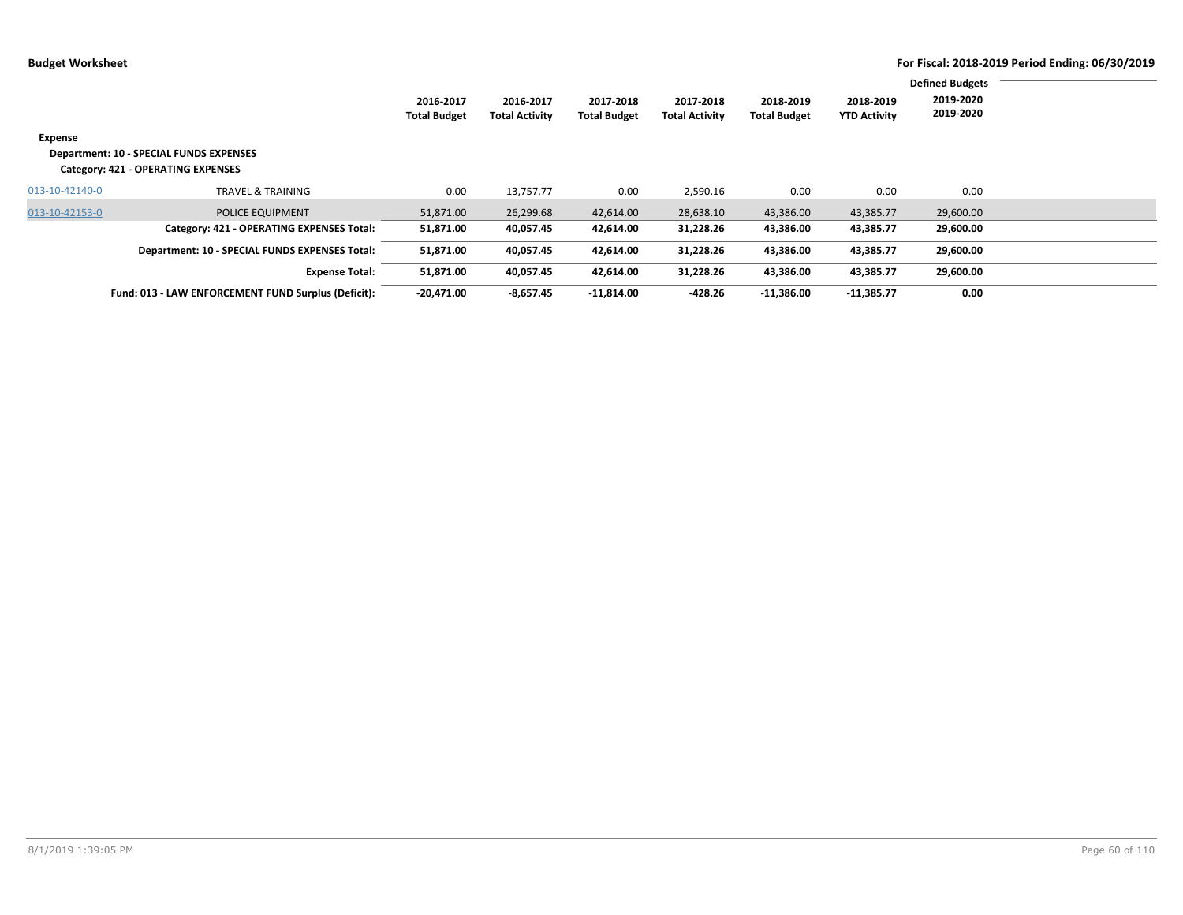**Budget Worksheet** — For Fiscal: 2018-2019 Period Ending: 06/30/2019

| | | 2016-2017 Total Budget | 2016-2017 Total Activity | 2017-2018 Total Budget | 2017-2018 Total Activity | 2018-2019 Total Budget | 2018-2019 YTD Activity | Defined Budgets 2019-2020 2019-2020 |
|---|---|---|---|---|---|---|---|---|
| **Expense** | | | | | | | | |
| **Department: 10 - SPECIAL FUNDS EXPENSES** | | | | | | | | |
| **Category: 421 - OPERATING EXPENSES** | | | | | | | | |
| 013-10-42140-0 | TRAVEL & TRAINING | 0.00 | 13,757.77 | 0.00 | 2,590.16 | 0.00 | 0.00 | 0.00 |
| 013-10-42153-0 | POLICE EQUIPMENT | 51,871.00 | 26,299.68 | 42,614.00 | 28,638.10 | 43,386.00 | 43,385.77 | 29,600.00 |
| | **Category: 421 - OPERATING EXPENSES Total:** | **51,871.00** | **40,057.45** | **42,614.00** | **31,228.26** | **43,386.00** | **43,385.77** | **29,600.00** |
| | **Department: 10 - SPECIAL FUNDS EXPENSES Total:** | **51,871.00** | **40,057.45** | **42,614.00** | **31,228.26** | **43,386.00** | **43,385.77** | **29,600.00** |
| | **Expense Total:** | **51,871.00** | **40,057.45** | **42,614.00** | **31,228.26** | **43,386.00** | **43,385.77** | **29,600.00** |
| | **Fund: 013 - LAW ENFORCEMENT FUND Surplus (Deficit):** | **-20,471.00** | **-8,657.45** | **-11,814.00** | **-428.26** | **-11,386.00** | **-11,385.77** | **0.00** |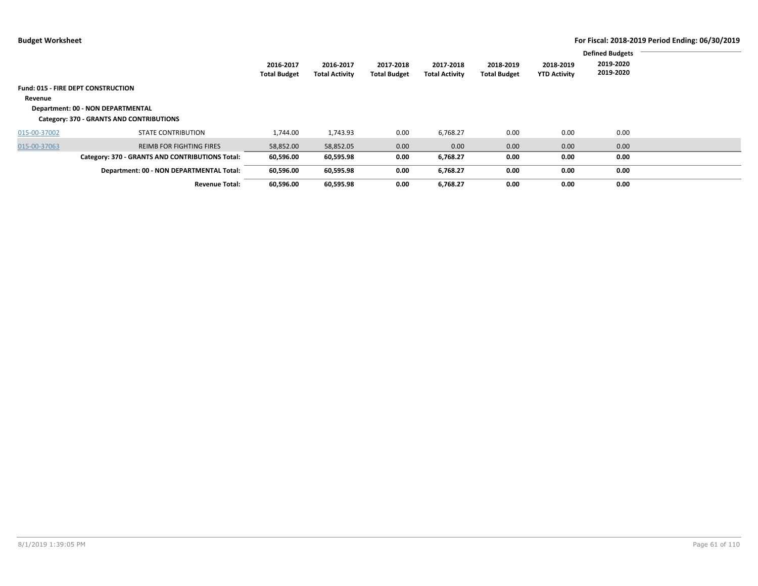**Budget Worksheet**

**For Fiscal: 2018-2019 Period Ending: 06/30/2019**

| | | 2016-2017 Total Budget | 2016-2017 Total Activity | 2017-2018 Total Budget | 2017-2018 Total Activity | 2018-2019 Total Budget | 2018-2019 YTD Activity | Defined Budgets 2019-2020 2019-2020 |
|---|---|---|---|---|---|---|---|---|
| **Fund: 015 - FIRE DEPT CONSTRUCTION** | | | | | | | | |
| **Revenue** | | | | | | | | |
| **Department: 00 - NON DEPARTMENTAL** | | | | | | | | |
| **Category: 370 - GRANTS AND CONTRIBUTIONS** | | | | | | | | |
| 015-00-37002 | STATE CONTRIBUTION | 1,744.00 | 1,743.93 | 0.00 | 6,768.27 | 0.00 | 0.00 | 0.00 |
| 015-00-37063 | REIMB FOR FIGHTING FIRES | 58,852.00 | 58,852.05 | 0.00 | 0.00 | 0.00 | 0.00 | 0.00 |
| | **Category: 370 - GRANTS AND CONTRIBUTIONS Total:** | **60,596.00** | **60,595.98** | **0.00** | **6,768.27** | **0.00** | **0.00** | **0.00** |
| | **Department: 00 - NON DEPARTMENTAL Total:** | **60,596.00** | **60,595.98** | **0.00** | **6,768.27** | **0.00** | **0.00** | **0.00** |
| | **Revenue Total:** | **60,596.00** | **60,595.98** | **0.00** | **6,768.27** | **0.00** | **0.00** | **0.00** |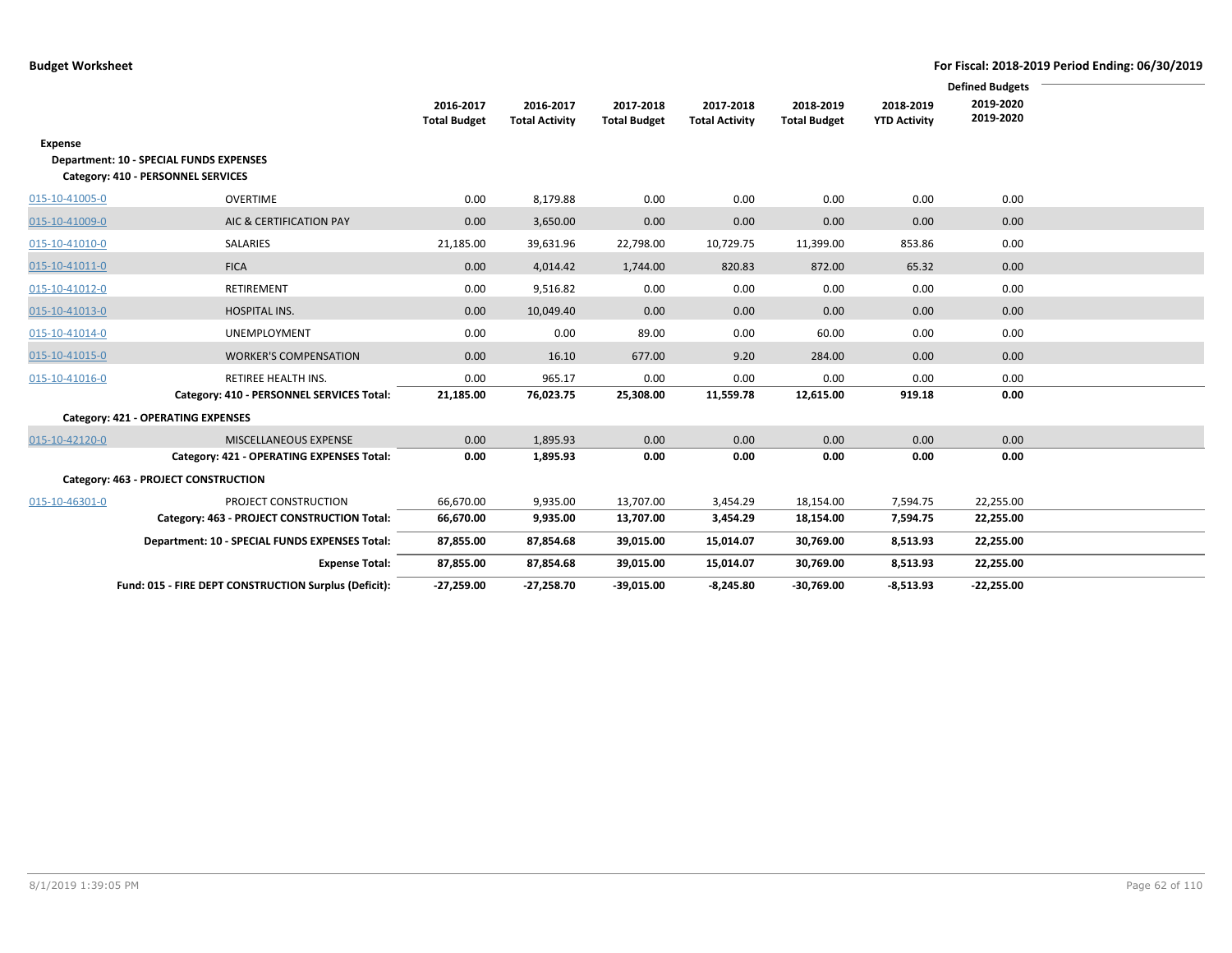**Budget Worksheet**

**For Fiscal: 2018-2019 Period Ending: 06/30/2019**

| | | 2016-2017 Total Budget | 2016-2017 Total Activity | 2017-2018 Total Budget | 2017-2018 Total Activity | 2018-2019 Total Budget | 2018-2019 YTD Activity | Defined Budgets 2019-2020 2019-2020 |
|---|---|---|---|---|---|---|---|---|
| **Expense** | | | | | | | | |
| **Department: 10 - SPECIAL FUNDS EXPENSES** | | | | | | | | |
| **Category: 410 - PERSONNEL SERVICES** | | | | | | | | |
| 015-10-41005-0 | OVERTIME | 0.00 | 8,179.88 | 0.00 | 0.00 | 0.00 | 0.00 | 0.00 |
| 015-10-41009-0 | AIC & CERTIFICATION PAY | 0.00 | 3,650.00 | 0.00 | 0.00 | 0.00 | 0.00 | 0.00 |
| 015-10-41010-0 | SALARIES | 21,185.00 | 39,631.96 | 22,798.00 | 10,729.75 | 11,399.00 | 853.86 | 0.00 |
| 015-10-41011-0 | FICA | 0.00 | 4,014.42 | 1,744.00 | 820.83 | 872.00 | 65.32 | 0.00 |
| 015-10-41012-0 | RETIREMENT | 0.00 | 9,516.82 | 0.00 | 0.00 | 0.00 | 0.00 | 0.00 |
| 015-10-41013-0 | HOSPITAL INS. | 0.00 | 10,049.40 | 0.00 | 0.00 | 0.00 | 0.00 | 0.00 |
| 015-10-41014-0 | UNEMPLOYMENT | 0.00 | 0.00 | 89.00 | 0.00 | 60.00 | 0.00 | 0.00 |
| 015-10-41015-0 | WORKER'S COMPENSATION | 0.00 | 16.10 | 677.00 | 9.20 | 284.00 | 0.00 | 0.00 |
| 015-10-41016-0 | RETIREE HEALTH INS. | 0.00 | 965.17 | 0.00 | 0.00 | 0.00 | 0.00 | 0.00 |
| | **Category: 410 - PERSONNEL SERVICES Total:** | **21,185.00** | **76,023.75** | **25,308.00** | **11,559.78** | **12,615.00** | **919.18** | **0.00** |
| **Category: 421 - OPERATING EXPENSES** | | | | | | | | |
| 015-10-42120-0 | MISCELLANEOUS EXPENSE | 0.00 | 1,895.93 | 0.00 | 0.00 | 0.00 | 0.00 | 0.00 |
| | **Category: 421 - OPERATING EXPENSES Total:** | **0.00** | **1,895.93** | **0.00** | **0.00** | **0.00** | **0.00** | **0.00** |
| **Category: 463 - PROJECT CONSTRUCTION** | | | | | | | | |
| 015-10-46301-0 | PROJECT CONSTRUCTION | 66,670.00 | 9,935.00 | 13,707.00 | 3,454.29 | 18,154.00 | 7,594.75 | 22,255.00 |
| | **Category: 463 - PROJECT CONSTRUCTION Total:** | **66,670.00** | **9,935.00** | **13,707.00** | **3,454.29** | **18,154.00** | **7,594.75** | **22,255.00** |
| | **Department: 10 - SPECIAL FUNDS EXPENSES Total:** | **87,855.00** | **87,854.68** | **39,015.00** | **15,014.07** | **30,769.00** | **8,513.93** | **22,255.00** |
| | **Expense Total:** | **87,855.00** | **87,854.68** | **39,015.00** | **15,014.07** | **30,769.00** | **8,513.93** | **22,255.00** |
| | **Fund: 015 - FIRE DEPT CONSTRUCTION Surplus (Deficit):** | **-27,259.00** | **-27,258.70** | **-39,015.00** | **-8,245.80** | **-30,769.00** | **-8,513.93** | **-22,255.00** |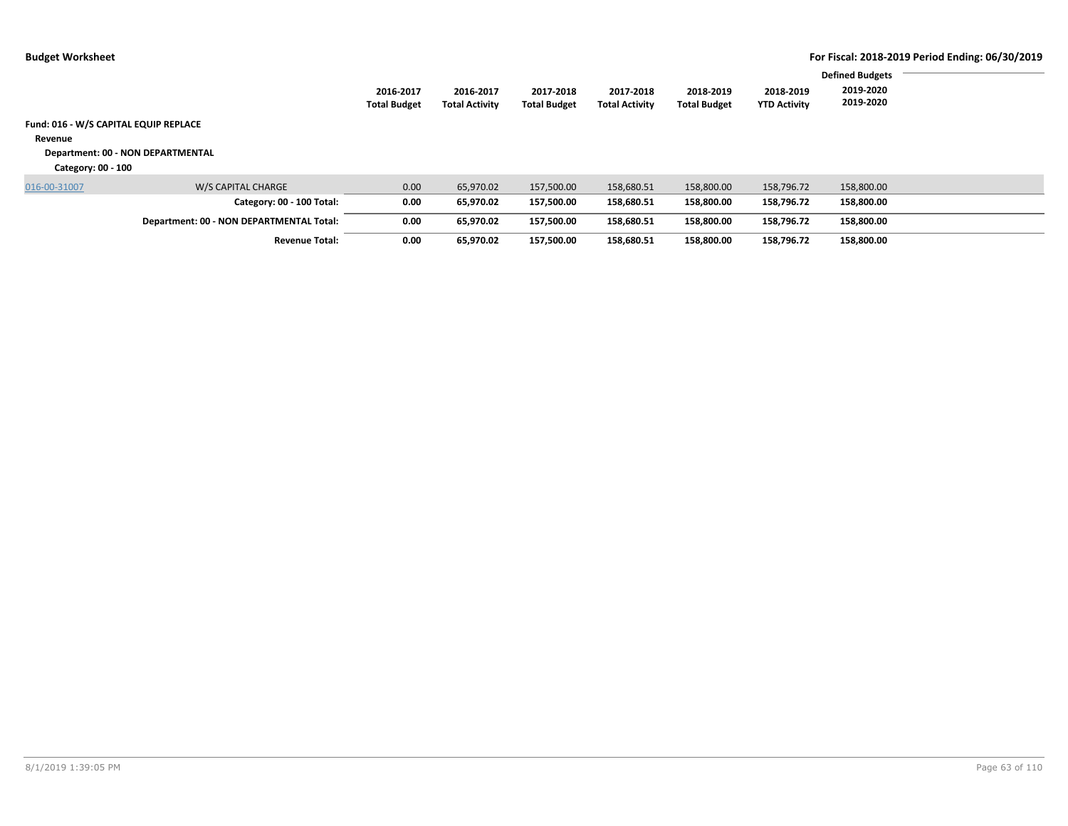**Budget Worksheet** **For Fiscal: 2018-2019 Period Ending: 06/30/2019**

| | | 2016-2017 Total Budget | 2016-2017 Total Activity | 2017-2018 Total Budget | 2017-2018 Total Activity | 2018-2019 Total Budget | 2018-2019 YTD Activity | Defined Budgets 2019-2020 2019-2020 |
|---|---|---|---|---|---|---|---|---|
| **Fund: 016 - W/S CAPITAL EQUIP REPLACE** | | | | | | | | |
| **Revenue** | | | | | | | | |
| **Department: 00 - NON DEPARTMENTAL** | | | | | | | | |
| **Category: 00 - 100** | | | | | | | | |
| 016-00-31007 | W/S CAPITAL CHARGE | 0.00 | 65,970.02 | 157,500.00 | 158,680.51 | 158,800.00 | 158,796.72 | 158,800.00 |
| | **Category: 00 - 100 Total:** | **0.00** | **65,970.02** | **157,500.00** | **158,680.51** | **158,800.00** | **158,796.72** | **158,800.00** |
| | **Department: 00 - NON DEPARTMENTAL Total:** | **0.00** | **65,970.02** | **157,500.00** | **158,680.51** | **158,800.00** | **158,796.72** | **158,800.00** |
| | **Revenue Total:** | **0.00** | **65,970.02** | **157,500.00** | **158,680.51** | **158,800.00** | **158,796.72** | **158,800.00** |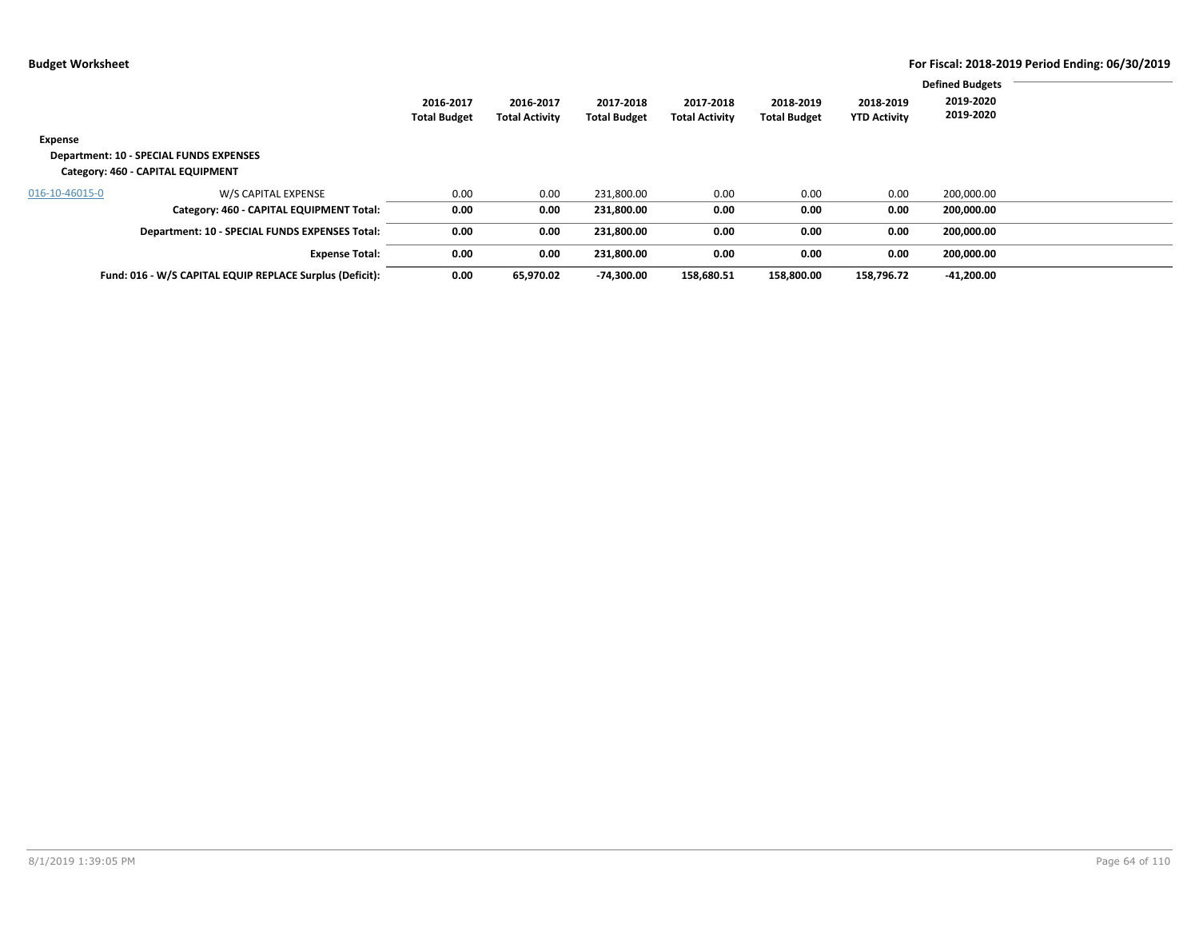**Budget Worksheet**

**For Fiscal: 2018-2019 Period Ending: 06/30/2019**

| | | 2016-2017 Total Budget | 2016-2017 Total Activity | 2017-2018 Total Budget | 2017-2018 Total Activity | 2018-2019 Total Budget | 2018-2019 YTD Activity | Defined Budgets 2019-2020 2019-2020 |
|---|---|---|---|---|---|---|---|---|
| **Expense** | | | | | | | | |
| **Department: 10 - SPECIAL FUNDS EXPENSES** | | | | | | | | |
| **Category: 460 - CAPITAL EQUIPMENT** | | | | | | | | |
| 016-10-46015-0 | W/S CAPITAL EXPENSE | 0.00 | 0.00 | 231,800.00 | 0.00 | 0.00 | 0.00 | 200,000.00 |
| | **Category: 460 - CAPITAL EQUIPMENT Total:** | **0.00** | **0.00** | **231,800.00** | **0.00** | **0.00** | **0.00** | **200,000.00** |
| | **Department: 10 - SPECIAL FUNDS EXPENSES Total:** | **0.00** | **0.00** | **231,800.00** | **0.00** | **0.00** | **0.00** | **200,000.00** |
| | **Expense Total:** | **0.00** | **0.00** | **231,800.00** | **0.00** | **0.00** | **0.00** | **200,000.00** |
| | **Fund: 016 - W/S CAPITAL EQUIP REPLACE Surplus (Deficit):** | **0.00** | **65,970.02** | **-74,300.00** | **158,680.51** | **158,800.00** | **158,796.72** | **-41,200.00** |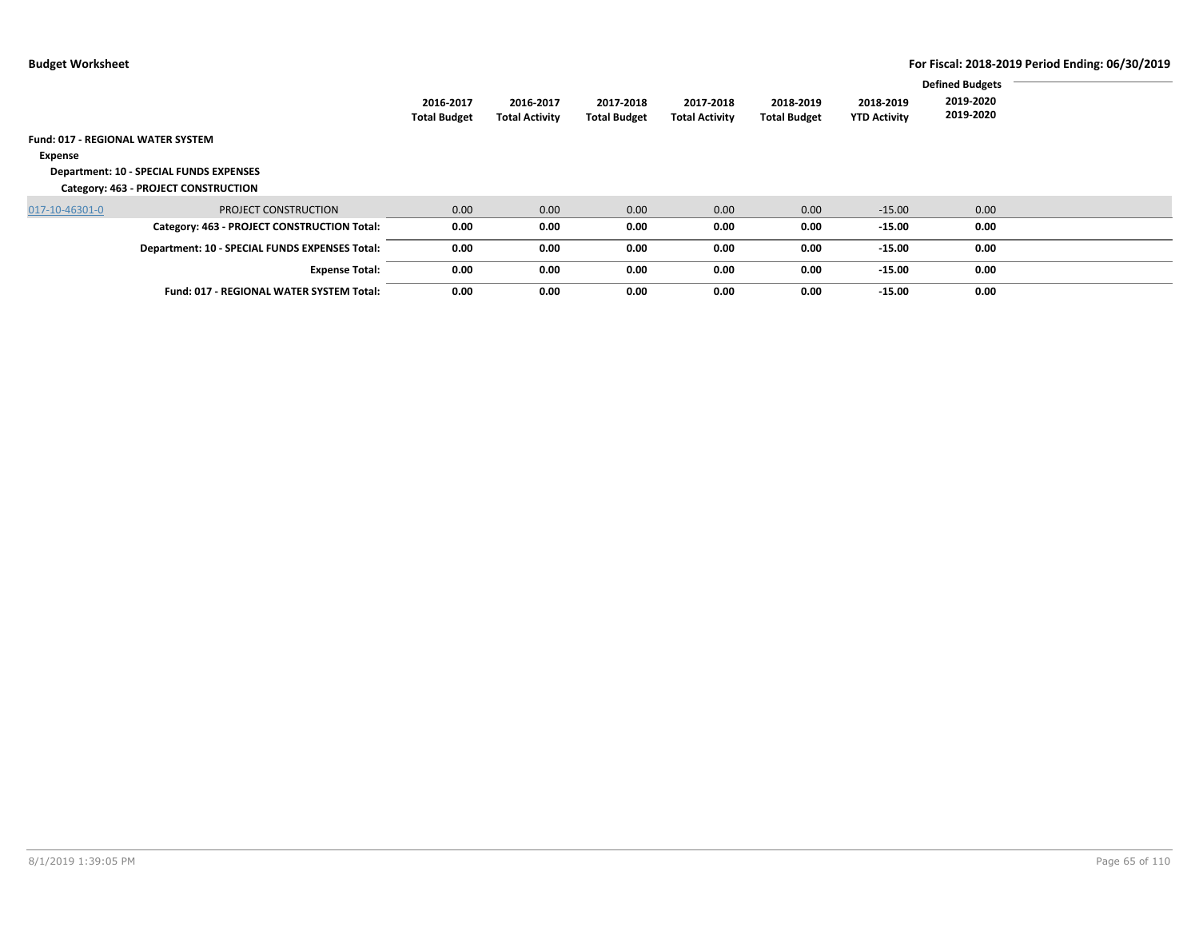**Budget Worksheet** — For Fiscal: 2018-2019 Period Ending: 06/30/2019

| | | 2016-2017 Total Budget | 2016-2017 Total Activity | 2017-2018 Total Budget | 2017-2018 Total Activity | 2018-2019 Total Budget | 2018-2019 YTD Activity | Defined Budgets 2019-2020 2019-2020 |
|---|---|---|---|---|---|---|---|---|
| **Fund: 017 - REGIONAL WATER SYSTEM** | | | | | | | | |
| **Expense** | | | | | | | | |
| **Department: 10 - SPECIAL FUNDS EXPENSES** | | | | | | | | |
| **Category: 463 - PROJECT CONSTRUCTION** | | | | | | | | |
| 017-10-46301-0 | PROJECT CONSTRUCTION | 0.00 | 0.00 | 0.00 | 0.00 | 0.00 | -15.00 | 0.00 |
| | **Category: 463 - PROJECT CONSTRUCTION Total:** | **0.00** | **0.00** | **0.00** | **0.00** | **0.00** | **-15.00** | **0.00** |
| | **Department: 10 - SPECIAL FUNDS EXPENSES Total:** | **0.00** | **0.00** | **0.00** | **0.00** | **0.00** | **-15.00** | **0.00** |
| | **Expense Total:** | **0.00** | **0.00** | **0.00** | **0.00** | **0.00** | **-15.00** | **0.00** |
| | **Fund: 017 - REGIONAL WATER SYSTEM Total:** | **0.00** | **0.00** | **0.00** | **0.00** | **0.00** | **-15.00** | **0.00** |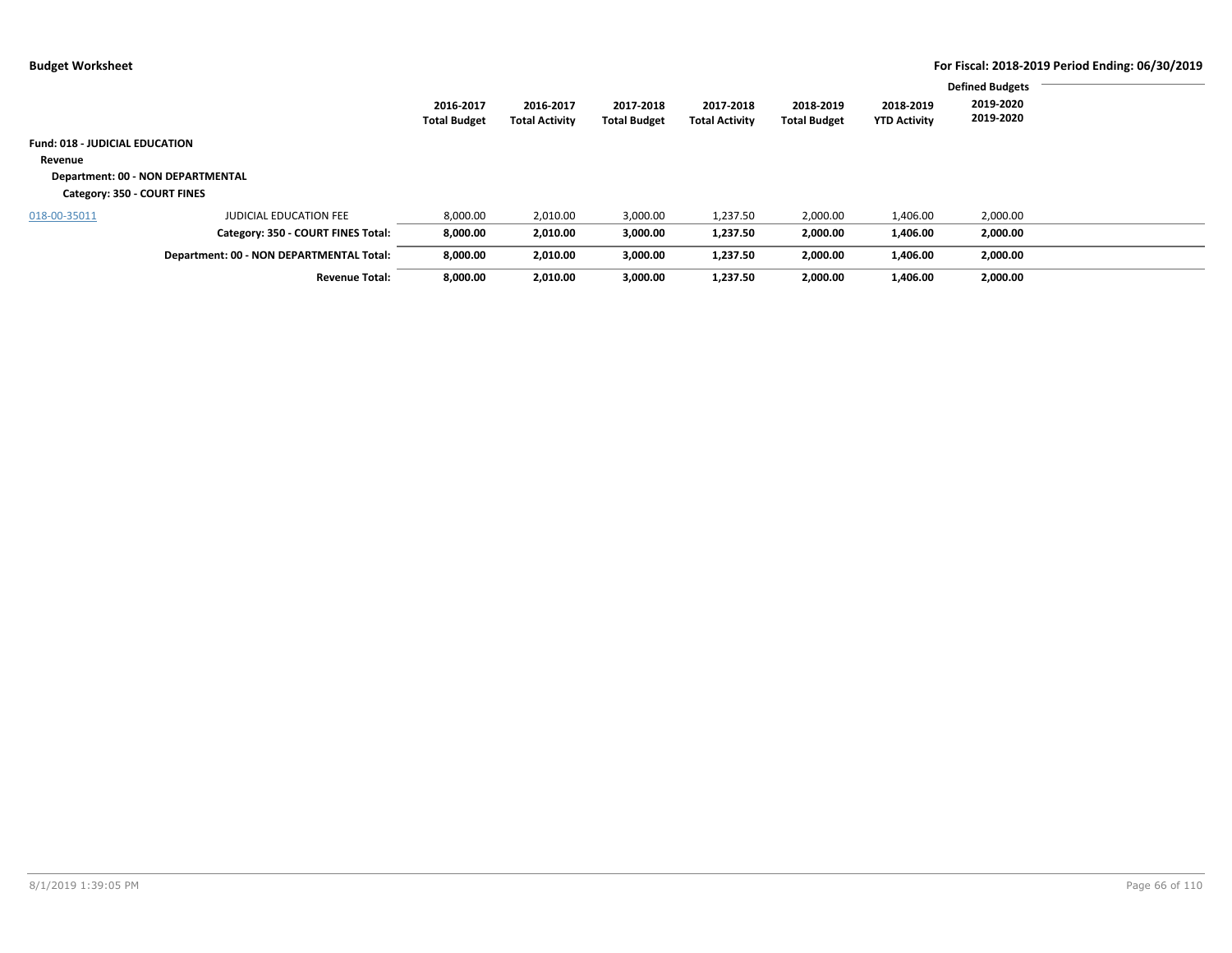**Budget Worksheet** — For Fiscal: 2018-2019 Period Ending: 06/30/2019

| | | 2016-2017 Total Budget | 2016-2017 Total Activity | 2017-2018 Total Budget | 2017-2018 Total Activity | 2018-2019 Total Budget | 2018-2019 YTD Activity | Defined Budgets 2019-2020 2019-2020 |
|---|---|---|---|---|---|---|---|---|
| **Fund: 018 - JUDICIAL EDUCATION** | | | | | | | | |
| **Revenue** | | | | | | | | |
| **Department: 00 - NON DEPARTMENTAL** | | | | | | | | |
| **Category: 350 - COURT FINES** | | | | | | | | |
| 018-00-35011 | JUDICIAL EDUCATION FEE | 8,000.00 | 2,010.00 | 3,000.00 | 1,237.50 | 2,000.00 | 1,406.00 | 2,000.00 |
| | **Category: 350 - COURT FINES Total:** | **8,000.00** | **2,010.00** | **3,000.00** | **1,237.50** | **2,000.00** | **1,406.00** | **2,000.00** |
| | **Department: 00 - NON DEPARTMENTAL Total:** | **8,000.00** | **2,010.00** | **3,000.00** | **1,237.50** | **2,000.00** | **1,406.00** | **2,000.00** |
| | **Revenue Total:** | **8,000.00** | **2,010.00** | **3,000.00** | **1,237.50** | **2,000.00** | **1,406.00** | **2,000.00** |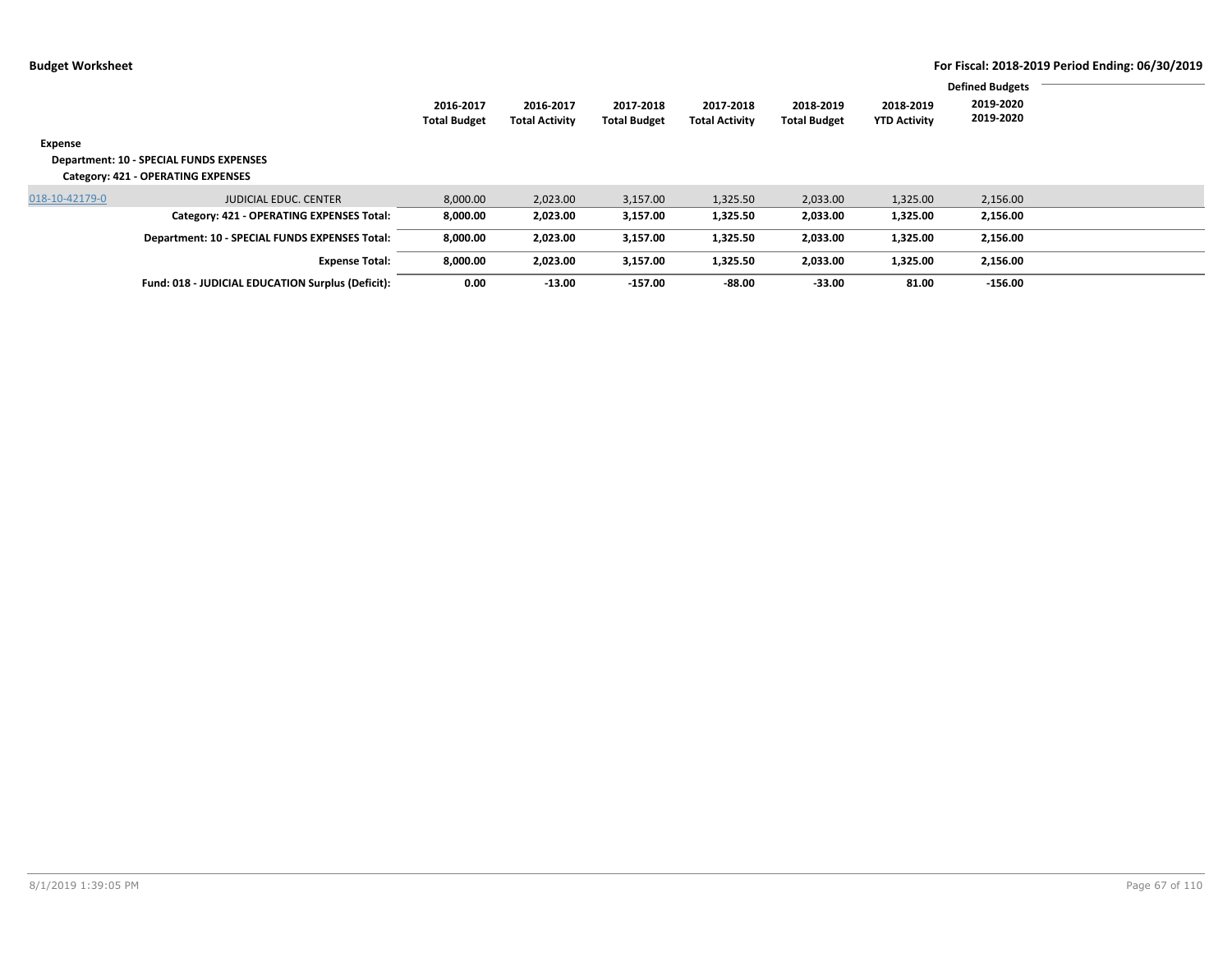**Budget Worksheet** — **For Fiscal: 2018-2019 Period Ending: 06/30/2019**

| | | 2016-2017 Total Budget | 2016-2017 Total Activity | 2017-2018 Total Budget | 2017-2018 Total Activity | 2018-2019 Total Budget | 2018-2019 YTD Activity | Defined Budgets 2019-2020 2019-2020 |
|---|---|---|---|---|---|---|---|---|
| **Expense** | | | | | | | | |
| **Department: 10 - SPECIAL FUNDS EXPENSES** | | | | | | | | |
| **Category: 421 - OPERATING EXPENSES** | | | | | | | | |
| 018-10-42179-0 | JUDICIAL EDUC. CENTER | 8,000.00 | 2,023.00 | 3,157.00 | 1,325.50 | 2,033.00 | 1,325.00 | 2,156.00 |
| | **Category: 421 - OPERATING EXPENSES Total:** | **8,000.00** | **2,023.00** | **3,157.00** | **1,325.50** | **2,033.00** | **1,325.00** | **2,156.00** |
| | **Department: 10 - SPECIAL FUNDS EXPENSES Total:** | **8,000.00** | **2,023.00** | **3,157.00** | **1,325.50** | **2,033.00** | **1,325.00** | **2,156.00** |
| | **Expense Total:** | **8,000.00** | **2,023.00** | **3,157.00** | **1,325.50** | **2,033.00** | **1,325.00** | **2,156.00** |
| | **Fund: 018 - JUDICIAL EDUCATION Surplus (Deficit):** | **0.00** | **-13.00** | **-157.00** | **-88.00** | **-33.00** | **81.00** | **-156.00** |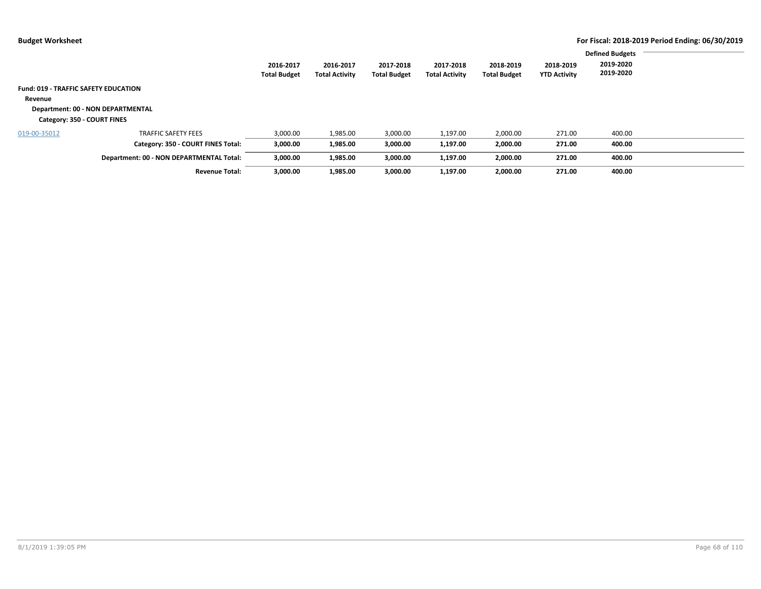| | | 2016-2017 Total Budget | 2016-2017 Total Activity | 2017-2018 Total Budget | 2017-2018 Total Activity | 2018-2019 Total Budget | 2018-2019 YTD Activity | Defined Budgets 2019-2020 2019-2020 |
|---|---|---|---|---|---|---|---|---|
| **Fund: 019 - TRAFFIC SAFETY EDUCATION** | | | | | | | | |
| **Revenue** | | | | | | | | |
| **Department: 00 - NON DEPARTMENTAL** | | | | | | | | |
| **Category: 350 - COURT FINES** | | | | | | | | |
| 019-00-35012 | TRAFFIC SAFETY FEES | 3,000.00 | 1,985.00 | 3,000.00 | 1,197.00 | 2,000.00 | 271.00 | 400.00 |
| | **Category: 350 - COURT FINES Total:** | **3,000.00** | **1,985.00** | **3,000.00** | **1,197.00** | **2,000.00** | **271.00** | **400.00** |
| | **Department: 00 - NON DEPARTMENTAL Total:** | **3,000.00** | **1,985.00** | **3,000.00** | **1,197.00** | **2,000.00** | **271.00** | **400.00** |
| | **Revenue Total:** | **3,000.00** | **1,985.00** | **3,000.00** | **1,197.00** | **2,000.00** | **271.00** | **400.00** |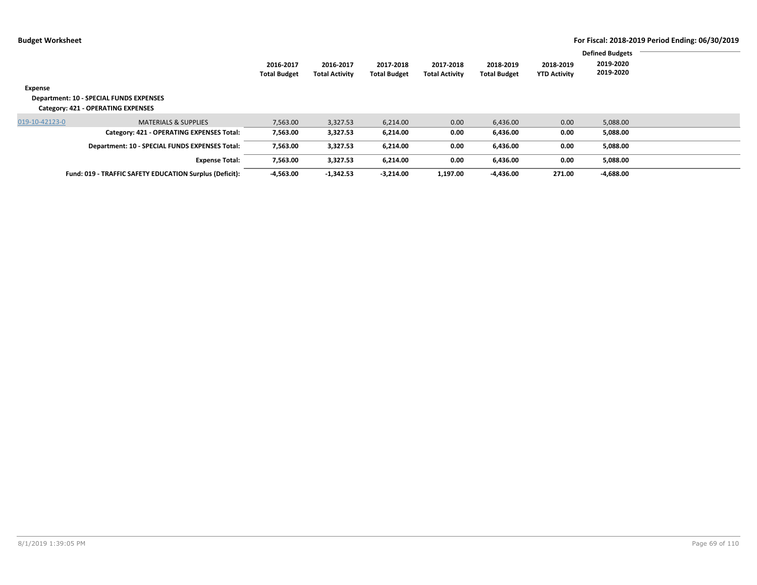**Budget Worksheet** — For Fiscal: 2018-2019 Period Ending: 06/30/2019

| | | 2016-2017 Total Budget | 2016-2017 Total Activity | 2017-2018 Total Budget | 2017-2018 Total Activity | 2018-2019 Total Budget | 2018-2019 YTD Activity | Defined Budgets 2019-2020 2019-2020 |
|---|---|---|---|---|---|---|---|---|
| **Expense** | | | | | | | | |
| **Department: 10 - SPECIAL FUNDS EXPENSES** | | | | | | | | |
| **Category: 421 - OPERATING EXPENSES** | | | | | | | | |
| 019-10-42123-0 | MATERIALS & SUPPLIES | 7,563.00 | 3,327.53 | 6,214.00 | 0.00 | 6,436.00 | 0.00 | 5,088.00 |
| | **Category: 421 - OPERATING EXPENSES Total:** | **7,563.00** | **3,327.53** | **6,214.00** | **0.00** | **6,436.00** | **0.00** | **5,088.00** |
| | **Department: 10 - SPECIAL FUNDS EXPENSES Total:** | **7,563.00** | **3,327.53** | **6,214.00** | **0.00** | **6,436.00** | **0.00** | **5,088.00** |
| | **Expense Total:** | **7,563.00** | **3,327.53** | **6,214.00** | **0.00** | **6,436.00** | **0.00** | **5,088.00** |
| | **Fund: 019 - TRAFFIC SAFETY EDUCATION Surplus (Deficit):** | **-4,563.00** | **-1,342.53** | **-3,214.00** | **1,197.00** | **-4,436.00** | **271.00** | **-4,688.00** |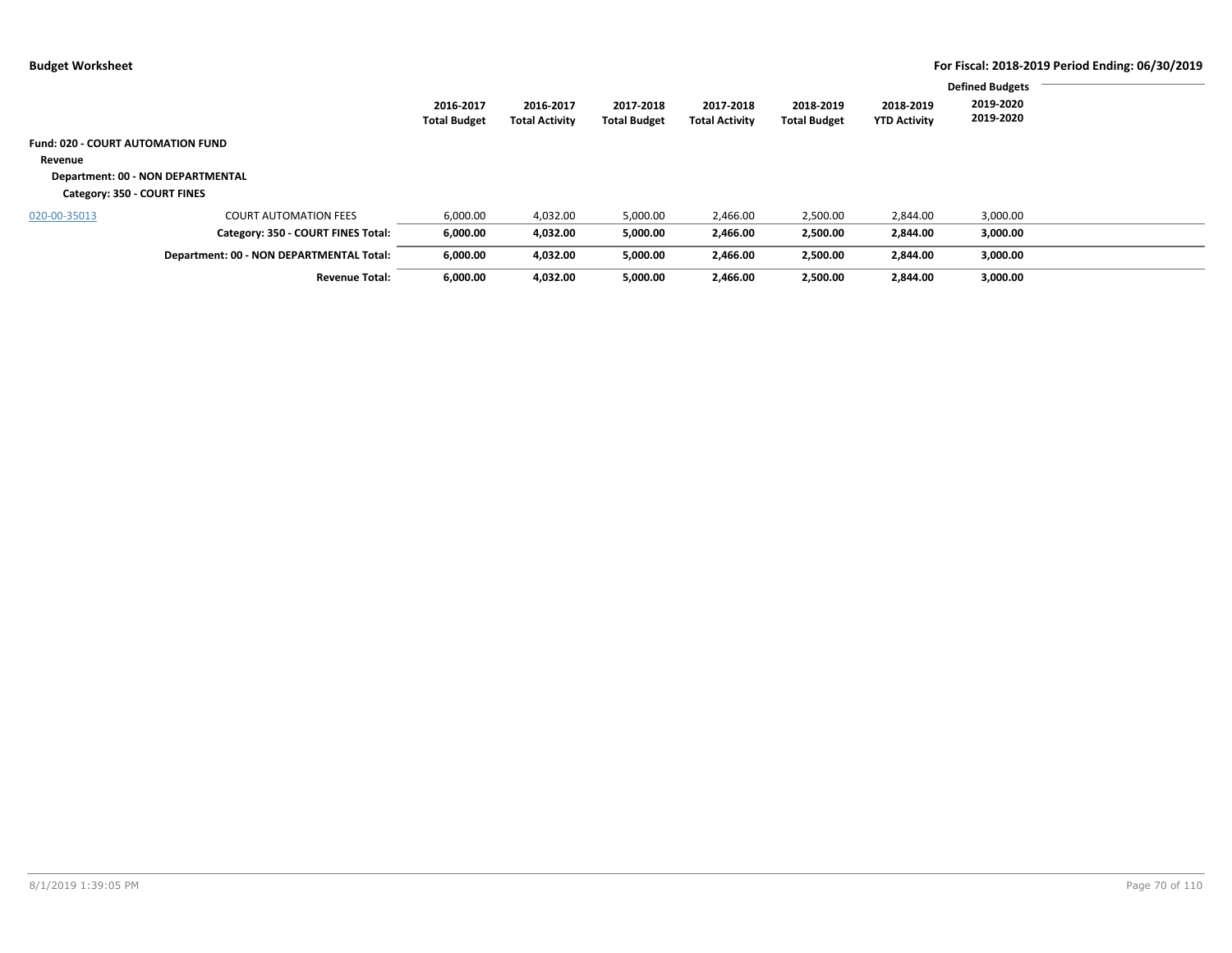| | | 2016-2017 Total Budget | 2016-2017 Total Activity | 2017-2018 Total Budget | 2017-2018 Total Activity | 2018-2019 Total Budget | 2018-2019 YTD Activity | Defined Budgets 2019-2020 2019-2020 |
|---|---|---|---|---|---|---|---|---|
| **Fund: 020 - COURT AUTOMATION FUND** | | | | | | | | |
| **Revenue** | | | | | | | | |
| **Department: 00 - NON DEPARTMENTAL** | | | | | | | | |
| **Category: 350 - COURT FINES** | | | | | | | | |
| 020-00-35013 | COURT AUTOMATION FEES | 6,000.00 | 4,032.00 | 5,000.00 | 2,466.00 | 2,500.00 | 2,844.00 | 3,000.00 |
| | **Category: 350 - COURT FINES Total:** | **6,000.00** | **4,032.00** | **5,000.00** | **2,466.00** | **2,500.00** | **2,844.00** | **3,000.00** |
| | **Department: 00 - NON DEPARTMENTAL Total:** | **6,000.00** | **4,032.00** | **5,000.00** | **2,466.00** | **2,500.00** | **2,844.00** | **3,000.00** |
| | **Revenue Total:** | **6,000.00** | **4,032.00** | **5,000.00** | **2,466.00** | **2,500.00** | **2,844.00** | **3,000.00** |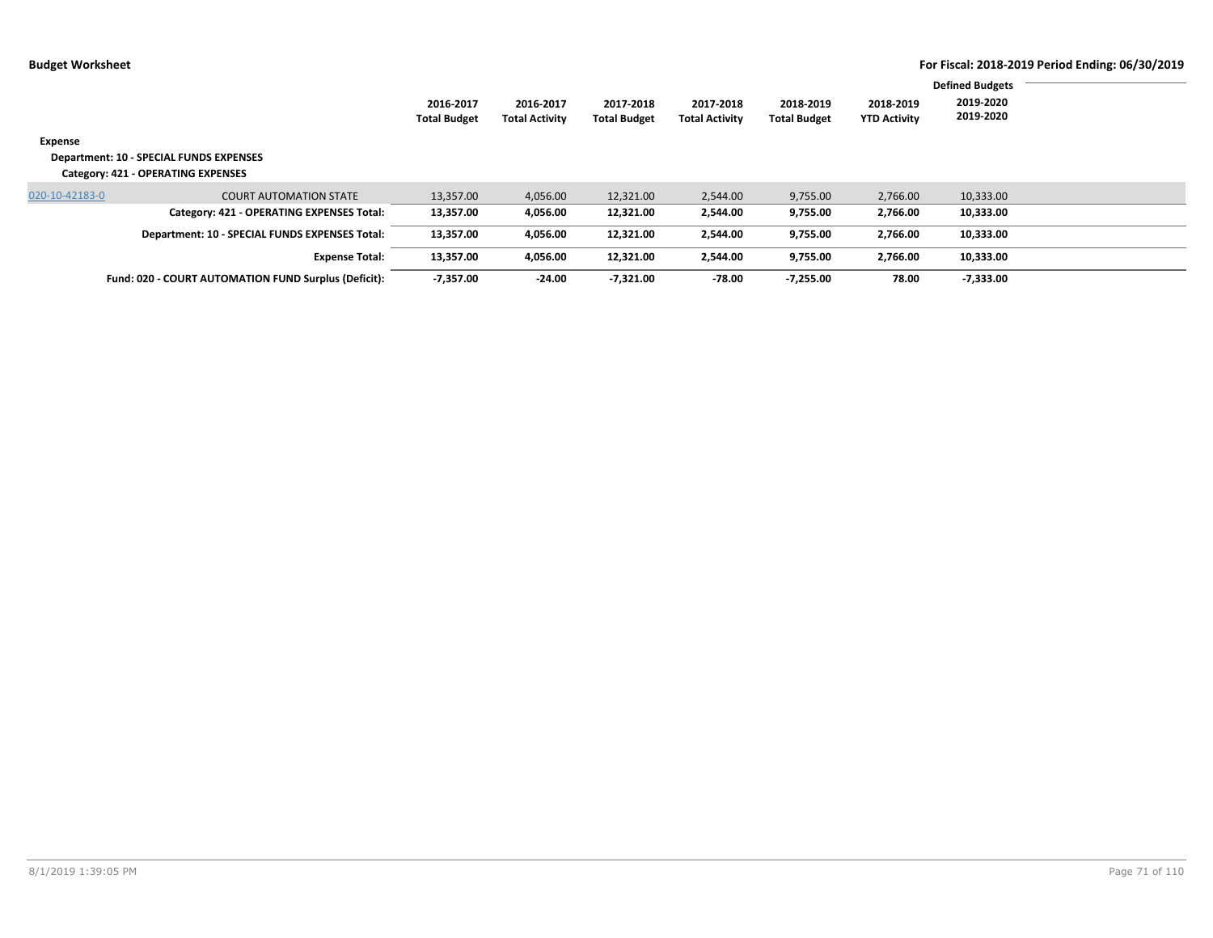**Budget Worksheet** — **For Fiscal: 2018-2019 Period Ending: 06/30/2019**

| | | 2016-2017 Total Budget | 2016-2017 Total Activity | 2017-2018 Total Budget | 2017-2018 Total Activity | 2018-2019 Total Budget | 2018-2019 YTD Activity | Defined Budgets 2019-2020 2019-2020 |
|---|---|---|---|---|---|---|---|---|
| **Expense** | | | | | | | | |
| **Department: 10 - SPECIAL FUNDS EXPENSES** | | | | | | | | |
| **Category: 421 - OPERATING EXPENSES** | | | | | | | | |
| 020-10-42183-0 | COURT AUTOMATION STATE | 13,357.00 | 4,056.00 | 12,321.00 | 2,544.00 | 9,755.00 | 2,766.00 | 10,333.00 |
| | **Category: 421 - OPERATING EXPENSES Total:** | **13,357.00** | **4,056.00** | **12,321.00** | **2,544.00** | **9,755.00** | **2,766.00** | **10,333.00** |
| | **Department: 10 - SPECIAL FUNDS EXPENSES Total:** | **13,357.00** | **4,056.00** | **12,321.00** | **2,544.00** | **9,755.00** | **2,766.00** | **10,333.00** |
| | **Expense Total:** | **13,357.00** | **4,056.00** | **12,321.00** | **2,544.00** | **9,755.00** | **2,766.00** | **10,333.00** |
| | **Fund: 020 - COURT AUTOMATION FUND Surplus (Deficit):** | **-7,357.00** | **-24.00** | **-7,321.00** | **-78.00** | **-7,255.00** | **78.00** | **-7,333.00** |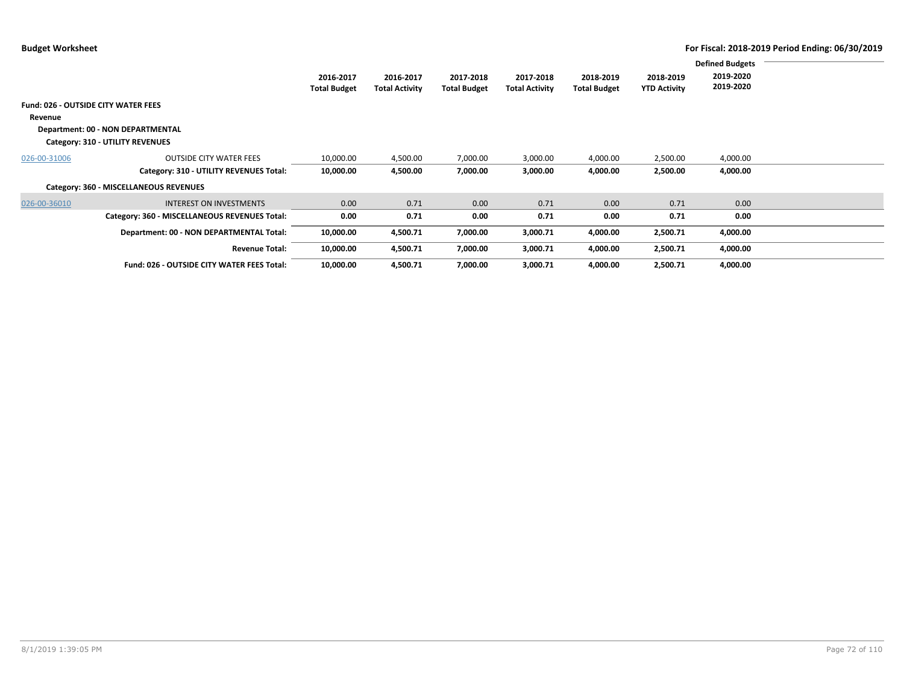Budget Worksheet

For Fiscal: 2018-2019 Period Ending: 06/30/2019

| | | 2016-2017 Total Budget | 2016-2017 Total Activity | 2017-2018 Total Budget | 2017-2018 Total Activity | 2018-2019 Total Budget | 2018-2019 YTD Activity | Defined Budgets 2019-2020 2019-2020 |
|---|---|---|---|---|---|---|---|---|
| **Fund: 026 - OUTSIDE CITY WATER FEES** | | | | | | | | |
| **Revenue** | | | | | | | | |
| **Department: 00 - NON DEPARTMENTAL** | | | | | | | | |
| **Category: 310 - UTILITY REVENUES** | | | | | | | | |
| 026-00-31006 | OUTSIDE CITY WATER FEES | 10,000.00 | 4,500.00 | 7,000.00 | 3,000.00 | 4,000.00 | 2,500.00 | 4,000.00 |
| | **Category: 310 - UTILITY REVENUES Total:** | **10,000.00** | **4,500.00** | **7,000.00** | **3,000.00** | **4,000.00** | **2,500.00** | **4,000.00** |
| **Category: 360 - MISCELLANEOUS REVENUES** | | | | | | | | |
| 026-00-36010 | INTEREST ON INVESTMENTS | 0.00 | 0.71 | 0.00 | 0.71 | 0.00 | 0.71 | 0.00 |
| | **Category: 360 - MISCELLANEOUS REVENUES Total:** | **0.00** | **0.71** | **0.00** | **0.71** | **0.00** | **0.71** | **0.00** |
| | **Department: 00 - NON DEPARTMENTAL Total:** | **10,000.00** | **4,500.71** | **7,000.00** | **3,000.71** | **4,000.00** | **2,500.71** | **4,000.00** |
| | **Revenue Total:** | **10,000.00** | **4,500.71** | **7,000.00** | **3,000.71** | **4,000.00** | **2,500.71** | **4,000.00** |
| | **Fund: 026 - OUTSIDE CITY WATER FEES Total:** | **10,000.00** | **4,500.71** | **7,000.00** | **3,000.71** | **4,000.00** | **2,500.71** | **4,000.00** |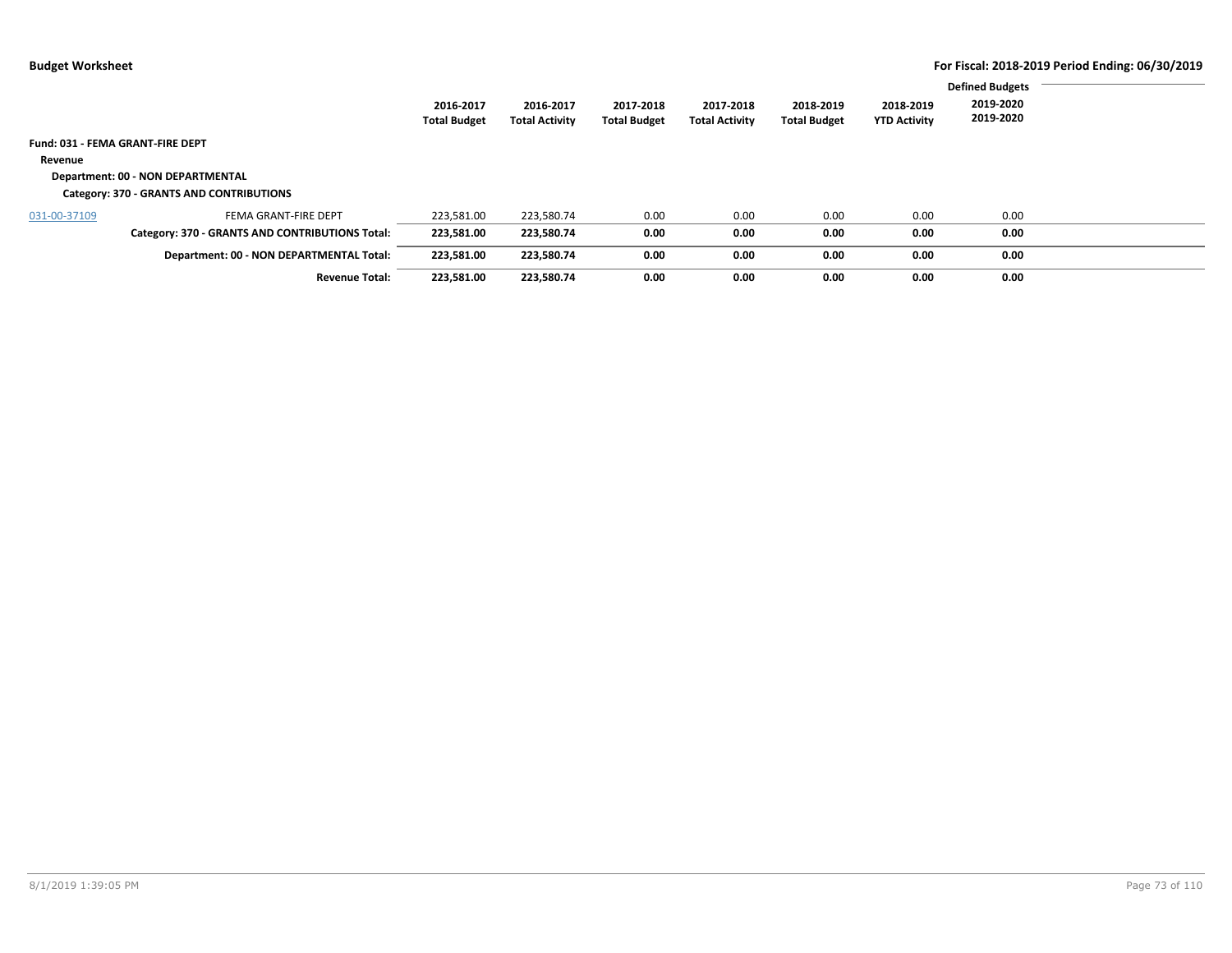**Budget Worksheet** — For Fiscal: 2018-2019 Period Ending: 06/30/2019

| | | 2016-2017 Total Budget | 2016-2017 Total Activity | 2017-2018 Total Budget | 2017-2018 Total Activity | 2018-2019 Total Budget | 2018-2019 YTD Activity | Defined Budgets 2019-2020 2019-2020 |
|---|---|---|---|---|---|---|---|---|
| **Fund: 031 - FEMA GRANT-FIRE DEPT** | | | | | | | | |
| **Revenue** | | | | | | | | |
| **Department: 00 - NON DEPARTMENTAL** | | | | | | | | |
| **Category: 370 - GRANTS AND CONTRIBUTIONS** | | | | | | | | |
| 031-00-37109 | FEMA GRANT-FIRE DEPT | 223,581.00 | 223,580.74 | 0.00 | 0.00 | 0.00 | 0.00 | 0.00 |
| | **Category: 370 - GRANTS AND CONTRIBUTIONS Total:** | **223,581.00** | **223,580.74** | **0.00** | **0.00** | **0.00** | **0.00** | **0.00** |
| | **Department: 00 - NON DEPARTMENTAL Total:** | **223,581.00** | **223,580.74** | **0.00** | **0.00** | **0.00** | **0.00** | **0.00** |
| | **Revenue Total:** | **223,581.00** | **223,580.74** | **0.00** | **0.00** | **0.00** | **0.00** | **0.00** |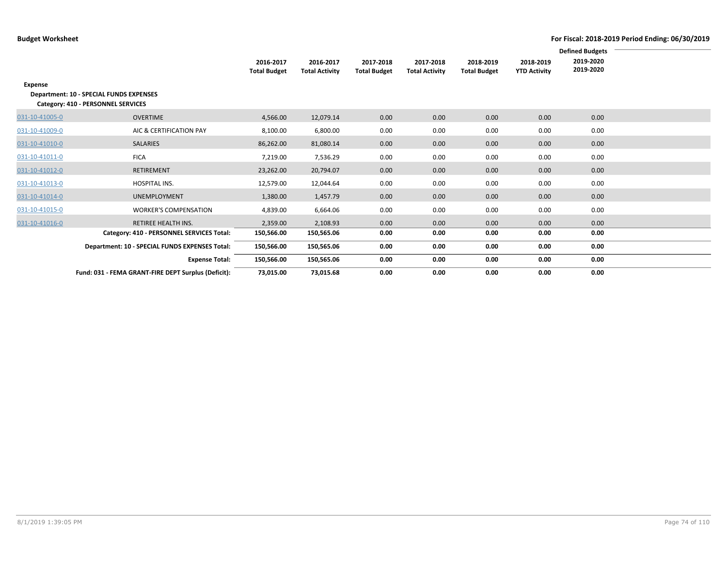**Budget Worksheet**

**For Fiscal: 2018-2019 Period Ending: 06/30/2019**

| | | 2016-2017 Total Budget | 2016-2017 Total Activity | 2017-2018 Total Budget | 2017-2018 Total Activity | 2018-2019 Total Budget | 2018-2019 YTD Activity | Defined Budgets 2019-2020 2019-2020 |
|---|---|---|---|---|---|---|---|---|
| **Expense** | | | | | | | | |
| **Department: 10 - SPECIAL FUNDS EXPENSES** | | | | | | | | |
| **Category: 410 - PERSONNEL SERVICES** | | | | | | | | |
| 031-10-41005-0 | OVERTIME | 4,566.00 | 12,079.14 | 0.00 | 0.00 | 0.00 | 0.00 | 0.00 |
| 031-10-41009-0 | AIC & CERTIFICATION PAY | 8,100.00 | 6,800.00 | 0.00 | 0.00 | 0.00 | 0.00 | 0.00 |
| 031-10-41010-0 | SALARIES | 86,262.00 | 81,080.14 | 0.00 | 0.00 | 0.00 | 0.00 | 0.00 |
| 031-10-41011-0 | FICA | 7,219.00 | 7,536.29 | 0.00 | 0.00 | 0.00 | 0.00 | 0.00 |
| 031-10-41012-0 | RETIREMENT | 23,262.00 | 20,794.07 | 0.00 | 0.00 | 0.00 | 0.00 | 0.00 |
| 031-10-41013-0 | HOSPITAL INS. | 12,579.00 | 12,044.64 | 0.00 | 0.00 | 0.00 | 0.00 | 0.00 |
| 031-10-41014-0 | UNEMPLOYMENT | 1,380.00 | 1,457.79 | 0.00 | 0.00 | 0.00 | 0.00 | 0.00 |
| 031-10-41015-0 | WORKER'S COMPENSATION | 4,839.00 | 6,664.06 | 0.00 | 0.00 | 0.00 | 0.00 | 0.00 |
| 031-10-41016-0 | RETIREE HEALTH INS. | 2,359.00 | 2,108.93 | 0.00 | 0.00 | 0.00 | 0.00 | 0.00 |
| | **Category: 410 - PERSONNEL SERVICES Total:** | **150,566.00** | **150,565.06** | **0.00** | **0.00** | **0.00** | **0.00** | **0.00** |
| | **Department: 10 - SPECIAL FUNDS EXPENSES Total:** | **150,566.00** | **150,565.06** | **0.00** | **0.00** | **0.00** | **0.00** | **0.00** |
| | **Expense Total:** | **150,566.00** | **150,565.06** | **0.00** | **0.00** | **0.00** | **0.00** | **0.00** |
| | **Fund: 031 - FEMA GRANT-FIRE DEPT Surplus (Deficit):** | **73,015.00** | **73,015.68** | **0.00** | **0.00** | **0.00** | **0.00** | **0.00** |

8/1/2019 1:39:05 PM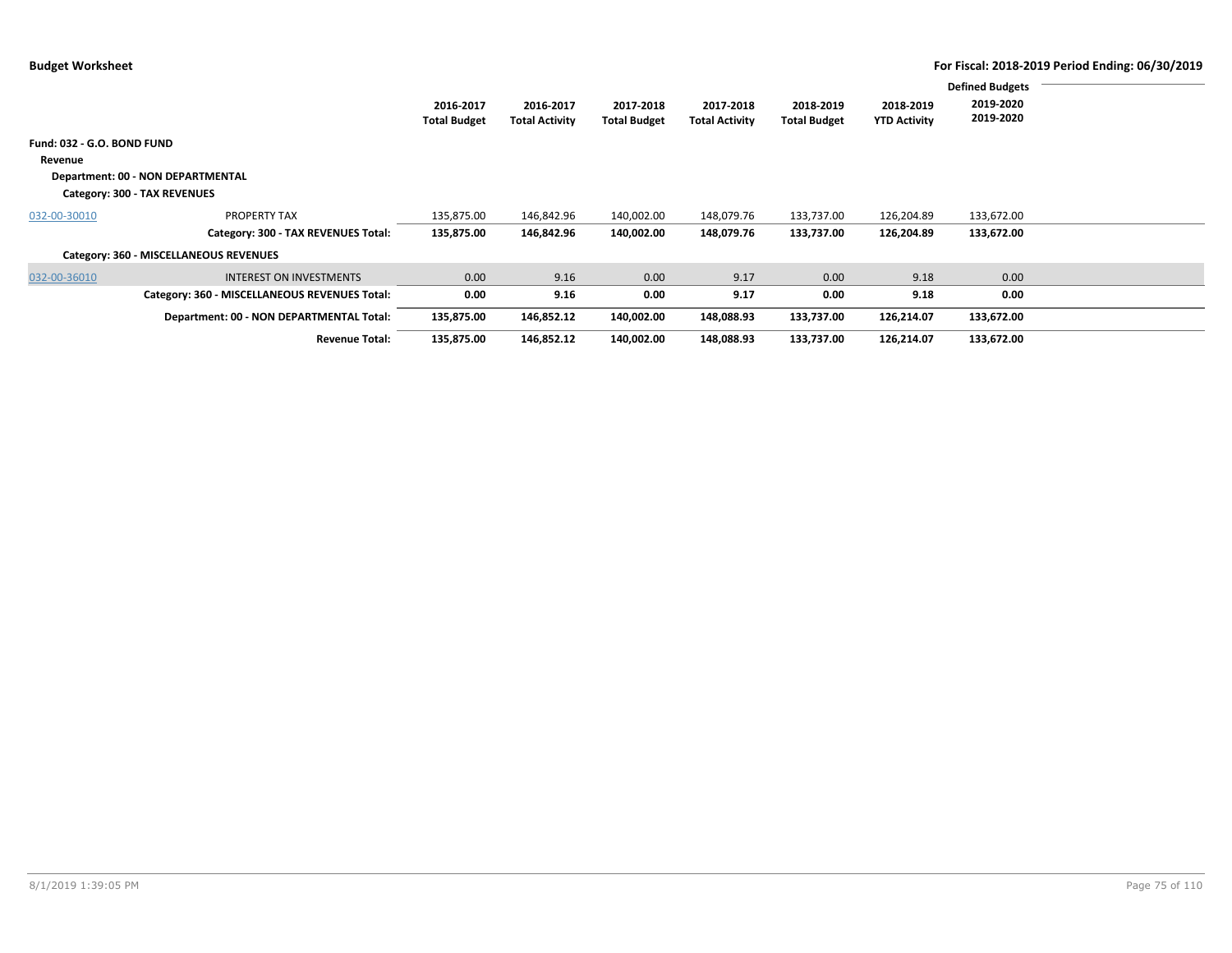**Budget Worksheet** **For Fiscal: 2018-2019 Period Ending: 06/30/2019**

| | | 2016-2017 Total Budget | 2016-2017 Total Activity | 2017-2018 Total Budget | 2017-2018 Total Activity | 2018-2019 Total Budget | 2018-2019 YTD Activity | Defined Budgets 2019-2020 2019-2020 |
|---|---|---|---|---|---|---|---|---|
| **Fund: 032 - G.O. BOND FUND** | | | | | | | | |
| **Revenue** | | | | | | | | |
| **Department: 00 - NON DEPARTMENTAL** | | | | | | | | |
| **Category: 300 - TAX REVENUES** | | | | | | | | |
| 032-00-30010 | PROPERTY TAX | 135,875.00 | 146,842.96 | 140,002.00 | 148,079.76 | 133,737.00 | 126,204.89 | 133,672.00 |
| | **Category: 300 - TAX REVENUES Total:** | **135,875.00** | **146,842.96** | **140,002.00** | **148,079.76** | **133,737.00** | **126,204.89** | **133,672.00** |
| **Category: 360 - MISCELLANEOUS REVENUES** | | | | | | | | |
| 032-00-36010 | INTEREST ON INVESTMENTS | 0.00 | 9.16 | 0.00 | 9.17 | 0.00 | 9.18 | 0.00 |
| | **Category: 360 - MISCELLANEOUS REVENUES Total:** | **0.00** | **9.16** | **0.00** | **9.17** | **0.00** | **9.18** | **0.00** |
| | **Department: 00 - NON DEPARTMENTAL Total:** | **135,875.00** | **146,852.12** | **140,002.00** | **148,088.93** | **133,737.00** | **126,214.07** | **133,672.00** |
| | **Revenue Total:** | **135,875.00** | **146,852.12** | **140,002.00** | **148,088.93** | **133,737.00** | **126,214.07** | **133,672.00** |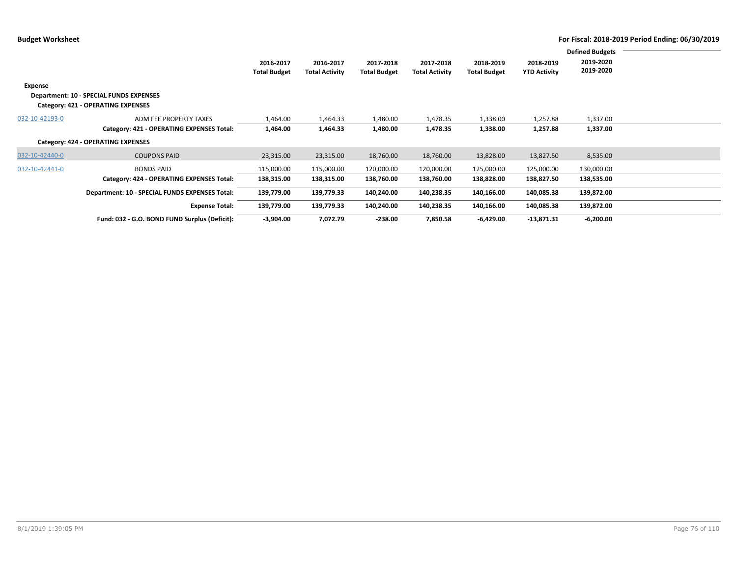**Budget Worksheet** — For Fiscal: 2018-2019 Period Ending: 06/30/2019

| | | 2016-2017 Total Budget | 2016-2017 Total Activity | 2017-2018 Total Budget | 2017-2018 Total Activity | 2018-2019 Total Budget | 2018-2019 YTD Activity | Defined Budgets 2019-2020 2019-2020 |
|---|---|---|---|---|---|---|---|---|
| **Expense** | | | | | | | | |
| **Department: 10 - SPECIAL FUNDS EXPENSES** | | | | | | | | |
| **Category: 421 - OPERATING EXPENSES** | | | | | | | | |
| 032-10-42193-0 | ADM FEE PROPERTY TAXES | 1,464.00 | 1,464.33 | 1,480.00 | 1,478.35 | 1,338.00 | 1,257.88 | 1,337.00 |
| | **Category: 421 - OPERATING EXPENSES Total:** | **1,464.00** | **1,464.33** | **1,480.00** | **1,478.35** | **1,338.00** | **1,257.88** | **1,337.00** |
| **Category: 424 - OPERATING EXPENSES** | | | | | | | | |
| 032-10-42440-0 | COUPONS PAID | 23,315.00 | 23,315.00 | 18,760.00 | 18,760.00 | 13,828.00 | 13,827.50 | 8,535.00 |
| 032-10-42441-0 | BONDS PAID | 115,000.00 | 115,000.00 | 120,000.00 | 120,000.00 | 125,000.00 | 125,000.00 | 130,000.00 |
| | **Category: 424 - OPERATING EXPENSES Total:** | **138,315.00** | **138,315.00** | **138,760.00** | **138,760.00** | **138,828.00** | **138,827.50** | **138,535.00** |
| | **Department: 10 - SPECIAL FUNDS EXPENSES Total:** | **139,779.00** | **139,779.33** | **140,240.00** | **140,238.35** | **140,166.00** | **140,085.38** | **139,872.00** |
| | **Expense Total:** | **139,779.00** | **139,779.33** | **140,240.00** | **140,238.35** | **140,166.00** | **140,085.38** | **139,872.00** |
| | **Fund: 032 - G.O. BOND FUND Surplus (Deficit):** | **-3,904.00** | **7,072.79** | **-238.00** | **7,850.58** | **-6,429.00** | **-13,871.31** | **-6,200.00** |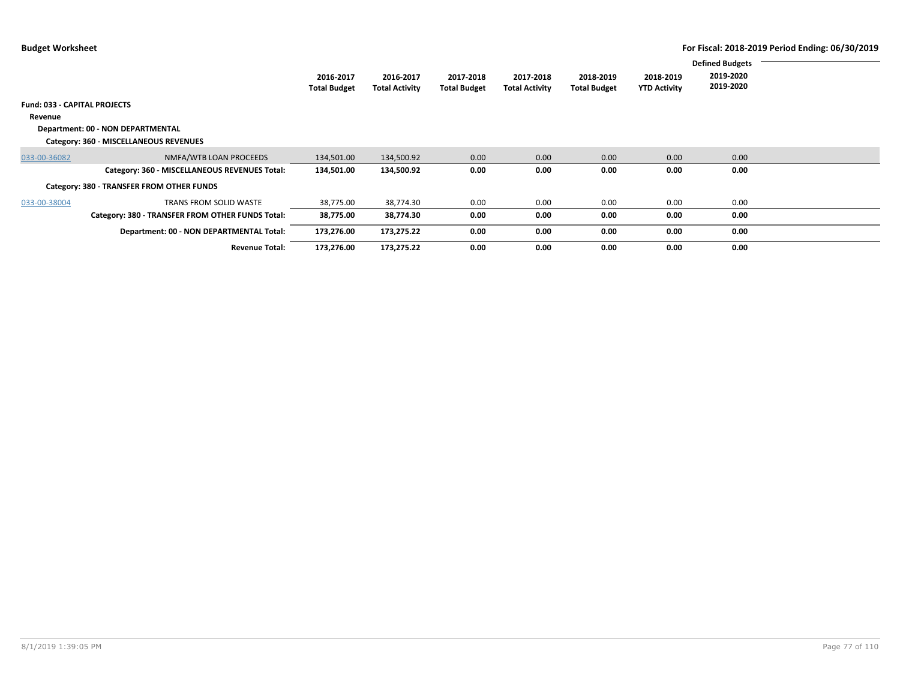**Budget Worksheet**

**For Fiscal: 2018-2019 Period Ending: 06/30/2019**

| | | 2016-2017 Total Budget | 2016-2017 Total Activity | 2017-2018 Total Budget | 2017-2018 Total Activity | 2018-2019 Total Budget | 2018-2019 YTD Activity | Defined Budgets 2019-2020 2019-2020 |
|---|---|---|---|---|---|---|---|---|
| **Fund: 033 - CAPITAL PROJECTS** | | | | | | | | |
| **Revenue** | | | | | | | | |
| **Department: 00 - NON DEPARTMENTAL** | | | | | | | | |
| **Category: 360 - MISCELLANEOUS REVENUES** | | | | | | | | |
| 033-00-36082 | NMFA/WTB LOAN PROCEEDS | 134,501.00 | 134,500.92 | 0.00 | 0.00 | 0.00 | 0.00 | 0.00 |
| | **Category: 360 - MISCELLANEOUS REVENUES Total:** | **134,501.00** | **134,500.92** | **0.00** | **0.00** | **0.00** | **0.00** | **0.00** |
| **Category: 380 - TRANSFER FROM OTHER FUNDS** | | | | | | | | |
| 033-00-38004 | TRANS FROM SOLID WASTE | 38,775.00 | 38,774.30 | 0.00 | 0.00 | 0.00 | 0.00 | 0.00 |
| | **Category: 380 - TRANSFER FROM OTHER FUNDS Total:** | **38,775.00** | **38,774.30** | **0.00** | **0.00** | **0.00** | **0.00** | **0.00** |
| | **Department: 00 - NON DEPARTMENTAL Total:** | **173,276.00** | **173,275.22** | **0.00** | **0.00** | **0.00** | **0.00** | **0.00** |
| | **Revenue Total:** | **173,276.00** | **173,275.22** | **0.00** | **0.00** | **0.00** | **0.00** | **0.00** |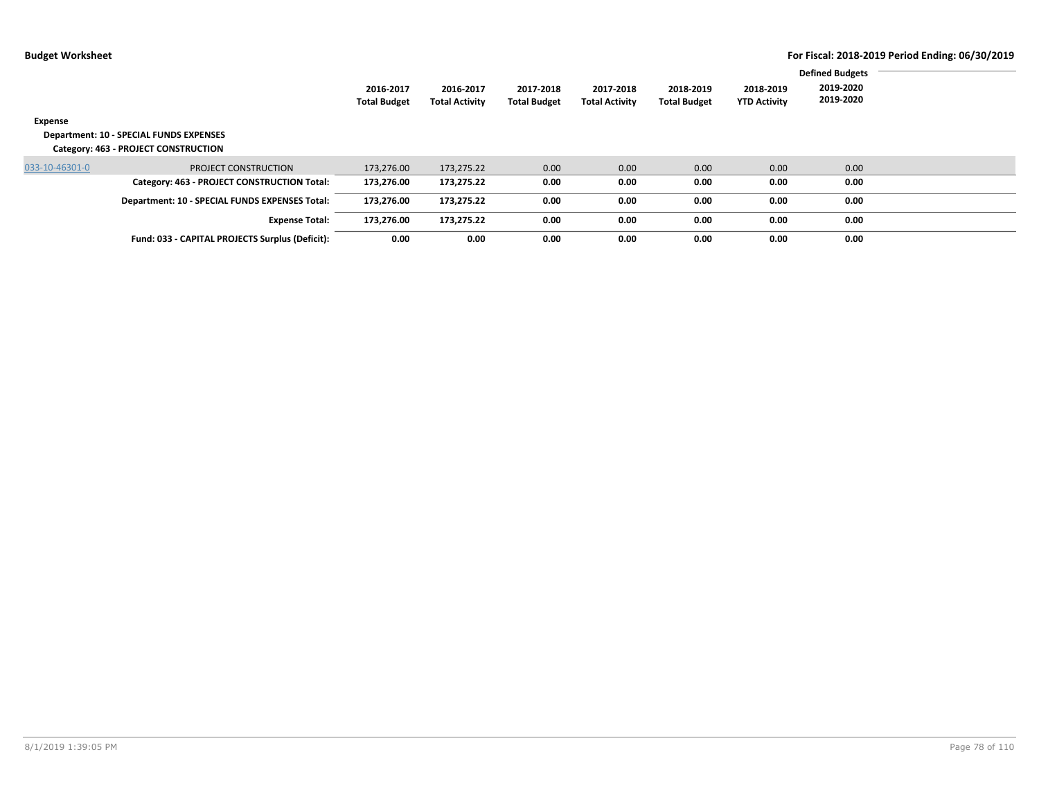**Budget Worksheet** — For Fiscal: 2018-2019 Period Ending: 06/30/2019

| | | 2016-2017 Total Budget | 2016-2017 Total Activity | 2017-2018 Total Budget | 2017-2018 Total Activity | 2018-2019 Total Budget | 2018-2019 YTD Activity | Defined Budgets 2019-2020 2019-2020 |
|---|---|---|---|---|---|---|---|---|
| **Expense** | | | | | | | | |
| **Department: 10 - SPECIAL FUNDS EXPENSES** | | | | | | | | |
| **Category: 463 - PROJECT CONSTRUCTION** | | | | | | | | |
| 033-10-46301-0 | PROJECT CONSTRUCTION | 173,276.00 | 173,275.22 | 0.00 | 0.00 | 0.00 | 0.00 | 0.00 |
| | **Category: 463 - PROJECT CONSTRUCTION Total:** | **173,276.00** | **173,275.22** | **0.00** | **0.00** | **0.00** | **0.00** | **0.00** |
| | **Department: 10 - SPECIAL FUNDS EXPENSES Total:** | **173,276.00** | **173,275.22** | **0.00** | **0.00** | **0.00** | **0.00** | **0.00** |
| | **Expense Total:** | **173,276.00** | **173,275.22** | **0.00** | **0.00** | **0.00** | **0.00** | **0.00** |
| | **Fund: 033 - CAPITAL PROJECTS Surplus (Deficit):** | **0.00** | **0.00** | **0.00** | **0.00** | **0.00** | **0.00** | **0.00** |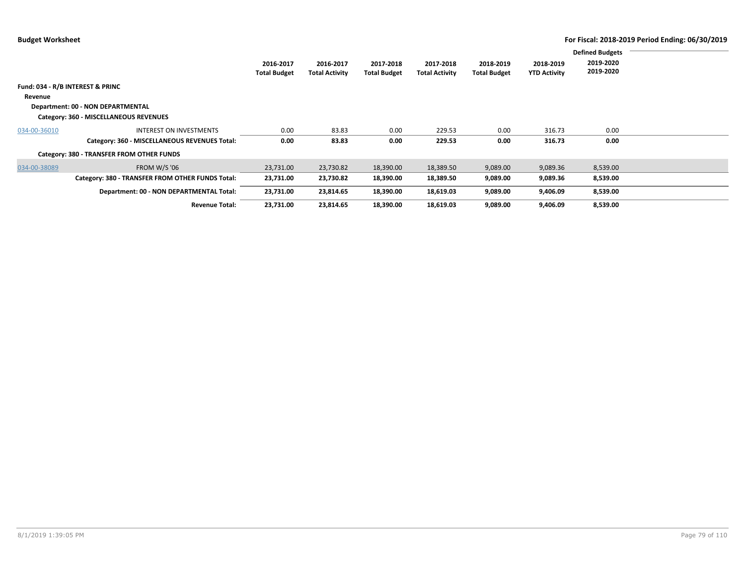**Budget Worksheet**

**For Fiscal: 2018-2019 Period Ending: 06/30/2019**

| | | 2016-2017 Total Budget | 2016-2017 Total Activity | 2017-2018 Total Budget | 2017-2018 Total Activity | 2018-2019 Total Budget | 2018-2019 YTD Activity | Defined Budgets 2019-2020 2019-2020 |
|---|---|---|---|---|---|---|---|---|
| **Fund: 034 - R/B INTEREST & PRINC** | | | | | | | | |
| **Revenue** | | | | | | | | |
| **Department: 00 - NON DEPARTMENTAL** | | | | | | | | |
| **Category: 360 - MISCELLANEOUS REVENUES** | | | | | | | | |
| 034-00-36010 | INTEREST ON INVESTMENTS | 0.00 | 83.83 | 0.00 | 229.53 | 0.00 | 316.73 | 0.00 |
| | **Category: 360 - MISCELLANEOUS REVENUES Total:** | **0.00** | **83.83** | **0.00** | **229.53** | **0.00** | **316.73** | **0.00** |
| **Category: 380 - TRANSFER FROM OTHER FUNDS** | | | | | | | | |
| 034-00-38089 | FROM W/S '06 | 23,731.00 | 23,730.82 | 18,390.00 | 18,389.50 | 9,089.00 | 9,089.36 | 8,539.00 |
| | **Category: 380 - TRANSFER FROM OTHER FUNDS Total:** | **23,731.00** | **23,730.82** | **18,390.00** | **18,389.50** | **9,089.00** | **9,089.36** | **8,539.00** |
| | **Department: 00 - NON DEPARTMENTAL Total:** | **23,731.00** | **23,814.65** | **18,390.00** | **18,619.03** | **9,089.00** | **9,406.09** | **8,539.00** |
| | **Revenue Total:** | **23,731.00** | **23,814.65** | **18,390.00** | **18,619.03** | **9,089.00** | **9,406.09** | **8,539.00** |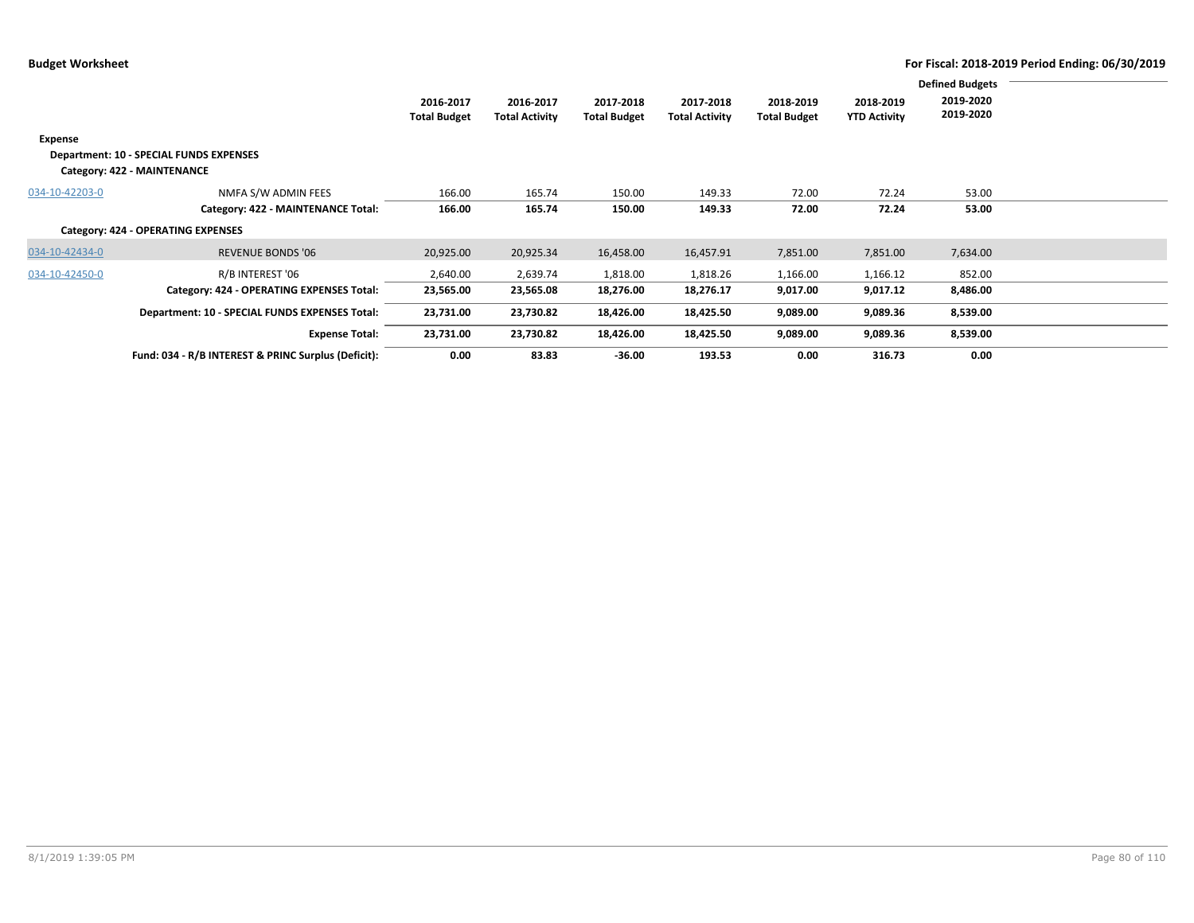**Budget Worksheet** — For Fiscal: 2018-2019 Period Ending: 06/30/2019

| | | 2016-2017 Total Budget | 2016-2017 Total Activity | 2017-2018 Total Budget | 2017-2018 Total Activity | 2018-2019 Total Budget | 2018-2019 YTD Activity | Defined Budgets 2019-2020 2019-2020 |
|---|---|---|---|---|---|---|---|---|
| **Expense** | | | | | | | | |
| **Department: 10 - SPECIAL FUNDS EXPENSES** | | | | | | | | |
| **Category: 422 - MAINTENANCE** | | | | | | | | |
| 034-10-42203-0 | NMFA S/W ADMIN FEES | 166.00 | 165.74 | 150.00 | 149.33 | 72.00 | 72.24 | 53.00 |
| | **Category: 422 - MAINTENANCE Total:** | **166.00** | **165.74** | **150.00** | **149.33** | **72.00** | **72.24** | **53.00** |
| **Category: 424 - OPERATING EXPENSES** | | | | | | | | |
| 034-10-42434-0 | REVENUE BONDS '06 | 20,925.00 | 20,925.34 | 16,458.00 | 16,457.91 | 7,851.00 | 7,851.00 | 7,634.00 |
| 034-10-42450-0 | R/B INTEREST '06 | 2,640.00 | 2,639.74 | 1,818.00 | 1,818.26 | 1,166.00 | 1,166.12 | 852.00 |
| | **Category: 424 - OPERATING EXPENSES Total:** | **23,565.00** | **23,565.08** | **18,276.00** | **18,276.17** | **9,017.00** | **9,017.12** | **8,486.00** |
| | **Department: 10 - SPECIAL FUNDS EXPENSES Total:** | **23,731.00** | **23,730.82** | **18,426.00** | **18,425.50** | **9,089.00** | **9,089.36** | **8,539.00** |
| | **Expense Total:** | **23,731.00** | **23,730.82** | **18,426.00** | **18,425.50** | **9,089.00** | **9,089.36** | **8,539.00** |
| | **Fund: 034 - R/B INTEREST & PRINC Surplus (Deficit):** | **0.00** | **83.83** | **-36.00** | **193.53** | **0.00** | **316.73** | **0.00** |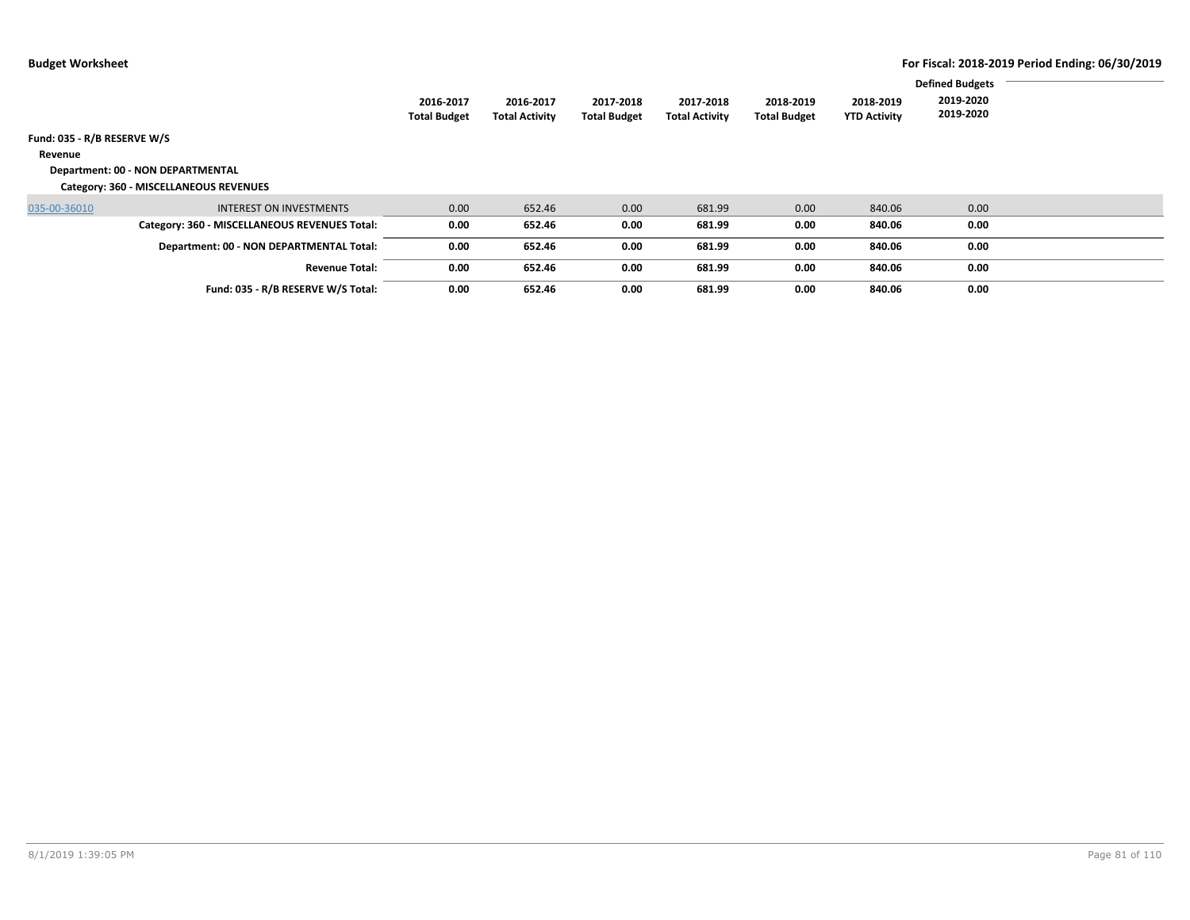**Budget Worksheet** — For Fiscal: 2018-2019 Period Ending: 06/30/2019

| | | 2016-2017 Total Budget | 2016-2017 Total Activity | 2017-2018 Total Budget | 2017-2018 Total Activity | 2018-2019 Total Budget | 2018-2019 YTD Activity | Defined Budgets 2019-2020 2019-2020 |
|---|---|---|---|---|---|---|---|---|
| **Fund: 035 - R/B RESERVE W/S** | | | | | | | | |
| **Revenue** | | | | | | | | |
| **Department: 00 - NON DEPARTMENTAL** | | | | | | | | |
| **Category: 360 - MISCELLANEOUS REVENUES** | | | | | | | | |
| 035-00-36010 | INTEREST ON INVESTMENTS | 0.00 | 652.46 | 0.00 | 681.99 | 0.00 | 840.06 | 0.00 |
| | **Category: 360 - MISCELLANEOUS REVENUES Total:** | **0.00** | **652.46** | **0.00** | **681.99** | **0.00** | **840.06** | **0.00** |
| | **Department: 00 - NON DEPARTMENTAL Total:** | **0.00** | **652.46** | **0.00** | **681.99** | **0.00** | **840.06** | **0.00** |
| | **Revenue Total:** | **0.00** | **652.46** | **0.00** | **681.99** | **0.00** | **840.06** | **0.00** |
| | **Fund: 035 - R/B RESERVE W/S Total:** | **0.00** | **652.46** | **0.00** | **681.99** | **0.00** | **840.06** | **0.00** |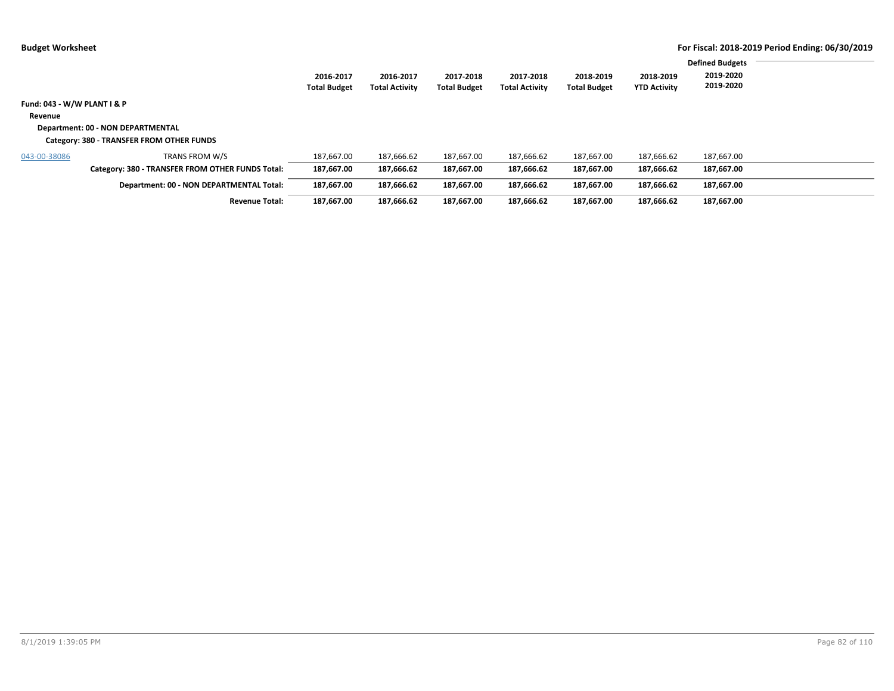| | | 2016-2017 Total Budget | 2016-2017 Total Activity | 2017-2018 Total Budget | 2017-2018 Total Activity | 2018-2019 Total Budget | 2018-2019 YTD Activity | Defined Budgets 2019-2020 2019-2020 |
|---|---|---|---|---|---|---|---|---|
| **Fund: 043 - W/W PLANT I & P** | | | | | | | | |
| **Revenue** | | | | | | | | |
| **Department: 00 - NON DEPARTMENTAL** | | | | | | | | |
| **Category: 380 - TRANSFER FROM OTHER FUNDS** | | | | | | | | |
| 043-00-38086 | TRANS FROM W/S | 187,667.00 | 187,666.62 | 187,667.00 | 187,666.62 | 187,667.00 | 187,666.62 | 187,667.00 |
| | **Category: 380 - TRANSFER FROM OTHER FUNDS Total:** | **187,667.00** | **187,666.62** | **187,667.00** | **187,666.62** | **187,667.00** | **187,666.62** | **187,667.00** |
| | **Department: 00 - NON DEPARTMENTAL Total:** | **187,667.00** | **187,666.62** | **187,667.00** | **187,666.62** | **187,667.00** | **187,666.62** | **187,667.00** |
| | **Revenue Total:** | **187,667.00** | **187,666.62** | **187,667.00** | **187,666.62** | **187,667.00** | **187,666.62** | **187,667.00** |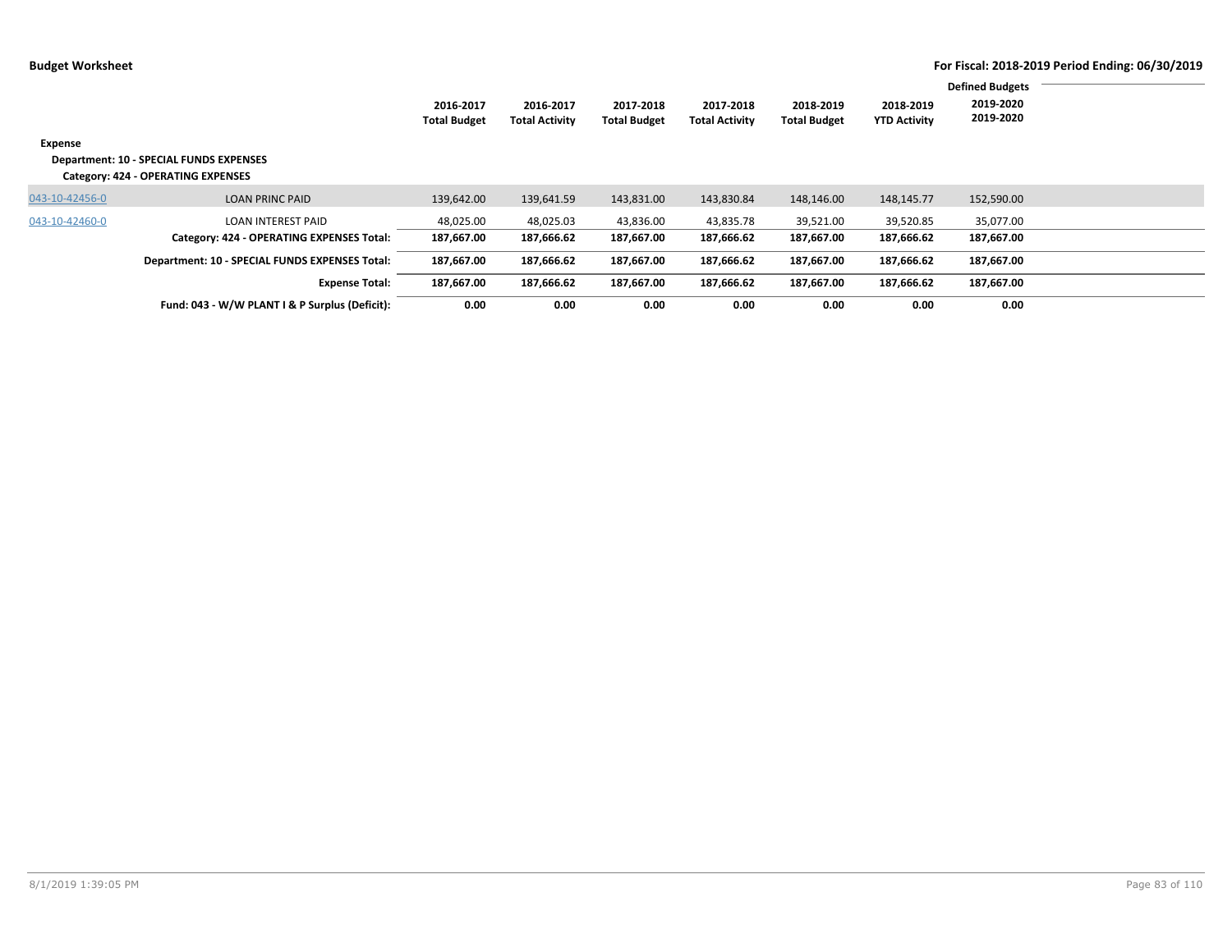**Budget Worksheet** — For Fiscal: 2018-2019 Period Ending: 06/30/2019

| | | 2016-2017 Total Budget | 2016-2017 Total Activity | 2017-2018 Total Budget | 2017-2018 Total Activity | 2018-2019 Total Budget | 2018-2019 YTD Activity | Defined Budgets 2019-2020 2019-2020 |
|---|---|---|---|---|---|---|---|---|
| **Expense** | | | | | | | | |
| **Department: 10 - SPECIAL FUNDS EXPENSES** | | | | | | | | |
| **Category: 424 - OPERATING EXPENSES** | | | | | | | | |
| 043-10-42456-0 | LOAN PRINC PAID | 139,642.00 | 139,641.59 | 143,831.00 | 143,830.84 | 148,146.00 | 148,145.77 | 152,590.00 |
| 043-10-42460-0 | LOAN INTEREST PAID | 48,025.00 | 48,025.03 | 43,836.00 | 43,835.78 | 39,521.00 | 39,520.85 | 35,077.00 |
| | **Category: 424 - OPERATING EXPENSES Total:** | **187,667.00** | **187,666.62** | **187,667.00** | **187,666.62** | **187,667.00** | **187,666.62** | **187,667.00** |
| | **Department: 10 - SPECIAL FUNDS EXPENSES Total:** | **187,667.00** | **187,666.62** | **187,667.00** | **187,666.62** | **187,667.00** | **187,666.62** | **187,667.00** |
| | **Expense Total:** | **187,667.00** | **187,666.62** | **187,667.00** | **187,666.62** | **187,667.00** | **187,666.62** | **187,667.00** |
| | **Fund: 043 - W/W PLANT I & P Surplus (Deficit):** | **0.00** | **0.00** | **0.00** | **0.00** | **0.00** | **0.00** | **0.00** |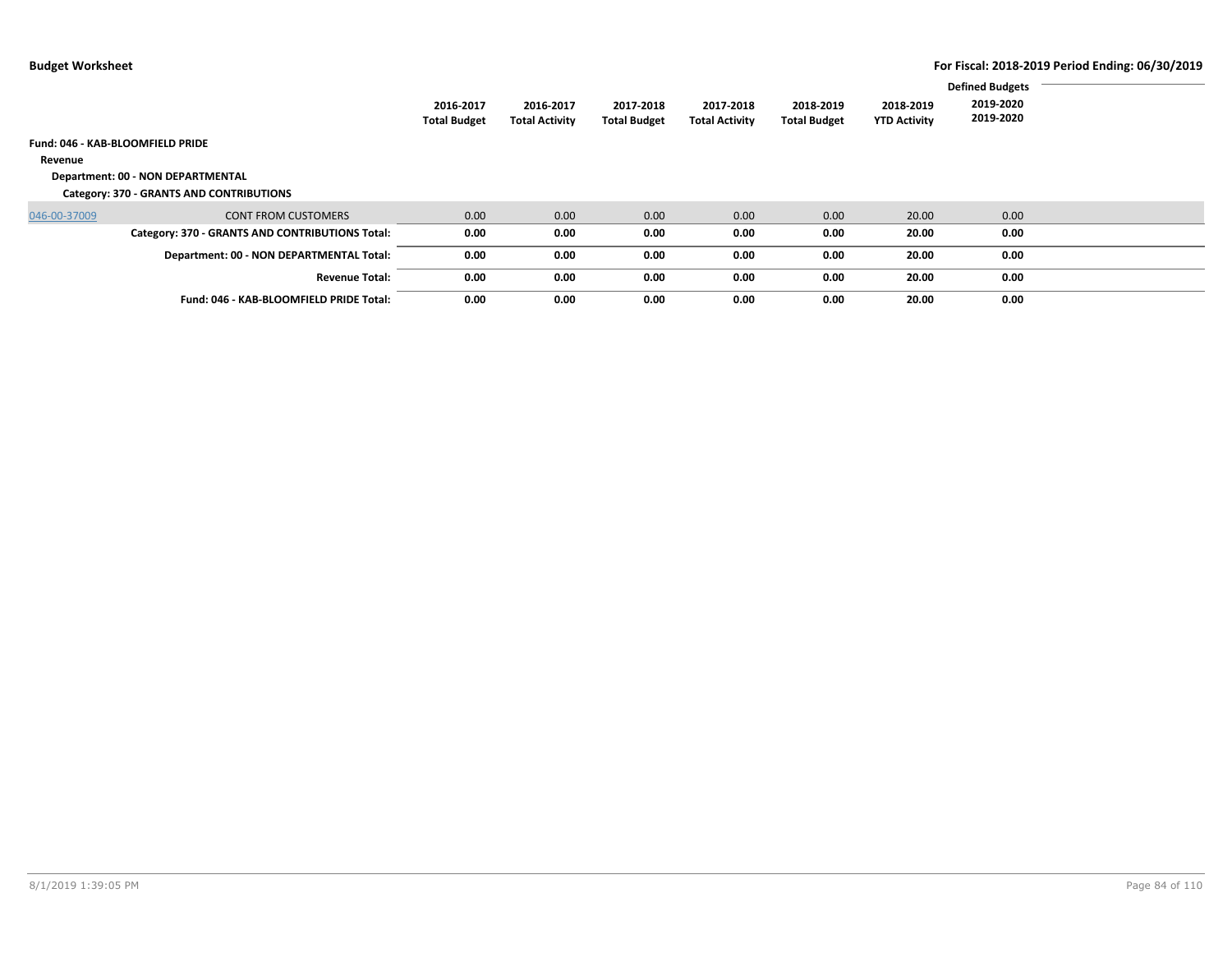**Budget Worksheet** | **For Fiscal: 2018-2019 Period Ending: 06/30/2019**

| | | 2016-2017 Total Budget | 2016-2017 Total Activity | 2017-2018 Total Budget | 2017-2018 Total Activity | 2018-2019 Total Budget | 2018-2019 YTD Activity | Defined Budgets 2019-2020 2019-2020 |
|---|---|---|---|---|---|---|---|---|
| **Fund: 046 - KAB-BLOOMFIELD PRIDE** | | | | | | | | |
| **Revenue** | | | | | | | | |
| **Department: 00 - NON DEPARTMENTAL** | | | | | | | | |
| **Category: 370 - GRANTS AND CONTRIBUTIONS** | | | | | | | | |
| 046-00-37009 | CONT FROM CUSTOMERS | 0.00 | 0.00 | 0.00 | 0.00 | 0.00 | 20.00 | 0.00 |
| | **Category: 370 - GRANTS AND CONTRIBUTIONS Total:** | **0.00** | **0.00** | **0.00** | **0.00** | **0.00** | **20.00** | **0.00** |
| | **Department: 00 - NON DEPARTMENTAL Total:** | **0.00** | **0.00** | **0.00** | **0.00** | **0.00** | **20.00** | **0.00** |
| | **Revenue Total:** | **0.00** | **0.00** | **0.00** | **0.00** | **0.00** | **20.00** | **0.00** |
| | **Fund: 046 - KAB-BLOOMFIELD PRIDE Total:** | **0.00** | **0.00** | **0.00** | **0.00** | **0.00** | **20.00** | **0.00** |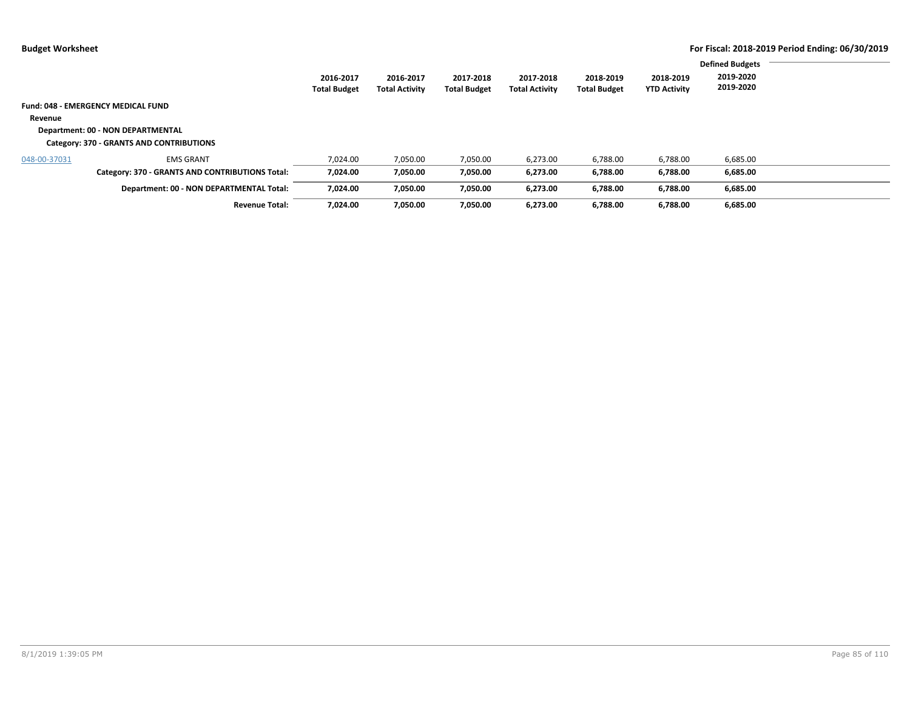| | | 2016-2017 Total Budget | 2016-2017 Total Activity | 2017-2018 Total Budget | 2017-2018 Total Activity | 2018-2019 Total Budget | 2018-2019 YTD Activity | Defined Budgets 2019-2020 2019-2020 |
|---|---|---|---|---|---|---|---|---|
| **Fund: 048 - EMERGENCY MEDICAL FUND** | | | | | | | | |
| **Revenue** | | | | | | | | |
| **Department: 00 - NON DEPARTMENTAL** | | | | | | | | |
| **Category: 370 - GRANTS AND CONTRIBUTIONS** | | | | | | | | |
| 048-00-37031 | EMS GRANT | 7,024.00 | 7,050.00 | 7,050.00 | 6,273.00 | 6,788.00 | 6,788.00 | 6,685.00 |
| | **Category: 370 - GRANTS AND CONTRIBUTIONS Total:** | **7,024.00** | **7,050.00** | **7,050.00** | **6,273.00** | **6,788.00** | **6,788.00** | **6,685.00** |
| | **Department: 00 - NON DEPARTMENTAL Total:** | **7,024.00** | **7,050.00** | **7,050.00** | **6,273.00** | **6,788.00** | **6,788.00** | **6,685.00** |
| | **Revenue Total:** | **7,024.00** | **7,050.00** | **7,050.00** | **6,273.00** | **6,788.00** | **6,788.00** | **6,685.00** |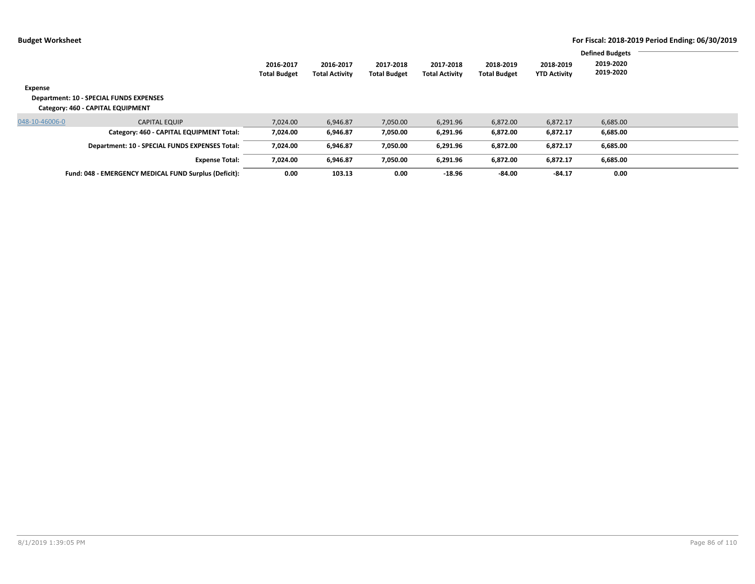**Budget Worksheet** — For Fiscal: 2018-2019 Period Ending: 06/30/2019

| | | 2016-2017 Total Budget | 2016-2017 Total Activity | 2017-2018 Total Budget | 2017-2018 Total Activity | 2018-2019 Total Budget | 2018-2019 YTD Activity | Defined Budgets 2019-2020 2019-2020 |
|---|---|---|---|---|---|---|---|---|
| **Expense** | | | | | | | | |
| **Department: 10 - SPECIAL FUNDS EXPENSES** | | | | | | | | |
| **Category: 460 - CAPITAL EQUIPMENT** | | | | | | | | |
| 048-10-46006-0 | CAPITAL EQUIP | 7,024.00 | 6,946.87 | 7,050.00 | 6,291.96 | 6,872.00 | 6,872.17 | 6,685.00 |
| | **Category: 460 - CAPITAL EQUIPMENT Total:** | **7,024.00** | **6,946.87** | **7,050.00** | **6,291.96** | **6,872.00** | **6,872.17** | **6,685.00** |
| | **Department: 10 - SPECIAL FUNDS EXPENSES Total:** | **7,024.00** | **6,946.87** | **7,050.00** | **6,291.96** | **6,872.00** | **6,872.17** | **6,685.00** |
| | **Expense Total:** | **7,024.00** | **6,946.87** | **7,050.00** | **6,291.96** | **6,872.00** | **6,872.17** | **6,685.00** |
| | **Fund: 048 - EMERGENCY MEDICAL FUND Surplus (Deficit):** | **0.00** | **103.13** | **0.00** | **-18.96** | **-84.00** | **-84.17** | **0.00** |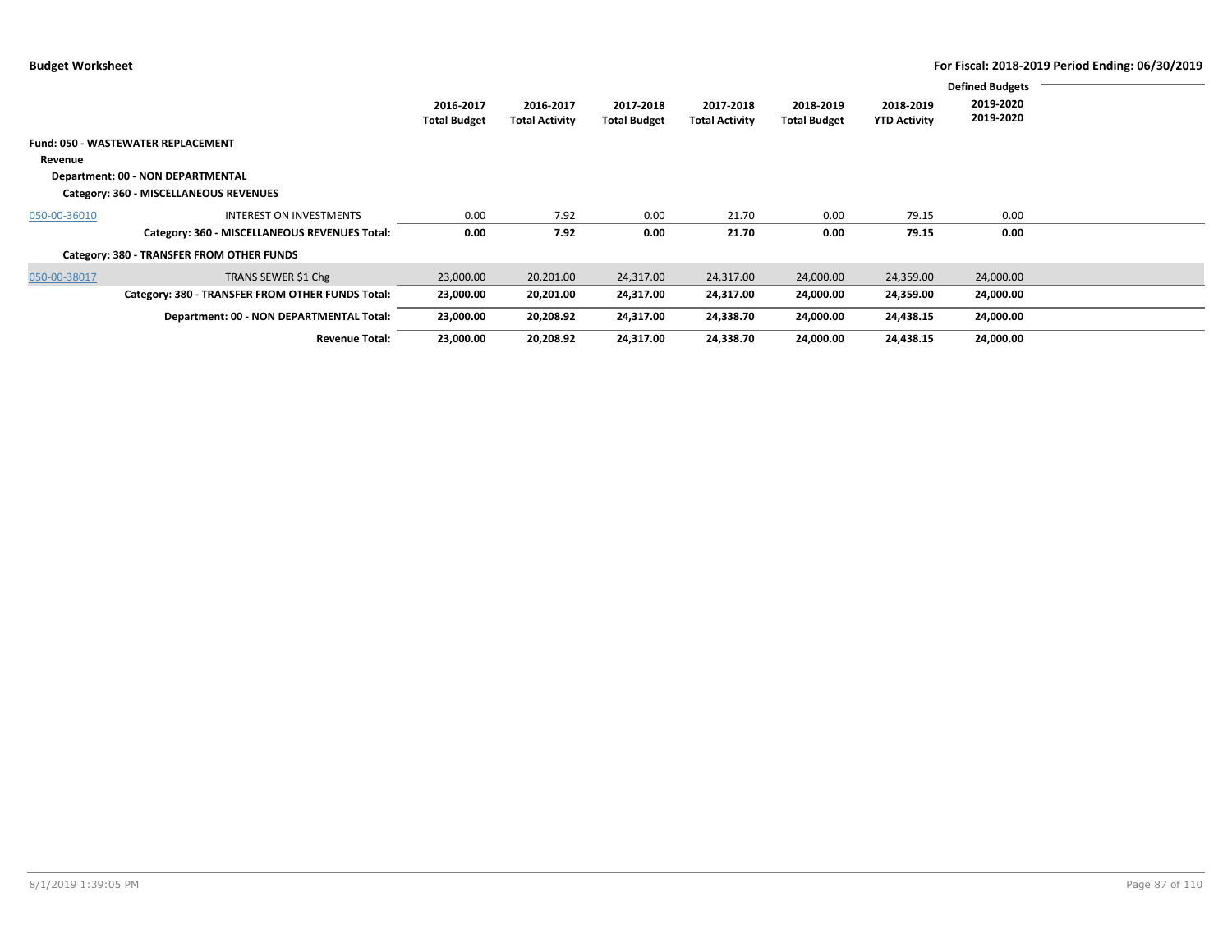**Budget Worksheet** — For Fiscal: 2018-2019 Period Ending: 06/30/2019

| | | 2016-2017 Total Budget | 2016-2017 Total Activity | 2017-2018 Total Budget | 2017-2018 Total Activity | 2018-2019 Total Budget | 2018-2019 YTD Activity | Defined Budgets 2019-2020 2019-2020 |
|---|---|---|---|---|---|---|---|---|
| **Fund: 050 - WASTEWATER REPLACEMENT** | | | | | | | | |
| **Revenue** | | | | | | | | |
| **Department: 00 - NON DEPARTMENTAL** | | | | | | | | |
| **Category: 360 - MISCELLANEOUS REVENUES** | | | | | | | | |
| 050-00-36010 | INTEREST ON INVESTMENTS | 0.00 | 7.92 | 0.00 | 21.70 | 0.00 | 79.15 | 0.00 |
| | **Category: 360 - MISCELLANEOUS REVENUES Total:** | **0.00** | **7.92** | **0.00** | **21.70** | **0.00** | **79.15** | **0.00** |
| **Category: 380 - TRANSFER FROM OTHER FUNDS** | | | | | | | | |
| 050-00-38017 | TRANS SEWER $1 Chg | 23,000.00 | 20,201.00 | 24,317.00 | 24,317.00 | 24,000.00 | 24,359.00 | 24,000.00 |
| | **Category: 380 - TRANSFER FROM OTHER FUNDS Total:** | **23,000.00** | **20,201.00** | **24,317.00** | **24,317.00** | **24,000.00** | **24,359.00** | **24,000.00** |
| | **Department: 00 - NON DEPARTMENTAL Total:** | **23,000.00** | **20,208.92** | **24,317.00** | **24,338.70** | **24,000.00** | **24,438.15** | **24,000.00** |
| | **Revenue Total:** | **23,000.00** | **20,208.92** | **24,317.00** | **24,338.70** | **24,000.00** | **24,438.15** | **24,000.00** |

8/1/2019 1:39:05 PM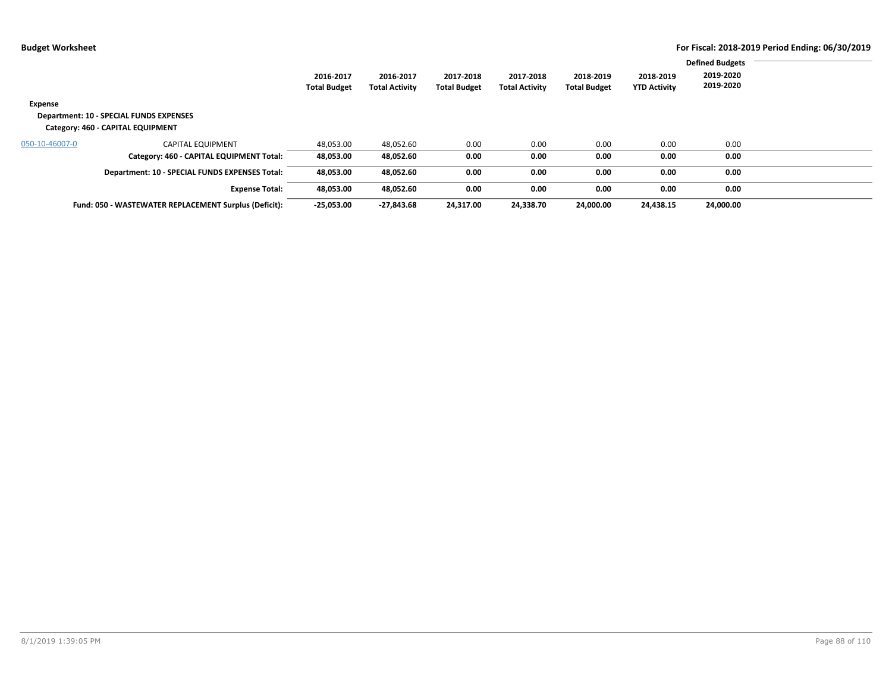**Budget Worksheet** — For Fiscal: 2018-2019 Period Ending: 06/30/2019

| | | 2016-2017 Total Budget | 2016-2017 Total Activity | 2017-2018 Total Budget | 2017-2018 Total Activity | 2018-2019 Total Budget | 2018-2019 YTD Activity | Defined Budgets 2019-2020 2019-2020 |
|---|---|---|---|---|---|---|---|---|
| **Expense** | | | | | | | | |
| **Department: 10 - SPECIAL FUNDS EXPENSES** | | | | | | | | |
| **Category: 460 - CAPITAL EQUIPMENT** | | | | | | | | |
| 050-10-46007-0 | CAPITAL EQUIPMENT | 48,053.00 | 48,052.60 | 0.00 | 0.00 | 0.00 | 0.00 | 0.00 |
| | **Category: 460 - CAPITAL EQUIPMENT Total:** | **48,053.00** | **48,052.60** | **0.00** | **0.00** | **0.00** | **0.00** | **0.00** |
| | **Department: 10 - SPECIAL FUNDS EXPENSES Total:** | **48,053.00** | **48,052.60** | **0.00** | **0.00** | **0.00** | **0.00** | **0.00** |
| | **Expense Total:** | **48,053.00** | **48,052.60** | **0.00** | **0.00** | **0.00** | **0.00** | **0.00** |
| | **Fund: 050 - WASTEWATER REPLACEMENT Surplus (Deficit):** | **-25,053.00** | **-27,843.68** | **24,317.00** | **24,338.70** | **24,000.00** | **24,438.15** | **24,000.00** |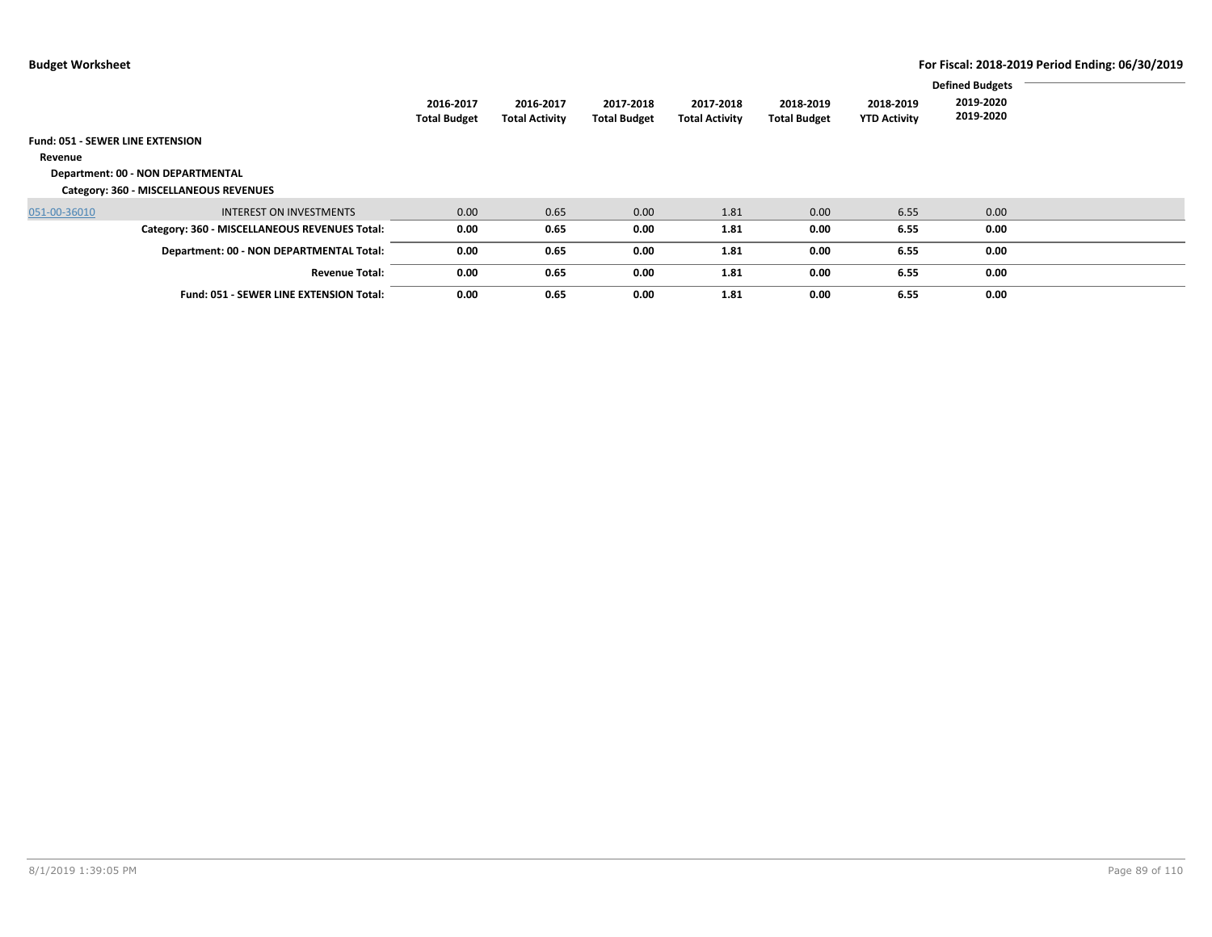**Budget Worksheet** **For Fiscal: 2018-2019 Period Ending: 06/30/2019**

| | | 2016-2017 Total Budget | 2016-2017 Total Activity | 2017-2018 Total Budget | 2017-2018 Total Activity | 2018-2019 Total Budget | 2018-2019 YTD Activity | Defined Budgets 2019-2020 2019-2020 |
|---|---|---|---|---|---|---|---|---|
| **Fund: 051 - SEWER LINE EXTENSION** | | | | | | | | |
| **Revenue** | | | | | | | | |
| **Department: 00 - NON DEPARTMENTAL** | | | | | | | | |
| **Category: 360 - MISCELLANEOUS REVENUES** | | | | | | | | |
| 051-00-36010 | INTEREST ON INVESTMENTS | 0.00 | 0.65 | 0.00 | 1.81 | 0.00 | 6.55 | 0.00 |
| | **Category: 360 - MISCELLANEOUS REVENUES Total:** | **0.00** | **0.65** | **0.00** | **1.81** | **0.00** | **6.55** | **0.00** |
| | **Department: 00 - NON DEPARTMENTAL Total:** | **0.00** | **0.65** | **0.00** | **1.81** | **0.00** | **6.55** | **0.00** |
| | **Revenue Total:** | **0.00** | **0.65** | **0.00** | **1.81** | **0.00** | **6.55** | **0.00** |
| | **Fund: 051 - SEWER LINE EXTENSION Total:** | **0.00** | **0.65** | **0.00** | **1.81** | **0.00** | **6.55** | **0.00** |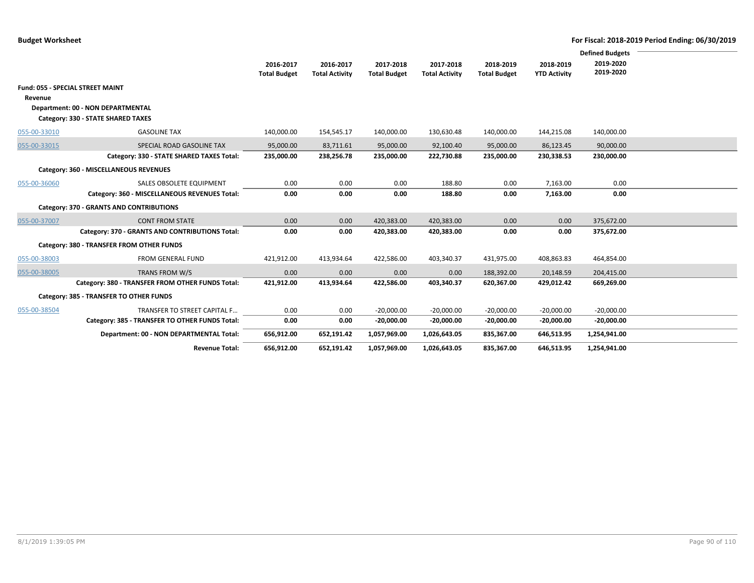**Budget Worksheet** — **For Fiscal: 2018-2019 Period Ending: 06/30/2019**

| | | 2016-2017 Total Budget | 2016-2017 Total Activity | 2017-2018 Total Budget | 2017-2018 Total Activity | 2018-2019 Total Budget | 2018-2019 YTD Activity | Defined Budgets 2019-2020 2019-2020 |
|---|---|---|---|---|---|---|---|---|
| **Fund: 055 - SPECIAL STREET MAINT** | | | | | | | | |
| **Revenue** | | | | | | | | |
| **Department: 00 - NON DEPARTMENTAL** | | | | | | | | |
| **Category: 330 - STATE SHARED TAXES** | | | | | | | | |
| 055-00-33010 | GASOLINE TAX | 140,000.00 | 154,545.17 | 140,000.00 | 130,630.48 | 140,000.00 | 144,215.08 | 140,000.00 |
| 055-00-33015 | SPECIAL ROAD GASOLINE TAX | 95,000.00 | 83,711.61 | 95,000.00 | 92,100.40 | 95,000.00 | 86,123.45 | 90,000.00 |
| | **Category: 330 - STATE SHARED TAXES Total:** | **235,000.00** | **238,256.78** | **235,000.00** | **222,730.88** | **235,000.00** | **230,338.53** | **230,000.00** |
| **Category: 360 - MISCELLANEOUS REVENUES** | | | | | | | | |
| 055-00-36060 | SALES OBSOLETE EQUIPMENT | 0.00 | 0.00 | 0.00 | 188.80 | 0.00 | 7,163.00 | 0.00 |
| | **Category: 360 - MISCELLANEOUS REVENUES Total:** | **0.00** | **0.00** | **0.00** | **188.80** | **0.00** | **7,163.00** | **0.00** |
| **Category: 370 - GRANTS AND CONTRIBUTIONS** | | | | | | | | |
| 055-00-37007 | CONT FROM STATE | 0.00 | 0.00 | 420,383.00 | 420,383.00 | 0.00 | 0.00 | 375,672.00 |
| | **Category: 370 - GRANTS AND CONTRIBUTIONS Total:** | **0.00** | **0.00** | **420,383.00** | **420,383.00** | **0.00** | **0.00** | **375,672.00** |
| **Category: 380 - TRANSFER FROM OTHER FUNDS** | | | | | | | | |
| 055-00-38003 | FROM GENERAL FUND | 421,912.00 | 413,934.64 | 422,586.00 | 403,340.37 | 431,975.00 | 408,863.83 | 464,854.00 |
| 055-00-38005 | TRANS FROM W/S | 0.00 | 0.00 | 0.00 | 0.00 | 188,392.00 | 20,148.59 | 204,415.00 |
| | **Category: 380 - TRANSFER FROM OTHER FUNDS Total:** | **421,912.00** | **413,934.64** | **422,586.00** | **403,340.37** | **620,367.00** | **429,012.42** | **669,269.00** |
| **Category: 385 - TRANSFER TO OTHER FUNDS** | | | | | | | | |
| 055-00-38504 | TRANSFER TO STREET CAPITAL F... | 0.00 | 0.00 | -20,000.00 | -20,000.00 | -20,000.00 | -20,000.00 | -20,000.00 |
| | **Category: 385 - TRANSFER TO OTHER FUNDS Total:** | **0.00** | **0.00** | **-20,000.00** | **-20,000.00** | **-20,000.00** | **-20,000.00** | **-20,000.00** |
| | **Department: 00 - NON DEPARTMENTAL Total:** | **656,912.00** | **652,191.42** | **1,057,969.00** | **1,026,643.05** | **835,367.00** | **646,513.95** | **1,254,941.00** |
| | **Revenue Total:** | **656,912.00** | **652,191.42** | **1,057,969.00** | **1,026,643.05** | **835,367.00** | **646,513.95** | **1,254,941.00** |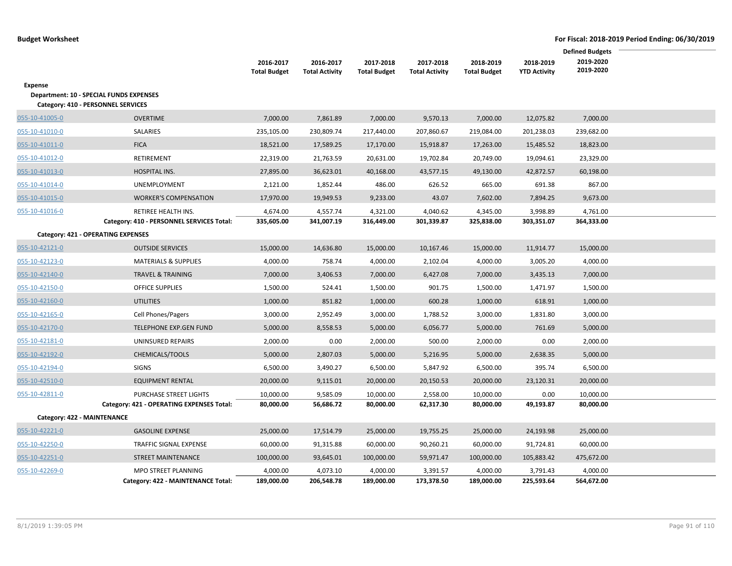**Budget Worksheet** — **For Fiscal: 2018-2019 Period Ending: 06/30/2019**

| | | 2016-2017 Total Budget | 2016-2017 Total Activity | 2017-2018 Total Budget | 2017-2018 Total Activity | 2018-2019 Total Budget | 2018-2019 YTD Activity | Defined Budgets 2019-2020 2019-2020 |
|---|---|---|---|---|---|---|---|---|
| **Expense** | | | | | | | | |
| **Department: 10 - SPECIAL FUNDS EXPENSES** | | | | | | | | |
| **Category: 410 - PERSONNEL SERVICES** | | | | | | | | |
| 055-10-41005-0 | OVERTIME | 7,000.00 | 7,861.89 | 7,000.00 | 9,570.13 | 7,000.00 | 12,075.82 | 7,000.00 |
| 055-10-41010-0 | SALARIES | 235,105.00 | 230,809.74 | 217,440.00 | 207,860.67 | 219,084.00 | 201,238.03 | 239,682.00 |
| 055-10-41011-0 | FICA | 18,521.00 | 17,589.25 | 17,170.00 | 15,918.87 | 17,263.00 | 15,485.52 | 18,823.00 |
| 055-10-41012-0 | RETIREMENT | 22,319.00 | 21,763.59 | 20,631.00 | 19,702.84 | 20,749.00 | 19,094.61 | 23,329.00 |
| 055-10-41013-0 | HOSPITAL INS. | 27,895.00 | 36,623.01 | 40,168.00 | 43,577.15 | 49,130.00 | 42,872.57 | 60,198.00 |
| 055-10-41014-0 | UNEMPLOYMENT | 2,121.00 | 1,852.44 | 486.00 | 626.52 | 665.00 | 691.38 | 867.00 |
| 055-10-41015-0 | WORKER'S COMPENSATION | 17,970.00 | 19,949.53 | 9,233.00 | 43.07 | 7,602.00 | 7,894.25 | 9,673.00 |
| 055-10-41016-0 | RETIREE HEALTH INS. | 4,674.00 | 4,557.74 | 4,321.00 | 4,040.62 | 4,345.00 | 3,998.89 | 4,761.00 |
| | **Category: 410 - PERSONNEL SERVICES Total:** | **335,605.00** | **341,007.19** | **316,449.00** | **301,339.87** | **325,838.00** | **303,351.07** | **364,333.00** |
| **Category: 421 - OPERATING EXPENSES** | | | | | | | | |
| 055-10-42121-0 | OUTSIDE SERVICES | 15,000.00 | 14,636.80 | 15,000.00 | 10,167.46 | 15,000.00 | 11,914.77 | 15,000.00 |
| 055-10-42123-0 | MATERIALS & SUPPLIES | 4,000.00 | 758.74 | 4,000.00 | 2,102.04 | 4,000.00 | 3,005.20 | 4,000.00 |
| 055-10-42140-0 | TRAVEL & TRAINING | 7,000.00 | 3,406.53 | 7,000.00 | 6,427.08 | 7,000.00 | 3,435.13 | 7,000.00 |
| 055-10-42150-0 | OFFICE SUPPLIES | 1,500.00 | 524.41 | 1,500.00 | 901.75 | 1,500.00 | 1,471.97 | 1,500.00 |
| 055-10-42160-0 | UTILITIES | 1,000.00 | 851.82 | 1,000.00 | 600.28 | 1,000.00 | 618.91 | 1,000.00 |
| 055-10-42165-0 | Cell Phones/Pagers | 3,000.00 | 2,952.49 | 3,000.00 | 1,788.52 | 3,000.00 | 1,831.80 | 3,000.00 |
| 055-10-42170-0 | TELEPHONE EXP.GEN FUND | 5,000.00 | 8,558.53 | 5,000.00 | 6,056.77 | 5,000.00 | 761.69 | 5,000.00 |
| 055-10-42181-0 | UNINSURED REPAIRS | 2,000.00 | 0.00 | 2,000.00 | 500.00 | 2,000.00 | 0.00 | 2,000.00 |
| 055-10-42192-0 | CHEMICALS/TOOLS | 5,000.00 | 2,807.03 | 5,000.00 | 5,216.95 | 5,000.00 | 2,638.35 | 5,000.00 |
| 055-10-42194-0 | SIGNS | 6,500.00 | 3,490.27 | 6,500.00 | 5,847.92 | 6,500.00 | 395.74 | 6,500.00 |
| 055-10-42510-0 | EQUIPMENT RENTAL | 20,000.00 | 9,115.01 | 20,000.00 | 20,150.53 | 20,000.00 | 23,120.31 | 20,000.00 |
| 055-10-42811-0 | PURCHASE STREET LIGHTS | 10,000.00 | 9,585.09 | 10,000.00 | 2,558.00 | 10,000.00 | 0.00 | 10,000.00 |
| | **Category: 421 - OPERATING EXPENSES Total:** | **80,000.00** | **56,686.72** | **80,000.00** | **62,317.30** | **80,000.00** | **49,193.87** | **80,000.00** |
| **Category: 422 - MAINTENANCE** | | | | | | | | |
| 055-10-42221-0 | GASOLINE EXPENSE | 25,000.00 | 17,514.79 | 25,000.00 | 19,755.25 | 25,000.00 | 24,193.98 | 25,000.00 |
| 055-10-42250-0 | TRAFFIC SIGNAL EXPENSE | 60,000.00 | 91,315.88 | 60,000.00 | 90,260.21 | 60,000.00 | 91,724.81 | 60,000.00 |
| 055-10-42251-0 | STREET MAINTENANCE | 100,000.00 | 93,645.01 | 100,000.00 | 59,971.47 | 100,000.00 | 105,883.42 | 475,672.00 |
| 055-10-42269-0 | MPO STREET PLANNING | 4,000.00 | 4,073.10 | 4,000.00 | 3,391.57 | 4,000.00 | 3,791.43 | 4,000.00 |
| | **Category: 422 - MAINTENANCE Total:** | **189,000.00** | **206,548.78** | **189,000.00** | **173,378.50** | **189,000.00** | **225,593.64** | **564,672.00** |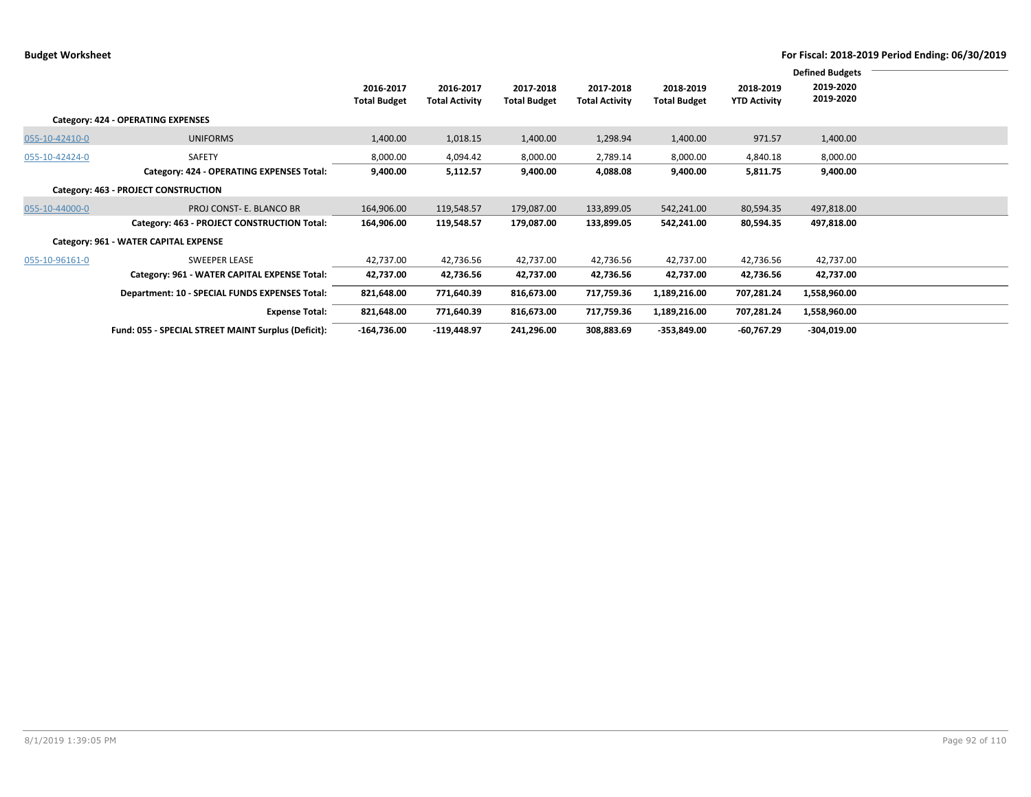**Budget Worksheet** — For Fiscal: 2018-2019 Period Ending: 06/30/2019

| | | 2016-2017 Total Budget | 2016-2017 Total Activity | 2017-2018 Total Budget | 2017-2018 Total Activity | 2018-2019 Total Budget | 2018-2019 YTD Activity | Defined Budgets 2019-2020 2019-2020 |
|---|---|---|---|---|---|---|---|---|
| **Category: 424 - OPERATING EXPENSES** | | | | | | | | |
| 055-10-42410-0 | UNIFORMS | 1,400.00 | 1,018.15 | 1,400.00 | 1,298.94 | 1,400.00 | 971.57 | 1,400.00 |
| 055-10-42424-0 | SAFETY | 8,000.00 | 4,094.42 | 8,000.00 | 2,789.14 | 8,000.00 | 4,840.18 | 8,000.00 |
| | **Category: 424 - OPERATING EXPENSES Total:** | **9,400.00** | **5,112.57** | **9,400.00** | **4,088.08** | **9,400.00** | **5,811.75** | **9,400.00** |
| **Category: 463 - PROJECT CONSTRUCTION** | | | | | | | | |
| 055-10-44000-0 | PROJ CONST- E. BLANCO BR | 164,906.00 | 119,548.57 | 179,087.00 | 133,899.05 | 542,241.00 | 80,594.35 | 497,818.00 |
| | **Category: 463 - PROJECT CONSTRUCTION Total:** | **164,906.00** | **119,548.57** | **179,087.00** | **133,899.05** | **542,241.00** | **80,594.35** | **497,818.00** |
| **Category: 961 - WATER CAPITAL EXPENSE** | | | | | | | | |
| 055-10-96161-0 | SWEEPER LEASE | 42,737.00 | 42,736.56 | 42,737.00 | 42,736.56 | 42,737.00 | 42,736.56 | 42,737.00 |
| | **Category: 961 - WATER CAPITAL EXPENSE Total:** | **42,737.00** | **42,736.56** | **42,737.00** | **42,736.56** | **42,737.00** | **42,736.56** | **42,737.00** |
| | **Department: 10 - SPECIAL FUNDS EXPENSES Total:** | **821,648.00** | **771,640.39** | **816,673.00** | **717,759.36** | **1,189,216.00** | **707,281.24** | **1,558,960.00** |
| | **Expense Total:** | **821,648.00** | **771,640.39** | **816,673.00** | **717,759.36** | **1,189,216.00** | **707,281.24** | **1,558,960.00** |
| | **Fund: 055 - SPECIAL STREET MAINT Surplus (Deficit):** | **-164,736.00** | **-119,448.97** | **241,296.00** | **308,883.69** | **-353,849.00** | **-60,767.29** | **-304,019.00** |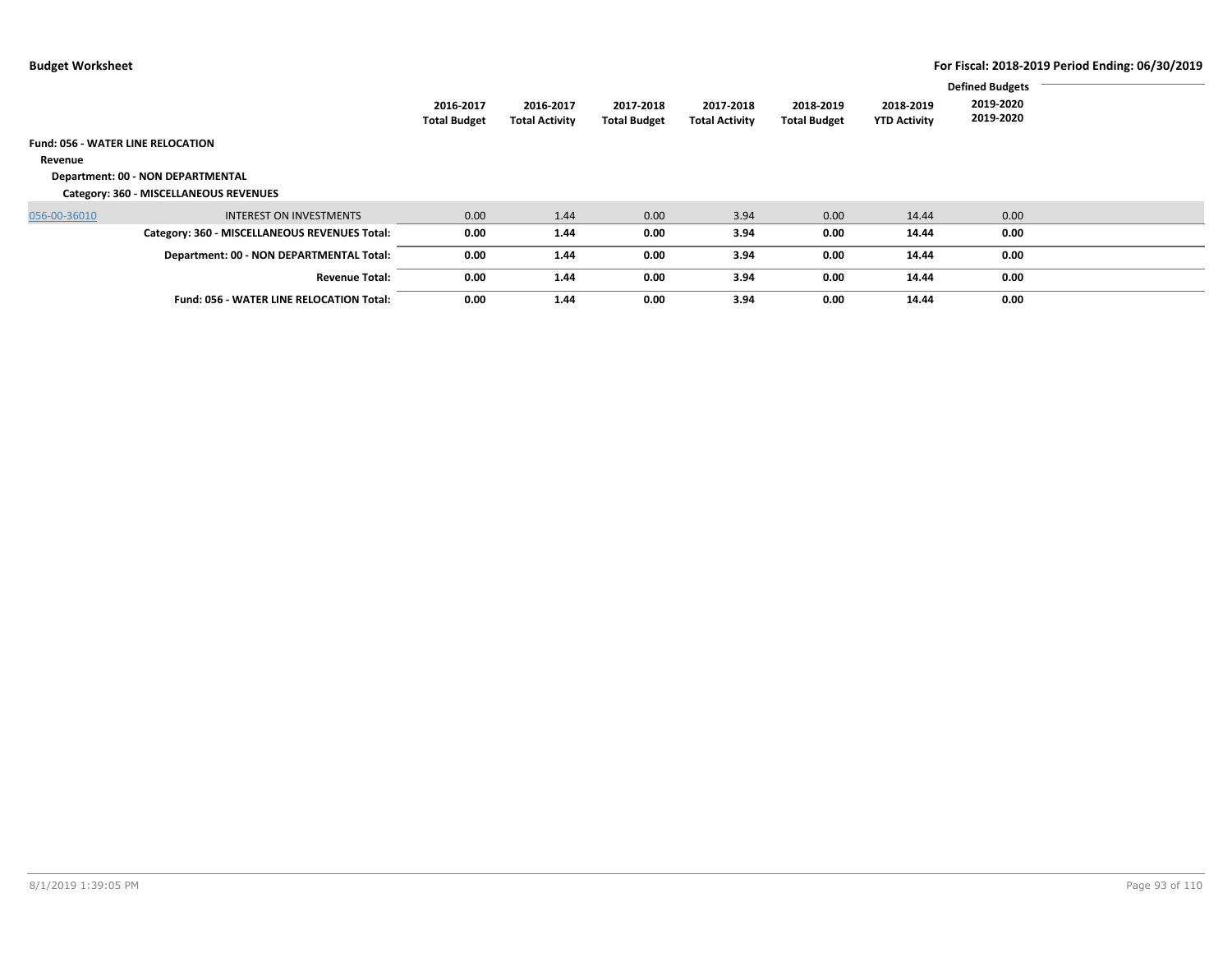| | | 2016-2017 Total Budget | 2016-2017 Total Activity | 2017-2018 Total Budget | 2017-2018 Total Activity | 2018-2019 Total Budget | 2018-2019 YTD Activity | Defined Budgets 2019-2020 2019-2020 |
|---|---|---|---|---|---|---|---|---|
| **Fund: 056 - WATER LINE RELOCATION** | | | | | | | | |
| **Revenue** | | | | | | | | |
| **Department: 00 - NON DEPARTMENTAL** | | | | | | | | |
| **Category: 360 - MISCELLANEOUS REVENUES** | | | | | | | | |
| 056-00-36010 | INTEREST ON INVESTMENTS | 0.00 | 1.44 | 0.00 | 3.94 | 0.00 | 14.44 | 0.00 |
| | **Category: 360 - MISCELLANEOUS REVENUES Total:** | **0.00** | **1.44** | **0.00** | **3.94** | **0.00** | **14.44** | **0.00** |
| | **Department: 00 - NON DEPARTMENTAL Total:** | **0.00** | **1.44** | **0.00** | **3.94** | **0.00** | **14.44** | **0.00** |
| | **Revenue Total:** | **0.00** | **1.44** | **0.00** | **3.94** | **0.00** | **14.44** | **0.00** |
| | **Fund: 056 - WATER LINE RELOCATION Total:** | **0.00** | **1.44** | **0.00** | **3.94** | **0.00** | **14.44** | **0.00** |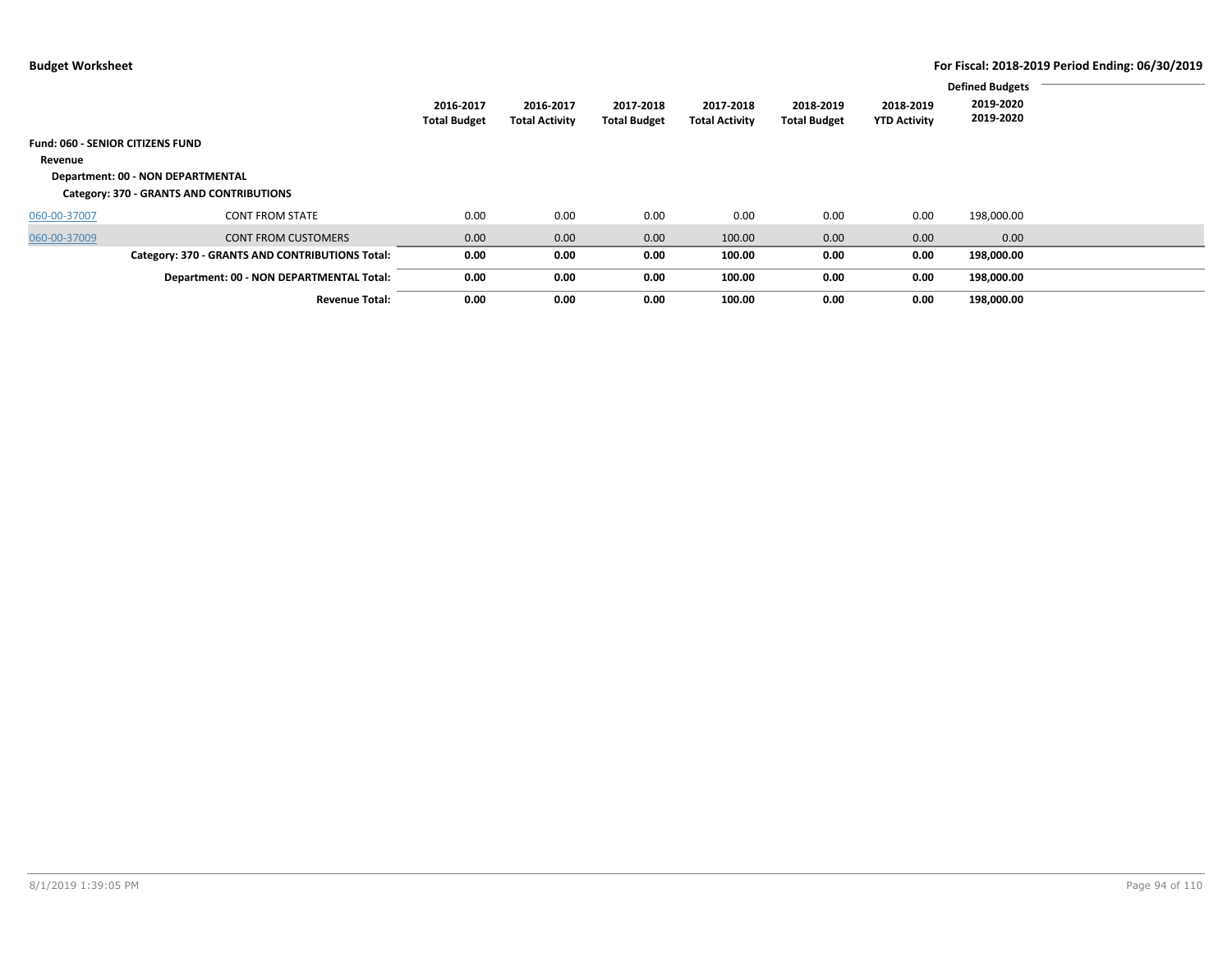**Budget Worksheet** — For Fiscal: 2018-2019 Period Ending: 06/30/2019

**Fund: 060 - SENIOR CITIZENS FUND**

**Revenue**

**Department: 00 - NON DEPARTMENTAL**

**Category: 370 - GRANTS AND CONTRIBUTIONS**

| | | 2016-2017 Total Budget | 2016-2017 Total Activity | 2017-2018 Total Budget | 2017-2018 Total Activity | 2018-2019 Total Budget | 2018-2019 YTD Activity | Defined Budgets 2019-2020 2019-2020 |
|---|---|---|---|---|---|---|---|---|
| 060-00-37007 | CONT FROM STATE | 0.00 | 0.00 | 0.00 | 0.00 | 0.00 | 0.00 | 198,000.00 |
| 060-00-37009 | CONT FROM CUSTOMERS | 0.00 | 0.00 | 0.00 | 100.00 | 0.00 | 0.00 | 0.00 |
| | **Category: 370 - GRANTS AND CONTRIBUTIONS Total:** | **0.00** | **0.00** | **0.00** | **100.00** | **0.00** | **0.00** | **198,000.00** |
| | **Department: 00 - NON DEPARTMENTAL Total:** | **0.00** | **0.00** | **0.00** | **100.00** | **0.00** | **0.00** | **198,000.00** |
| | **Revenue Total:** | **0.00** | **0.00** | **0.00** | **100.00** | **0.00** | **0.00** | **198,000.00** |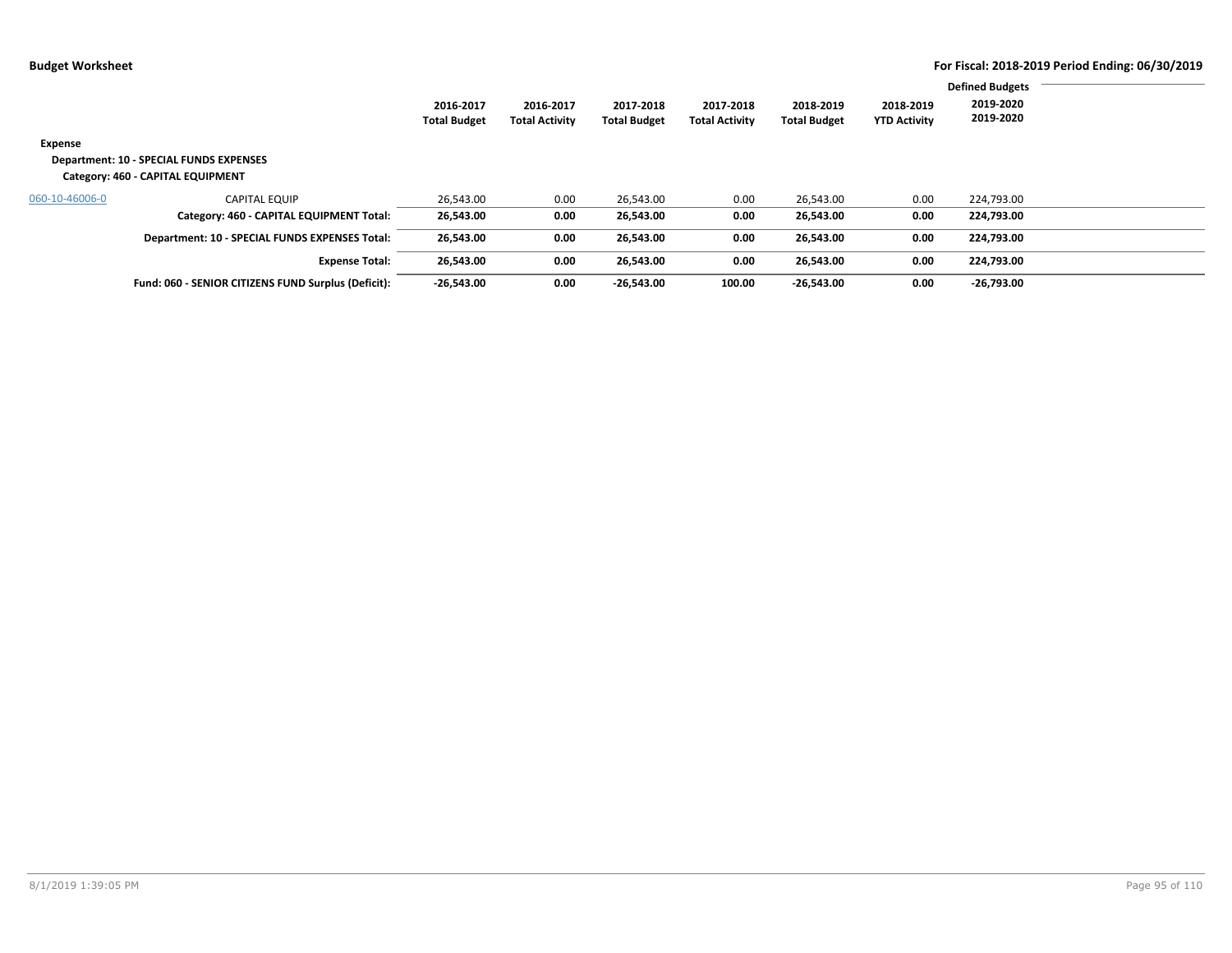**Budget Worksheet** — For Fiscal: 2018-2019 Period Ending: 06/30/2019

| | | 2016-2017 Total Budget | 2016-2017 Total Activity | 2017-2018 Total Budget | 2017-2018 Total Activity | 2018-2019 Total Budget | 2018-2019 YTD Activity | Defined Budgets 2019-2020 2019-2020 |
|---|---|---|---|---|---|---|---|---|
| **Expense** | | | | | | | | |
| **Department: 10 - SPECIAL FUNDS EXPENSES** | | | | | | | | |
| **Category: 460 - CAPITAL EQUIPMENT** | | | | | | | | |
| 060-10-46006-0 | CAPITAL EQUIP | 26,543.00 | 0.00 | 26,543.00 | 0.00 | 26,543.00 | 0.00 | 224,793.00 |
| | **Category: 460 - CAPITAL EQUIPMENT Total:** | **26,543.00** | **0.00** | **26,543.00** | **0.00** | **26,543.00** | **0.00** | **224,793.00** |
| | **Department: 10 - SPECIAL FUNDS EXPENSES Total:** | **26,543.00** | **0.00** | **26,543.00** | **0.00** | **26,543.00** | **0.00** | **224,793.00** |
| | **Expense Total:** | **26,543.00** | **0.00** | **26,543.00** | **0.00** | **26,543.00** | **0.00** | **224,793.00** |
| | **Fund: 060 - SENIOR CITIZENS FUND Surplus (Deficit):** | **-26,543.00** | **0.00** | **-26,543.00** | **100.00** | **-26,543.00** | **0.00** | **-26,793.00** |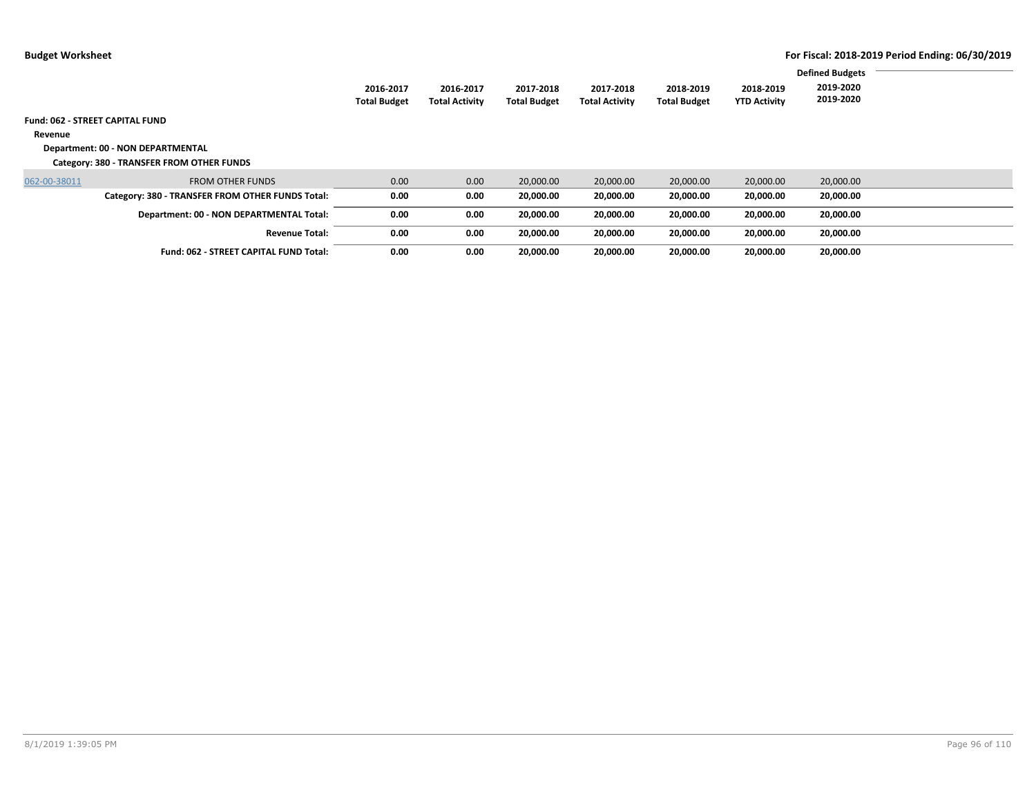**Budget Worksheet** — **For Fiscal: 2018-2019 Period Ending: 06/30/2019**

| | | 2016-2017 Total Budget | 2016-2017 Total Activity | 2017-2018 Total Budget | 2017-2018 Total Activity | 2018-2019 Total Budget | 2018-2019 YTD Activity | Defined Budgets 2019-2020 2019-2020 |
|---|---|---|---|---|---|---|---|---|
| **Fund: 062 - STREET CAPITAL FUND** | | | | | | | | |
| **Revenue** | | | | | | | | |
| **Department: 00 - NON DEPARTMENTAL** | | | | | | | | |
| **Category: 380 - TRANSFER FROM OTHER FUNDS** | | | | | | | | |
| 062-00-38011 | FROM OTHER FUNDS | 0.00 | 0.00 | 20,000.00 | 20,000.00 | 20,000.00 | 20,000.00 | 20,000.00 |
| | **Category: 380 - TRANSFER FROM OTHER FUNDS Total:** | **0.00** | **0.00** | **20,000.00** | **20,000.00** | **20,000.00** | **20,000.00** | **20,000.00** |
| | **Department: 00 - NON DEPARTMENTAL Total:** | **0.00** | **0.00** | **20,000.00** | **20,000.00** | **20,000.00** | **20,000.00** | **20,000.00** |
| | **Revenue Total:** | **0.00** | **0.00** | **20,000.00** | **20,000.00** | **20,000.00** | **20,000.00** | **20,000.00** |
| | **Fund: 062 - STREET CAPITAL FUND Total:** | **0.00** | **0.00** | **20,000.00** | **20,000.00** | **20,000.00** | **20,000.00** | **20,000.00** |

8/1/2019 1:39:05 PM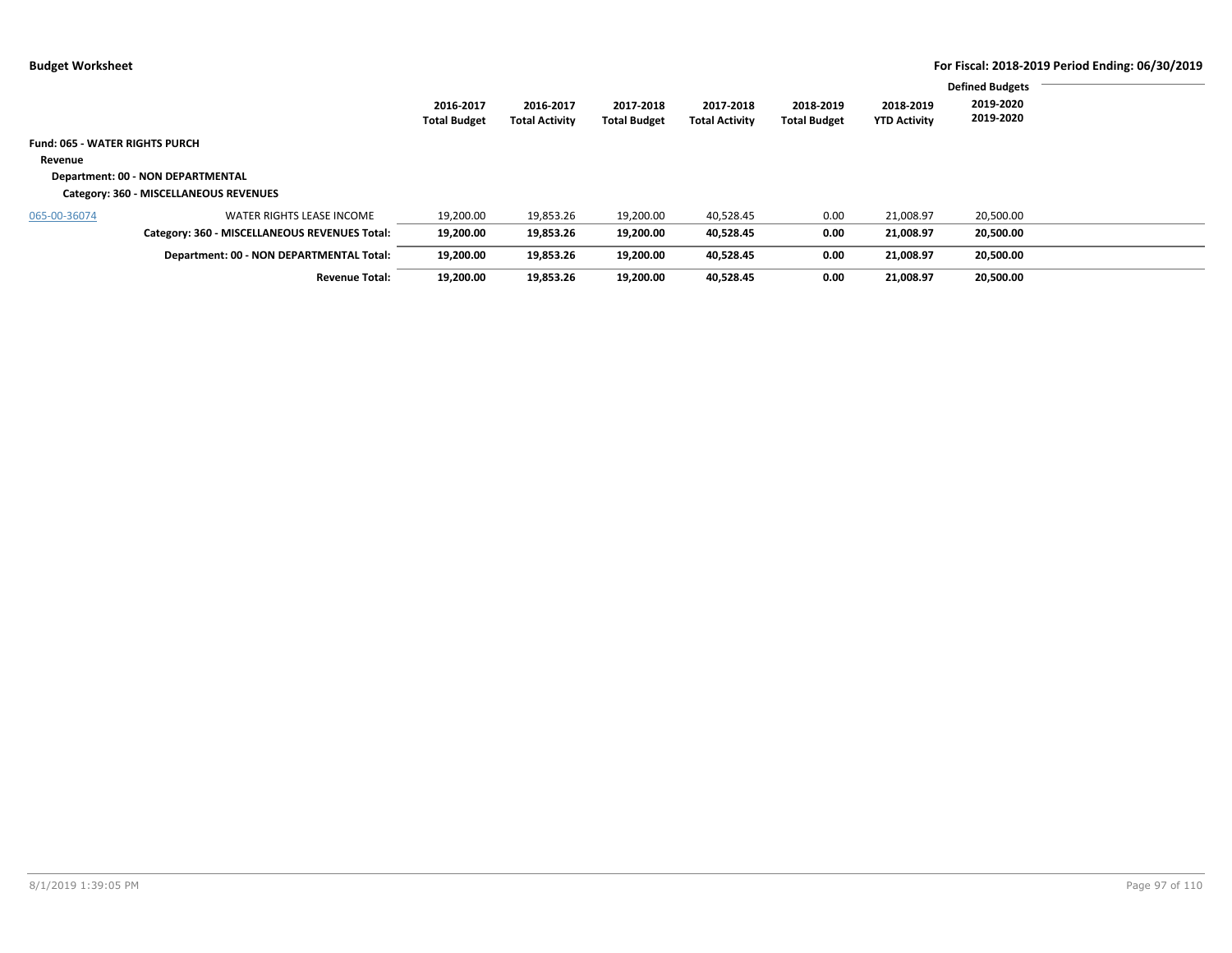**Budget Worksheet** **For Fiscal: 2018-2019 Period Ending: 06/30/2019**

| | | 2016-2017 Total Budget | 2016-2017 Total Activity | 2017-2018 Total Budget | 2017-2018 Total Activity | 2018-2019 Total Budget | 2018-2019 YTD Activity | Defined Budgets 2019-2020 2019-2020 |
|---|---|---|---|---|---|---|---|---|
| **Fund: 065 - WATER RIGHTS PURCH** | | | | | | | | |
| **Revenue** | | | | | | | | |
| **Department: 00 - NON DEPARTMENTAL** | | | | | | | | |
| **Category: 360 - MISCELLANEOUS REVENUES** | | | | | | | | |
| 065-00-36074 | WATER RIGHTS LEASE INCOME | 19,200.00 | 19,853.26 | 19,200.00 | 40,528.45 | 0.00 | 21,008.97 | 20,500.00 |
| | **Category: 360 - MISCELLANEOUS REVENUES Total:** | **19,200.00** | **19,853.26** | **19,200.00** | **40,528.45** | **0.00** | **21,008.97** | **20,500.00** |
| | **Department: 00 - NON DEPARTMENTAL Total:** | **19,200.00** | **19,853.26** | **19,200.00** | **40,528.45** | **0.00** | **21,008.97** | **20,500.00** |
| | **Revenue Total:** | **19,200.00** | **19,853.26** | **19,200.00** | **40,528.45** | **0.00** | **21,008.97** | **20,500.00** |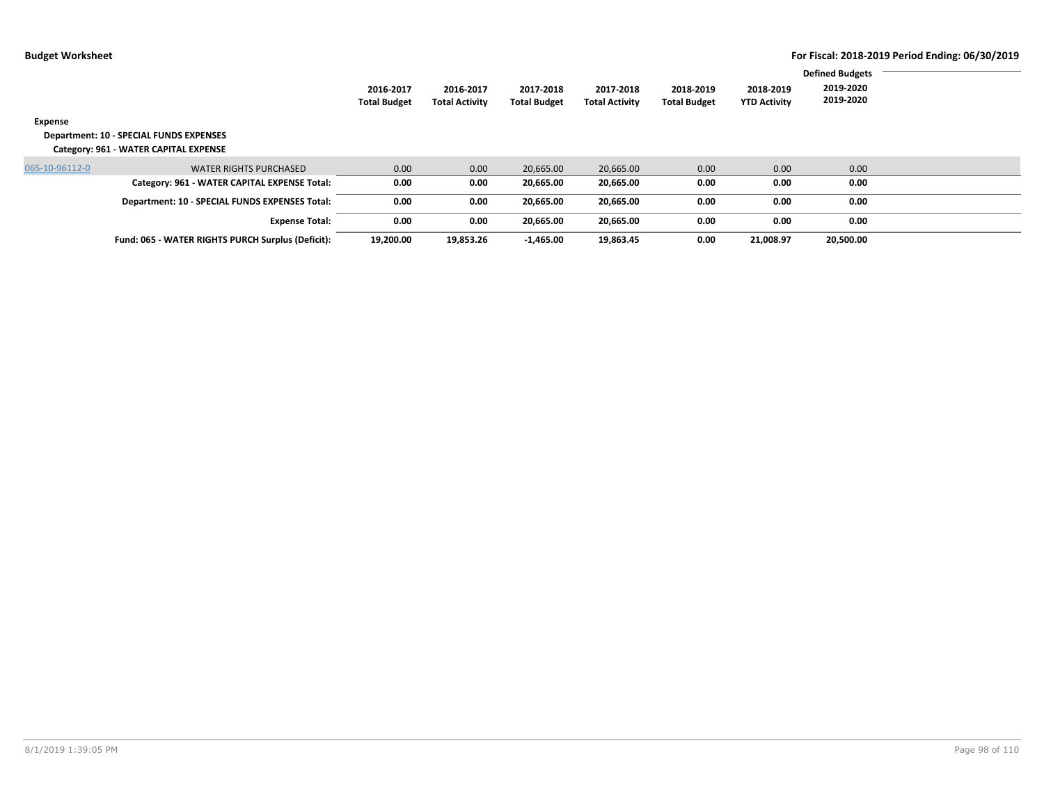**Budget Worksheet**

**For Fiscal: 2018-2019 Period Ending: 06/30/2019**

| | | 2016-2017 Total Budget | 2016-2017 Total Activity | 2017-2018 Total Budget | 2017-2018 Total Activity | 2018-2019 Total Budget | 2018-2019 YTD Activity | Defined Budgets 2019-2020 2019-2020 |
|---|---|---|---|---|---|---|---|---|
| **Expense** | | | | | | | | |
| **Department: 10 - SPECIAL FUNDS EXPENSES** | | | | | | | | |
| **Category: 961 - WATER CAPITAL EXPENSE** | | | | | | | | |
| 065-10-96112-0 | WATER RIGHTS PURCHASED | 0.00 | 0.00 | 20,665.00 | 20,665.00 | 0.00 | 0.00 | 0.00 |
| | **Category: 961 - WATER CAPITAL EXPENSE Total:** | **0.00** | **0.00** | **20,665.00** | **20,665.00** | **0.00** | **0.00** | **0.00** |
| | **Department: 10 - SPECIAL FUNDS EXPENSES Total:** | **0.00** | **0.00** | **20,665.00** | **20,665.00** | **0.00** | **0.00** | **0.00** |
| | **Expense Total:** | **0.00** | **0.00** | **20,665.00** | **20,665.00** | **0.00** | **0.00** | **0.00** |
| | **Fund: 065 - WATER RIGHTS PURCH Surplus (Deficit):** | **19,200.00** | **19,853.26** | **-1,465.00** | **19,863.45** | **0.00** | **21,008.97** | **20,500.00** |

8/1/2019 1:39:05 PM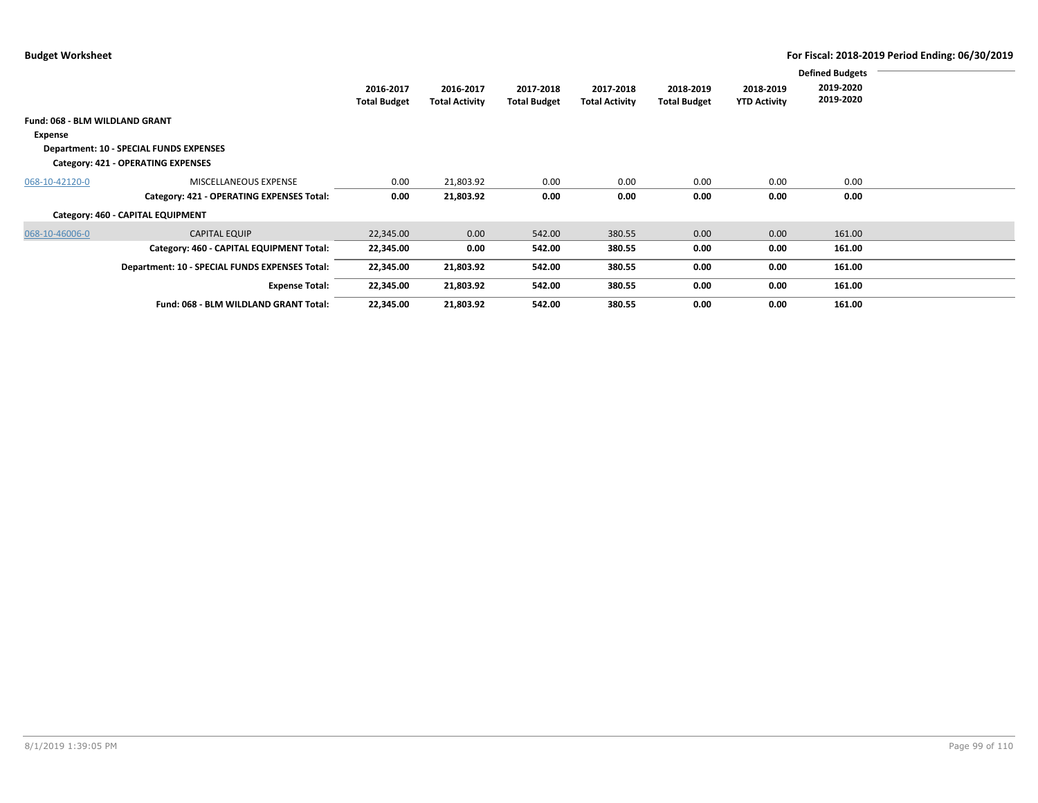**Budget Worksheet** — For Fiscal: 2018-2019 Period Ending: 06/30/2019

| | | 2016-2017 Total Budget | 2016-2017 Total Activity | 2017-2018 Total Budget | 2017-2018 Total Activity | 2018-2019 Total Budget | 2018-2019 YTD Activity | Defined Budgets 2019-2020 2019-2020 |
|---|---|---|---|---|---|---|---|---|
| **Fund: 068 - BLM WILDLAND GRANT** | | | | | | | | |
| **Expense** | | | | | | | | |
| **Department: 10 - SPECIAL FUNDS EXPENSES** | | | | | | | | |
| **Category: 421 - OPERATING EXPENSES** | | | | | | | | |
| 068-10-42120-0 | MISCELLANEOUS EXPENSE | 0.00 | 21,803.92 | 0.00 | 0.00 | 0.00 | 0.00 | 0.00 |
| | **Category: 421 - OPERATING EXPENSES Total:** | **0.00** | **21,803.92** | **0.00** | **0.00** | **0.00** | **0.00** | **0.00** |
| **Category: 460 - CAPITAL EQUIPMENT** | | | | | | | | |
| 068-10-46006-0 | CAPITAL EQUIP | 22,345.00 | 0.00 | 542.00 | 380.55 | 0.00 | 0.00 | 161.00 |
| | **Category: 460 - CAPITAL EQUIPMENT Total:** | **22,345.00** | **0.00** | **542.00** | **380.55** | **0.00** | **0.00** | **161.00** |
| | **Department: 10 - SPECIAL FUNDS EXPENSES Total:** | **22,345.00** | **21,803.92** | **542.00** | **380.55** | **0.00** | **0.00** | **161.00** |
| | **Expense Total:** | **22,345.00** | **21,803.92** | **542.00** | **380.55** | **0.00** | **0.00** | **161.00** |
| | **Fund: 068 - BLM WILDLAND GRANT Total:** | **22,345.00** | **21,803.92** | **542.00** | **380.55** | **0.00** | **0.00** | **161.00** |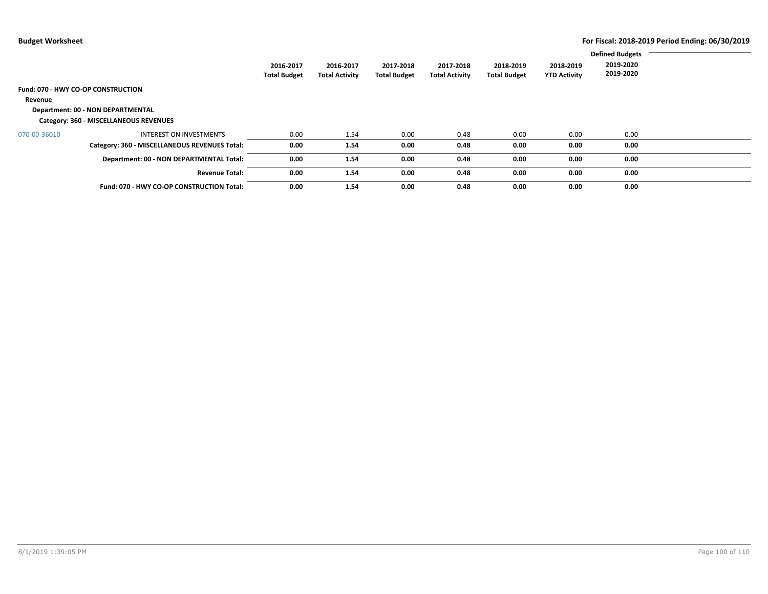**Budget Worksheet**

**For Fiscal: 2018-2019 Period Ending: 06/30/2019**

| | | 2016-2017 Total Budget | 2016-2017 Total Activity | 2017-2018 Total Budget | 2017-2018 Total Activity | 2018-2019 Total Budget | 2018-2019 YTD Activity | Defined Budgets 2019-2020 2019-2020 |
|---|---|---|---|---|---|---|---|---|
| **Fund: 070 - HWY CO-OP CONSTRUCTION** | | | | | | | | |
| **Revenue** | | | | | | | | |
| **Department: 00 - NON DEPARTMENTAL** | | | | | | | | |
| **Category: 360 - MISCELLANEOUS REVENUES** | | | | | | | | |
| 070-00-36010 | INTEREST ON INVESTMENTS | 0.00 | 1.54 | 0.00 | 0.48 | 0.00 | 0.00 | 0.00 |
| | **Category: 360 - MISCELLANEOUS REVENUES Total:** | **0.00** | **1.54** | **0.00** | **0.48** | **0.00** | **0.00** | **0.00** |
| | **Department: 00 - NON DEPARTMENTAL Total:** | **0.00** | **1.54** | **0.00** | **0.48** | **0.00** | **0.00** | **0.00** |
| | **Revenue Total:** | **0.00** | **1.54** | **0.00** | **0.48** | **0.00** | **0.00** | **0.00** |
| | **Fund: 070 - HWY CO-OP CONSTRUCTION Total:** | **0.00** | **1.54** | **0.00** | **0.48** | **0.00** | **0.00** | **0.00** |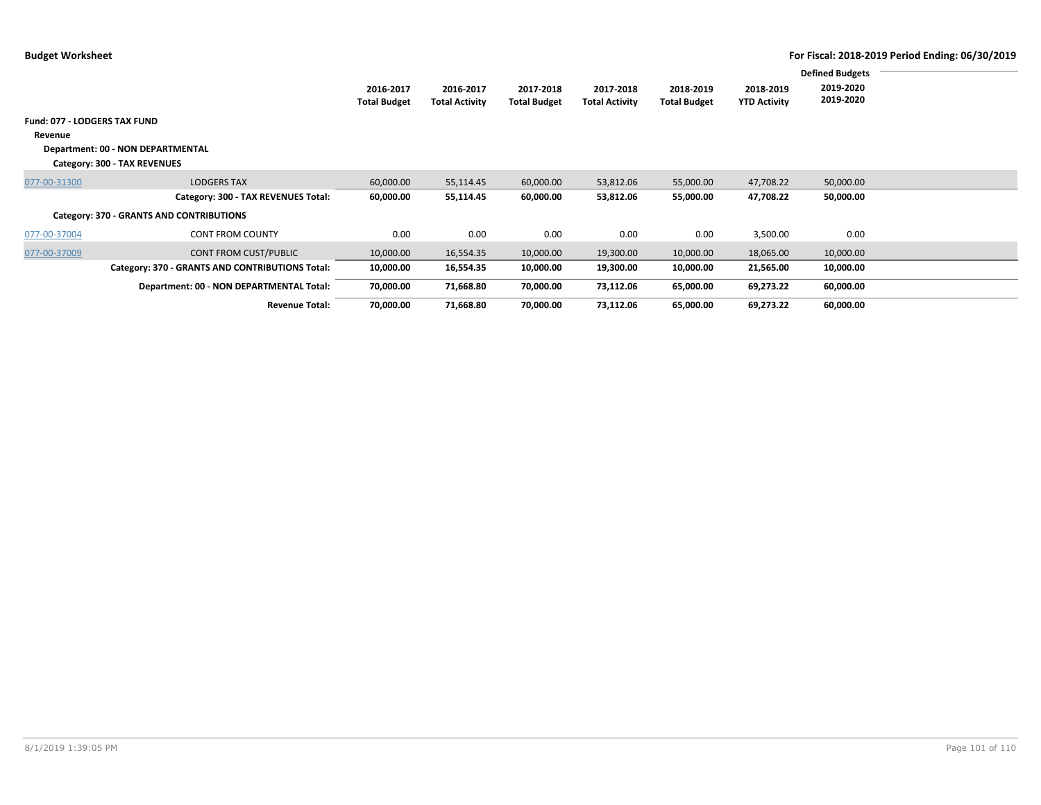| | | 2016-2017 Total Budget | 2016-2017 Total Activity | 2017-2018 Total Budget | 2017-2018 Total Activity | 2018-2019 Total Budget | 2018-2019 YTD Activity | Defined Budgets 2019-2020 2019-2020 |
|---|---|---|---|---|---|---|---|---|
| **Fund: 077 - LODGERS TAX FUND** | | | | | | | | |
| **Revenue** | | | | | | | | |
| **Department: 00 - NON DEPARTMENTAL** | | | | | | | | |
| **Category: 300 - TAX REVENUES** | | | | | | | | |
| 077-00-31300 | LODGERS TAX | 60,000.00 | 55,114.45 | 60,000.00 | 53,812.06 | 55,000.00 | 47,708.22 | 50,000.00 |
| | **Category: 300 - TAX REVENUES Total:** | **60,000.00** | **55,114.45** | **60,000.00** | **53,812.06** | **55,000.00** | **47,708.22** | **50,000.00** |
| **Category: 370 - GRANTS AND CONTRIBUTIONS** | | | | | | | | |
| 077-00-37004 | CONT FROM COUNTY | 0.00 | 0.00 | 0.00 | 0.00 | 0.00 | 3,500.00 | 0.00 |
| 077-00-37009 | CONT FROM CUST/PUBLIC | 10,000.00 | 16,554.35 | 10,000.00 | 19,300.00 | 10,000.00 | 18,065.00 | 10,000.00 |
| | **Category: 370 - GRANTS AND CONTRIBUTIONS Total:** | **10,000.00** | **16,554.35** | **10,000.00** | **19,300.00** | **10,000.00** | **21,565.00** | **10,000.00** |
| | **Department: 00 - NON DEPARTMENTAL Total:** | **70,000.00** | **71,668.80** | **70,000.00** | **73,112.06** | **65,000.00** | **69,273.22** | **60,000.00** |
| | **Revenue Total:** | **70,000.00** | **71,668.80** | **70,000.00** | **73,112.06** | **65,000.00** | **69,273.22** | **60,000.00** |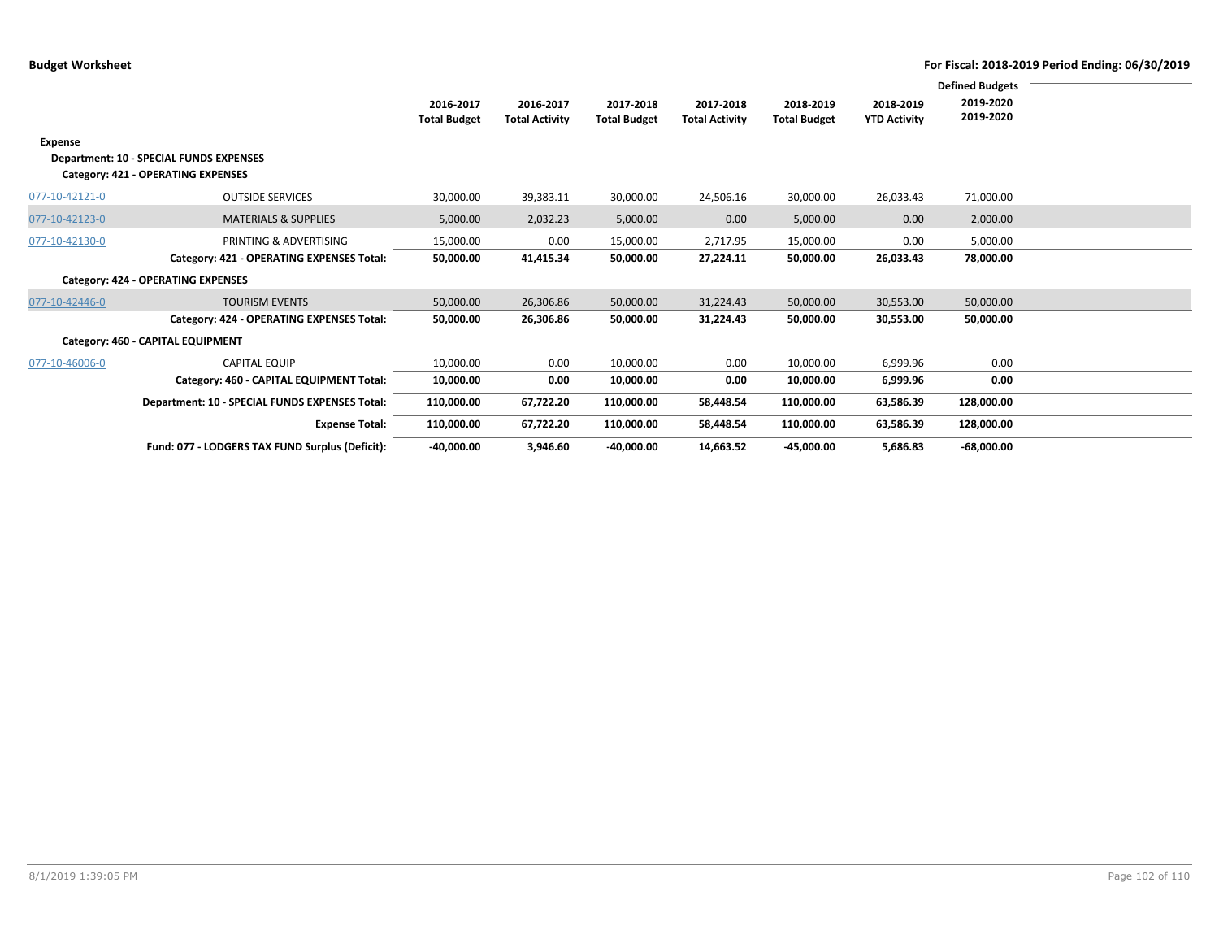**Budget Worksheet** **For Fiscal: 2018-2019 Period Ending: 06/30/2019**

| | | 2016-2017 Total Budget | 2016-2017 Total Activity | 2017-2018 Total Budget | 2017-2018 Total Activity | 2018-2019 Total Budget | 2018-2019 YTD Activity | Defined Budgets 2019-2020 2019-2020 |
|---|---|---|---|---|---|---|---|---|
| **Expense** | | | | | | | | |
| **Department: 10 - SPECIAL FUNDS EXPENSES** | | | | | | | | |
| **Category: 421 - OPERATING EXPENSES** | | | | | | | | |
| 077-10-42121-0 | OUTSIDE SERVICES | 30,000.00 | 39,383.11 | 30,000.00 | 24,506.16 | 30,000.00 | 26,033.43 | 71,000.00 |
| 077-10-42123-0 | MATERIALS & SUPPLIES | 5,000.00 | 2,032.23 | 5,000.00 | 0.00 | 5,000.00 | 0.00 | 2,000.00 |
| 077-10-42130-0 | PRINTING & ADVERTISING | 15,000.00 | 0.00 | 15,000.00 | 2,717.95 | 15,000.00 | 0.00 | 5,000.00 |
| | **Category: 421 - OPERATING EXPENSES Total:** | **50,000.00** | **41,415.34** | **50,000.00** | **27,224.11** | **50,000.00** | **26,033.43** | **78,000.00** |
| **Category: 424 - OPERATING EXPENSES** | | | | | | | | |
| 077-10-42446-0 | TOURISM EVENTS | 50,000.00 | 26,306.86 | 50,000.00 | 31,224.43 | 50,000.00 | 30,553.00 | 50,000.00 |
| | **Category: 424 - OPERATING EXPENSES Total:** | **50,000.00** | **26,306.86** | **50,000.00** | **31,224.43** | **50,000.00** | **30,553.00** | **50,000.00** |
| **Category: 460 - CAPITAL EQUIPMENT** | | | | | | | | |
| 077-10-46006-0 | CAPITAL EQUIP | 10,000.00 | 0.00 | 10,000.00 | 0.00 | 10,000.00 | 6,999.96 | 0.00 |
| | **Category: 460 - CAPITAL EQUIPMENT Total:** | **10,000.00** | **0.00** | **10,000.00** | **0.00** | **10,000.00** | **6,999.96** | **0.00** |
| | **Department: 10 - SPECIAL FUNDS EXPENSES Total:** | **110,000.00** | **67,722.20** | **110,000.00** | **58,448.54** | **110,000.00** | **63,586.39** | **128,000.00** |
| | **Expense Total:** | **110,000.00** | **67,722.20** | **110,000.00** | **58,448.54** | **110,000.00** | **63,586.39** | **128,000.00** |
| | **Fund: 077 - LODGERS TAX FUND Surplus (Deficit):** | **-40,000.00** | **3,946.60** | **-40,000.00** | **14,663.52** | **-45,000.00** | **5,686.83** | **-68,000.00** |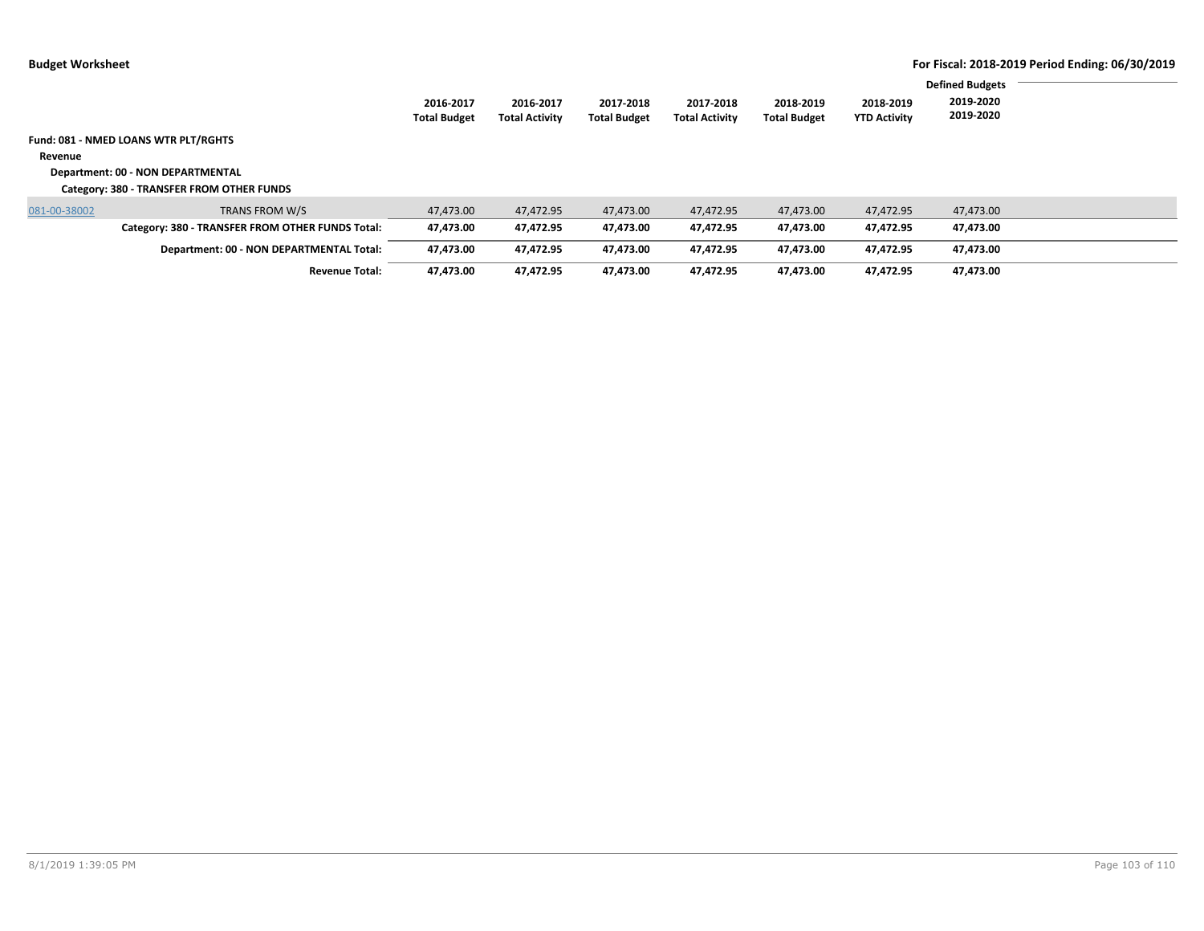**Budget Worksheet** — **For Fiscal: 2018-2019 Period Ending: 06/30/2019**

| | | 2016-2017 Total Budget | 2016-2017 Total Activity | 2017-2018 Total Budget | 2017-2018 Total Activity | 2018-2019 Total Budget | 2018-2019 YTD Activity | Defined Budgets 2019-2020 2019-2020 |
|---|---|---|---|---|---|---|---|---|
| **Fund: 081 - NMED LOANS WTR PLT/RGHTS** | | | | | | | | |
| **Revenue** | | | | | | | | |
| **Department: 00 - NON DEPARTMENTAL** | | | | | | | | |
| **Category: 380 - TRANSFER FROM OTHER FUNDS** | | | | | | | | |
| 081-00-38002 | TRANS FROM W/S | 47,473.00 | 47,472.95 | 47,473.00 | 47,472.95 | 47,473.00 | 47,472.95 | 47,473.00 |
| | **Category: 380 - TRANSFER FROM OTHER FUNDS Total:** | **47,473.00** | **47,472.95** | **47,473.00** | **47,472.95** | **47,473.00** | **47,472.95** | **47,473.00** |
| | **Department: 00 - NON DEPARTMENTAL Total:** | **47,473.00** | **47,472.95** | **47,473.00** | **47,472.95** | **47,473.00** | **47,472.95** | **47,473.00** |
| | **Revenue Total:** | **47,473.00** | **47,472.95** | **47,473.00** | **47,472.95** | **47,473.00** | **47,472.95** | **47,473.00** |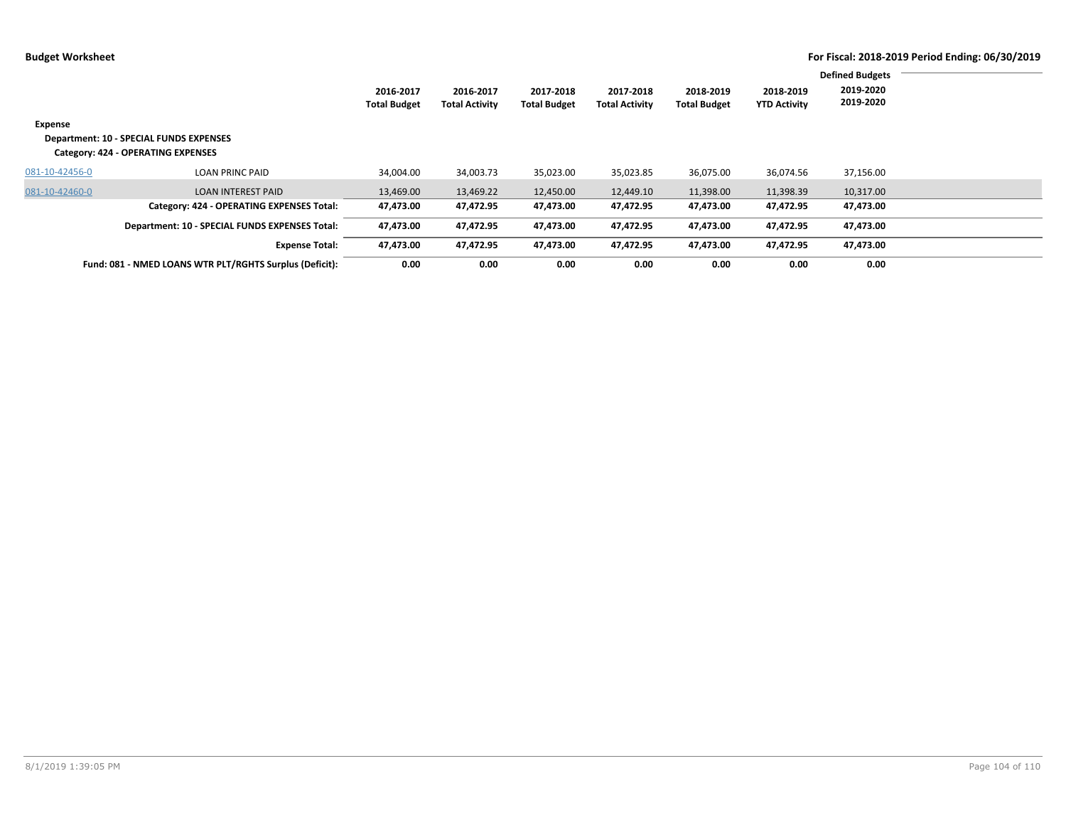| | | 2016-2017 Total Budget | 2016-2017 Total Activity | 2017-2018 Total Budget | 2017-2018 Total Activity | 2018-2019 Total Budget | 2018-2019 YTD Activity | Defined Budgets 2019-2020 2019-2020 |
|---|---|---|---|---|---|---|---|---|
| **Expense** | | | | | | | | |
| **Department: 10 - SPECIAL FUNDS EXPENSES** | | | | | | | | |
| **Category: 424 - OPERATING EXPENSES** | | | | | | | | |
| 081-10-42456-0 | LOAN PRINC PAID | 34,004.00 | 34,003.73 | 35,023.00 | 35,023.85 | 36,075.00 | 36,074.56 | 37,156.00 |
| 081-10-42460-0 | LOAN INTEREST PAID | 13,469.00 | 13,469.22 | 12,450.00 | 12,449.10 | 11,398.00 | 11,398.39 | 10,317.00 |
| | **Category: 424 - OPERATING EXPENSES Total:** | **47,473.00** | **47,472.95** | **47,473.00** | **47,472.95** | **47,473.00** | **47,472.95** | **47,473.00** |
| | **Department: 10 - SPECIAL FUNDS EXPENSES Total:** | **47,473.00** | **47,472.95** | **47,473.00** | **47,472.95** | **47,473.00** | **47,472.95** | **47,473.00** |
| | **Expense Total:** | **47,473.00** | **47,472.95** | **47,473.00** | **47,472.95** | **47,473.00** | **47,472.95** | **47,473.00** |
| | **Fund: 081 - NMED LOANS WTR PLT/RGHTS Surplus (Deficit):** | **0.00** | **0.00** | **0.00** | **0.00** | **0.00** | **0.00** | **0.00** |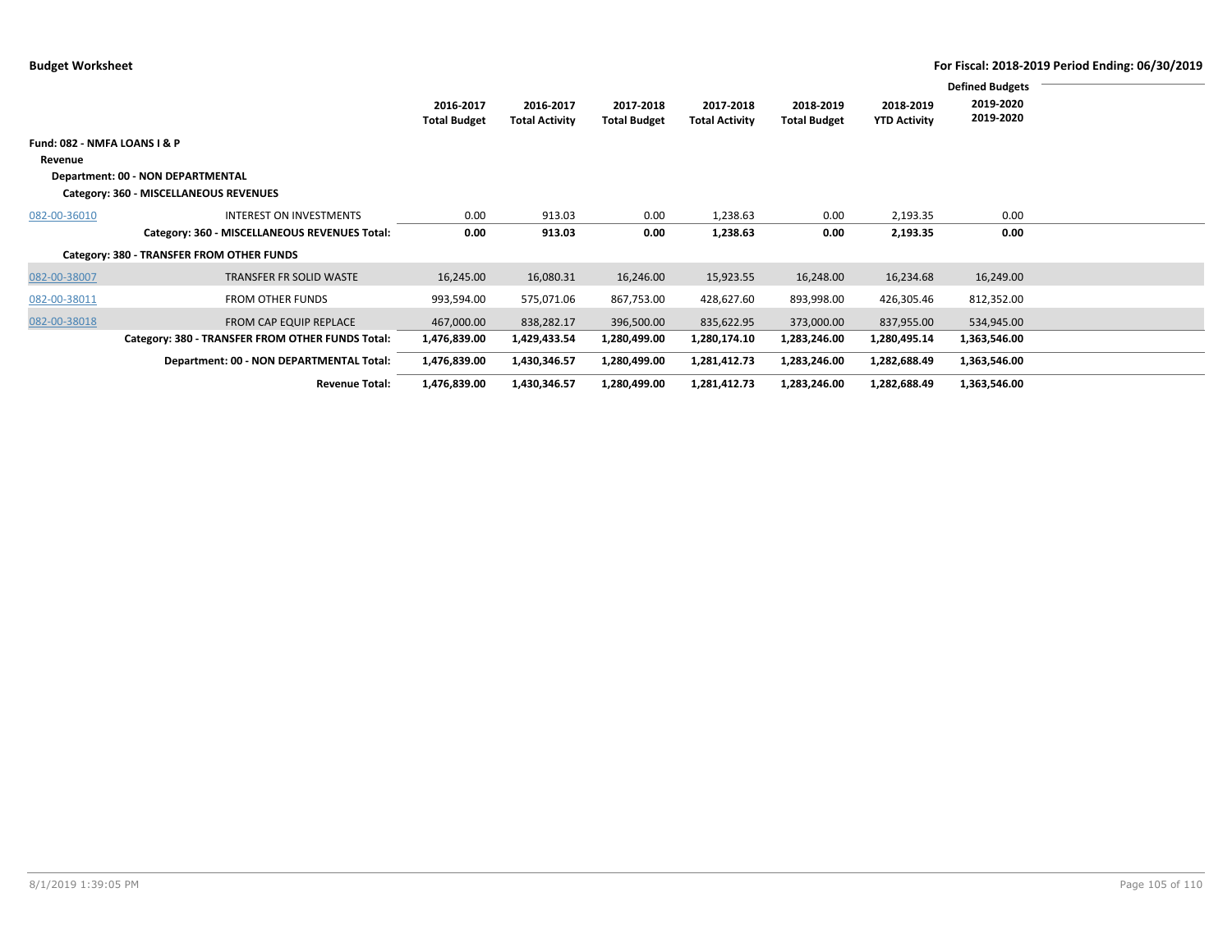## Budget Worksheet

**For Fiscal: 2018-2019 Period Ending: 06/30/2019**

| | | 2016-2017 Total Budget | 2016-2017 Total Activity | 2017-2018 Total Budget | 2017-2018 Total Activity | 2018-2019 Total Budget | 2018-2019 YTD Activity | Defined Budgets 2019-2020 2019-2020 |
|---|---|---|---|---|---|---|---|---|
| **Fund: 082 - NMFA LOANS I & P** | | | | | | | | |
| **Revenue** | | | | | | | | |
| **Department: 00 - NON DEPARTMENTAL** | | | | | | | | |
| **Category: 360 - MISCELLANEOUS REVENUES** | | | | | | | | |
| 082-00-36010 | INTEREST ON INVESTMENTS | 0.00 | 913.03 | 0.00 | 1,238.63 | 0.00 | 2,193.35 | 0.00 |
| | **Category: 360 - MISCELLANEOUS REVENUES Total:** | **0.00** | **913.03** | **0.00** | **1,238.63** | **0.00** | **2,193.35** | **0.00** |
| **Category: 380 - TRANSFER FROM OTHER FUNDS** | | | | | | | | |
| 082-00-38007 | TRANSFER FR SOLID WASTE | 16,245.00 | 16,080.31 | 16,246.00 | 15,923.55 | 16,248.00 | 16,234.68 | 16,249.00 |
| 082-00-38011 | FROM OTHER FUNDS | 993,594.00 | 575,071.06 | 867,753.00 | 428,627.60 | 893,998.00 | 426,305.46 | 812,352.00 |
| 082-00-38018 | FROM CAP EQUIP REPLACE | 467,000.00 | 838,282.17 | 396,500.00 | 835,622.95 | 373,000.00 | 837,955.00 | 534,945.00 |
| | **Category: 380 - TRANSFER FROM OTHER FUNDS Total:** | **1,476,839.00** | **1,429,433.54** | **1,280,499.00** | **1,280,174.10** | **1,283,246.00** | **1,280,495.14** | **1,363,546.00** |
| | **Department: 00 - NON DEPARTMENTAL Total:** | **1,476,839.00** | **1,430,346.57** | **1,280,499.00** | **1,281,412.73** | **1,283,246.00** | **1,282,688.49** | **1,363,546.00** |
| | **Revenue Total:** | **1,476,839.00** | **1,430,346.57** | **1,280,499.00** | **1,281,412.73** | **1,283,246.00** | **1,282,688.49** | **1,363,546.00** |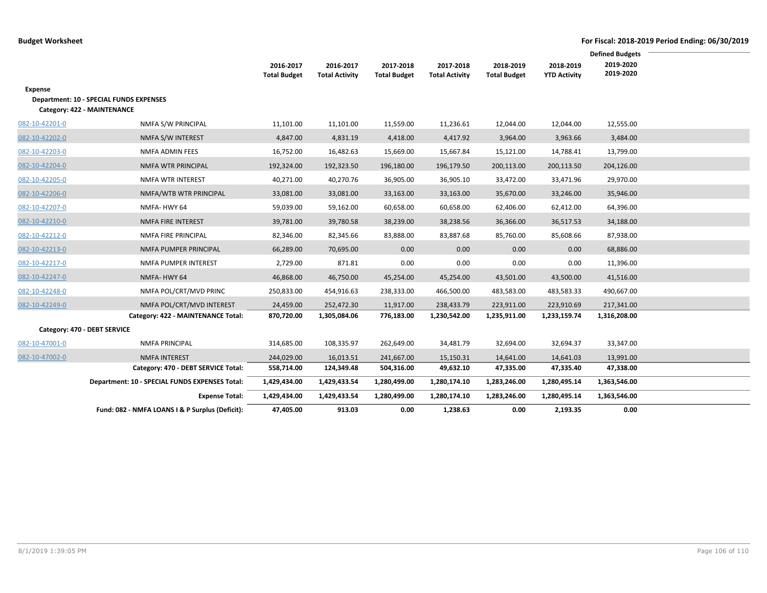**Budget Worksheet** — **For Fiscal: 2018-2019 Period Ending: 06/30/2019**

| | | 2016-2017 Total Budget | 2016-2017 Total Activity | 2017-2018 Total Budget | 2017-2018 Total Activity | 2018-2019 Total Budget | 2018-2019 YTD Activity | Defined Budgets 2019-2020 2019-2020 |
|---|---|---|---|---|---|---|---|---|
| **Expense** | | | | | | | | |
| **Department: 10 - SPECIAL FUNDS EXPENSES** | | | | | | | | |
| **Category: 422 - MAINTENANCE** | | | | | | | | |
| 082-10-42201-0 | NMFA S/W PRINCIPAL | 11,101.00 | 11,101.00 | 11,559.00 | 11,236.61 | 12,044.00 | 12,044.00 | 12,555.00 |
| 082-10-42202-0 | NMFA S/W INTEREST | 4,847.00 | 4,831.19 | 4,418.00 | 4,417.92 | 3,964.00 | 3,963.66 | 3,484.00 |
| 082-10-42203-0 | NMFA ADMIN FEES | 16,752.00 | 16,482.63 | 15,669.00 | 15,667.84 | 15,121.00 | 14,788.41 | 13,799.00 |
| 082-10-42204-0 | NMFA WTR PRINCIPAL | 192,324.00 | 192,323.50 | 196,180.00 | 196,179.50 | 200,113.00 | 200,113.50 | 204,126.00 |
| 082-10-42205-0 | NMFA WTR INTEREST | 40,271.00 | 40,270.76 | 36,905.00 | 36,905.10 | 33,472.00 | 33,471.96 | 29,970.00 |
| 082-10-42206-0 | NMFA/WTB WTR PRINCIPAL | 33,081.00 | 33,081.00 | 33,163.00 | 33,163.00 | 35,670.00 | 33,246.00 | 35,946.00 |
| 082-10-42207-0 | NMFA- HWY 64 | 59,039.00 | 59,162.00 | 60,658.00 | 60,658.00 | 62,406.00 | 62,412.00 | 64,396.00 |
| 082-10-42210-0 | NMFA FIRE INTEREST | 39,781.00 | 39,780.58 | 38,239.00 | 38,238.56 | 36,366.00 | 36,517.53 | 34,188.00 |
| 082-10-42212-0 | NMFA FIRE PRINCIPAL | 82,346.00 | 82,345.66 | 83,888.00 | 83,887.68 | 85,760.00 | 85,608.66 | 87,938.00 |
| 082-10-42213-0 | NMFA PUMPER PRINCIPAL | 66,289.00 | 70,695.00 | 0.00 | 0.00 | 0.00 | 0.00 | 68,886.00 |
| 082-10-42217-0 | NMFA PUMPER INTEREST | 2,729.00 | 871.81 | 0.00 | 0.00 | 0.00 | 0.00 | 11,396.00 |
| 082-10-42247-0 | NMFA- HWY 64 | 46,868.00 | 46,750.00 | 45,254.00 | 45,254.00 | 43,501.00 | 43,500.00 | 41,516.00 |
| 082-10-42248-0 | NMFA POL/CRT/MVD PRINC | 250,833.00 | 454,916.63 | 238,333.00 | 466,500.00 | 483,583.00 | 483,583.33 | 490,667.00 |
| 082-10-42249-0 | NMFA POL/CRT/MVD INTEREST | 24,459.00 | 252,472.30 | 11,917.00 | 238,433.79 | 223,911.00 | 223,910.69 | 217,341.00 |
| | **Category: 422 - MAINTENANCE Total:** | **870,720.00** | **1,305,084.06** | **776,183.00** | **1,230,542.00** | **1,235,911.00** | **1,233,159.74** | **1,316,208.00** |
| **Category: 470 - DEBT SERVICE** | | | | | | | | |
| 082-10-47001-0 | NMFA PRINCIPAL | 314,685.00 | 108,335.97 | 262,649.00 | 34,481.79 | 32,694.00 | 32,694.37 | 33,347.00 |
| 082-10-47002-0 | NMFA INTEREST | 244,029.00 | 16,013.51 | 241,667.00 | 15,150.31 | 14,641.00 | 14,641.03 | 13,991.00 |
| | **Category: 470 - DEBT SERVICE Total:** | **558,714.00** | **124,349.48** | **504,316.00** | **49,632.10** | **47,335.00** | **47,335.40** | **47,338.00** |
| | **Department: 10 - SPECIAL FUNDS EXPENSES Total:** | **1,429,434.00** | **1,429,433.54** | **1,280,499.00** | **1,280,174.10** | **1,283,246.00** | **1,280,495.14** | **1,363,546.00** |
| | **Expense Total:** | **1,429,434.00** | **1,429,433.54** | **1,280,499.00** | **1,280,174.10** | **1,283,246.00** | **1,280,495.14** | **1,363,546.00** |
| | **Fund: 082 - NMFA LOANS I & P Surplus (Deficit):** | **47,405.00** | **913.03** | **0.00** | **1,238.63** | **0.00** | **2,193.35** | **0.00** |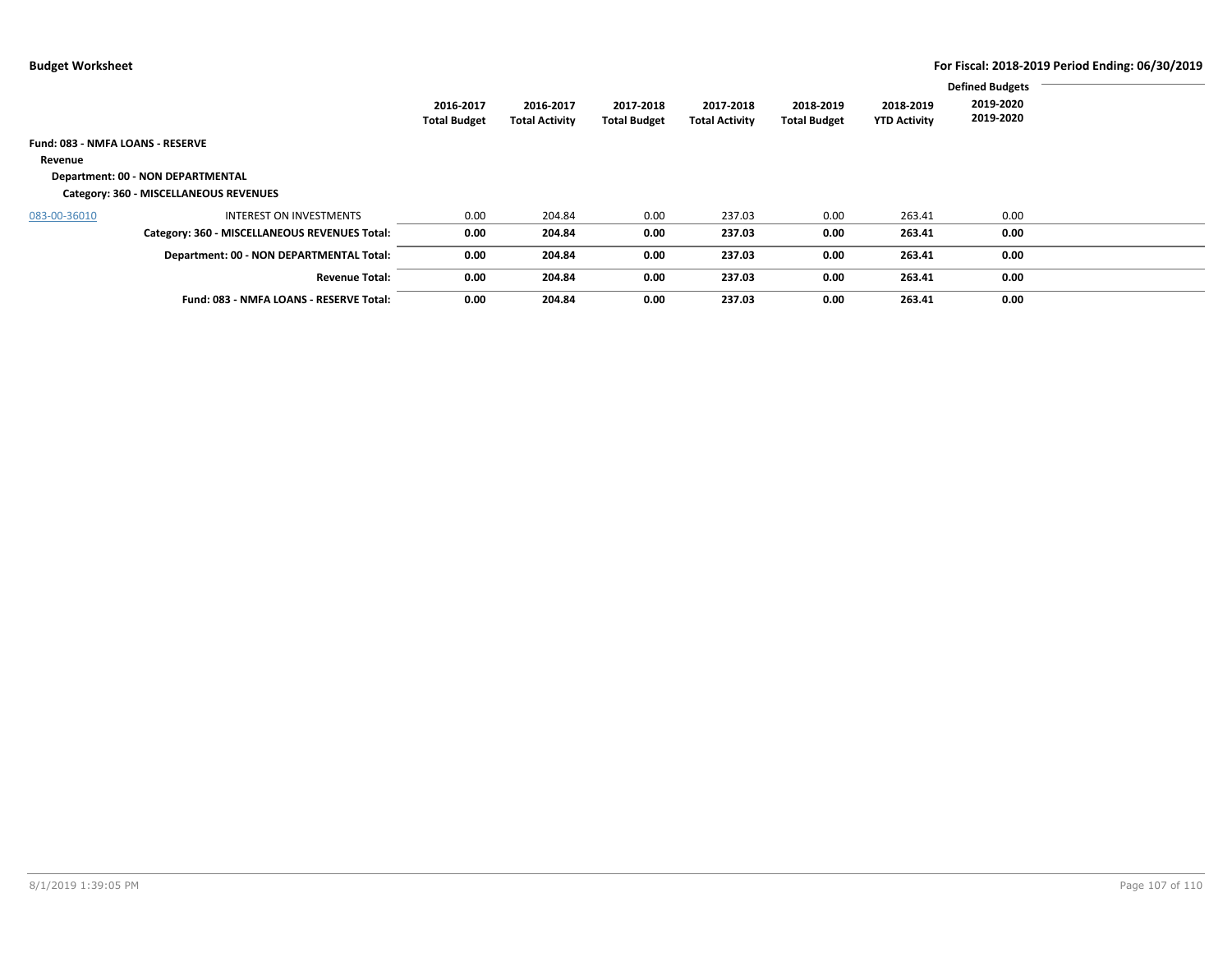**Budget Worksheet** — For Fiscal: 2018-2019 Period Ending: 06/30/2019

| | | 2016-2017 Total Budget | 2016-2017 Total Activity | 2017-2018 Total Budget | 2017-2018 Total Activity | 2018-2019 Total Budget | 2018-2019 YTD Activity | Defined Budgets 2019-2020 2019-2020 |
|---|---|---|---|---|---|---|---|---|
| **Fund: 083 - NMFA LOANS - RESERVE** | | | | | | | | |
| **Revenue** | | | | | | | | |
| **Department: 00 - NON DEPARTMENTAL** | | | | | | | | |
| **Category: 360 - MISCELLANEOUS REVENUES** | | | | | | | | |
| 083-00-36010 | INTEREST ON INVESTMENTS | 0.00 | 204.84 | 0.00 | 237.03 | 0.00 | 263.41 | 0.00 |
| | **Category: 360 - MISCELLANEOUS REVENUES Total:** | **0.00** | **204.84** | **0.00** | **237.03** | **0.00** | **263.41** | **0.00** |
| | **Department: 00 - NON DEPARTMENTAL Total:** | **0.00** | **204.84** | **0.00** | **237.03** | **0.00** | **263.41** | **0.00** |
| | **Revenue Total:** | **0.00** | **204.84** | **0.00** | **237.03** | **0.00** | **263.41** | **0.00** |
| | **Fund: 083 - NMFA LOANS - RESERVE Total:** | **0.00** | **204.84** | **0.00** | **237.03** | **0.00** | **263.41** | **0.00** |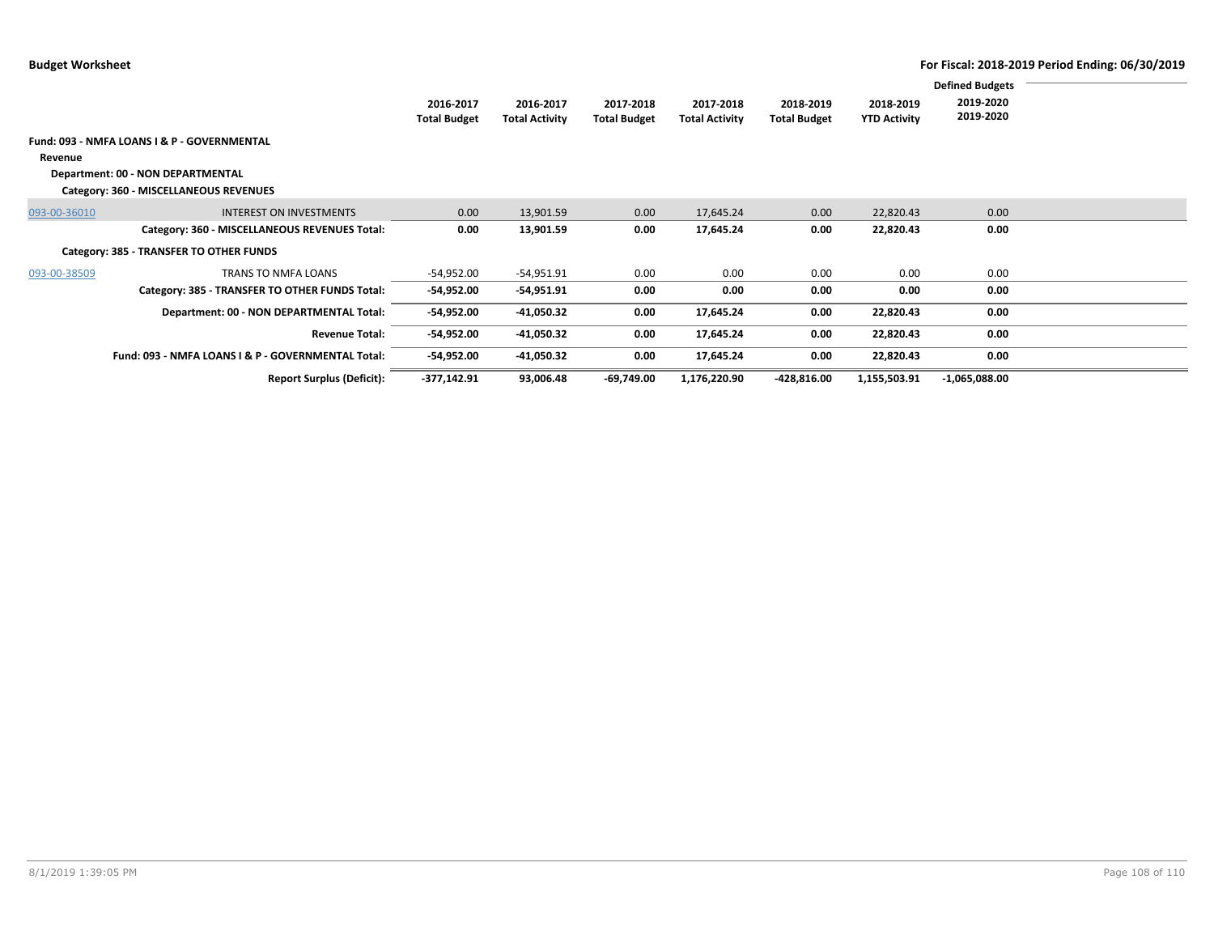**Budget Worksheet** — **For Fiscal: 2018-2019 Period Ending: 06/30/2019**

| | | 2016-2017 Total Budget | 2016-2017 Total Activity | 2017-2018 Total Budget | 2017-2018 Total Activity | 2018-2019 Total Budget | 2018-2019 YTD Activity | Defined Budgets 2019-2020 2019-2020 |
|---|---|---|---|---|---|---|---|---|
| **Fund: 093 - NMFA LOANS I & P - GOVERNMENTAL** | | | | | | | | |
| **Revenue** | | | | | | | | |
| **Department: 00 - NON DEPARTMENTAL** | | | | | | | | |
| **Category: 360 - MISCELLANEOUS REVENUES** | | | | | | | | |
| 093-00-36010 | INTEREST ON INVESTMENTS | 0.00 | 13,901.59 | 0.00 | 17,645.24 | 0.00 | 22,820.43 | 0.00 |
| | **Category: 360 - MISCELLANEOUS REVENUES Total:** | **0.00** | **13,901.59** | **0.00** | **17,645.24** | **0.00** | **22,820.43** | **0.00** |
| **Category: 385 - TRANSFER TO OTHER FUNDS** | | | | | | | | |
| 093-00-38509 | TRANS TO NMFA LOANS | -54,952.00 | -54,951.91 | 0.00 | 0.00 | 0.00 | 0.00 | 0.00 |
| | **Category: 385 - TRANSFER TO OTHER FUNDS Total:** | **-54,952.00** | **-54,951.91** | **0.00** | **0.00** | **0.00** | **0.00** | **0.00** |
| | **Department: 00 - NON DEPARTMENTAL Total:** | **-54,952.00** | **-41,050.32** | **0.00** | **17,645.24** | **0.00** | **22,820.43** | **0.00** |
| | **Revenue Total:** | **-54,952.00** | **-41,050.32** | **0.00** | **17,645.24** | **0.00** | **22,820.43** | **0.00** |
| | **Fund: 093 - NMFA LOANS I & P - GOVERNMENTAL Total:** | **-54,952.00** | **-41,050.32** | **0.00** | **17,645.24** | **0.00** | **22,820.43** | **0.00** |
| | **Report Surplus (Deficit):** | **-377,142.91** | **93,006.48** | **-69,749.00** | **1,176,220.90** | **-428,816.00** | **1,155,503.91** | **-1,065,088.00** |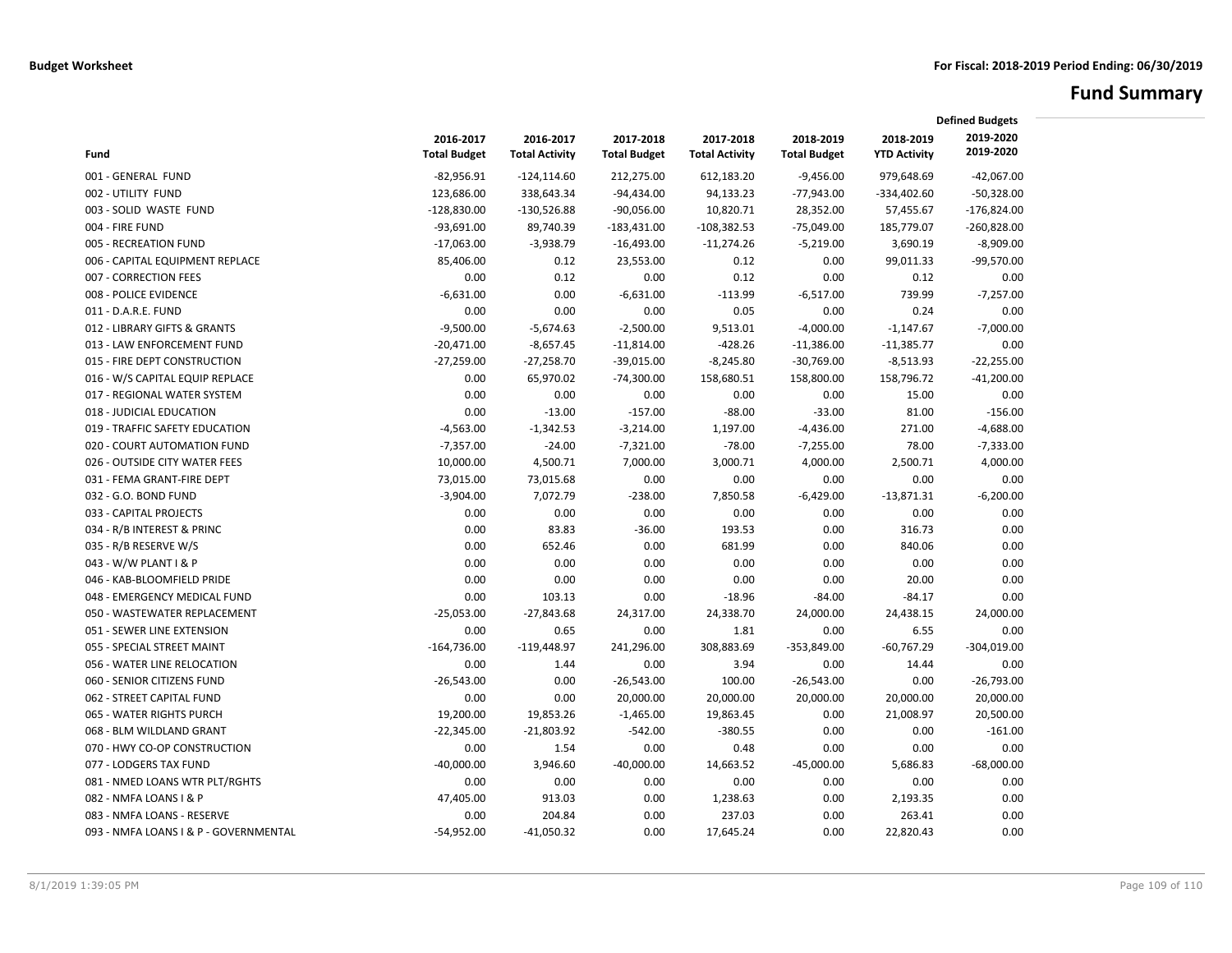Budget Worksheet

For Fiscal: 2018-2019 Period Ending: 06/30/2019

# Fund Summary

| Fund | 2016-2017 Total Budget | 2016-2017 Total Activity | 2017-2018 Total Budget | 2017-2018 Total Activity | 2018-2019 Total Budget | 2018-2019 YTD Activity | Defined Budgets 2019-2020 2019-2020 |
|---|---|---|---|---|---|---|---|
| 001 - GENERAL FUND | -82,956.91 | -124,114.60 | 212,275.00 | 612,183.20 | -9,456.00 | 979,648.69 | -42,067.00 |
| 002 - UTILITY FUND | 123,686.00 | 338,643.34 | -94,434.00 | 94,133.23 | -77,943.00 | -334,402.60 | -50,328.00 |
| 003 - SOLID WASTE FUND | -128,830.00 | -130,526.88 | -90,056.00 | 10,820.71 | 28,352.00 | 57,455.67 | -176,824.00 |
| 004 - FIRE FUND | -93,691.00 | 89,740.39 | -183,431.00 | -108,382.53 | -75,049.00 | 185,779.07 | -260,828.00 |
| 005 - RECREATION FUND | -17,063.00 | -3,938.79 | -16,493.00 | -11,274.26 | -5,219.00 | 3,690.19 | -8,909.00 |
| 006 - CAPITAL EQUIPMENT REPLACE | 85,406.00 | 0.12 | 23,553.00 | 0.12 | 0.00 | 99,011.33 | -99,570.00 |
| 007 - CORRECTION FEES | 0.00 | 0.12 | 0.00 | 0.12 | 0.00 | 0.12 | 0.00 |
| 008 - POLICE EVIDENCE | -6,631.00 | 0.00 | -6,631.00 | -113.99 | -6,517.00 | 739.99 | -7,257.00 |
| 011 - D.A.R.E. FUND | 0.00 | 0.00 | 0.00 | 0.05 | 0.00 | 0.24 | 0.00 |
| 012 - LIBRARY GIFTS & GRANTS | -9,500.00 | -5,674.63 | -2,500.00 | 9,513.01 | -4,000.00 | -1,147.67 | -7,000.00 |
| 013 - LAW ENFORCEMENT FUND | -20,471.00 | -8,657.45 | -11,814.00 | -428.26 | -11,386.00 | -11,385.77 | 0.00 |
| 015 - FIRE DEPT CONSTRUCTION | -27,259.00 | -27,258.70 | -39,015.00 | -8,245.80 | -30,769.00 | -8,513.93 | -22,255.00 |
| 016 - W/S CAPITAL EQUIP REPLACE | 0.00 | 65,970.02 | -74,300.00 | 158,680.51 | 158,800.00 | 158,796.72 | -41,200.00 |
| 017 - REGIONAL WATER SYSTEM | 0.00 | 0.00 | 0.00 | 0.00 | 0.00 | 15.00 | 0.00 |
| 018 - JUDICIAL EDUCATION | 0.00 | -13.00 | -157.00 | -88.00 | -33.00 | 81.00 | -156.00 |
| 019 - TRAFFIC SAFETY EDUCATION | -4,563.00 | -1,342.53 | -3,214.00 | 1,197.00 | -4,436.00 | 271.00 | -4,688.00 |
| 020 - COURT AUTOMATION FUND | -7,357.00 | -24.00 | -7,321.00 | -78.00 | -7,255.00 | 78.00 | -7,333.00 |
| 026 - OUTSIDE CITY WATER FEES | 10,000.00 | 4,500.71 | 7,000.00 | 3,000.71 | 4,000.00 | 2,500.71 | 4,000.00 |
| 031 - FEMA GRANT-FIRE DEPT | 73,015.00 | 73,015.68 | 0.00 | 0.00 | 0.00 | 0.00 | 0.00 |
| 032 - G.O. BOND FUND | -3,904.00 | 7,072.79 | -238.00 | 7,850.58 | -6,429.00 | -13,871.31 | -6,200.00 |
| 033 - CAPITAL PROJECTS | 0.00 | 0.00 | 0.00 | 0.00 | 0.00 | 0.00 | 0.00 |
| 034 - R/B INTEREST & PRINC | 0.00 | 83.83 | -36.00 | 193.53 | 0.00 | 316.73 | 0.00 |
| 035 - R/B RESERVE W/S | 0.00 | 652.46 | 0.00 | 681.99 | 0.00 | 840.06 | 0.00 |
| 043 - W/W PLANT I & P | 0.00 | 0.00 | 0.00 | 0.00 | 0.00 | 0.00 | 0.00 |
| 046 - KAB-BLOOMFIELD PRIDE | 0.00 | 0.00 | 0.00 | 0.00 | 0.00 | 20.00 | 0.00 |
| 048 - EMERGENCY MEDICAL FUND | 0.00 | 103.13 | 0.00 | -18.96 | -84.00 | -84.17 | 0.00 |
| 050 - WASTEWATER REPLACEMENT | -25,053.00 | -27,843.68 | 24,317.00 | 24,338.70 | 24,000.00 | 24,438.15 | 24,000.00 |
| 051 - SEWER LINE EXTENSION | 0.00 | 0.65 | 0.00 | 1.81 | 0.00 | 6.55 | 0.00 |
| 055 - SPECIAL STREET MAINT | -164,736.00 | -119,448.97 | 241,296.00 | 308,883.69 | -353,849.00 | -60,767.29 | -304,019.00 |
| 056 - WATER LINE RELOCATION | 0.00 | 1.44 | 0.00 | 3.94 | 0.00 | 14.44 | 0.00 |
| 060 - SENIOR CITIZENS FUND | -26,543.00 | 0.00 | -26,543.00 | 100.00 | -26,543.00 | 0.00 | -26,793.00 |
| 062 - STREET CAPITAL FUND | 0.00 | 0.00 | 20,000.00 | 20,000.00 | 20,000.00 | 20,000.00 | 20,000.00 |
| 065 - WATER RIGHTS PURCH | 19,200.00 | 19,853.26 | -1,465.00 | 19,863.45 | 0.00 | 21,008.97 | 20,500.00 |
| 068 - BLM WILDLAND GRANT | -22,345.00 | -21,803.92 | -542.00 | -380.55 | 0.00 | 0.00 | -161.00 |
| 070 - HWY CO-OP CONSTRUCTION | 0.00 | 1.54 | 0.00 | 0.48 | 0.00 | 0.00 | 0.00 |
| 077 - LODGERS TAX FUND | -40,000.00 | 3,946.60 | -40,000.00 | 14,663.52 | -45,000.00 | 5,686.83 | -68,000.00 |
| 081 - NMED LOANS WTR PLT/RGHTS | 0.00 | 0.00 | 0.00 | 0.00 | 0.00 | 0.00 | 0.00 |
| 082 - NMFA LOANS I & P | 47,405.00 | 913.03 | 0.00 | 1,238.63 | 0.00 | 2,193.35 | 0.00 |
| 083 - NMFA LOANS - RESERVE | 0.00 | 204.84 | 0.00 | 237.03 | 0.00 | 263.41 | 0.00 |
| 093 - NMFA LOANS I & P - GOVERNMENTAL | -54,952.00 | -41,050.32 | 0.00 | 17,645.24 | 0.00 | 22,820.43 | 0.00 |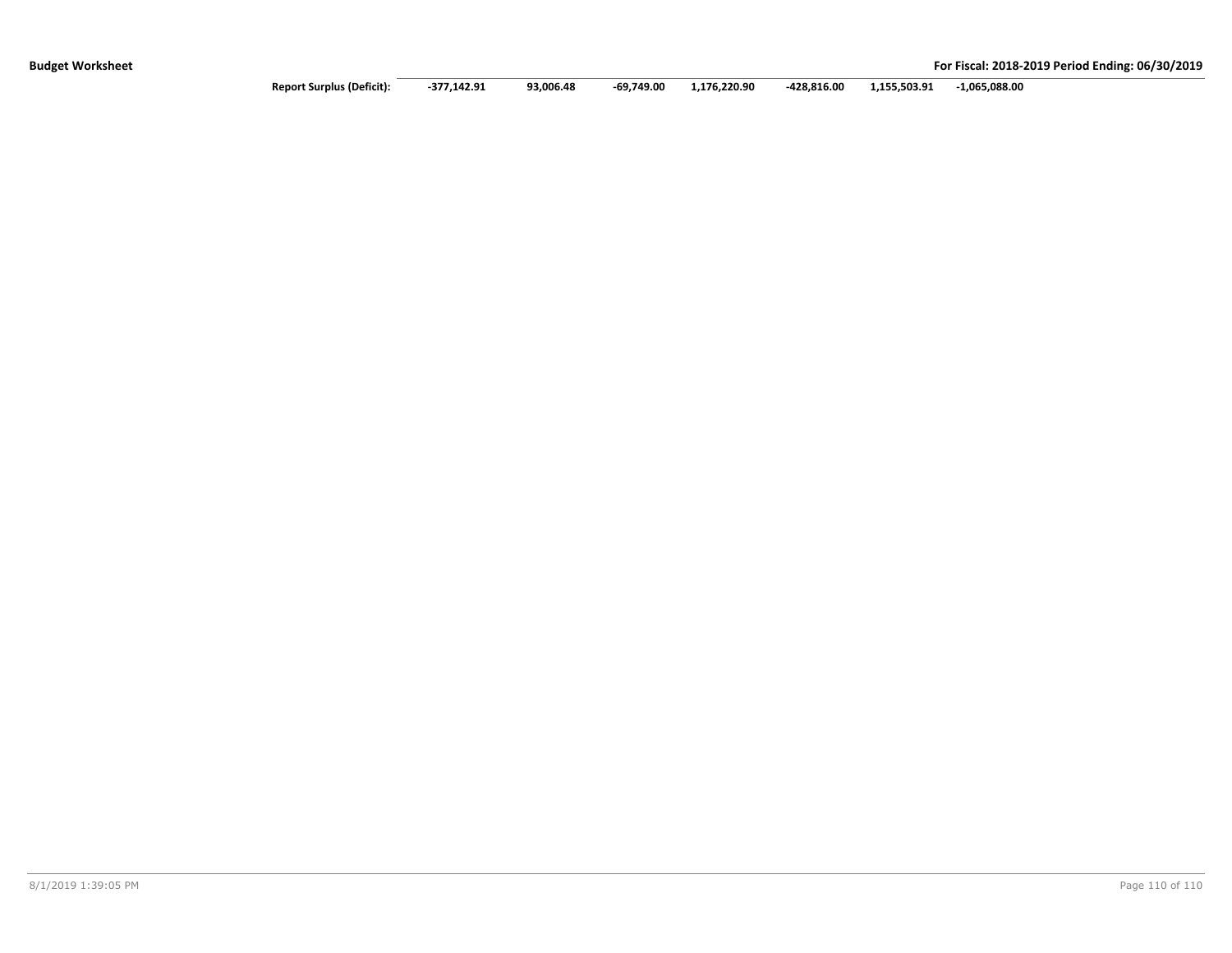| | | | | | | | |
|---|---|---|---|---|---|---|---|
| **Report Surplus (Deficit):** | **-377,142.91** | **93,006.48** | **-69,749.00** | **1,176,220.90** | **-428,816.00** | **1,155,503.91** | **-1,065,088.00** |